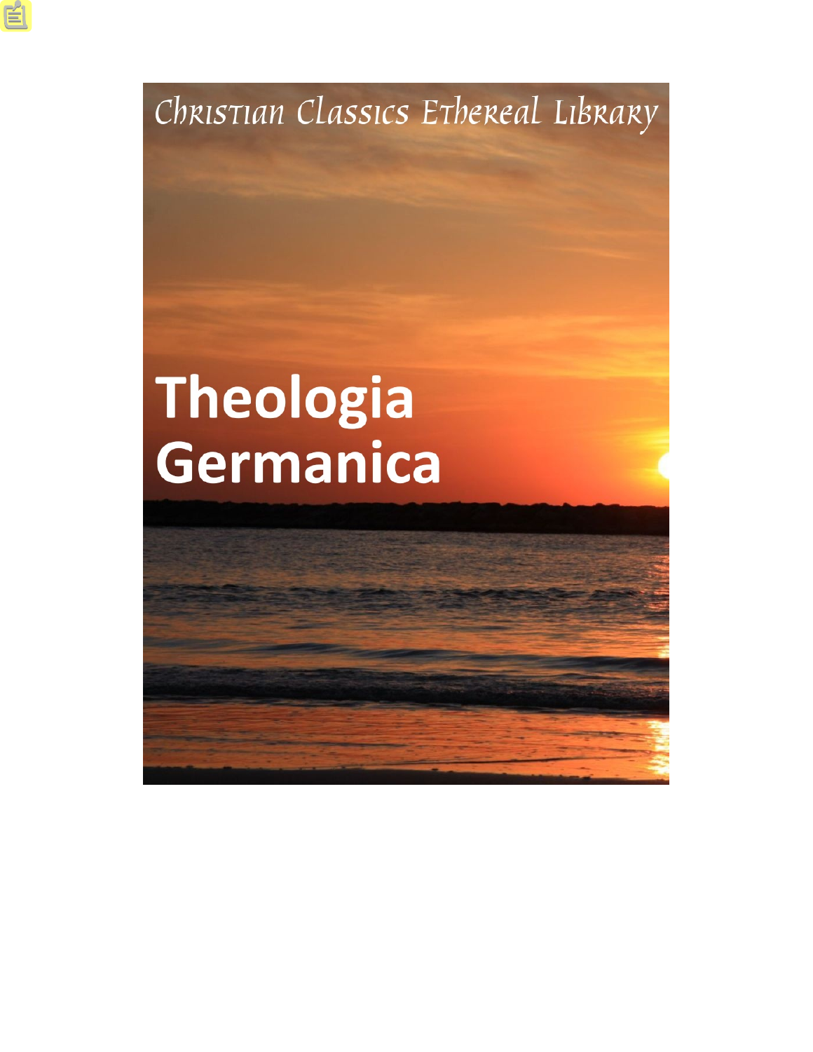Christian Classics Ethereal Library

# Theologia Germanica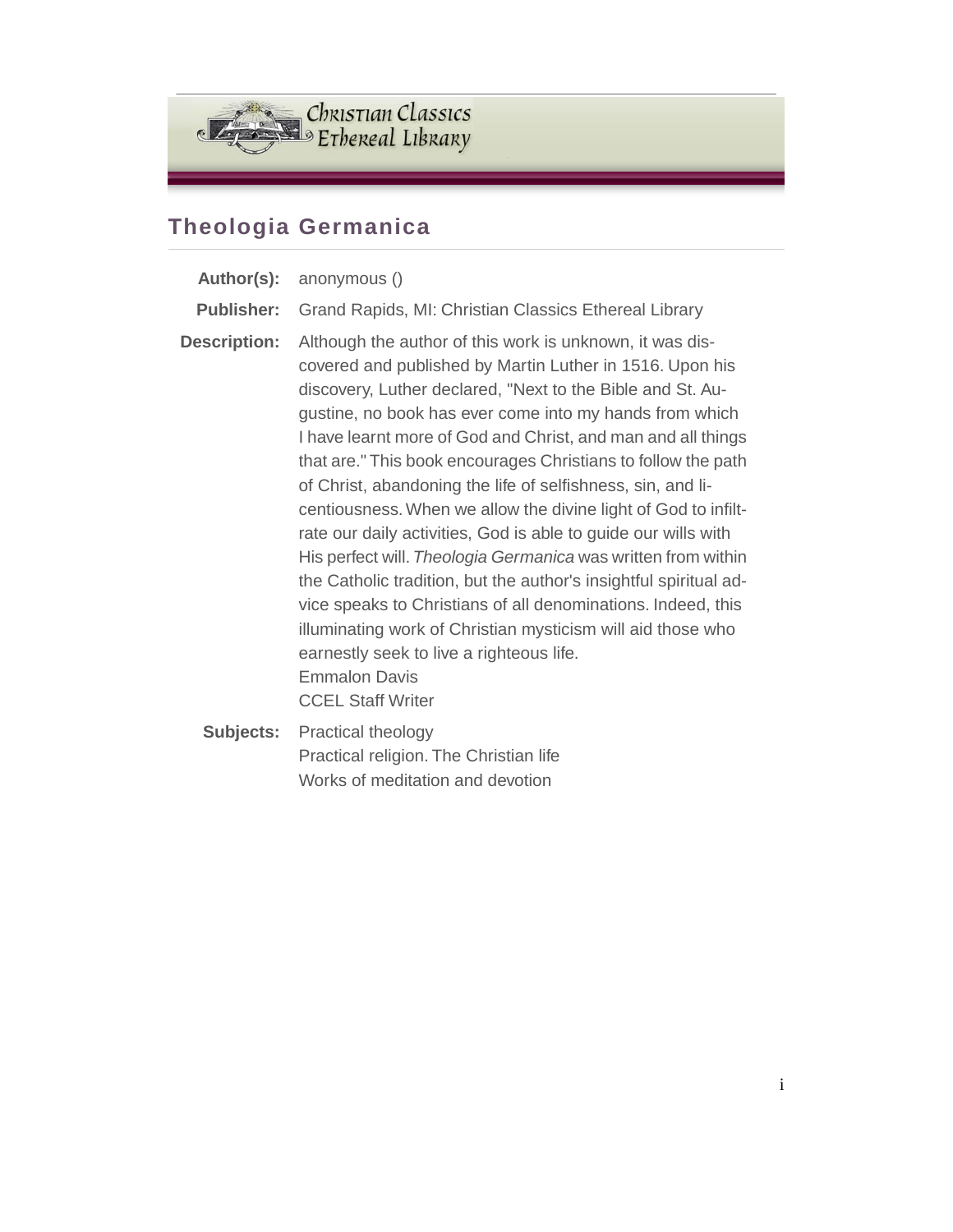Christian Classics Ethereal Library

## Theologia Germanica

| | |
|---|---|
| **Author(s):** | anonymous () |
| **Publisher:** | Grand Rapids, MI: Christian Classics Ethereal Library |
| **Description:** | Although the author of this work is unknown, it was discovered and published by Martin Luther in 1516. Upon his discovery, Luther declared, "Next to the Bible and St. Augustine, no book has ever come into my hands from which I have learnt more of God and Christ, and man and all things that are." This book encourages Christians to follow the path of Christ, abandoning the life of selfishness, sin, and licentiousness. When we allow the divine light of God to infiltrate our daily activities, God is able to guide our wills with His perfect will. *Theologia Germanica* was written from within the Catholic tradition, but the author's insightful spiritual advice speaks to Christians of all denominations. Indeed, this illuminating work of Christian mysticism will aid those who earnestly seek to live a righteous life.<br>Emmalon Davis<br>CCEL Staff Writer |
| **Subjects:** | Practical theology<br>Practical religion. The Christian life<br>Works of meditation and devotion |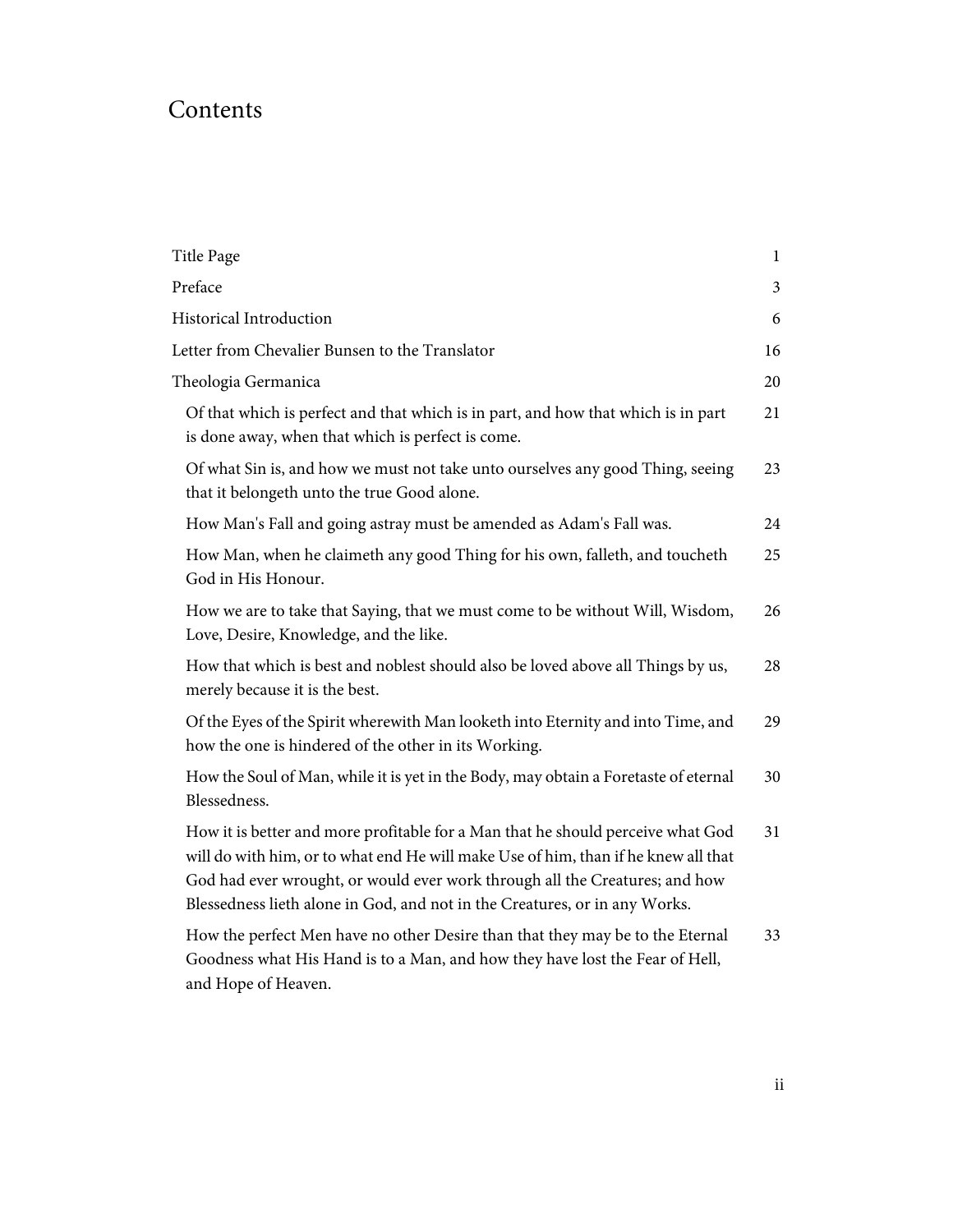# Contents

| | |
|---|---|
| Title Page | 1 |
| Preface | 3 |
| Historical Introduction | 6 |
| Letter from Chevalier Bunsen to the Translator | 16 |
| Theologia Germanica | 20 |
| Of that which is perfect and that which is in part, and how that which is in part is done away, when that which is perfect is come. | 21 |
| Of what Sin is, and how we must not take unto ourselves any good Thing, seeing that it belongeth unto the true Good alone. | 23 |
| How Man's Fall and going astray must be amended as Adam's Fall was. | 24 |
| How Man, when he claimeth any good Thing for his own, falleth, and toucheth God in His Honour. | 25 |
| How we are to take that Saying, that we must come to be without Will, Wisdom, Love, Desire, Knowledge, and the like. | 26 |
| How that which is best and noblest should also be loved above all Things by us, merely because it is the best. | 28 |
| Of the Eyes of the Spirit wherewith Man looketh into Eternity and into Time, and how the one is hindered of the other in its Working. | 29 |
| How the Soul of Man, while it is yet in the Body, may obtain a Foretaste of eternal Blessedness. | 30 |
| How it is better and more profitable for a Man that he should perceive what God will do with him, or to what end He will make Use of him, than if he knew all that God had ever wrought, or would ever work through all the Creatures; and how Blessedness lieth alone in God, and not in the Creatures, or in any Works. | 31 |
| How the perfect Men have no other Desire than that they may be to the Eternal Goodness what His Hand is to a Man, and how they have lost the Fear of Hell, and Hope of Heaven. | 33 |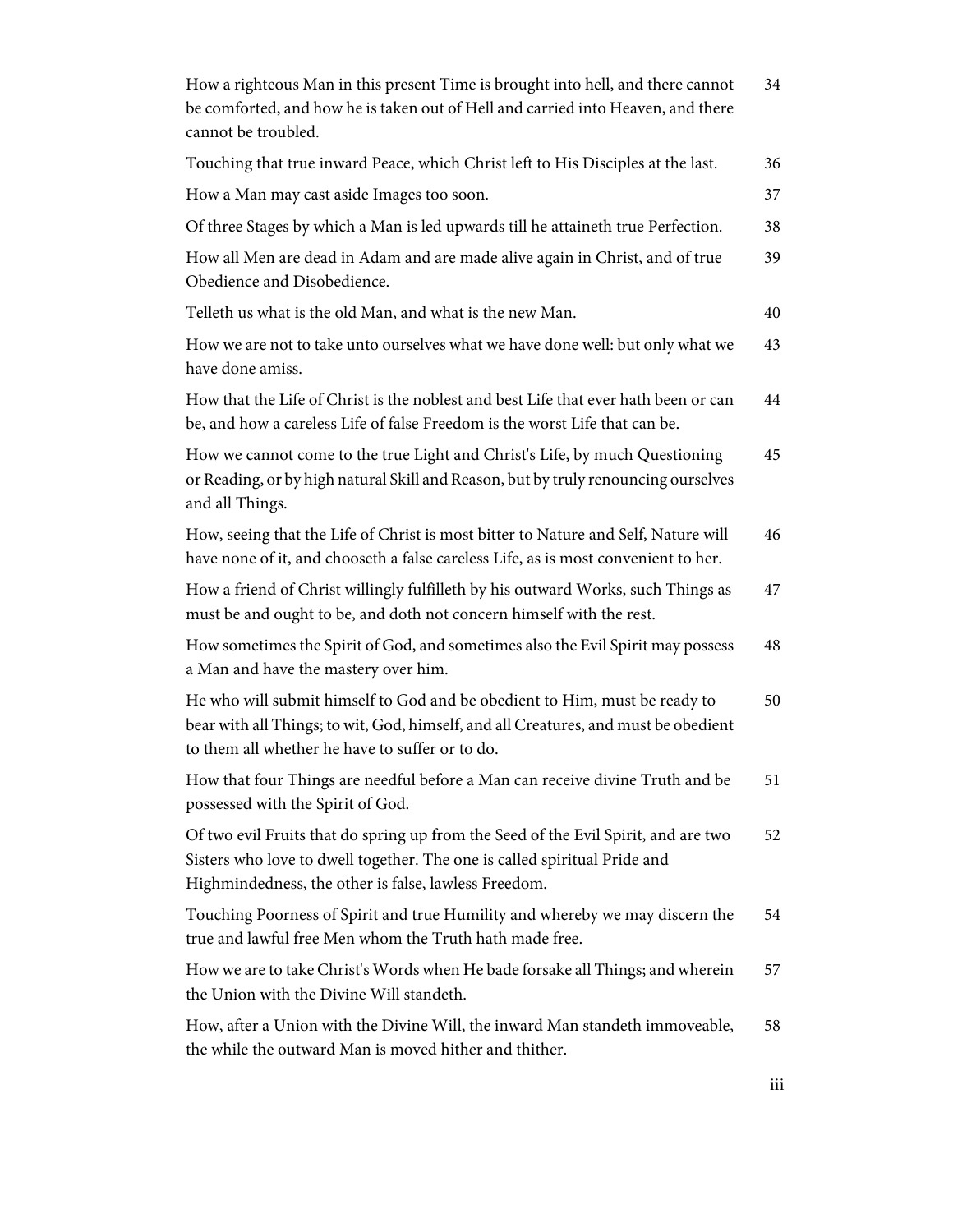| | |
|---|---|
| How a righteous Man in this present Time is brought into hell, and there cannot be comforted, and how he is taken out of Hell and carried into Heaven, and there cannot be troubled. | 34 |
| Touching that true inward Peace, which Christ left to His Disciples at the last. | 36 |
| How a Man may cast aside Images too soon. | 37 |
| Of three Stages by which a Man is led upwards till he attaineth true Perfection. | 38 |
| How all Men are dead in Adam and are made alive again in Christ, and of true Obedience and Disobedience. | 39 |
| Telleth us what is the old Man, and what is the new Man. | 40 |
| How we are not to take unto ourselves what we have done well: but only what we have done amiss. | 43 |
| How that the Life of Christ is the noblest and best Life that ever hath been or can be, and how a careless Life of false Freedom is the worst Life that can be. | 44 |
| How we cannot come to the true Light and Christ's Life, by much Questioning or Reading, or by high natural Skill and Reason, but by truly renouncing ourselves and all Things. | 45 |
| How, seeing that the Life of Christ is most bitter to Nature and Self, Nature will have none of it, and chooseth a false careless Life, as is most convenient to her. | 46 |
| How a friend of Christ willingly fulfilleth by his outward Works, such Things as must be and ought to be, and doth not concern himself with the rest. | 47 |
| How sometimes the Spirit of God, and sometimes also the Evil Spirit may possess a Man and have the mastery over him. | 48 |
| He who will submit himself to God and be obedient to Him, must be ready to bear with all Things; to wit, God, himself, and all Creatures, and must be obedient to them all whether he have to suffer or to do. | 50 |
| How that four Things are needful before a Man can receive divine Truth and be possessed with the Spirit of God. | 51 |
| Of two evil Fruits that do spring up from the Seed of the Evil Spirit, and are two Sisters who love to dwell together. The one is called spiritual Pride and Highmindedness, the other is false, lawless Freedom. | 52 |
| Touching Poorness of Spirit and true Humility and whereby we may discern the true and lawful free Men whom the Truth hath made free. | 54 |
| How we are to take Christ's Words when He bade forsake all Things; and wherein the Union with the Divine Will standeth. | 57 |
| How, after a Union with the Divine Will, the inward Man standeth immoveable, the while the outward Man is moved hither and thither. | 58 |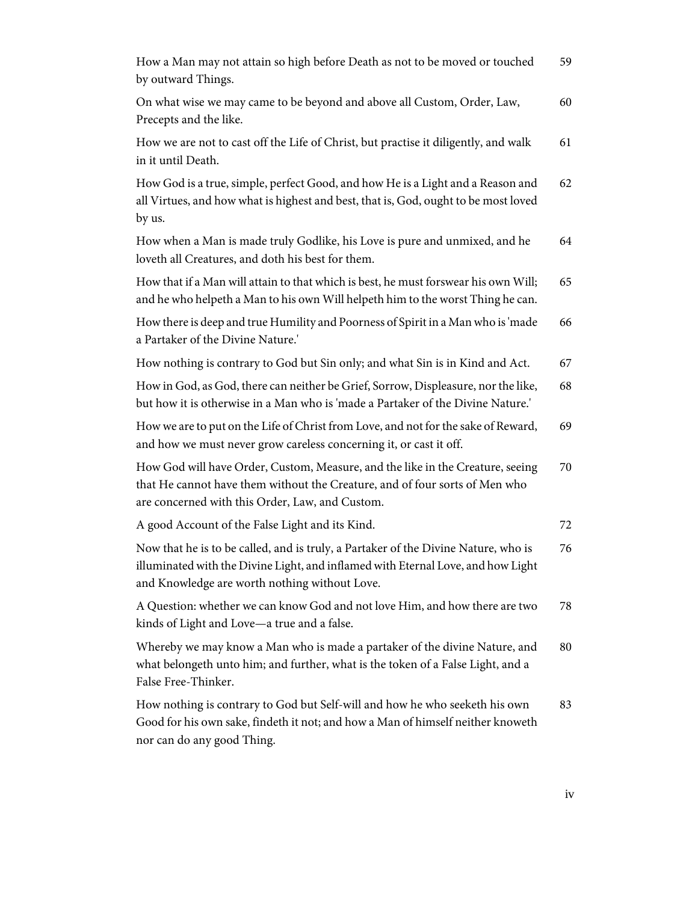| | |
|---|---|
| How a Man may not attain so high before Death as not to be moved or touched by outward Things. | 59 |
| On what wise we may came to be beyond and above all Custom, Order, Law, Precepts and the like. | 60 |
| How we are not to cast off the Life of Christ, but practise it diligently, and walk in it until Death. | 61 |
| How God is a true, simple, perfect Good, and how He is a Light and a Reason and all Virtues, and how what is highest and best, that is, God, ought to be most loved by us. | 62 |
| How when a Man is made truly Godlike, his Love is pure and unmixed, and he loveth all Creatures, and doth his best for them. | 64 |
| How that if a Man will attain to that which is best, he must forswear his own Will; and he who helpeth a Man to his own Will helpeth him to the worst Thing he can. | 65 |
| How there is deep and true Humility and Poorness of Spirit in a Man who is 'made a Partaker of the Divine Nature.' | 66 |
| How nothing is contrary to God but Sin only; and what Sin is in Kind and Act. | 67 |
| How in God, as God, there can neither be Grief, Sorrow, Displeasure, nor the like, but how it is otherwise in a Man who is 'made a Partaker of the Divine Nature.' | 68 |
| How we are to put on the Life of Christ from Love, and not for the sake of Reward, and how we must never grow careless concerning it, or cast it off. | 69 |
| How God will have Order, Custom, Measure, and the like in the Creature, seeing that He cannot have them without the Creature, and of four sorts of Men who are concerned with this Order, Law, and Custom. | 70 |
| A good Account of the False Light and its Kind. | 72 |
| Now that he is to be called, and is truly, a Partaker of the Divine Nature, who is illuminated with the Divine Light, and inflamed with Eternal Love, and how Light and Knowledge are worth nothing without Love. | 76 |
| A Question: whether we can know God and not love Him, and how there are two kinds of Light and Love—a true and a false. | 78 |
| Whereby we may know a Man who is made a partaker of the divine Nature, and what belongeth unto him; and further, what is the token of a False Light, and a False Free-Thinker. | 80 |
| How nothing is contrary to God but Self-will and how he who seeketh his own Good for his own sake, findeth it not; and how a Man of himself neither knoweth nor can do any good Thing. | 83 |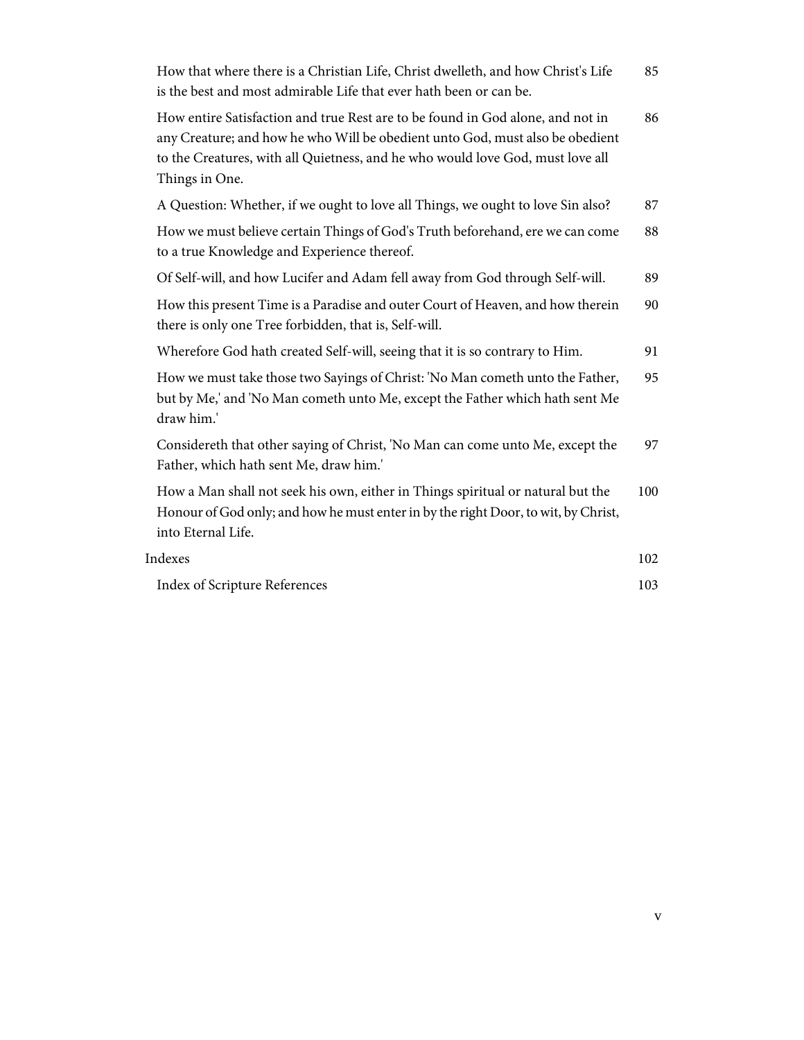| | |
|---|---|
| How that where there is a Christian Life, Christ dwelleth, and how Christ's Life is the best and most admirable Life that ever hath been or can be. | 85 |
| How entire Satisfaction and true Rest are to be found in God alone, and not in any Creature; and how he who Will be obedient unto God, must also be obedient to the Creatures, with all Quietness, and he who would love God, must love all Things in One. | 86 |
| A Question: Whether, if we ought to love all Things, we ought to love Sin also? | 87 |
| How we must believe certain Things of God's Truth beforehand, ere we can come to a true Knowledge and Experience thereof. | 88 |
| Of Self-will, and how Lucifer and Adam fell away from God through Self-will. | 89 |
| How this present Time is a Paradise and outer Court of Heaven, and how therein there is only one Tree forbidden, that is, Self-will. | 90 |
| Wherefore God hath created Self-will, seeing that it is so contrary to Him. | 91 |
| How we must take those two Sayings of Christ: 'No Man cometh unto the Father, but by Me,' and 'No Man cometh unto Me, except the Father which hath sent Me draw him.' | 95 |
| Considereth that other saying of Christ, 'No Man can come unto Me, except the Father, which hath sent Me, draw him.' | 97 |
| How a Man shall not seek his own, either in Things spiritual or natural but the Honour of God only; and how he must enter in by the right Door, to wit, by Christ, into Eternal Life. | 100 |
| Indexes | 102 |
| Index of Scripture References | 103 |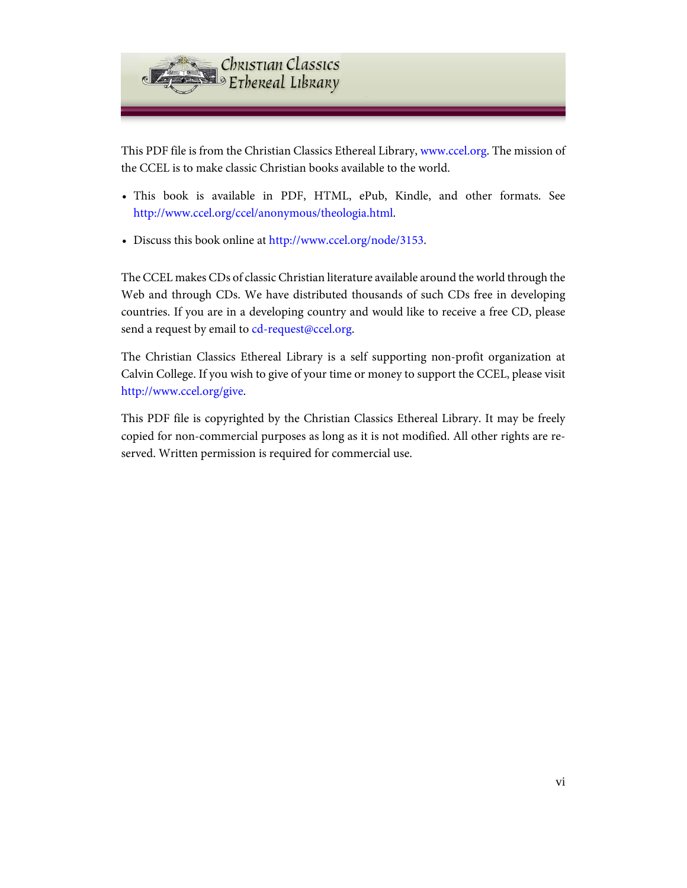This PDF file is from the Christian Classics Ethereal Library, www.ccel.org. The mission of the CCEL is to make classic Christian books available to the world.

- This book is available in PDF, HTML, ePub, Kindle, and other formats. See http://www.ccel.org/ccel/anonymous/theologia.html.
- Discuss this book online at http://www.ccel.org/node/3153.

The CCEL makes CDs of classic Christian literature available around the world through the Web and through CDs. We have distributed thousands of such CDs free in developing countries. If you are in a developing country and would like to receive a free CD, please send a request by email to cd-request@ccel.org.

The Christian Classics Ethereal Library is a self supporting non-profit organization at Calvin College. If you wish to give of your time or money to support the CCEL, please visit http://www.ccel.org/give.

This PDF file is copyrighted by the Christian Classics Ethereal Library. It may be freely copied for non-commercial purposes as long as it is not modified. All other rights are reserved. Written permission is required for commercial use.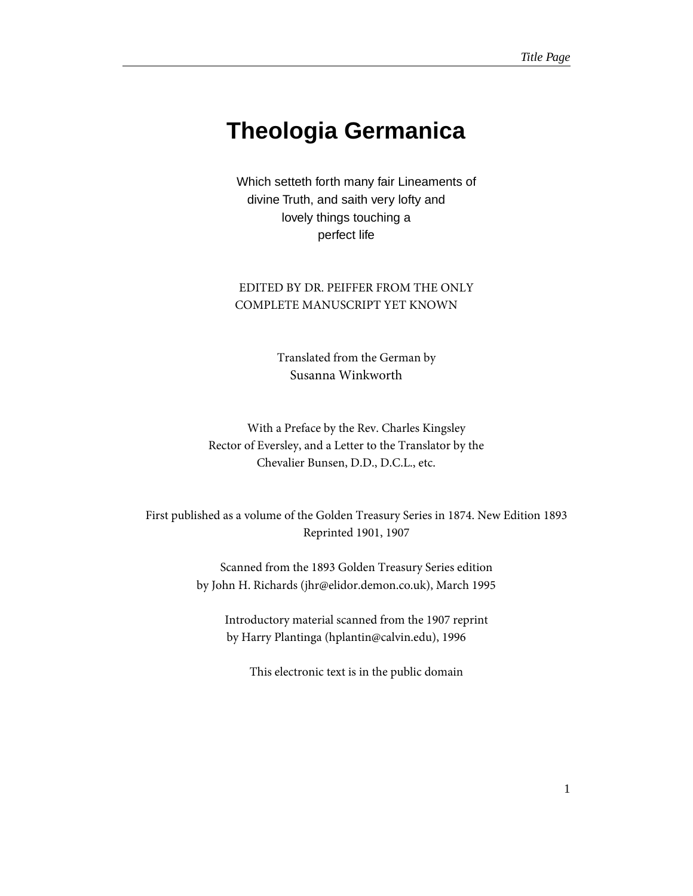# Theologia Germanica

Which setteth forth many fair Lineaments of divine Truth, and saith very lofty and lovely things touching a perfect life

EDITED BY DR. PEIFFER FROM THE ONLY COMPLETE MANUSCRIPT YET KNOWN

Translated from the German by
Susanna Winkworth

With a Preface by the Rev. Charles Kingsley
Rector of Eversley, and a Letter to the Translator by the Chevalier Bunsen, D.D., D.C.L., etc.

First published as a volume of the Golden Treasury Series in 1874. New Edition 1893
Reprinted 1901, 1907

Scanned from the 1893 Golden Treasury Series edition
by John H. Richards (jhr@elidor.demon.co.uk), March 1995

Introductory material scanned from the 1907 reprint
by Harry Plantinga (hplantin@calvin.edu), 1996

This electronic text is in the public domain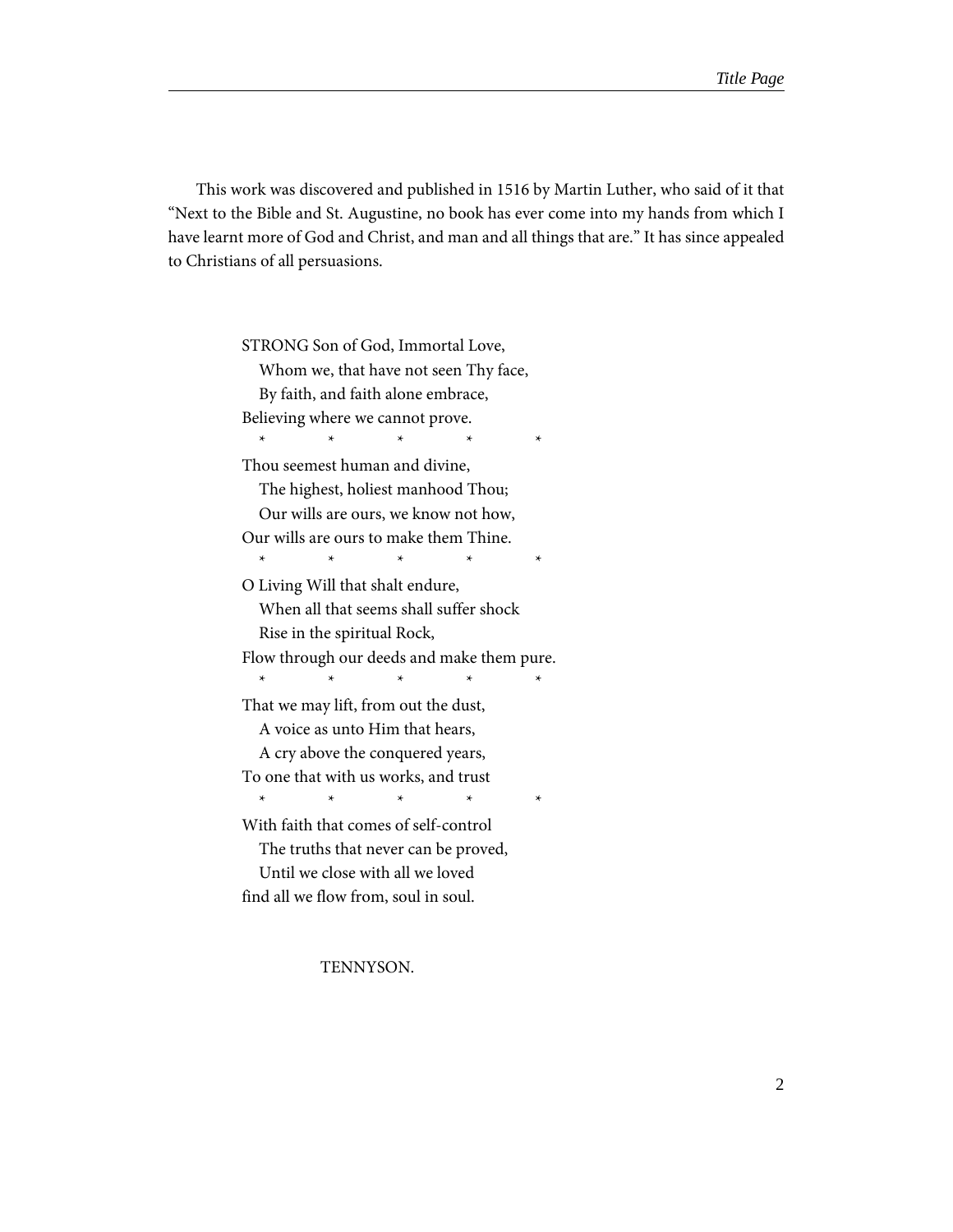This work was discovered and published in 1516 by Martin Luther, who said of it that "Next to the Bible and St. Augustine, no book has ever come into my hands from which I have learnt more of God and Christ, and man and all things that are." It has since appealed to Christians of all persuasions.

STRONG Son of God, Immortal Love,  
  Whom we, that have not seen Thy face,  
  By faith, and faith alone embrace,  
Believing where we cannot prove.

\*     \*     \*     \*     \*

Thou seemest human and divine,  
  The highest, holiest manhood Thou;  
  Our wills are ours, we know not how,  
Our wills are ours to make them Thine.

\*     \*     \*     \*     \*

O Living Will that shalt endure,  
  When all that seems shall suffer shock  
  Rise in the spiritual Rock,  
Flow through our deeds and make them pure.

\*     \*     \*     \*     \*

That we may lift, from out the dust,  
  A voice as unto Him that hears,  
  A cry above the conquered years,  
To one that with us works, and trust

\*     \*     \*     \*     \*

With faith that comes of self-control  
  The truths that never can be proved,  
  Until we close with all we loved  
find all we flow from, soul in soul.

TENNYSON.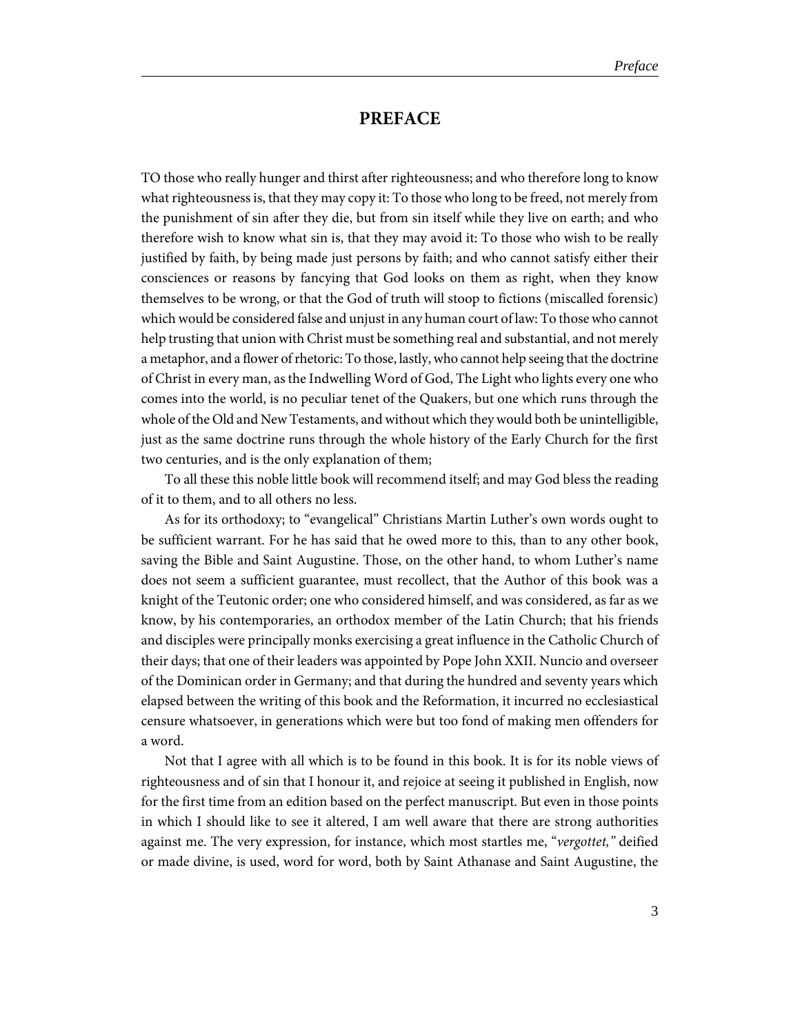# PREFACE

TO those who really hunger and thirst after righteousness; and who therefore long to know what righteousness is, that they may copy it: To those who long to be freed, not merely from the punishment of sin after they die, but from sin itself while they live on earth; and who therefore wish to know what sin is, that they may avoid it: To those who wish to be really justified by faith, by being made just persons by faith; and who cannot satisfy either their consciences or reasons by fancying that God looks on them as right, when they know themselves to be wrong, or that the God of truth will stoop to fictions (miscalled forensic) which would be considered false and unjust in any human court of law: To those who cannot help trusting that union with Christ must be something real and substantial, and not merely a metaphor, and a flower of rhetoric: To those, lastly, who cannot help seeing that the doctrine of Christ in every man, as the Indwelling Word of God, The Light who lights every one who comes into the world, is no peculiar tenet of the Quakers, but one which runs through the whole of the Old and New Testaments, and without which they would both be unintelligible, just as the same doctrine runs through the whole history of the Early Church for the first two centuries, and is the only explanation of them;

To all these this noble little book will recommend itself; and may God bless the reading of it to them, and to all others no less.

As for its orthodoxy; to "evangelical" Christians Martin Luther's own words ought to be sufficient warrant. For he has said that he owed more to this, than to any other book, saving the Bible and Saint Augustine. Those, on the other hand, to whom Luther's name does not seem a sufficient guarantee, must recollect, that the Author of this book was a knight of the Teutonic order; one who considered himself, and was considered, as far as we know, by his contemporaries, an orthodox member of the Latin Church; that his friends and disciples were principally monks exercising a great influence in the Catholic Church of their days; that one of their leaders was appointed by Pope John XXII. Nuncio and overseer of the Dominican order in Germany; and that during the hundred and seventy years which elapsed between the writing of this book and the Reformation, it incurred no ecclesiastical censure whatsoever, in generations which were but too fond of making men offenders for a word.

Not that I agree with all which is to be found in this book. It is for its noble views of righteousness and of sin that I honour it, and rejoice at seeing it published in English, now for the first time from an edition based on the perfect manuscript. But even in those points in which I should like to see it altered, I am well aware that there are strong authorities against me. The very expression, for instance, which most startles me, "*vergottet,*" deified or made divine, is used, word for word, both by Saint Athanase and Saint Augustine, the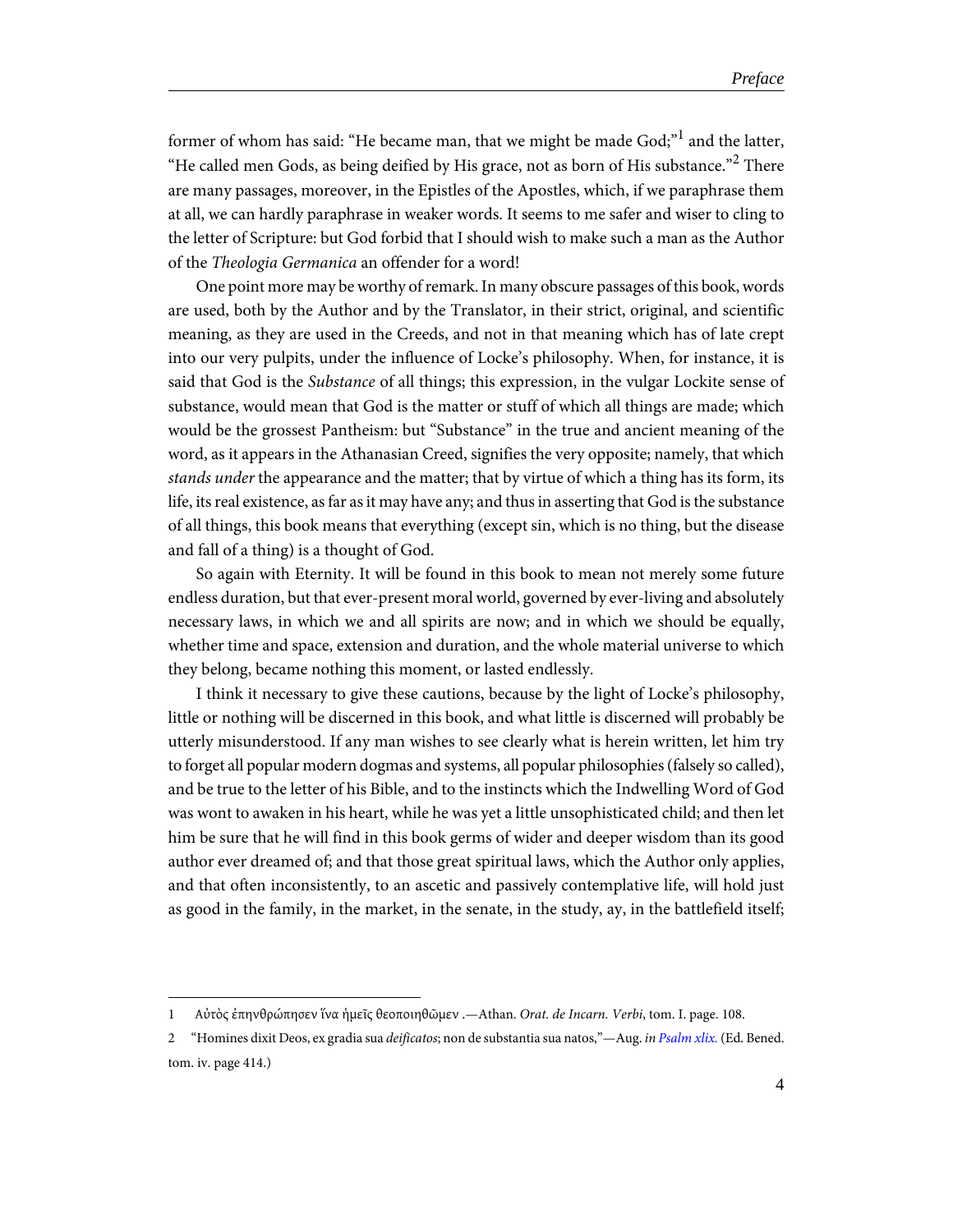former of whom has said: "He became man, that we might be made God;"[1] and the latter, "He called men Gods, as being deified by His grace, not as born of His substance."[2] There are many passages, moreover, in the Epistles of the Apostles, which, if we paraphrase them at all, we can hardly paraphrase in weaker words. It seems to me safer and wiser to cling to the letter of Scripture: but God forbid that I should wish to make such a man as the Author of the *Theologia Germanica* an offender for a word!

One point more may be worthy of remark. In many obscure passages of this book, words are used, both by the Author and by the Translator, in their strict, original, and scientific meaning, as they are used in the Creeds, and not in that meaning which has of late crept into our very pulpits, under the influence of Locke's philosophy. When, for instance, it is said that God is the *Substance* of all things; this expression, in the vulgar Lockite sense of substance, would mean that God is the matter or stuff of which all things are made; which would be the grossest Pantheism: but "Substance" in the true and ancient meaning of the word, as it appears in the Athanasian Creed, signifies the very opposite; namely, that which *stands under* the appearance and the matter; that by virtue of which a thing has its form, its life, its real existence, as far as it may have any; and thus in asserting that God is the substance of all things, this book means that everything (except sin, which is no thing, but the disease and fall of a thing) is a thought of God.

So again with Eternity. It will be found in this book to mean not merely some future endless duration, but that ever-present moral world, governed by ever-living and absolutely necessary laws, in which we and all spirits are now; and in which we should be equally, whether time and space, extension and duration, and the whole material universe to which they belong, became nothing this moment, or lasted endlessly.

I think it necessary to give these cautions, because by the light of Locke's philosophy, little or nothing will be discerned in this book, and what little is discerned will probably be utterly misunderstood. If any man wishes to see clearly what is herein written, let him try to forget all popular modern dogmas and systems, all popular philosophies (falsely so called), and be true to the letter of his Bible, and to the instincts which the Indwelling Word of God was wont to awaken in his heart, while he was yet a little unsophisticated child; and then let him be sure that he will find in this book germs of wider and deeper wisdom than its good author ever dreamed of; and that those great spiritual laws, which the Author only applies, and that often inconsistently, to an ascetic and passively contemplative life, will hold just as good in the family, in the market, in the senate, in the study, ay, in the battlefield itself;

---

1 Αὐτὸς ἐπηνθρώπησεν ἵνα ἡμεῖς θεοποιηθῶμεν .—Athan. *Orat. de Incarn. Verbi*, tom. I. page. 108.

2 "Homines dixit Deos, ex gradia sua *deificatos*; non de substantia sua natos,"—Aug. *in Psalm xlix.* (Ed. Bened. tom. iv. page 414.)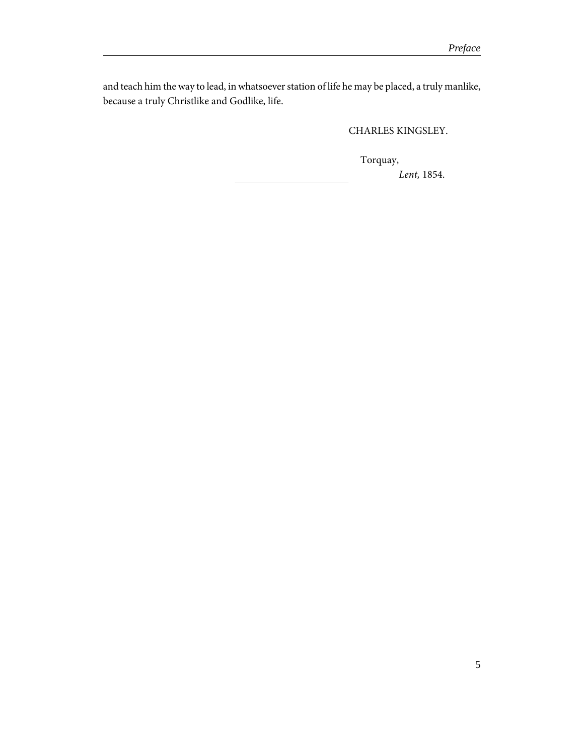and teach him the way to lead, in whatsoever station of life he may be placed, a truly manlike, because a truly Christlike and Godlike, life.

CHARLES KINGSLEY.

Torquay,
*Lent,* 1854.

---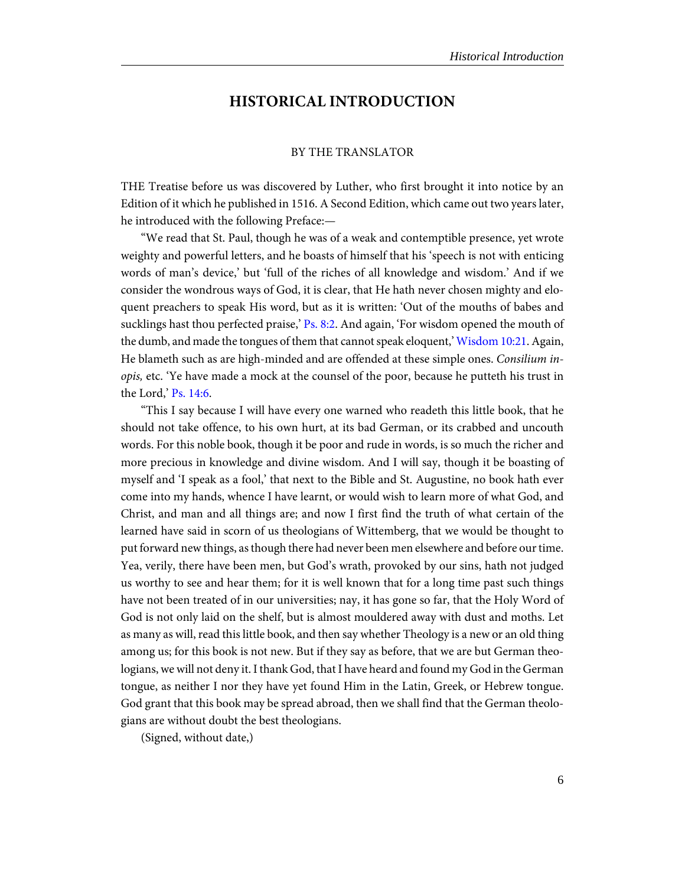# HISTORICAL INTRODUCTION

BY THE TRANSLATOR

THE Treatise before us was discovered by Luther, who first brought it into notice by an Edition of it which he published in 1516. A Second Edition, which came out two years later, he introduced with the following Preface:—

"We read that St. Paul, though he was of a weak and contemptible presence, yet wrote weighty and powerful letters, and he boasts of himself that his 'speech is not with enticing words of man's device,' but 'full of the riches of all knowledge and wisdom.' And if we consider the wondrous ways of God, it is clear, that He hath never chosen mighty and eloquent preachers to speak His word, but as it is written: 'Out of the mouths of babes and sucklings hast thou perfected praise,' Ps. 8:2. And again, 'For wisdom opened the mouth of the dumb, and made the tongues of them that cannot speak eloquent,' Wisdom 10:21. Again, He blameth such as are high-minded and are offended at these simple ones. *Consilium inopis,* etc. 'Ye have made a mock at the counsel of the poor, because he putteth his trust in the Lord,' Ps. 14:6.

"This I say because I will have every one warned who readeth this little book, that he should not take offence, to his own hurt, at its bad German, or its crabbed and uncouth words. For this noble book, though it be poor and rude in words, is so much the richer and more precious in knowledge and divine wisdom. And I will say, though it be boasting of myself and 'I speak as a fool,' that next to the Bible and St. Augustine, no book hath ever come into my hands, whence I have learnt, or would wish to learn more of what God, and Christ, and man and all things are; and now I first find the truth of what certain of the learned have said in scorn of us theologians of Wittemberg, that we would be thought to put forward new things, as though there had never been men elsewhere and before our time. Yea, verily, there have been men, but God's wrath, provoked by our sins, hath not judged us worthy to see and hear them; for it is well known that for a long time past such things have not been treated of in our universities; nay, it has gone so far, that the Holy Word of God is not only laid on the shelf, but is almost mouldered away with dust and moths. Let as many as will, read this little book, and then say whether Theology is a new or an old thing among us; for this book is not new. But if they say as before, that we are but German theologians, we will not deny it. I thank God, that I have heard and found my God in the German tongue, as neither I nor they have yet found Him in the Latin, Greek, or Hebrew tongue. God grant that this book may be spread abroad, then we shall find that the German theologians are without doubt the best theologians.

(Signed, without date,)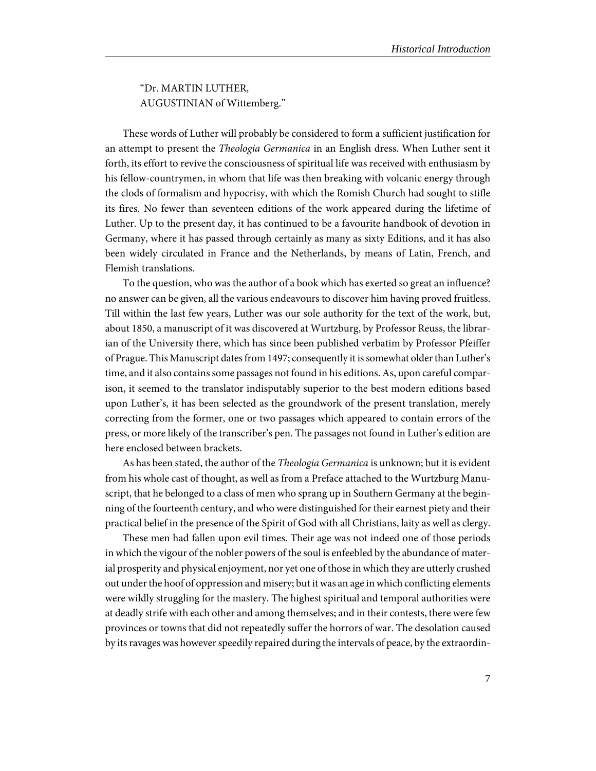"Dr. MARTIN LUTHER,
AUGUSTINIAN of Wittemberg."

These words of Luther will probably be considered to form a sufficient justification for an attempt to present the *Theologia Germanica* in an English dress. When Luther sent it forth, its effort to revive the consciousness of spiritual life was received with enthusiasm by his fellow-countrymen, in whom that life was then breaking with volcanic energy through the clods of formalism and hypocrisy, with which the Romish Church had sought to stifle its fires. No fewer than seventeen editions of the work appeared during the lifetime of Luther. Up to the present day, it has continued to be a favourite handbook of devotion in Germany, where it has passed through certainly as many as sixty Editions, and it has also been widely circulated in France and the Netherlands, by means of Latin, French, and Flemish translations.

To the question, who was the author of a book which has exerted so great an influence? no answer can be given, all the various endeavours to discover him having proved fruitless. Till within the last few years, Luther was our sole authority for the text of the work, but, about 1850, a manuscript of it was discovered at Wurtzburg, by Professor Reuss, the librarian of the University there, which has since been published verbatim by Professor Pfeiffer of Prague. This Manuscript dates from 1497; consequently it is somewhat older than Luther's time, and it also contains some passages not found in his editions. As, upon careful comparison, it seemed to the translator indisputably superior to the best modern editions based upon Luther's, it has been selected as the groundwork of the present translation, merely correcting from the former, one or two passages which appeared to contain errors of the press, or more likely of the transcriber's pen. The passages not found in Luther's edition are here enclosed between brackets.

As has been stated, the author of the *Theologia Germanica* is unknown; but it is evident from his whole cast of thought, as well as from a Preface attached to the Wurtzburg Manuscript, that he belonged to a class of men who sprang up in Southern Germany at the beginning of the fourteenth century, and who were distinguished for their earnest piety and their practical belief in the presence of the Spirit of God with all Christians, laity as well as clergy.

These men had fallen upon evil times. Their age was not indeed one of those periods in which the vigour of the nobler powers of the soul is enfeebled by the abundance of material prosperity and physical enjoyment, nor yet one of those in which they are utterly crushed out under the hoof of oppression and misery; but it was an age in which conflicting elements were wildly struggling for the mastery. The highest spiritual and temporal authorities were at deadly strife with each other and among themselves; and in their contests, there were few provinces or towns that did not repeatedly suffer the horrors of war. The desolation caused by its ravages was however speedily repaired during the intervals of peace, by the extraordin-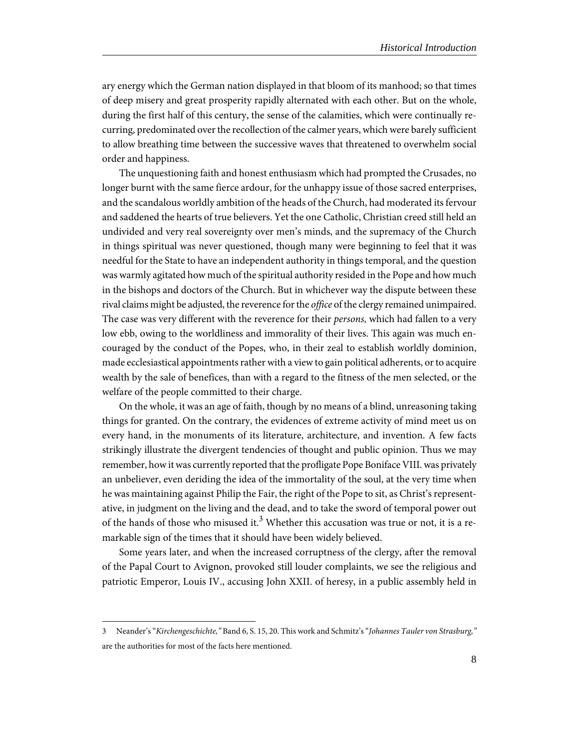ary energy which the German nation displayed in that bloom of its manhood; so that times of deep misery and great prosperity rapidly alternated with each other. But on the whole, during the first half of this century, the sense of the calamities, which were continually recurring, predominated over the recollection of the calmer years, which were barely sufficient to allow breathing time between the successive waves that threatened to overwhelm social order and happiness.

The unquestioning faith and honest enthusiasm which had prompted the Crusades, no longer burnt with the same fierce ardour, for the unhappy issue of those sacred enterprises, and the scandalous worldly ambition of the heads of the Church, had moderated its fervour and saddened the hearts of true believers. Yet the one Catholic, Christian creed still held an undivided and very real sovereignty over men's minds, and the supremacy of the Church in things spiritual was never questioned, though many were beginning to feel that it was needful for the State to have an independent authority in things temporal, and the question was warmly agitated how much of the spiritual authority resided in the Pope and how much in the bishops and doctors of the Church. But in whichever way the dispute between these rival claims might be adjusted, the reverence for the *office* of the clergy remained unimpaired. The case was very different with the reverence for their *persons,* which had fallen to a very low ebb, owing to the worldliness and immorality of their lives. This again was much encouraged by the conduct of the Popes, who, in their zeal to establish worldly dominion, made ecclesiastical appointments rather with a view to gain political adherents, or to acquire wealth by the sale of benefices, than with a regard to the fitness of the men selected, or the welfare of the people committed to their charge.

On the whole, it was an age of faith, though by no means of a blind, unreasoning taking things for granted. On the contrary, the evidences of extreme activity of mind meet us on every hand, in the monuments of its literature, architecture, and invention. A few facts strikingly illustrate the divergent tendencies of thought and public opinion. Thus we may remember, how it was currently reported that the profligate Pope Boniface VIII. was privately an unbeliever, even deriding the idea of the immortality of the soul, at the very time when he was maintaining against Philip the Fair, the right of the Pope to sit, as Christ's representative, in judgment on the living and the dead, and to take the sword of temporal power out of the hands of those who misused it.[3] Whether this accusation was true or not, it is a remarkable sign of the times that it should have been widely believed.

Some years later, and when the increased corruptness of the clergy, after the removal of the Papal Court to Avignon, provoked still louder complaints, we see the religious and patriotic Emperor, Louis IV., accusing John XXII. of heresy, in a public assembly held in

---

3 Neander's "*Kirchengeschichte,*" Band 6, S. 15, 20. This work and Schmitz's "*Johannes Tauler von Strasburg,*" are the authorities for most of the facts here mentioned.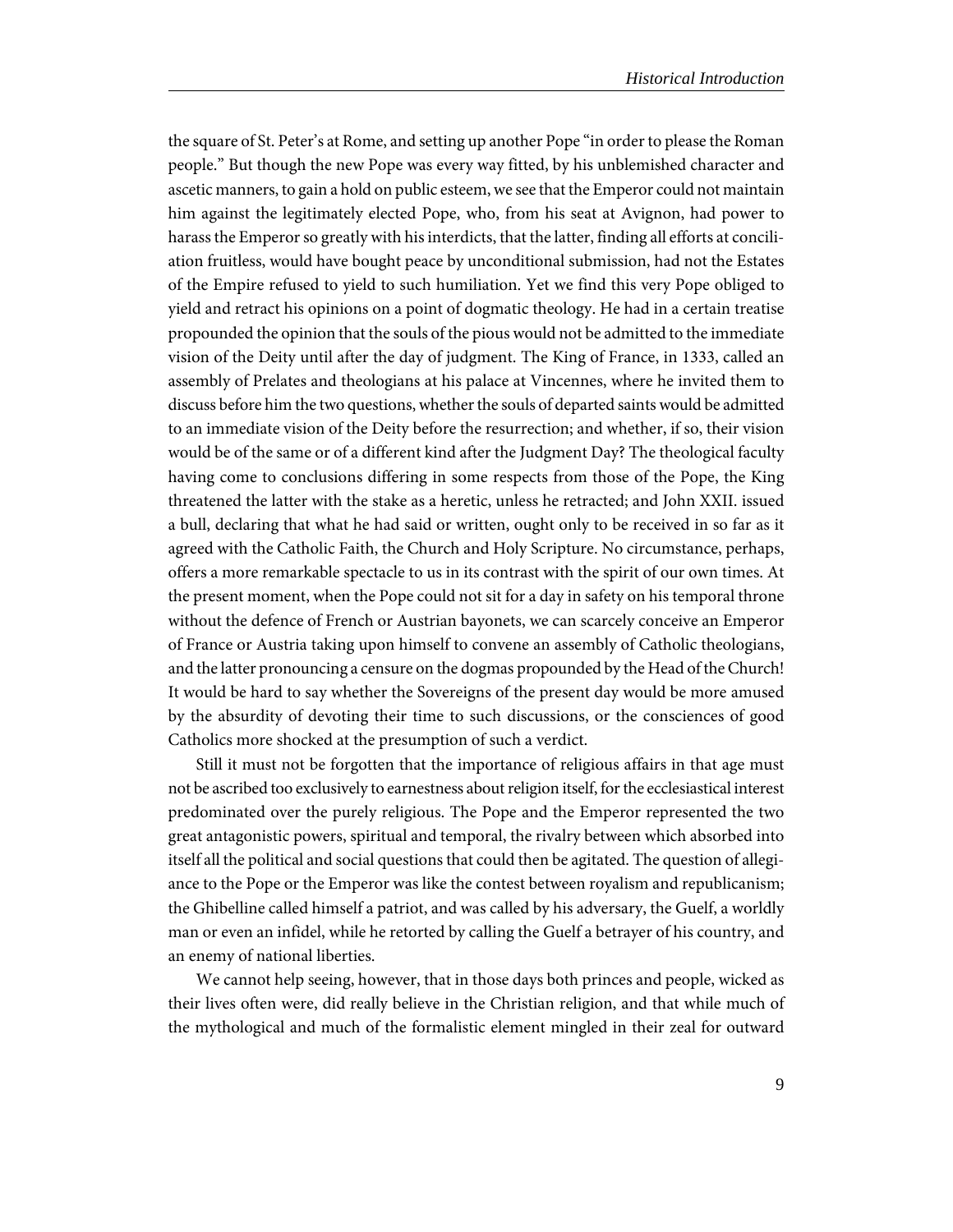the square of St. Peter's at Rome, and setting up another Pope "in order to please the Roman people." But though the new Pope was every way fitted, by his unblemished character and ascetic manners, to gain a hold on public esteem, we see that the Emperor could not maintain him against the legitimately elected Pope, who, from his seat at Avignon, had power to harass the Emperor so greatly with his interdicts, that the latter, finding all efforts at conciliation fruitless, would have bought peace by unconditional submission, had not the Estates of the Empire refused to yield to such humiliation. Yet we find this very Pope obliged to yield and retract his opinions on a point of dogmatic theology. He had in a certain treatise propounded the opinion that the souls of the pious would not be admitted to the immediate vision of the Deity until after the day of judgment. The King of France, in 1333, called an assembly of Prelates and theologians at his palace at Vincennes, where he invited them to discuss before him the two questions, whether the souls of departed saints would be admitted to an immediate vision of the Deity before the resurrection; and whether, if so, their vision would be of the same or of a different kind after the Judgment Day? The theological faculty having come to conclusions differing in some respects from those of the Pope, the King threatened the latter with the stake as a heretic, unless he retracted; and John XXII. issued a bull, declaring that what he had said or written, ought only to be received in so far as it agreed with the Catholic Faith, the Church and Holy Scripture. No circumstance, perhaps, offers a more remarkable spectacle to us in its contrast with the spirit of our own times. At the present moment, when the Pope could not sit for a day in safety on his temporal throne without the defence of French or Austrian bayonets, we can scarcely conceive an Emperor of France or Austria taking upon himself to convene an assembly of Catholic theologians, and the latter pronouncing a censure on the dogmas propounded by the Head of the Church! It would be hard to say whether the Sovereigns of the present day would be more amused by the absurdity of devoting their time to such discussions, or the consciences of good Catholics more shocked at the presumption of such a verdict.

Still it must not be forgotten that the importance of religious affairs in that age must not be ascribed too exclusively to earnestness about religion itself, for the ecclesiastical interest predominated over the purely religious. The Pope and the Emperor represented the two great antagonistic powers, spiritual and temporal, the rivalry between which absorbed into itself all the political and social questions that could then be agitated. The question of allegiance to the Pope or the Emperor was like the contest between royalism and republicanism; the Ghibelline called himself a patriot, and was called by his adversary, the Guelf, a worldly man or even an infidel, while he retorted by calling the Guelf a betrayer of his country, and an enemy of national liberties.

We cannot help seeing, however, that in those days both princes and people, wicked as their lives often were, did really believe in the Christian religion, and that while much of the mythological and much of the formalistic element mingled in their zeal for outward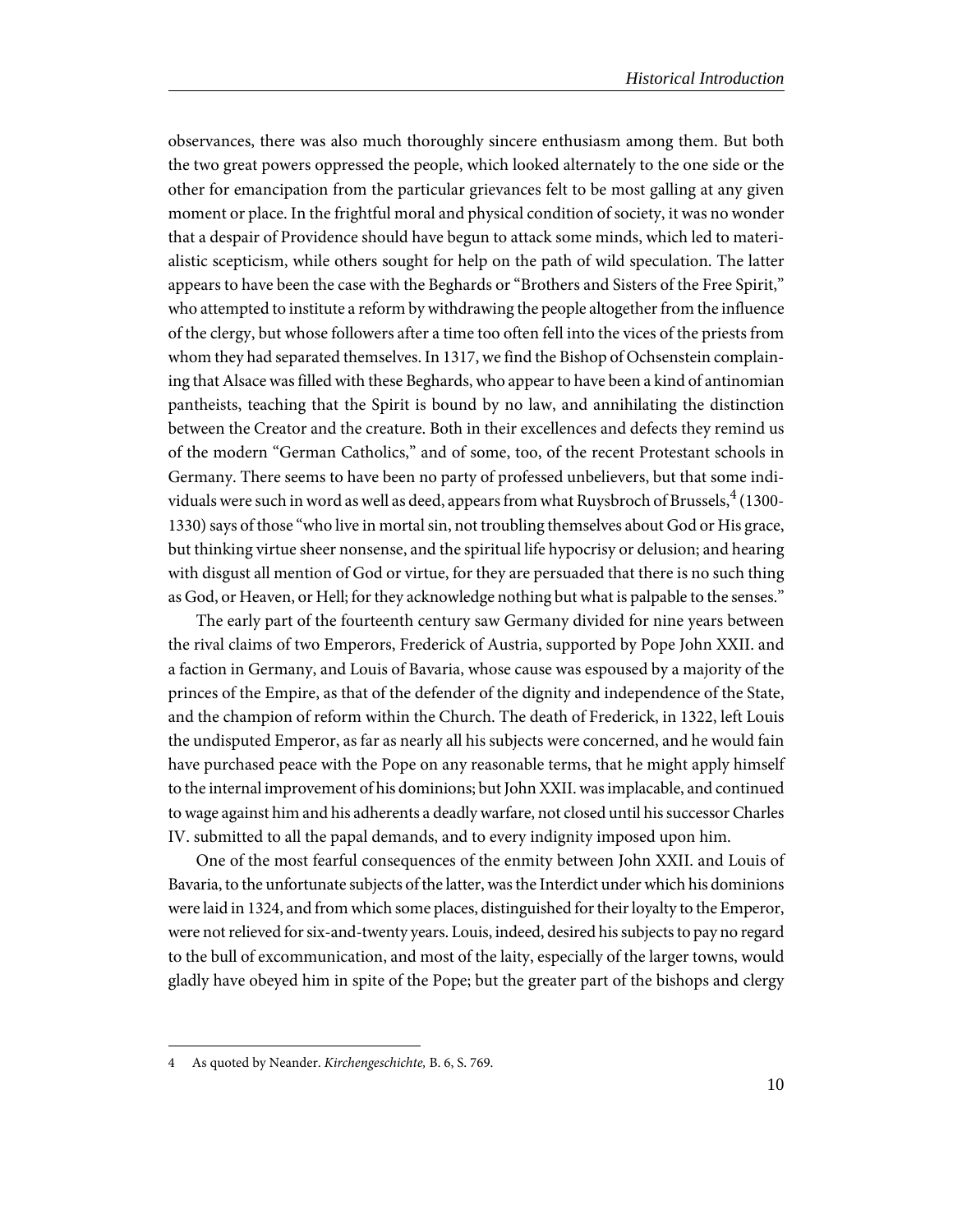observances, there was also much thoroughly sincere enthusiasm among them. But both the two great powers oppressed the people, which looked alternately to the one side or the other for emancipation from the particular grievances felt to be most galling at any given moment or place. In the frightful moral and physical condition of society, it was no wonder that a despair of Providence should have begun to attack some minds, which led to materialistic scepticism, while others sought for help on the path of wild speculation. The latter appears to have been the case with the Beghards or "Brothers and Sisters of the Free Spirit," who attempted to institute a reform by withdrawing the people altogether from the influence of the clergy, but whose followers after a time too often fell into the vices of the priests from whom they had separated themselves. In 1317, we find the Bishop of Ochsenstein complaining that Alsace was filled with these Beghards, who appear to have been a kind of antinomian pantheists, teaching that the Spirit is bound by no law, and annihilating the distinction between the Creator and the creature. Both in their excellences and defects they remind us of the modern "German Catholics," and of some, too, of the recent Protestant schools in Germany. There seems to have been no party of professed unbelievers, but that some individuals were such in word as well as deed, appears from what Ruysbroch of Brussels,[4] (1300-1330) says of those "who live in mortal sin, not troubling themselves about God or His grace, but thinking virtue sheer nonsense, and the spiritual life hypocrisy or delusion; and hearing with disgust all mention of God or virtue, for they are persuaded that there is no such thing as God, or Heaven, or Hell; for they acknowledge nothing but what is palpable to the senses."

The early part of the fourteenth century saw Germany divided for nine years between the rival claims of two Emperors, Frederick of Austria, supported by Pope John XXII. and a faction in Germany, and Louis of Bavaria, whose cause was espoused by a majority of the princes of the Empire, as that of the defender of the dignity and independence of the State, and the champion of reform within the Church. The death of Frederick, in 1322, left Louis the undisputed Emperor, as far as nearly all his subjects were concerned, and he would fain have purchased peace with the Pope on any reasonable terms, that he might apply himself to the internal improvement of his dominions; but John XXII. was implacable, and continued to wage against him and his adherents a deadly warfare, not closed until his successor Charles IV. submitted to all the papal demands, and to every indignity imposed upon him.

One of the most fearful consequences of the enmity between John XXII. and Louis of Bavaria, to the unfortunate subjects of the latter, was the Interdict under which his dominions were laid in 1324, and from which some places, distinguished for their loyalty to the Emperor, were not relieved for six-and-twenty years. Louis, indeed, desired his subjects to pay no regard to the bull of excommunication, and most of the laity, especially of the larger towns, would gladly have obeyed him in spite of the Pope; but the greater part of the bishops and clergy

---

4 As quoted by Neander. *Kirchengeschichte,* B. 6, S. 769.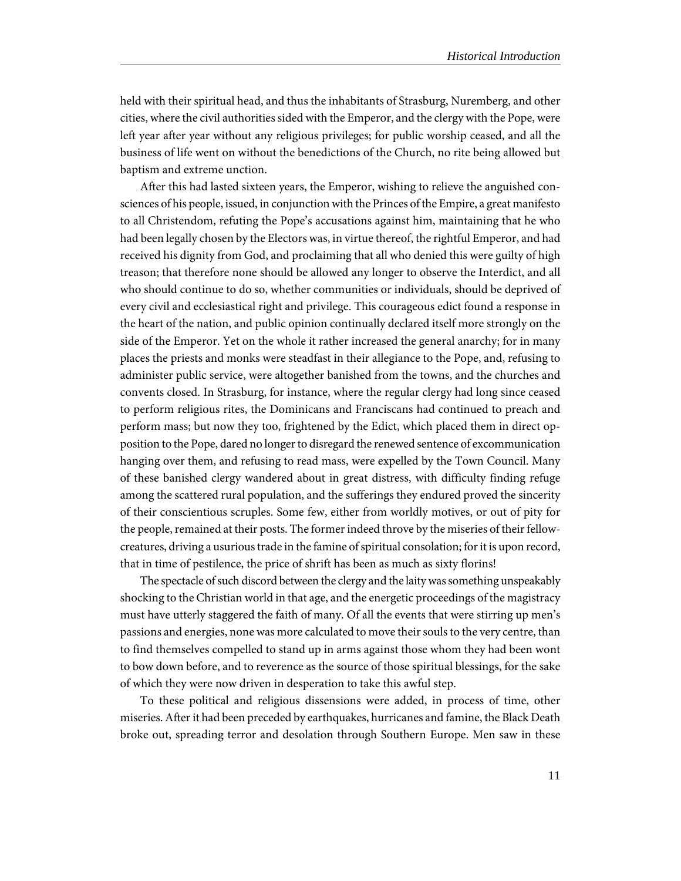held with their spiritual head, and thus the inhabitants of Strasburg, Nuremberg, and other cities, where the civil authorities sided with the Emperor, and the clergy with the Pope, were left year after year without any religious privileges; for public worship ceased, and all the business of life went on without the benedictions of the Church, no rite being allowed but baptism and extreme unction.

After this had lasted sixteen years, the Emperor, wishing to relieve the anguished consciences of his people, issued, in conjunction with the Princes of the Empire, a great manifesto to all Christendom, refuting the Pope's accusations against him, maintaining that he who had been legally chosen by the Electors was, in virtue thereof, the rightful Emperor, and had received his dignity from God, and proclaiming that all who denied this were guilty of high treason; that therefore none should be allowed any longer to observe the Interdict, and all who should continue to do so, whether communities or individuals, should be deprived of every civil and ecclesiastical right and privilege. This courageous edict found a response in the heart of the nation, and public opinion continually declared itself more strongly on the side of the Emperor. Yet on the whole it rather increased the general anarchy; for in many places the priests and monks were steadfast in their allegiance to the Pope, and, refusing to administer public service, were altogether banished from the towns, and the churches and convents closed. In Strasburg, for instance, where the regular clergy had long since ceased to perform religious rites, the Dominicans and Franciscans had continued to preach and perform mass; but now they too, frightened by the Edict, which placed them in direct opposition to the Pope, dared no longer to disregard the renewed sentence of excommunication hanging over them, and refusing to read mass, were expelled by the Town Council. Many of these banished clergy wandered about in great distress, with difficulty finding refuge among the scattered rural population, and the sufferings they endured proved the sincerity of their conscientious scruples. Some few, either from worldly motives, or out of pity for the people, remained at their posts. The former indeed throve by the miseries of their fellow-creatures, driving a usurious trade in the famine of spiritual consolation; for it is upon record, that in time of pestilence, the price of shrift has been as much as sixty florins!

The spectacle of such discord between the clergy and the laity was something unspeakably shocking to the Christian world in that age, and the energetic proceedings of the magistracy must have utterly staggered the faith of many. Of all the events that were stirring up men's passions and energies, none was more calculated to move their souls to the very centre, than to find themselves compelled to stand up in arms against those whom they had been wont to bow down before, and to reverence as the source of those spiritual blessings, for the sake of which they were now driven in desperation to take this awful step.

To these political and religious dissensions were added, in process of time, other miseries. After it had been preceded by earthquakes, hurricanes and famine, the Black Death broke out, spreading terror and desolation through Southern Europe. Men saw in these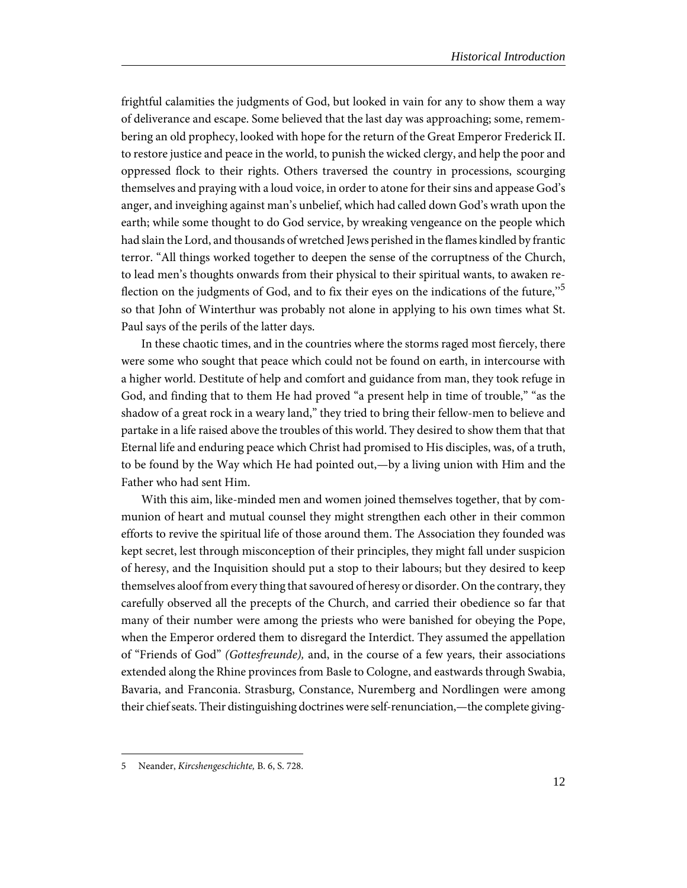frightful calamities the judgments of God, but looked in vain for any to show them a way of deliverance and escape. Some believed that the last day was approaching; some, remembering an old prophecy, looked with hope for the return of the Great Emperor Frederick II. to restore justice and peace in the world, to punish the wicked clergy, and help the poor and oppressed flock to their rights. Others traversed the country in processions, scourging themselves and praying with a loud voice, in order to atone for their sins and appease God's anger, and inveighing against man's unbelief, which had called down God's wrath upon the earth; while some thought to do God service, by wreaking vengeance on the people which had slain the Lord, and thousands of wretched Jews perished in the flames kindled by frantic terror. "All things worked together to deepen the sense of the corruptness of the Church, to lead men's thoughts onwards from their physical to their spiritual wants, to awaken reflection on the judgments of God, and to fix their eyes on the indications of the future,"[5] so that John of Winterthur was probably not alone in applying to his own times what St. Paul says of the perils of the latter days.

In these chaotic times, and in the countries where the storms raged most fiercely, there were some who sought that peace which could not be found on earth, in intercourse with a higher world. Destitute of help and comfort and guidance from man, they took refuge in God, and finding that to them He had proved "a present help in time of trouble," "as the shadow of a great rock in a weary land," they tried to bring their fellow-men to believe and partake in a life raised above the troubles of this world. They desired to show them that that Eternal life and enduring peace which Christ had promised to His disciples, was, of a truth, to be found by the Way which He had pointed out,—by a living union with Him and the Father who had sent Him.

With this aim, like-minded men and women joined themselves together, that by communion of heart and mutual counsel they might strengthen each other in their common efforts to revive the spiritual life of those around them. The Association they founded was kept secret, lest through misconception of their principles, they might fall under suspicion of heresy, and the Inquisition should put a stop to their labours; but they desired to keep themselves aloof from every thing that savoured of heresy or disorder. On the contrary, they carefully observed all the precepts of the Church, and carried their obedience so far that many of their number were among the priests who were banished for obeying the Pope, when the Emperor ordered them to disregard the Interdict. They assumed the appellation of "Friends of God" *(Gottesfreunde),* and, in the course of a few years, their associations extended along the Rhine provinces from Basle to Cologne, and eastwards through Swabia, Bavaria, and Franconia. Strasburg, Constance, Nuremberg and Nordlingen were among their chief seats. Their distinguishing doctrines were self-renunciation,—the complete giving-

---

5 Neander, *Kircshengeschichte,* B. 6, S. 728.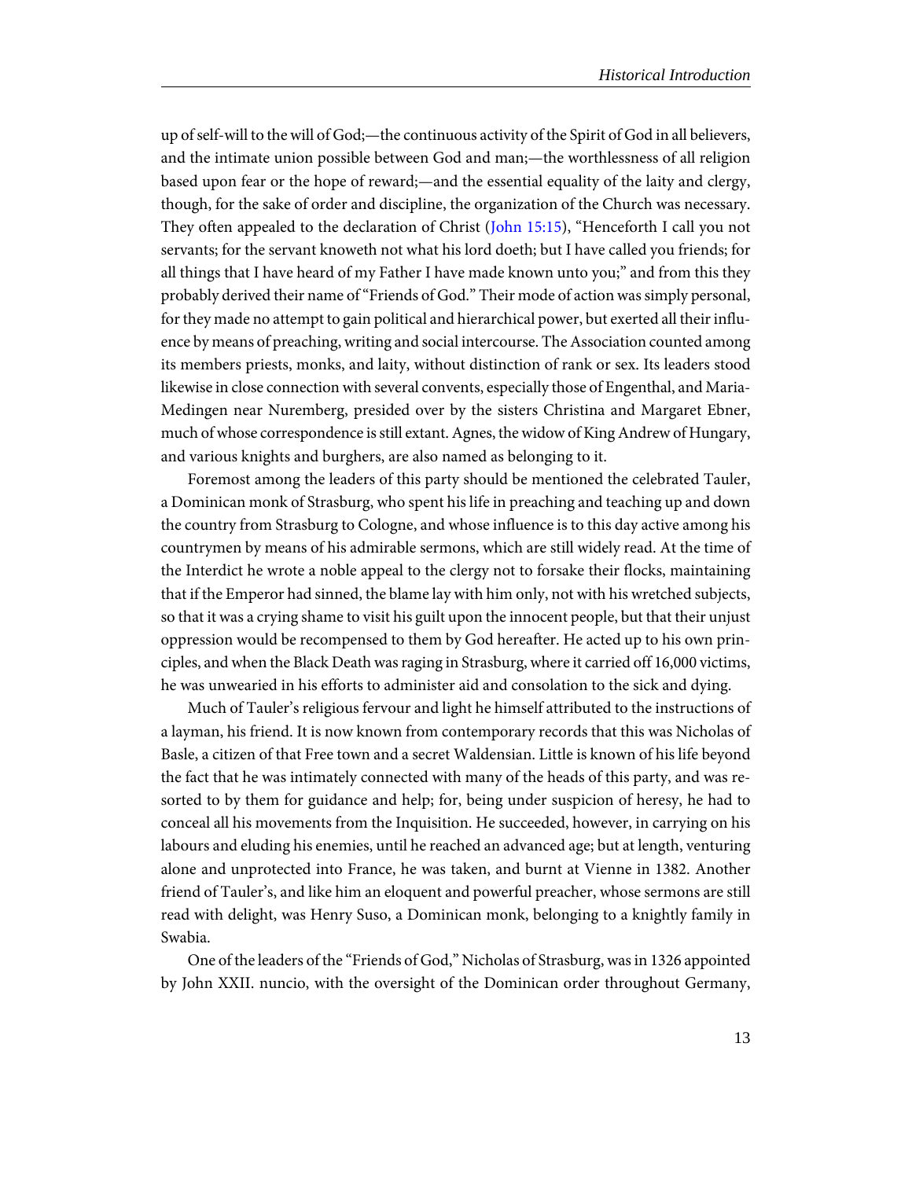up of self-will to the will of God;—the continuous activity of the Spirit of God in all believers, and the intimate union possible between God and man;—the worthlessness of all religion based upon fear or the hope of reward;—and the essential equality of the laity and clergy, though, for the sake of order and discipline, the organization of the Church was necessary. They often appealed to the declaration of Christ (John 15:15), "Henceforth I call you not servants; for the servant knoweth not what his lord doeth; but I have called you friends; for all things that I have heard of my Father I have made known unto you;" and from this they probably derived their name of "Friends of God." Their mode of action was simply personal, for they made no attempt to gain political and hierarchical power, but exerted all their influence by means of preaching, writing and social intercourse. The Association counted among its members priests, monks, and laity, without distinction of rank or sex. Its leaders stood likewise in close connection with several convents, especially those of Engenthal, and Maria-Medingen near Nuremberg, presided over by the sisters Christina and Margaret Ebner, much of whose correspondence is still extant. Agnes, the widow of King Andrew of Hungary, and various knights and burghers, are also named as belonging to it.

Foremost among the leaders of this party should be mentioned the celebrated Tauler, a Dominican monk of Strasburg, who spent his life in preaching and teaching up and down the country from Strasburg to Cologne, and whose influence is to this day active among his countrymen by means of his admirable sermons, which are still widely read. At the time of the Interdict he wrote a noble appeal to the clergy not to forsake their flocks, maintaining that if the Emperor had sinned, the blame lay with him only, not with his wretched subjects, so that it was a crying shame to visit his guilt upon the innocent people, but that their unjust oppression would be recompensed to them by God hereafter. He acted up to his own principles, and when the Black Death was raging in Strasburg, where it carried off 16,000 victims, he was unwearied in his efforts to administer aid and consolation to the sick and dying.

Much of Tauler's religious fervour and light he himself attributed to the instructions of a layman, his friend. It is now known from contemporary records that this was Nicholas of Basle, a citizen of that Free town and a secret Waldensian. Little is known of his life beyond the fact that he was intimately connected with many of the heads of this party, and was resorted to by them for guidance and help; for, being under suspicion of heresy, he had to conceal all his movements from the Inquisition. He succeeded, however, in carrying on his labours and eluding his enemies, until he reached an advanced age; but at length, venturing alone and unprotected into France, he was taken, and burnt at Vienne in 1382. Another friend of Tauler's, and like him an eloquent and powerful preacher, whose sermons are still read with delight, was Henry Suso, a Dominican monk, belonging to a knightly family in Swabia.

One of the leaders of the "Friends of God," Nicholas of Strasburg, was in 1326 appointed by John XXII. nuncio, with the oversight of the Dominican order throughout Germany,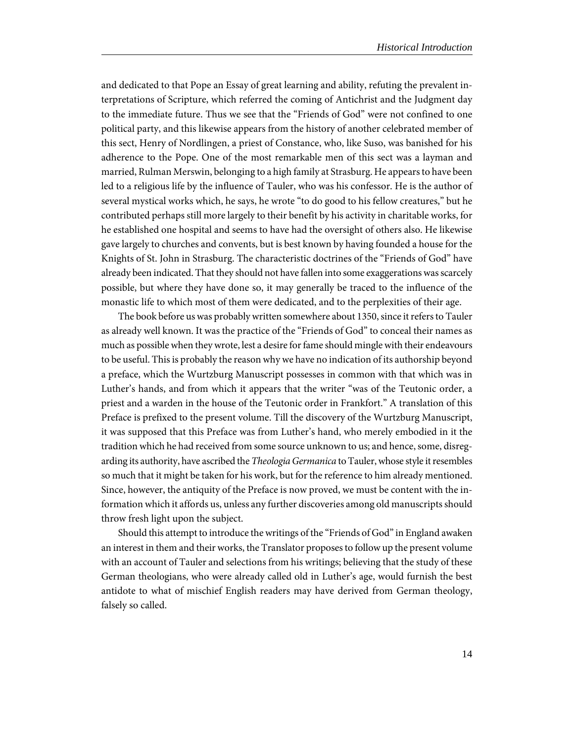and dedicated to that Pope an Essay of great learning and ability, refuting the prevalent interpretations of Scripture, which referred the coming of Antichrist and the Judgment day to the immediate future. Thus we see that the "Friends of God" were not confined to one political party, and this likewise appears from the history of another celebrated member of this sect, Henry of Nordlingen, a priest of Constance, who, like Suso, was banished for his adherence to the Pope. One of the most remarkable men of this sect was a layman and married, Rulman Merswin, belonging to a high family at Strasburg. He appears to have been led to a religious life by the influence of Tauler, who was his confessor. He is the author of several mystical works which, he says, he wrote "to do good to his fellow creatures," but he contributed perhaps still more largely to their benefit by his activity in charitable works, for he established one hospital and seems to have had the oversight of others also. He likewise gave largely to churches and convents, but is best known by having founded a house for the Knights of St. John in Strasburg. The characteristic doctrines of the "Friends of God" have already been indicated. That they should not have fallen into some exaggerations was scarcely possible, but where they have done so, it may generally be traced to the influence of the monastic life to which most of them were dedicated, and to the perplexities of their age.

The book before us was probably written somewhere about 1350, since it refers to Tauler as already well known. It was the practice of the "Friends of God" to conceal their names as much as possible when they wrote, lest a desire for fame should mingle with their endeavours to be useful. This is probably the reason why we have no indication of its authorship beyond a preface, which the Wurtzburg Manuscript possesses in common with that which was in Luther's hands, and from which it appears that the writer "was of the Teutonic order, a priest and a warden in the house of the Teutonic order in Frankfort." A translation of this Preface is prefixed to the present volume. Till the discovery of the Wurtzburg Manuscript, it was supposed that this Preface was from Luther's hand, who merely embodied in it the tradition which he had received from some source unknown to us; and hence, some, disregarding its authority, have ascribed the *Theologia Germanica* to Tauler, whose style it resembles so much that it might be taken for his work, but for the reference to him already mentioned. Since, however, the antiquity of the Preface is now proved, we must be content with the information which it affords us, unless any further discoveries among old manuscripts should throw fresh light upon the subject.

Should this attempt to introduce the writings of the "Friends of God" in England awaken an interest in them and their works, the Translator proposes to follow up the present volume with an account of Tauler and selections from his writings; believing that the study of these German theologians, who were already called old in Luther's age, would furnish the best antidote to what of mischief English readers may have derived from German theology, falsely so called.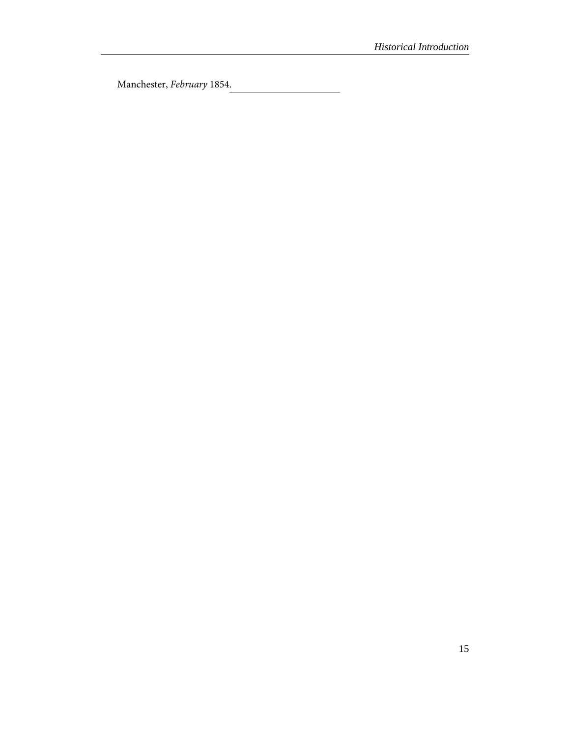Manchester, *February* 1854.

---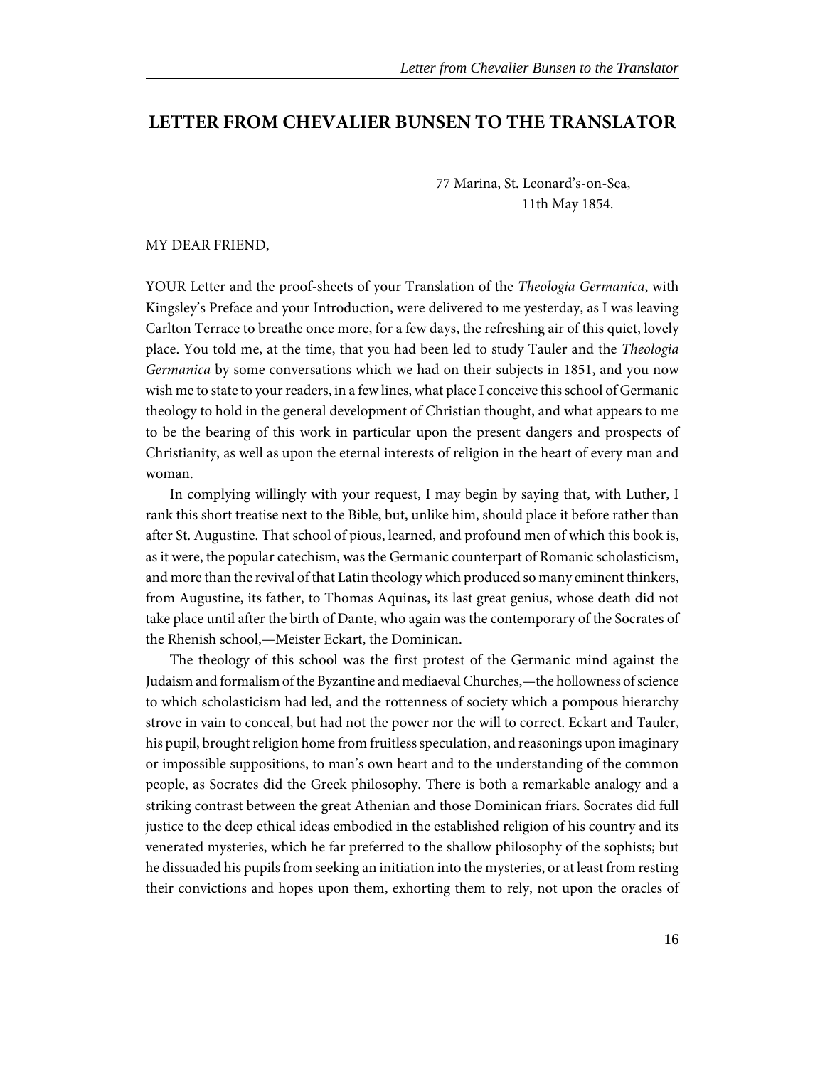## LETTER FROM CHEVALIER BUNSEN TO THE TRANSLATOR

77 Marina, St. Leonard's-on-Sea,
11th May 1854.

MY DEAR FRIEND,

YOUR Letter and the proof-sheets of your Translation of the *Theologia Germanica*, with Kingsley's Preface and your Introduction, were delivered to me yesterday, as I was leaving Carlton Terrace to breathe once more, for a few days, the refreshing air of this quiet, lovely place. You told me, at the time, that you had been led to study Tauler and the *Theologia Germanica* by some conversations which we had on their subjects in 1851, and you now wish me to state to your readers, in a few lines, what place I conceive this school of Germanic theology to hold in the general development of Christian thought, and what appears to me to be the bearing of this work in particular upon the present dangers and prospects of Christianity, as well as upon the eternal interests of religion in the heart of every man and woman.

In complying willingly with your request, I may begin by saying that, with Luther, I rank this short treatise next to the Bible, but, unlike him, should place it before rather than after St. Augustine. That school of pious, learned, and profound men of which this book is, as it were, the popular catechism, was the Germanic counterpart of Romanic scholasticism, and more than the revival of that Latin theology which produced so many eminent thinkers, from Augustine, its father, to Thomas Aquinas, its last great genius, whose death did not take place until after the birth of Dante, who again was the contemporary of the Socrates of the Rhenish school,—Meister Eckart, the Dominican.

The theology of this school was the first protest of the Germanic mind against the Judaism and formalism of the Byzantine and mediaeval Churches,—the hollowness of science to which scholasticism had led, and the rottenness of society which a pompous hierarchy strove in vain to conceal, but had not the power nor the will to correct. Eckart and Tauler, his pupil, brought religion home from fruitless speculation, and reasonings upon imaginary or impossible suppositions, to man's own heart and to the understanding of the common people, as Socrates did the Greek philosophy. There is both a remarkable analogy and a striking contrast between the great Athenian and those Dominican friars. Socrates did full justice to the deep ethical ideas embodied in the established religion of his country and its venerated mysteries, which he far preferred to the shallow philosophy of the sophists; but he dissuaded his pupils from seeking an initiation into the mysteries, or at least from resting their convictions and hopes upon them, exhorting them to rely, not upon the oracles of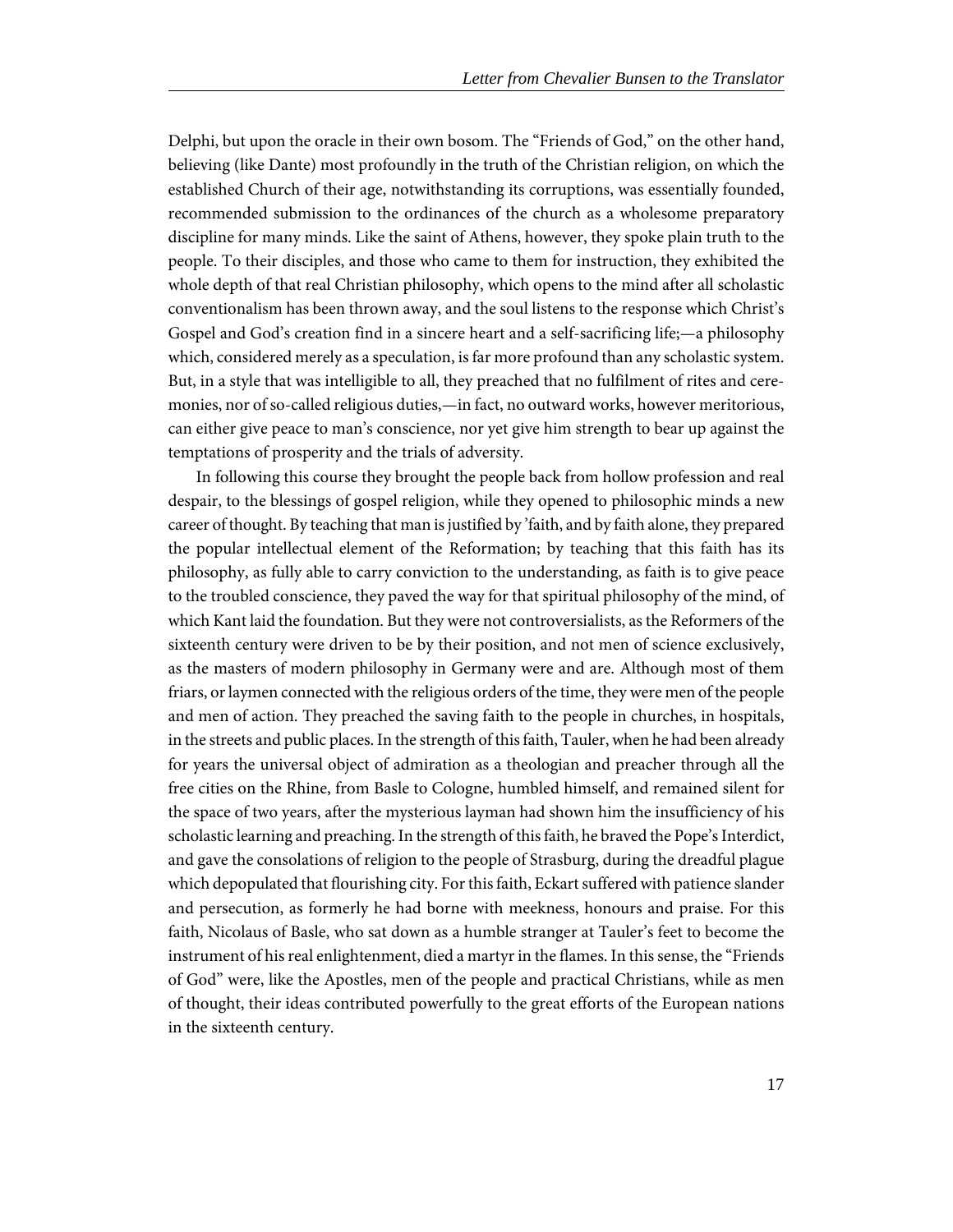Delphi, but upon the oracle in their own bosom. The "Friends of God," on the other hand, believing (like Dante) most profoundly in the truth of the Christian religion, on which the established Church of their age, notwithstanding its corruptions, was essentially founded, recommended submission to the ordinances of the church as a wholesome preparatory discipline for many minds. Like the saint of Athens, however, they spoke plain truth to the people. To their disciples, and those who came to them for instruction, they exhibited the whole depth of that real Christian philosophy, which opens to the mind after all scholastic conventionalism has been thrown away, and the soul listens to the response which Christ's Gospel and God's creation find in a sincere heart and a self-sacrificing life;—a philosophy which, considered merely as a speculation, is far more profound than any scholastic system. But, in a style that was intelligible to all, they preached that no fulfilment of rites and ceremonies, nor of so-called religious duties,—in fact, no outward works, however meritorious, can either give peace to man's conscience, nor yet give him strength to bear up against the temptations of prosperity and the trials of adversity.

In following this course they brought the people back from hollow profession and real despair, to the blessings of gospel religion, while they opened to philosophic minds a new career of thought. By teaching that man is justified by 'faith, and by faith alone, they prepared the popular intellectual element of the Reformation; by teaching that this faith has its philosophy, as fully able to carry conviction to the understanding, as faith is to give peace to the troubled conscience, they paved the way for that spiritual philosophy of the mind, of which Kant laid the foundation. But they were not controversialists, as the Reformers of the sixteenth century were driven to be by their position, and not men of science exclusively, as the masters of modern philosophy in Germany were and are. Although most of them friars, or laymen connected with the religious orders of the time, they were men of the people and men of action. They preached the saving faith to the people in churches, in hospitals, in the streets and public places. In the strength of this faith, Tauler, when he had been already for years the universal object of admiration as a theologian and preacher through all the free cities on the Rhine, from Basle to Cologne, humbled himself, and remained silent for the space of two years, after the mysterious layman had shown him the insufficiency of his scholastic learning and preaching. In the strength of this faith, he braved the Pope's Interdict, and gave the consolations of religion to the people of Strasburg, during the dreadful plague which depopulated that flourishing city. For this faith, Eckart suffered with patience slander and persecution, as formerly he had borne with meekness, honours and praise. For this faith, Nicolaus of Basle, who sat down as a humble stranger at Tauler's feet to become the instrument of his real enlightenment, died a martyr in the flames. In this sense, the "Friends of God" were, like the Apostles, men of the people and practical Christians, while as men of thought, their ideas contributed powerfully to the great efforts of the European nations in the sixteenth century.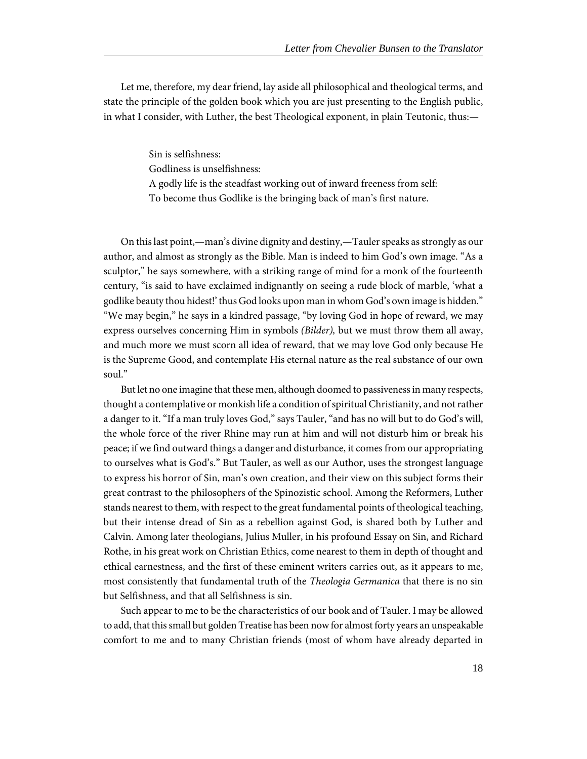Let me, therefore, my dear friend, lay aside all philosophical and theological terms, and state the principle of the golden book which you are just presenting to the English public, in what I consider, with Luther, the best Theological exponent, in plain Teutonic, thus:—

> Sin is selfishness:
> Godliness is unselfishness:
> A godly life is the steadfast working out of inward freeness from self:
> To become thus Godlike is the bringing back of man's first nature.

On this last point,—man's divine dignity and destiny,—Tauler speaks as strongly as our author, and almost as strongly as the Bible. Man is indeed to him God's own image. "As a sculptor," he says somewhere, with a striking range of mind for a monk of the fourteenth century, "is said to have exclaimed indignantly on seeing a rude block of marble, 'what a godlike beauty thou hidest!' thus God looks upon man in whom God's own image is hidden." "We may begin," he says in a kindred passage, "by loving God in hope of reward, we may express ourselves concerning Him in symbols *(Bilder),* but we must throw them all away, and much more we must scorn all idea of reward, that we may love God only because He is the Supreme Good, and contemplate His eternal nature as the real substance of our own soul."

But let no one imagine that these men, although doomed to passiveness in many respects, thought a contemplative or monkish life a condition of spiritual Christianity, and not rather a danger to it. "If a man truly loves God," says Tauler, "and has no will but to do God's will, the whole force of the river Rhine may run at him and will not disturb him or break his peace; if we find outward things a danger and disturbance, it comes from our appropriating to ourselves what is God's." But Tauler, as well as our Author, uses the strongest language to express his horror of Sin, man's own creation, and their view on this subject forms their great contrast to the philosophers of the Spinozistic school. Among the Reformers, Luther stands nearest to them, with respect to the great fundamental points of theological teaching, but their intense dread of Sin as a rebellion against God, is shared both by Luther and Calvin. Among later theologians, Julius Muller, in his profound Essay on Sin, and Richard Rothe, in his great work on Christian Ethics, come nearest to them in depth of thought and ethical earnestness, and the first of these eminent writers carries out, as it appears to me, most consistently that fundamental truth of the *Theologia Germanica* that there is no sin but Selfishness, and that all Selfishness is sin.

Such appear to me to be the characteristics of our book and of Tauler. I may be allowed to add, that this small but golden Treatise has been now for almost forty years an unspeakable comfort to me and to many Christian friends (most of whom have already departed in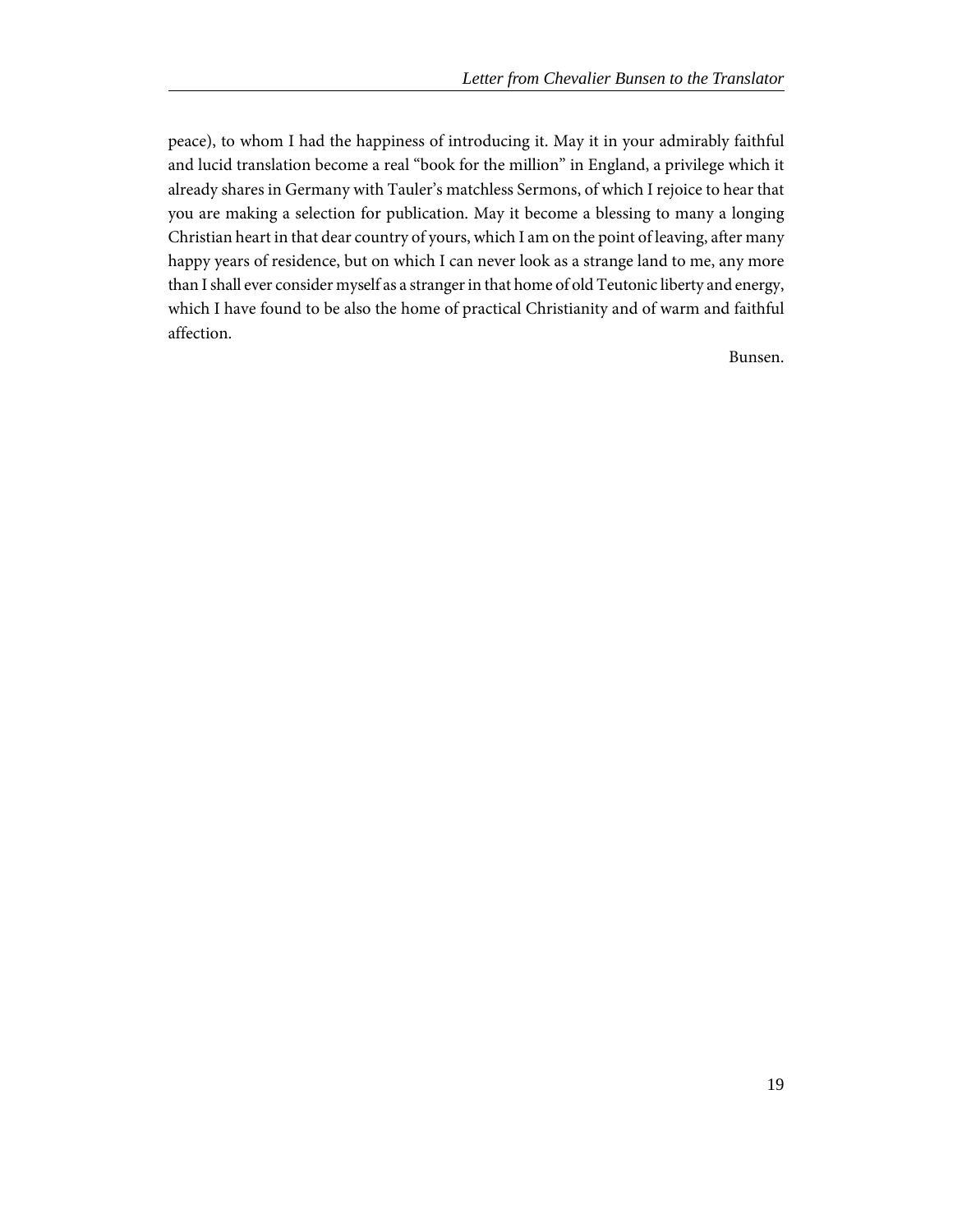peace), to whom I had the happiness of introducing it. May it in your admirably faithful and lucid translation become a real "book for the million" in England, a privilege which it already shares in Germany with Tauler's matchless Sermons, of which I rejoice to hear that you are making a selection for publication. May it become a blessing to many a longing Christian heart in that dear country of yours, which I am on the point of leaving, after many happy years of residence, but on which I can never look as a strange land to me, any more than I shall ever consider myself as a stranger in that home of old Teutonic liberty and energy, which I have found to be also the home of practical Christianity and of warm and faithful affection.

Bunsen.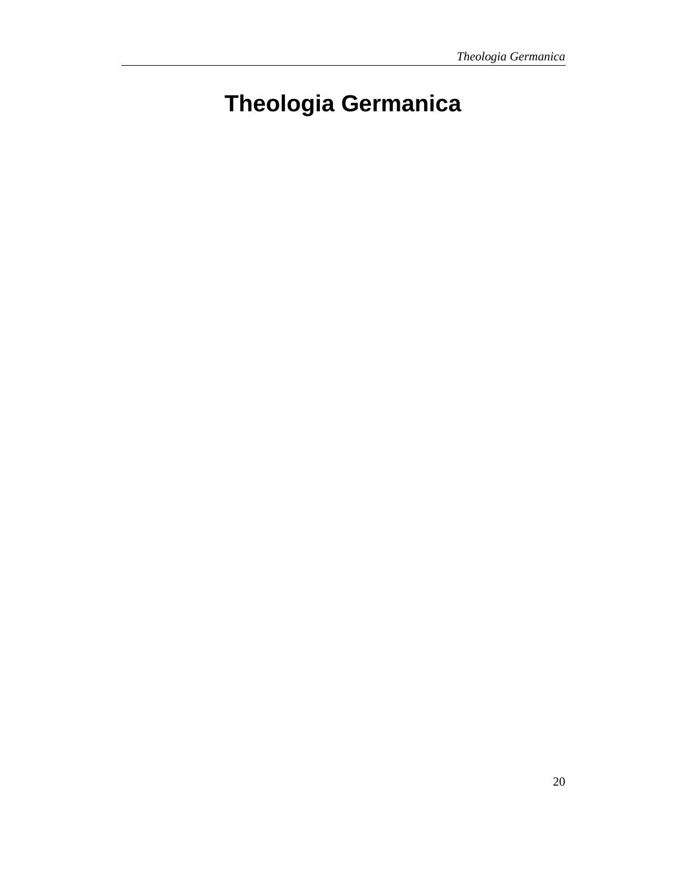# Theologia Germanica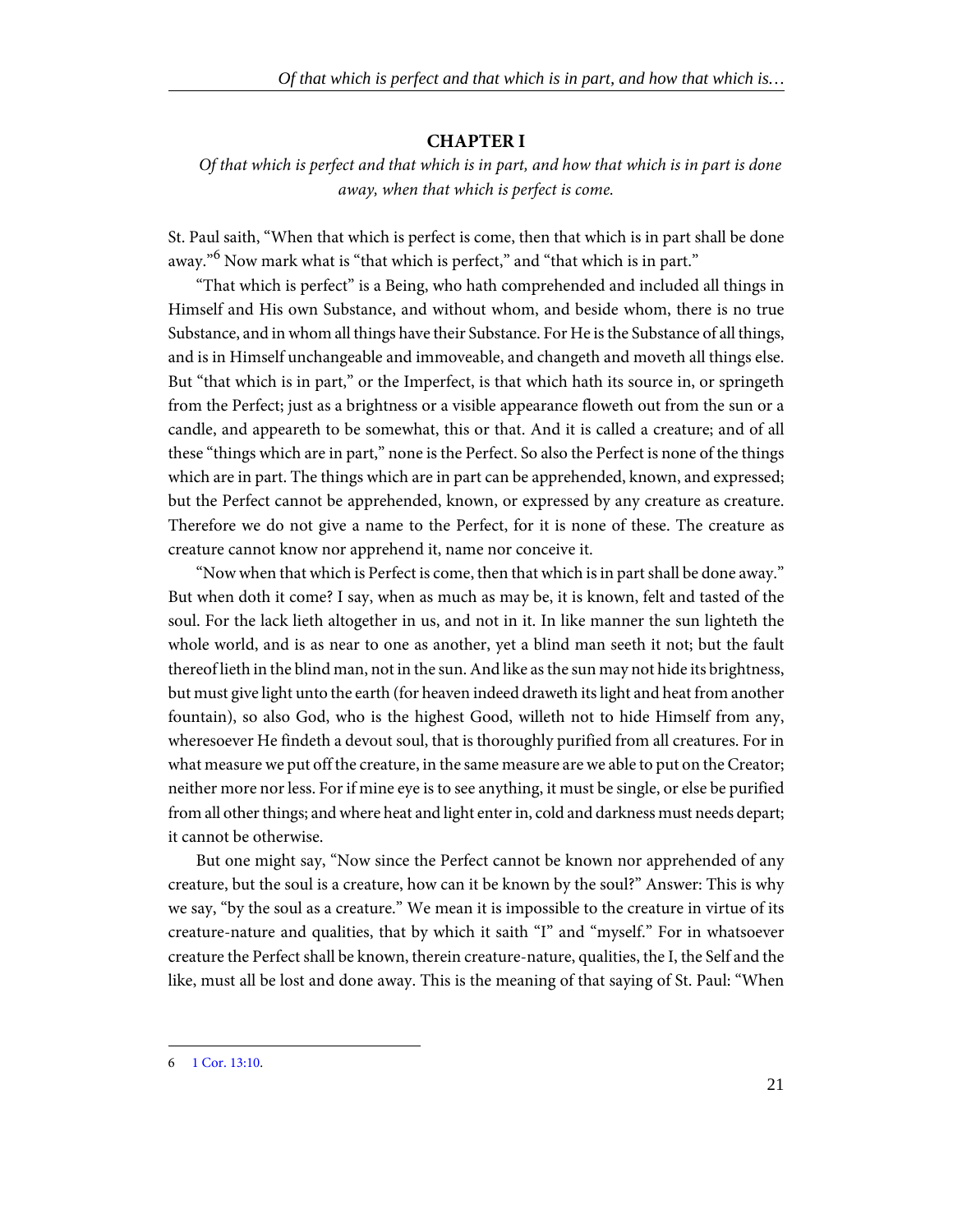## CHAPTER I

*Of that which is perfect and that which is in part, and how that which is in part is done away, when that which is perfect is come.*

St. Paul saith, "When that which is perfect is come, then that which is in part shall be done away."[6] Now mark what is "that which is perfect," and "that which is in part."

"That which is perfect" is a Being, who hath comprehended and included all things in Himself and His own Substance, and without whom, and beside whom, there is no true Substance, and in whom all things have their Substance. For He is the Substance of all things, and is in Himself unchangeable and immoveable, and changeth and moveth all things else. But "that which is in part," or the Imperfect, is that which hath its source in, or springeth from the Perfect; just as a brightness or a visible appearance floweth out from the sun or a candle, and appeareth to be somewhat, this or that. And it is called a creature; and of all these "things which are in part," none is the Perfect. So also the Perfect is none of the things which are in part. The things which are in part can be apprehended, known, and expressed; but the Perfect cannot be apprehended, known, or expressed by any creature as creature. Therefore we do not give a name to the Perfect, for it is none of these. The creature as creature cannot know nor apprehend it, name nor conceive it.

"Now when that which is Perfect is come, then that which is in part shall be done away." But when doth it come? I say, when as much as may be, it is known, felt and tasted of the soul. For the lack lieth altogether in us, and not in it. In like manner the sun lighteth the whole world, and is as near to one as another, yet a blind man seeth it not; but the fault thereof lieth in the blind man, not in the sun. And like as the sun may not hide its brightness, but must give light unto the earth (for heaven indeed draweth its light and heat from another fountain), so also God, who is the highest Good, willeth not to hide Himself from any, wheresoever He findeth a devout soul, that is thoroughly purified from all creatures. For in what measure we put off the creature, in the same measure are we able to put on the Creator; neither more nor less. For if mine eye is to see anything, it must be single, or else be purified from all other things; and where heat and light enter in, cold and darkness must needs depart; it cannot be otherwise.

But one might say, "Now since the Perfect cannot be known nor apprehended of any creature, but the soul is a creature, how can it be known by the soul?" Answer: This is why we say, "by the soul as a creature." We mean it is impossible to the creature in virtue of its creature-nature and qualities, that by which it saith "I" and "myself." For in whatsoever creature the Perfect shall be known, therein creature-nature, qualities, the I, the Self and the like, must all be lost and done away. This is the meaning of that saying of St. Paul: "When

---

6 1 Cor. 13:10.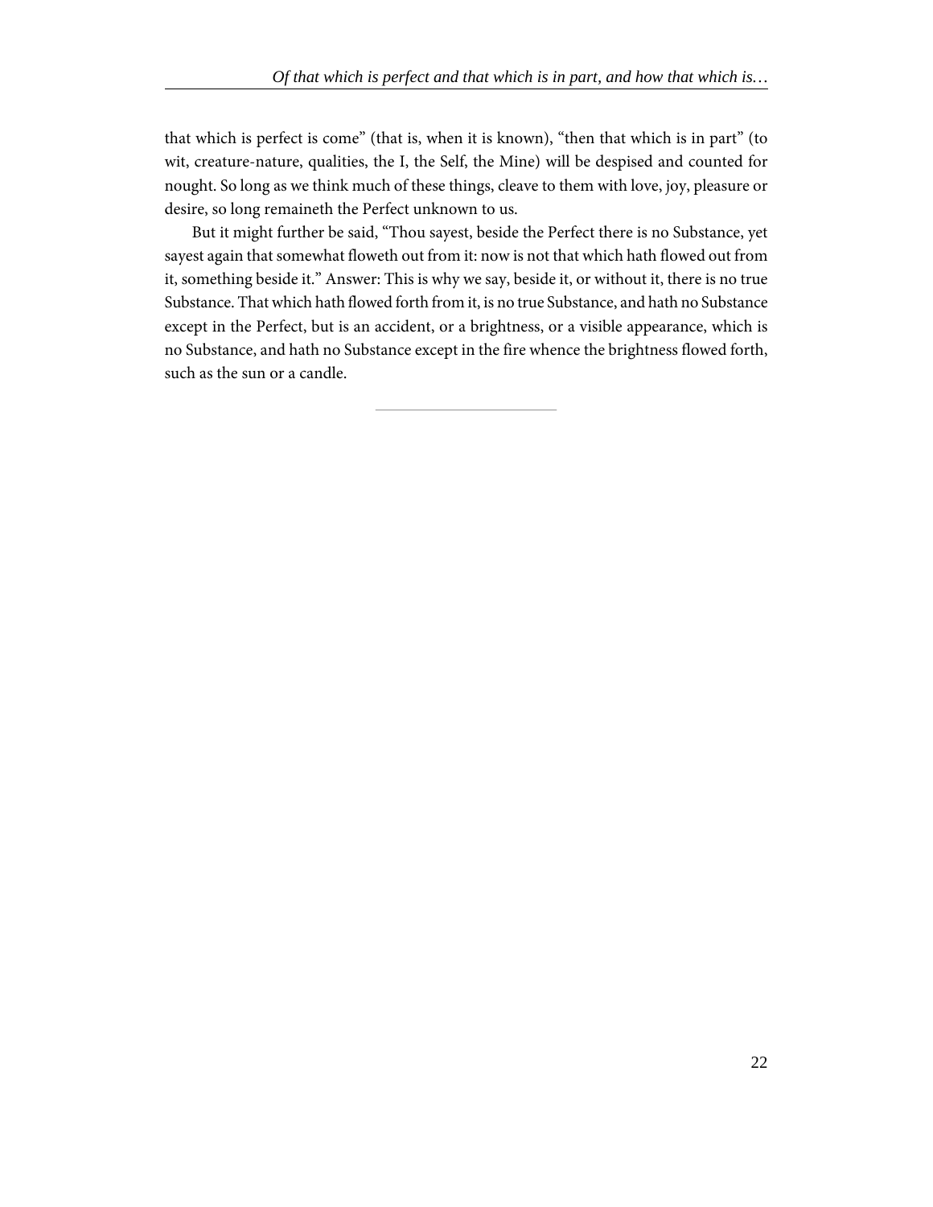that which is perfect is come" (that is, when it is known), "then that which is in part" (to wit, creature-nature, qualities, the I, the Self, the Mine) will be despised and counted for nought. So long as we think much of these things, cleave to them with love, joy, pleasure or desire, so long remaineth the Perfect unknown to us.

But it might further be said, "Thou sayest, beside the Perfect there is no Substance, yet sayest again that somewhat floweth out from it: now is not that which hath flowed out from it, something beside it." Answer: This is why we say, beside it, or without it, there is no true Substance. That which hath flowed forth from it, is no true Substance, and hath no Substance except in the Perfect, but is an accident, or a brightness, or a visible appearance, which is no Substance, and hath no Substance except in the fire whence the brightness flowed forth, such as the sun or a candle.

---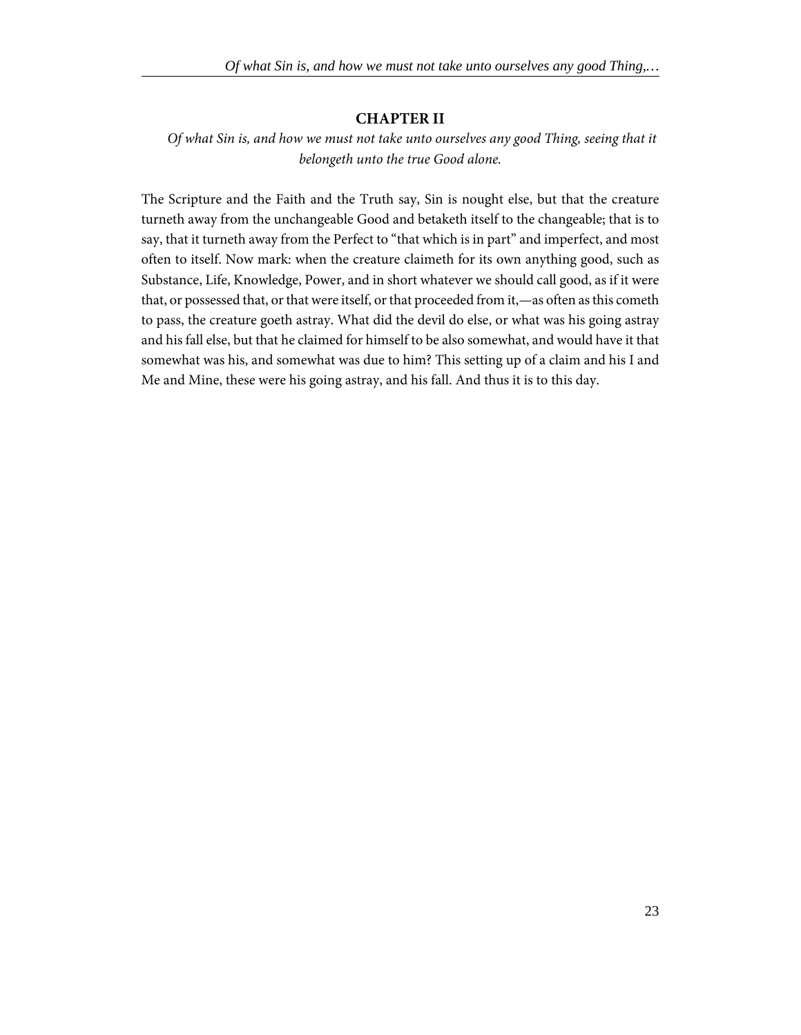## CHAPTER II

*Of what Sin is, and how we must not take unto ourselves any good Thing, seeing that it belongeth unto the true Good alone.*

The Scripture and the Faith and the Truth say, Sin is nought else, but that the creature turneth away from the unchangeable Good and betaketh itself to the changeable; that is to say, that it turneth away from the Perfect to "that which is in part" and imperfect, and most often to itself. Now mark: when the creature claimeth for its own anything good, such as Substance, Life, Knowledge, Power, and in short whatever we should call good, as if it were that, or possessed that, or that were itself, or that proceeded from it,—as often as this cometh to pass, the creature goeth astray. What did the devil do else, or what was his going astray and his fall else, but that he claimed for himself to be also somewhat, and would have it that somewhat was his, and somewhat was due to him? This setting up of a claim and his I and Me and Mine, these were his going astray, and his fall. And thus it is to this day.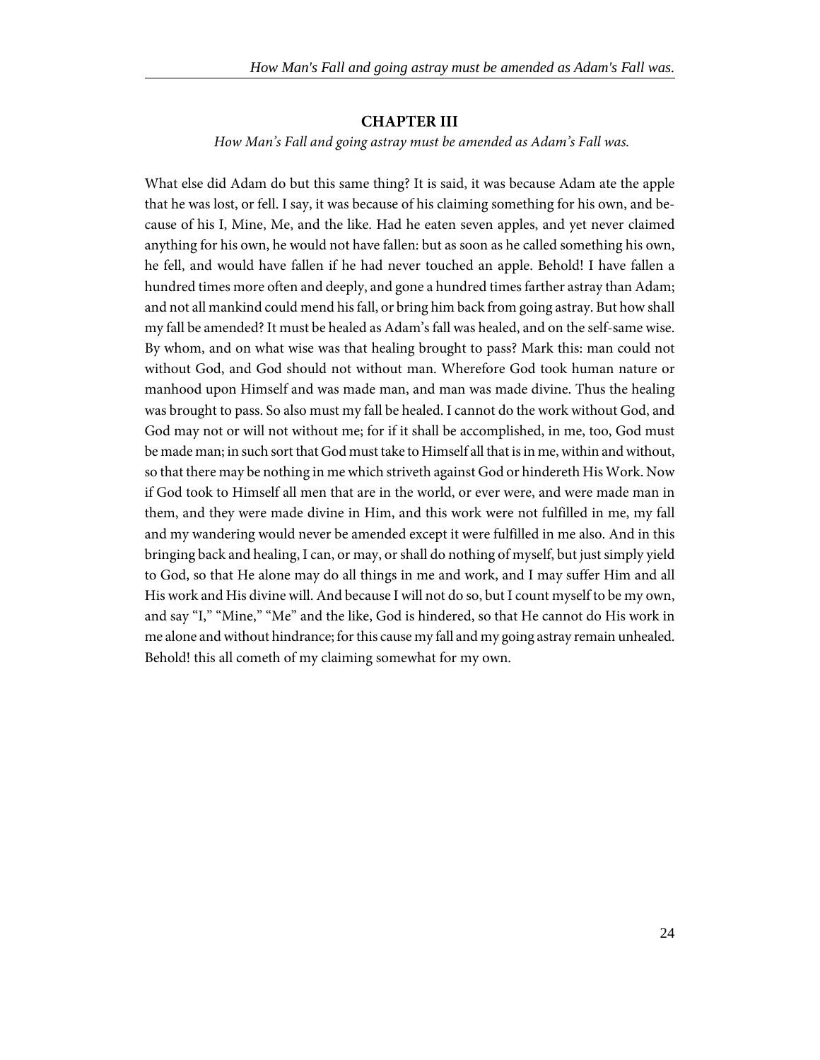## CHAPTER III

*How Man's Fall and going astray must be amended as Adam's Fall was.*

What else did Adam do but this same thing? It is said, it was because Adam ate the apple that he was lost, or fell. I say, it was because of his claiming something for his own, and because of his I, Mine, Me, and the like. Had he eaten seven apples, and yet never claimed anything for his own, he would not have fallen: but as soon as he called something his own, he fell, and would have fallen if he had never touched an apple. Behold! I have fallen a hundred times more often and deeply, and gone a hundred times farther astray than Adam; and not all mankind could mend his fall, or bring him back from going astray. But how shall my fall be amended? It must be healed as Adam's fall was healed, and on the self-same wise. By whom, and on what wise was that healing brought to pass? Mark this: man could not without God, and God should not without man. Wherefore God took human nature or manhood upon Himself and was made man, and man was made divine. Thus the healing was brought to pass. So also must my fall be healed. I cannot do the work without God, and God may not or will not without me; for if it shall be accomplished, in me, too, God must be made man; in such sort that God must take to Himself all that is in me, within and without, so that there may be nothing in me which striveth against God or hindereth His Work. Now if God took to Himself all men that are in the world, or ever were, and were made man in them, and they were made divine in Him, and this work were not fulfilled in me, my fall and my wandering would never be amended except it were fulfilled in me also. And in this bringing back and healing, I can, or may, or shall do nothing of myself, but just simply yield to God, so that He alone may do all things in me and work, and I may suffer Him and all His work and His divine will. And because I will not do so, but I count myself to be my own, and say "I," "Mine," "Me" and the like, God is hindered, so that He cannot do His work in me alone and without hindrance; for this cause my fall and my going astray remain unhealed. Behold! this all cometh of my claiming somewhat for my own.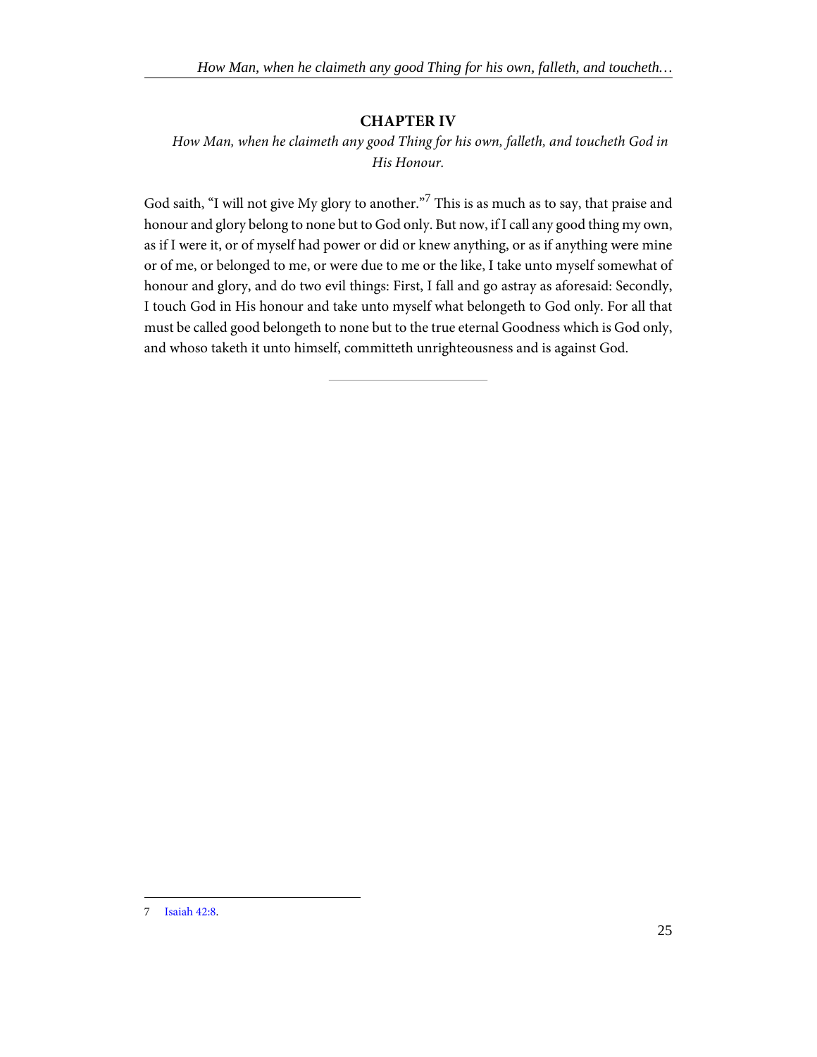## CHAPTER IV

*How Man, when he claimeth any good Thing for his own, falleth, and toucheth God in His Honour.*

God saith, "I will not give My glory to another."[7] This is as much as to say, that praise and honour and glory belong to none but to God only. But now, if I call any good thing my own, as if I were it, or of myself had power or did or knew anything, or as if anything were mine or of me, or belonged to me, or were due to me or the like, I take unto myself somewhat of honour and glory, and do two evil things: First, I fall and go astray as aforesaid: Secondly, I touch God in His honour and take unto myself what belongeth to God only. For all that must be called good belongeth to none but to the true eternal Goodness which is God only, and whoso taketh it unto himself, committeth unrighteousness and is against God.

---

7 Isaiah 42:8.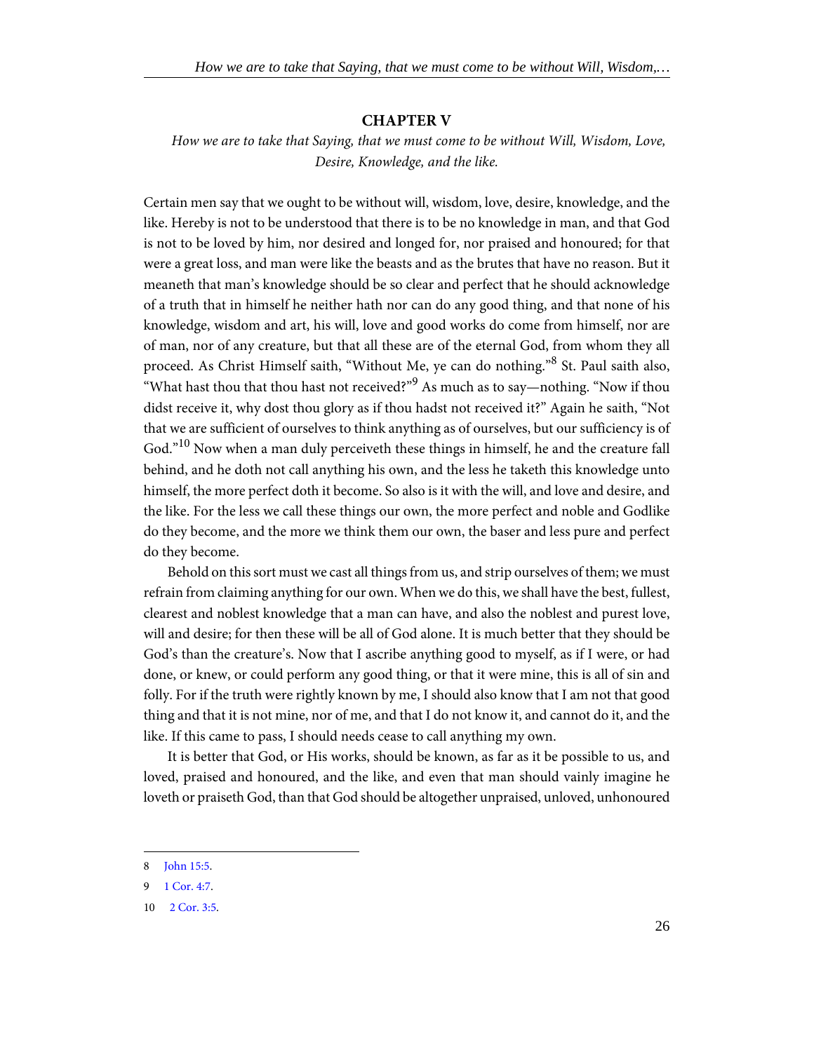## CHAPTER V

*How we are to take that Saying, that we must come to be without Will, Wisdom, Love, Desire, Knowledge, and the like.*

Certain men say that we ought to be without will, wisdom, love, desire, knowledge, and the like. Hereby is not to be understood that there is to be no knowledge in man, and that God is not to be loved by him, nor desired and longed for, nor praised and honoured; for that were a great loss, and man were like the beasts and as the brutes that have no reason. But it meaneth that man's knowledge should be so clear and perfect that he should acknowledge of a truth that in himself he neither hath nor can do any good thing, and that none of his knowledge, wisdom and art, his will, love and good works do come from himself, nor are of man, nor of any creature, but that all these are of the eternal God, from whom they all proceed. As Christ Himself saith, "Without Me, ye can do nothing."[8] St. Paul saith also, "What hast thou that thou hast not received?"[9] As much as to say—nothing. "Now if thou didst receive it, why dost thou glory as if thou hadst not received it?" Again he saith, "Not that we are sufficient of ourselves to think anything as of ourselves, but our sufficiency is of God."[10] Now when a man duly perceiveth these things in himself, he and the creature fall behind, and he doth not call anything his own, and the less he taketh this knowledge unto himself, the more perfect doth it become. So also is it with the will, and love and desire, and the like. For the less we call these things our own, the more perfect and noble and Godlike do they become, and the more we think them our own, the baser and less pure and perfect do they become.

Behold on this sort must we cast all things from us, and strip ourselves of them; we must refrain from claiming anything for our own. When we do this, we shall have the best, fullest, clearest and noblest knowledge that a man can have, and also the noblest and purest love, will and desire; for then these will be all of God alone. It is much better that they should be God's than the creature's. Now that I ascribe anything good to myself, as if I were, or had done, or knew, or could perform any good thing, or that it were mine, this is all of sin and folly. For if the truth were rightly known by me, I should also know that I am not that good thing and that it is not mine, nor of me, and that I do not know it, and cannot do it, and the like. If this came to pass, I should needs cease to call anything my own.

It is better that God, or His works, should be known, as far as it be possible to us, and loved, praised and honoured, and the like, and even that man should vainly imagine he loveth or praiseth God, than that God should be altogether unpraised, unloved, unhonoured

---

8 John 15:5.

9 1 Cor. 4:7.

10 2 Cor. 3:5.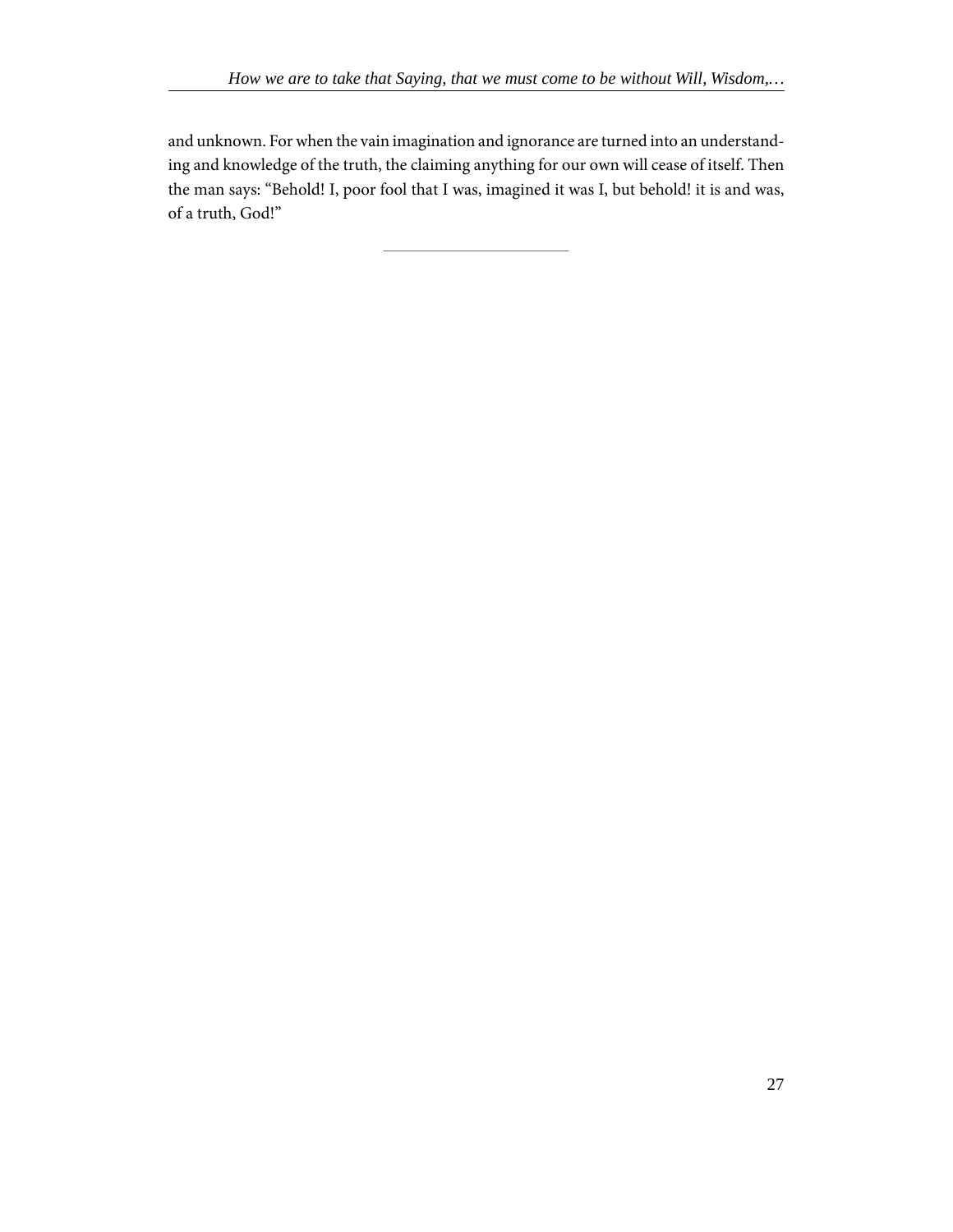and unknown. For when the vain imagination and ignorance are turned into an understanding and knowledge of the truth, the claiming anything for our own will cease of itself. Then the man says: "Behold! I, poor fool that I was, imagined it was I, but behold! it is and was, of a truth, God!"

---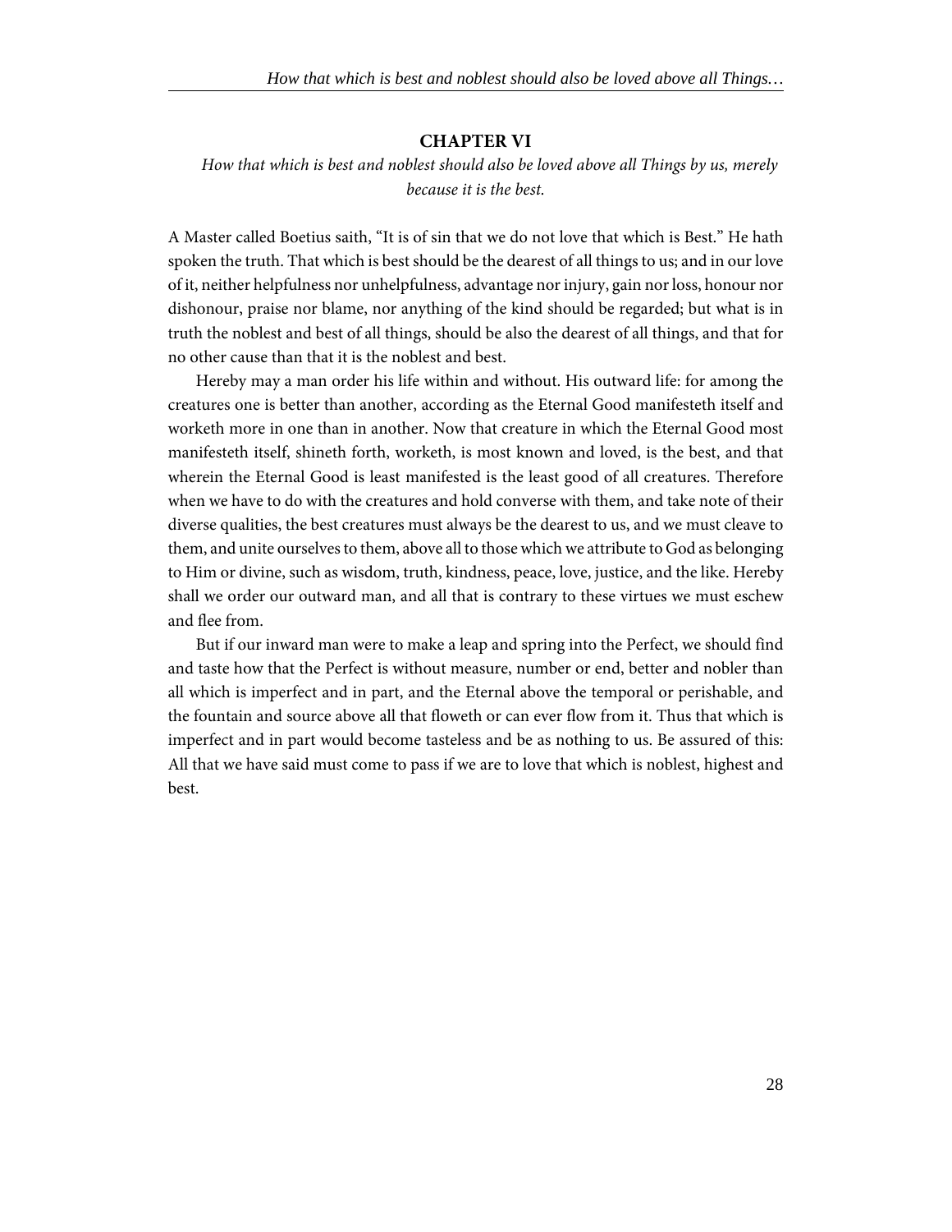## CHAPTER VI

*How that which is best and noblest should also be loved above all Things by us, merely because it is the best.*

A Master called Boetius saith, "It is of sin that we do not love that which is Best." He hath spoken the truth. That which is best should be the dearest of all things to us; and in our love of it, neither helpfulness nor unhelpfulness, advantage nor injury, gain nor loss, honour nor dishonour, praise nor blame, nor anything of the kind should be regarded; but what is in truth the noblest and best of all things, should be also the dearest of all things, and that for no other cause than that it is the noblest and best.

Hereby may a man order his life within and without. His outward life: for among the creatures one is better than another, according as the Eternal Good manifesteth itself and worketh more in one than in another. Now that creature in which the Eternal Good most manifesteth itself, shineth forth, worketh, is most known and loved, is the best, and that wherein the Eternal Good is least manifested is the least good of all creatures. Therefore when we have to do with the creatures and hold converse with them, and take note of their diverse qualities, the best creatures must always be the dearest to us, and we must cleave to them, and unite ourselves to them, above all to those which we attribute to God as belonging to Him or divine, such as wisdom, truth, kindness, peace, love, justice, and the like. Hereby shall we order our outward man, and all that is contrary to these virtues we must eschew and flee from.

But if our inward man were to make a leap and spring into the Perfect, we should find and taste how that the Perfect is without measure, number or end, better and nobler than all which is imperfect and in part, and the Eternal above the temporal or perishable, and the fountain and source above all that floweth or can ever flow from it. Thus that which is imperfect and in part would become tasteless and be as nothing to us. Be assured of this: All that we have said must come to pass if we are to love that which is noblest, highest and best.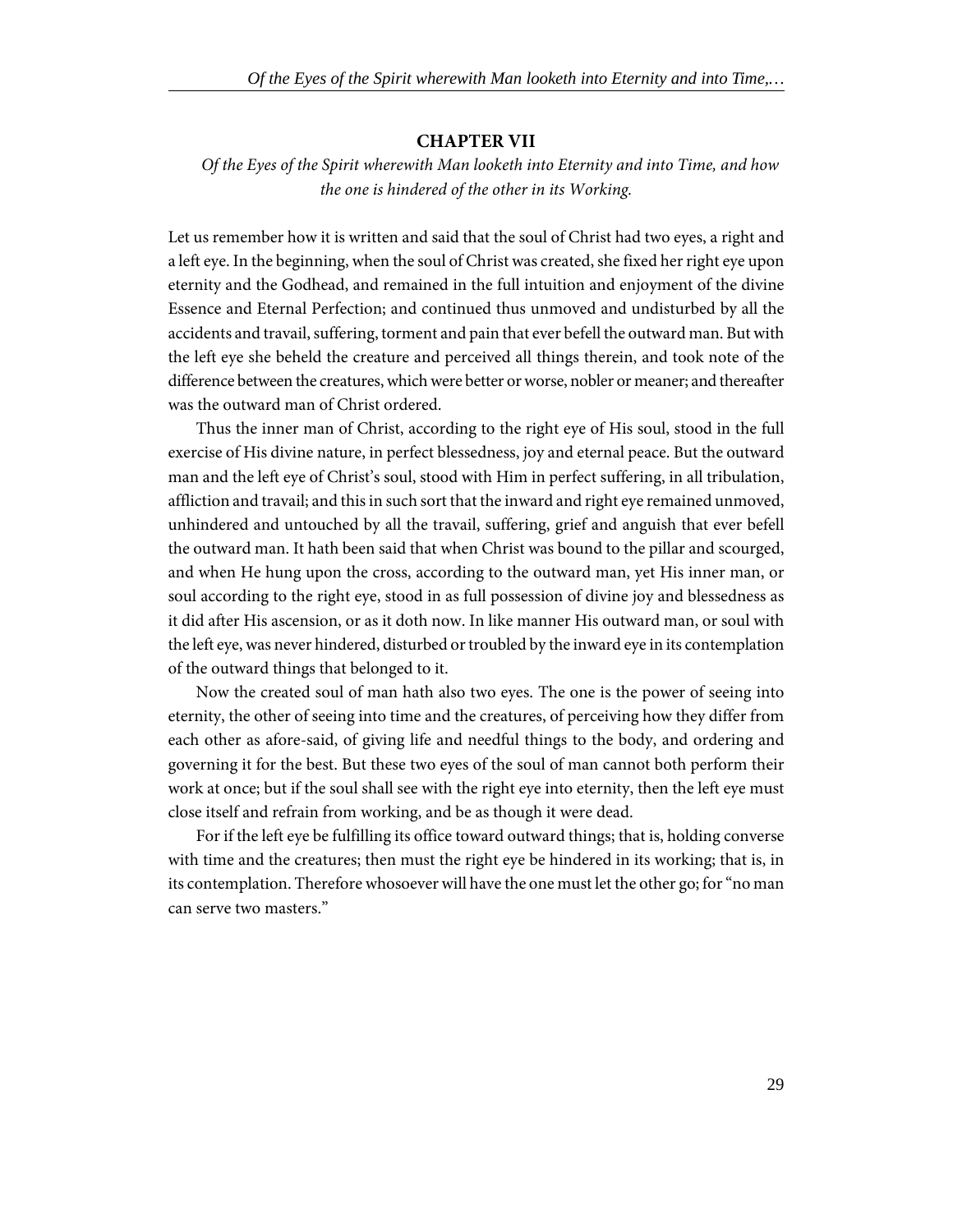## CHAPTER VII

*Of the Eyes of the Spirit wherewith Man looketh into Eternity and into Time, and how the one is hindered of the other in its Working.*

Let us remember how it is written and said that the soul of Christ had two eyes, a right and a left eye. In the beginning, when the soul of Christ was created, she fixed her right eye upon eternity and the Godhead, and remained in the full intuition and enjoyment of the divine Essence and Eternal Perfection; and continued thus unmoved and undisturbed by all the accidents and travail, suffering, torment and pain that ever befell the outward man. But with the left eye she beheld the creature and perceived all things therein, and took note of the difference between the creatures, which were better or worse, nobler or meaner; and thereafter was the outward man of Christ ordered.

Thus the inner man of Christ, according to the right eye of His soul, stood in the full exercise of His divine nature, in perfect blessedness, joy and eternal peace. But the outward man and the left eye of Christ's soul, stood with Him in perfect suffering, in all tribulation, affliction and travail; and this in such sort that the inward and right eye remained unmoved, unhindered and untouched by all the travail, suffering, grief and anguish that ever befell the outward man. It hath been said that when Christ was bound to the pillar and scourged, and when He hung upon the cross, according to the outward man, yet His inner man, or soul according to the right eye, stood in as full possession of divine joy and blessedness as it did after His ascension, or as it doth now. In like manner His outward man, or soul with the left eye, was never hindered, disturbed or troubled by the inward eye in its contemplation of the outward things that belonged to it.

Now the created soul of man hath also two eyes. The one is the power of seeing into eternity, the other of seeing into time and the creatures, of perceiving how they differ from each other as afore-said, of giving life and needful things to the body, and ordering and governing it for the best. But these two eyes of the soul of man cannot both perform their work at once; but if the soul shall see with the right eye into eternity, then the left eye must close itself and refrain from working, and be as though it were dead.

For if the left eye be fulfilling its office toward outward things; that is, holding converse with time and the creatures; then must the right eye be hindered in its working; that is, in its contemplation. Therefore whosoever will have the one must let the other go; for "no man can serve two masters."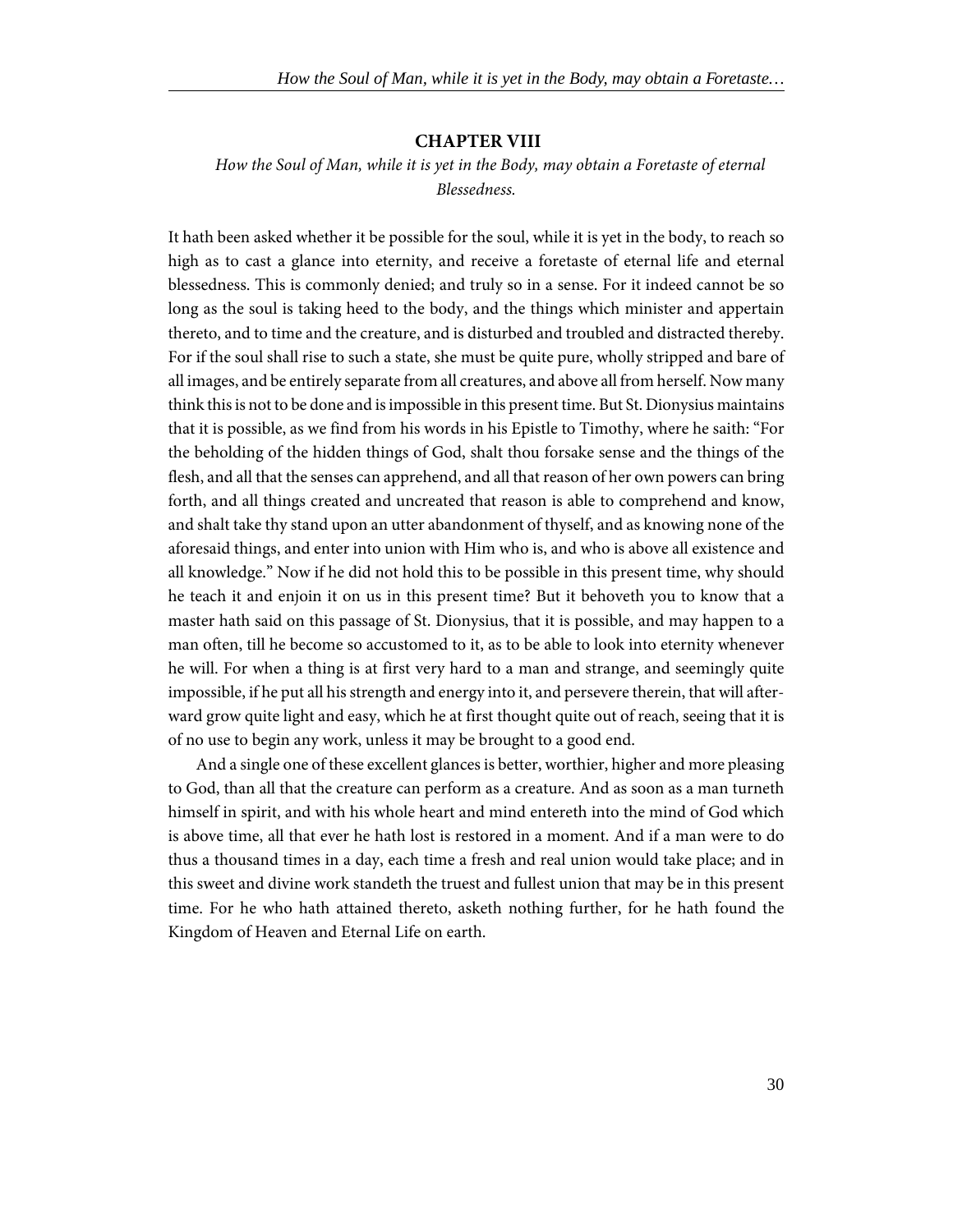## CHAPTER VIII

*How the Soul of Man, while it is yet in the Body, may obtain a Foretaste of eternal Blessedness.*

It hath been asked whether it be possible for the soul, while it is yet in the body, to reach so high as to cast a glance into eternity, and receive a foretaste of eternal life and eternal blessedness. This is commonly denied; and truly so in a sense. For it indeed cannot be so long as the soul is taking heed to the body, and the things which minister and appertain thereto, and to time and the creature, and is disturbed and troubled and distracted thereby. For if the soul shall rise to such a state, she must be quite pure, wholly stripped and bare of all images, and be entirely separate from all creatures, and above all from herself. Now many think this is not to be done and is impossible in this present time. But St. Dionysius maintains that it is possible, as we find from his words in his Epistle to Timothy, where he saith: "For the beholding of the hidden things of God, shalt thou forsake sense and the things of the flesh, and all that the senses can apprehend, and all that reason of her own powers can bring forth, and all things created and uncreated that reason is able to comprehend and know, and shalt take thy stand upon an utter abandonment of thyself, and as knowing none of the aforesaid things, and enter into union with Him who is, and who is above all existence and all knowledge." Now if he did not hold this to be possible in this present time, why should he teach it and enjoin it on us in this present time? But it behoveth you to know that a master hath said on this passage of St. Dionysius, that it is possible, and may happen to a man often, till he become so accustomed to it, as to be able to look into eternity whenever he will. For when a thing is at first very hard to a man and strange, and seemingly quite impossible, if he put all his strength and energy into it, and persevere therein, that will afterward grow quite light and easy, which he at first thought quite out of reach, seeing that it is of no use to begin any work, unless it may be brought to a good end.

And a single one of these excellent glances is better, worthier, higher and more pleasing to God, than all that the creature can perform as a creature. And as soon as a man turneth himself in spirit, and with his whole heart and mind entereth into the mind of God which is above time, all that ever he hath lost is restored in a moment. And if a man were to do thus a thousand times in a day, each time a fresh and real union would take place; and in this sweet and divine work standeth the truest and fullest union that may be in this present time. For he who hath attained thereto, asketh nothing further, for he hath found the Kingdom of Heaven and Eternal Life on earth.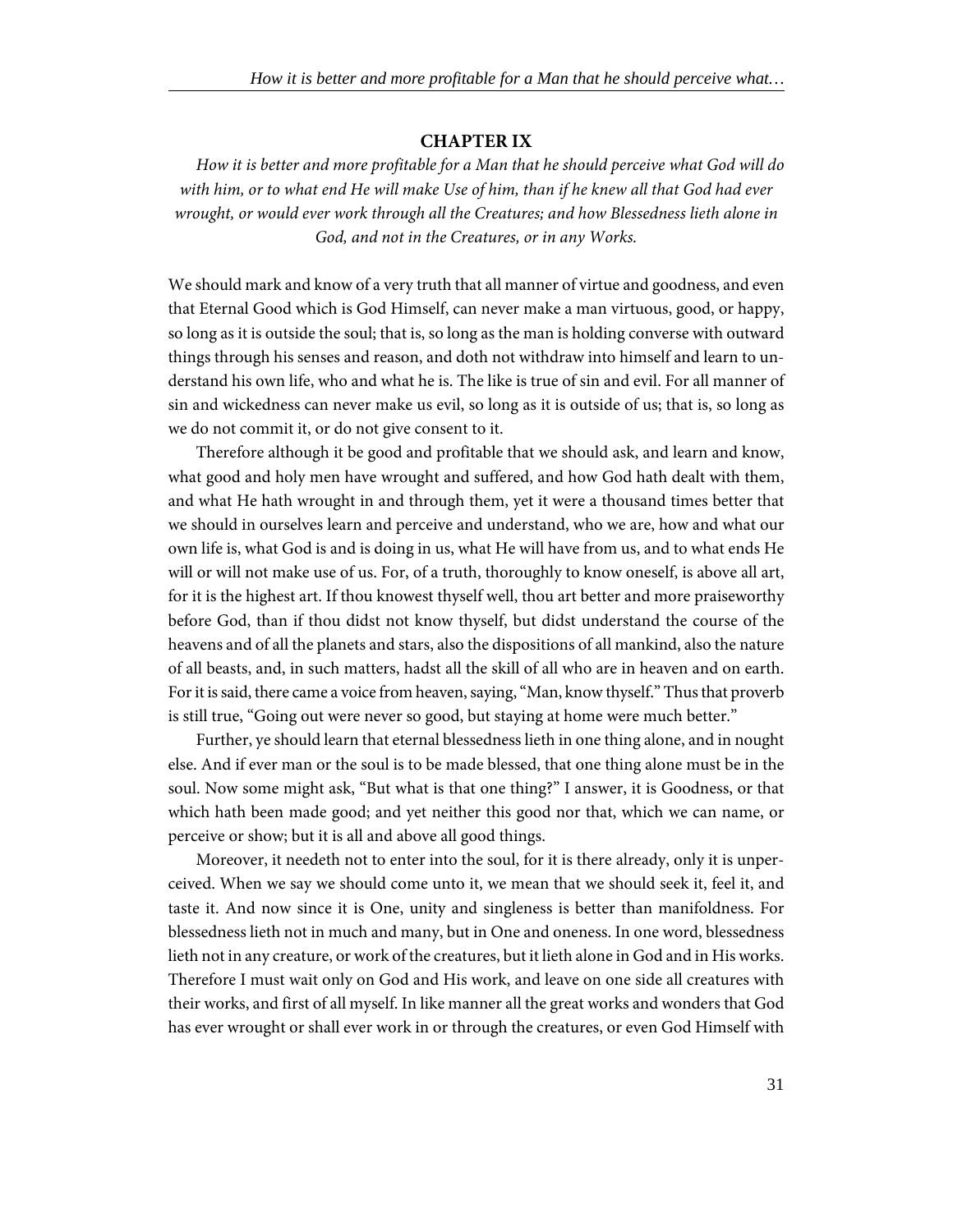## CHAPTER IX

*How it is better and more profitable for a Man that he should perceive what God will do with him, or to what end He will make Use of him, than if he knew all that God had ever wrought, or would ever work through all the Creatures; and how Blessedness lieth alone in God, and not in the Creatures, or in any Works.*

We should mark and know of a very truth that all manner of virtue and goodness, and even that Eternal Good which is God Himself, can never make a man virtuous, good, or happy, so long as it is outside the soul; that is, so long as the man is holding converse with outward things through his senses and reason, and doth not withdraw into himself and learn to understand his own life, who and what he is. The like is true of sin and evil. For all manner of sin and wickedness can never make us evil, so long as it is outside of us; that is, so long as we do not commit it, or do not give consent to it.

Therefore although it be good and profitable that we should ask, and learn and know, what good and holy men have wrought and suffered, and how God hath dealt with them, and what He hath wrought in and through them, yet it were a thousand times better that we should in ourselves learn and perceive and understand, who we are, how and what our own life is, what God is and is doing in us, what He will have from us, and to what ends He will or will not make use of us. For, of a truth, thoroughly to know oneself, is above all art, for it is the highest art. If thou knowest thyself well, thou art better and more praiseworthy before God, than if thou didst not know thyself, but didst understand the course of the heavens and of all the planets and stars, also the dispositions of all mankind, also the nature of all beasts, and, in such matters, hadst all the skill of all who are in heaven and on earth. For it is said, there came a voice from heaven, saying, "Man, know thyself." Thus that proverb is still true, "Going out were never so good, but staying at home were much better."

Further, ye should learn that eternal blessedness lieth in one thing alone, and in nought else. And if ever man or the soul is to be made blessed, that one thing alone must be in the soul. Now some might ask, "But what is that one thing?" I answer, it is Goodness, or that which hath been made good; and yet neither this good nor that, which we can name, or perceive or show; but it is all and above all good things.

Moreover, it needeth not to enter into the soul, for it is there already, only it is unperceived. When we say we should come unto it, we mean that we should seek it, feel it, and taste it. And now since it is One, unity and singleness is better than manifoldness. For blessedness lieth not in much and many, but in One and oneness. In one word, blessedness lieth not in any creature, or work of the creatures, but it lieth alone in God and in His works. Therefore I must wait only on God and His work, and leave on one side all creatures with their works, and first of all myself. In like manner all the great works and wonders that God has ever wrought or shall ever work in or through the creatures, or even God Himself with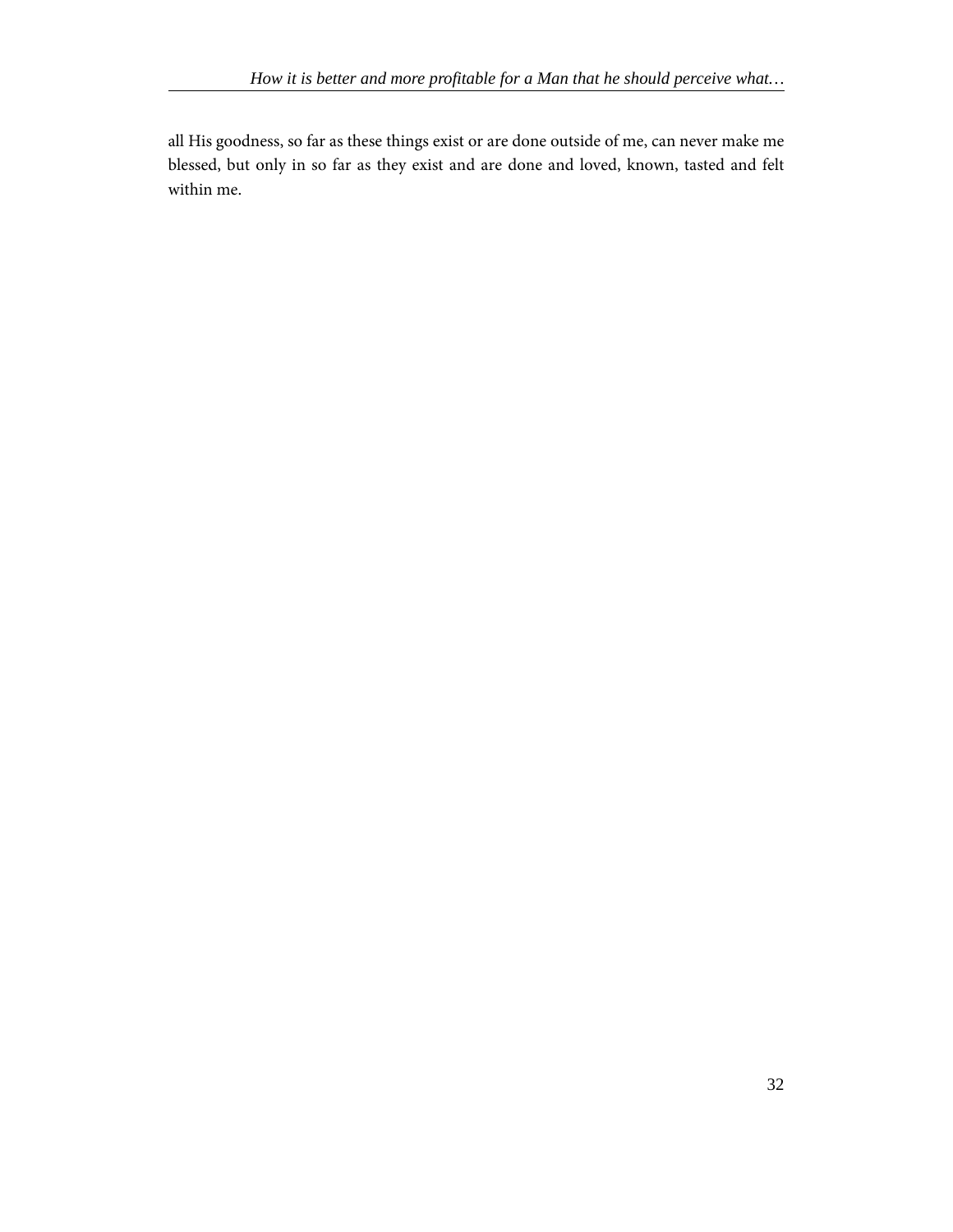all His goodness, so far as these things exist or are done outside of me, can never make me blessed, but only in so far as they exist and are done and loved, known, tasted and felt within me.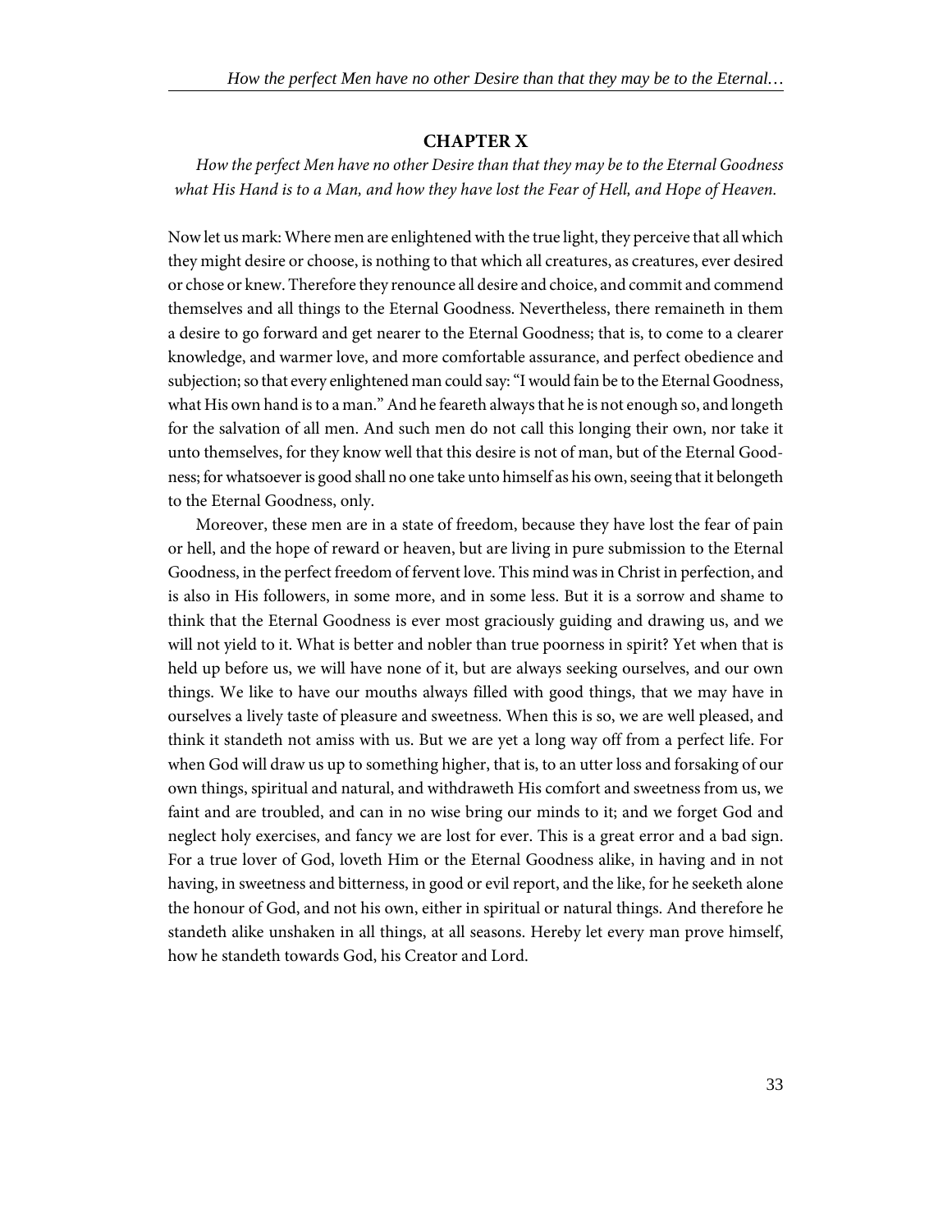## CHAPTER X

*How the perfect Men have no other Desire than that they may be to the Eternal Goodness what His Hand is to a Man, and how they have lost the Fear of Hell, and Hope of Heaven.*

Now let us mark: Where men are enlightened with the true light, they perceive that all which they might desire or choose, is nothing to that which all creatures, as creatures, ever desired or chose or knew. Therefore they renounce all desire and choice, and commit and commend themselves and all things to the Eternal Goodness. Nevertheless, there remaineth in them a desire to go forward and get nearer to the Eternal Goodness; that is, to come to a clearer knowledge, and warmer love, and more comfortable assurance, and perfect obedience and subjection; so that every enlightened man could say: "I would fain be to the Eternal Goodness, what His own hand is to a man." And he feareth always that he is not enough so, and longeth for the salvation of all men. And such men do not call this longing their own, nor take it unto themselves, for they know well that this desire is not of man, but of the Eternal Goodness; for whatsoever is good shall no one take unto himself as his own, seeing that it belongeth to the Eternal Goodness, only.

Moreover, these men are in a state of freedom, because they have lost the fear of pain or hell, and the hope of reward or heaven, but are living in pure submission to the Eternal Goodness, in the perfect freedom of fervent love. This mind was in Christ in perfection, and is also in His followers, in some more, and in some less. But it is a sorrow and shame to think that the Eternal Goodness is ever most graciously guiding and drawing us, and we will not yield to it. What is better and nobler than true poorness in spirit? Yet when that is held up before us, we will have none of it, but are always seeking ourselves, and our own things. We like to have our mouths always filled with good things, that we may have in ourselves a lively taste of pleasure and sweetness. When this is so, we are well pleased, and think it standeth not amiss with us. But we are yet a long way off from a perfect life. For when God will draw us up to something higher, that is, to an utter loss and forsaking of our own things, spiritual and natural, and withdraweth His comfort and sweetness from us, we faint and are troubled, and can in no wise bring our minds to it; and we forget God and neglect holy exercises, and fancy we are lost for ever. This is a great error and a bad sign. For a true lover of God, loveth Him or the Eternal Goodness alike, in having and in not having, in sweetness and bitterness, in good or evil report, and the like, for he seeketh alone the honour of God, and not his own, either in spiritual or natural things. And therefore he standeth alike unshaken in all things, at all seasons. Hereby let every man prove himself, how he standeth towards God, his Creator and Lord.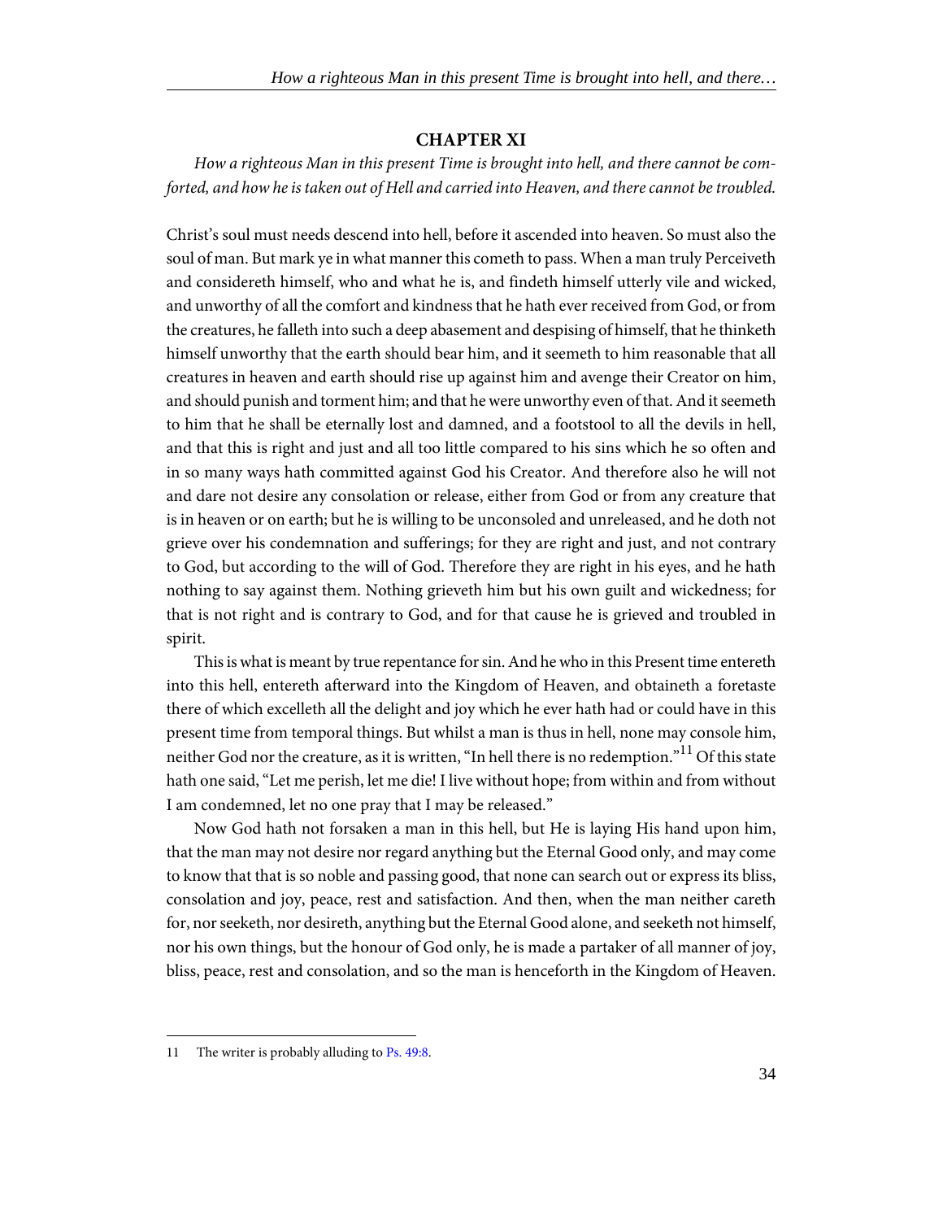## CHAPTER XI

*How a righteous Man in this present Time is brought into hell, and there cannot be comforted, and how he is taken out of Hell and carried into Heaven, and there cannot be troubled.*

Christ's soul must needs descend into hell, before it ascended into heaven. So must also the soul of man. But mark ye in what manner this cometh to pass. When a man truly Perceiveth and considereth himself, who and what he is, and findeth himself utterly vile and wicked, and unworthy of all the comfort and kindness that he hath ever received from God, or from the creatures, he falleth into such a deep abasement and despising of himself, that he thinketh himself unworthy that the earth should bear him, and it seemeth to him reasonable that all creatures in heaven and earth should rise up against him and avenge their Creator on him, and should punish and torment him; and that he were unworthy even of that. And it seemeth to him that he shall be eternally lost and damned, and a footstool to all the devils in hell, and that this is right and just and all too little compared to his sins which he so often and in so many ways hath committed against God his Creator. And therefore also he will not and dare not desire any consolation or release, either from God or from any creature that is in heaven or on earth; but he is willing to be unconsoled and unreleased, and he doth not grieve over his condemnation and sufferings; for they are right and just, and not contrary to God, but according to the will of God. Therefore they are right in his eyes, and he hath nothing to say against them. Nothing grieveth him but his own guilt and wickedness; for that is not right and is contrary to God, and for that cause he is grieved and troubled in spirit.

This is what is meant by true repentance for sin. And he who in this Present time entereth into this hell, entereth afterward into the Kingdom of Heaven, and obtaineth a foretaste there of which excelleth all the delight and joy which he ever hath had or could have in this present time from temporal things. But whilst a man is thus in hell, none may console him, neither God nor the creature, as it is written, "In hell there is no redemption."[11] Of this state hath one said, "Let me perish, let me die! I live without hope; from within and from without I am condemned, let no one pray that I may be released."

Now God hath not forsaken a man in this hell, but He is laying His hand upon him, that the man may not desire nor regard anything but the Eternal Good only, and may come to know that that is so noble and passing good, that none can search out or express its bliss, consolation and joy, peace, rest and satisfaction. And then, when the man neither careth for, nor seeketh, nor desireth, anything but the Eternal Good alone, and seeketh not himself, nor his own things, but the honour of God only, he is made a partaker of all manner of joy, bliss, peace, rest and consolation, and so the man is henceforth in the Kingdom of Heaven.

---

11 The writer is probably alluding to Ps. 49:8.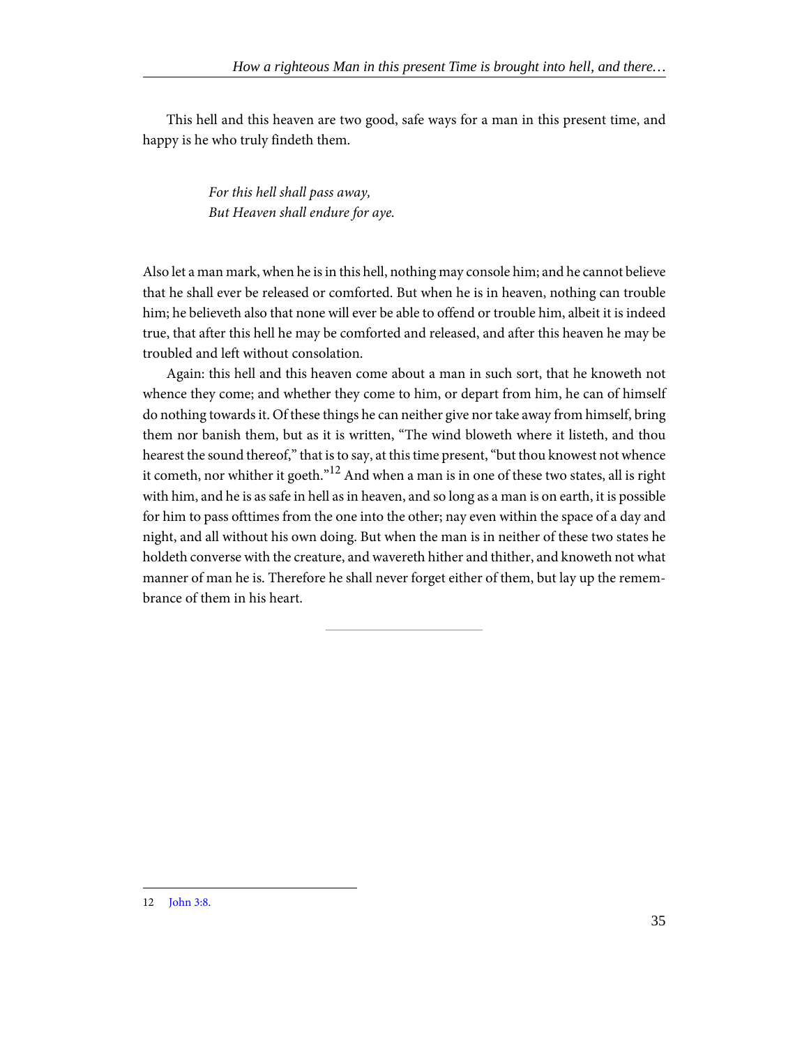This hell and this heaven are two good, safe ways for a man in this present time, and happy is he who truly findeth them.

> *For this hell shall pass away,*
> *But Heaven shall endure for aye.*

Also let a man mark, when he is in this hell, nothing may console him; and he cannot believe that he shall ever be released or comforted. But when he is in heaven, nothing can trouble him; he believeth also that none will ever be able to offend or trouble him, albeit it is indeed true, that after this hell he may be comforted and released, and after this heaven he may be troubled and left without consolation.

Again: this hell and this heaven come about a man in such sort, that he knoweth not whence they come; and whether they come to him, or depart from him, he can of himself do nothing towards it. Of these things he can neither give nor take away from himself, bring them nor banish them, but as it is written, "The wind bloweth where it listeth, and thou hearest the sound thereof," that is to say, at this time present, "but thou knowest not whence it cometh, nor whither it goeth."[12] And when a man is in one of these two states, all is right with him, and he is as safe in hell as in heaven, and so long as a man is on earth, it is possible for him to pass ofttimes from the one into the other; nay even within the space of a day and night, and all without his own doing. But when the man is in neither of these two states he holdeth converse with the creature, and wavereth hither and thither, and knoweth not what manner of man he is. Therefore he shall never forget either of them, but lay up the remembrance of them in his heart.

---

12 John 3:8.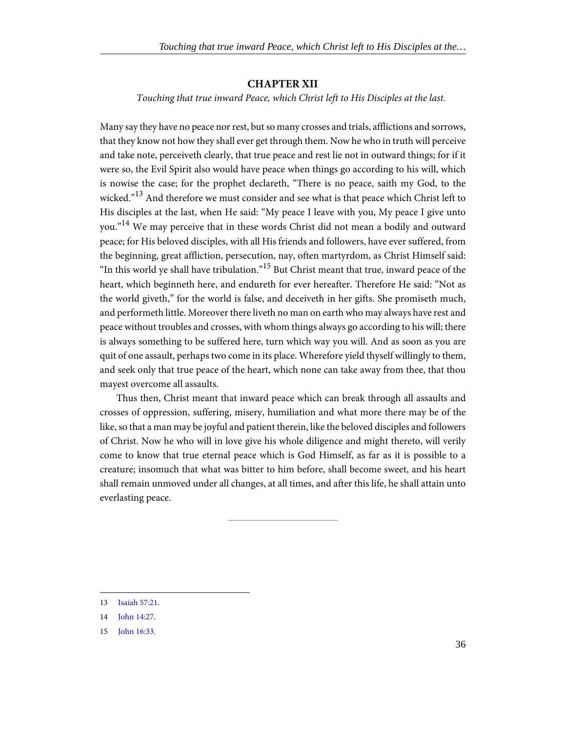## CHAPTER XII

*Touching that true inward Peace, which Christ left to His Disciples at the last.*

Many say they have no peace nor rest, but so many crosses and trials, afflictions and sorrows, that they know not how they shall ever get through them. Now he who in truth will perceive and take note, perceiveth clearly, that true peace and rest lie not in outward things; for if it were so, the Evil Spirit also would have peace when things go according to his will, which is nowise the case; for the prophet declareth, "There is no peace, saith my God, to the wicked."[13] And therefore we must consider and see what is that peace which Christ left to His disciples at the last, when He said: "My peace I leave with you, My peace I give unto you."[14] We may perceive that in these words Christ did not mean a bodily and outward peace; for His beloved disciples, with all His friends and followers, have ever suffered, from the beginning, great affliction, persecution, nay, often martyrdom, as Christ Himself said: "In this world ye shall have tribulation."[15] But Christ meant that true, inward peace of the heart, which beginneth here, and endureth for ever hereafter. Therefore He said: "Not as the world giveth," for the world is false, and deceiveth in her gifts. She promiseth much, and performeth little. Moreover there liveth no man on earth who may always have rest and peace without troubles and crosses, with whom things always go according to his will; there is always something to be suffered here, turn which way you will. And as soon as you are quit of one assault, perhaps two come in its place. Wherefore yield thyself willingly to them, and seek only that true peace of the heart, which none can take away from thee, that thou mayest overcome all assaults.

Thus then, Christ meant that inward peace which can break through all assaults and crosses of oppression, suffering, misery, humiliation and what more there may be of the like, so that a man may be joyful and patient therein, like the beloved disciples and followers of Christ. Now he who will in love give his whole diligence and might thereto, will verily come to know that true eternal peace which is God Himself, as far as it is possible to a creature; insomuch that what was bitter to him before, shall become sweet, and his heart shall remain unmoved under all changes, at all times, and after this life, he shall attain unto everlasting peace.

---

13 Isaiah 57:21.

14 John 14:27.

15 John 16:33.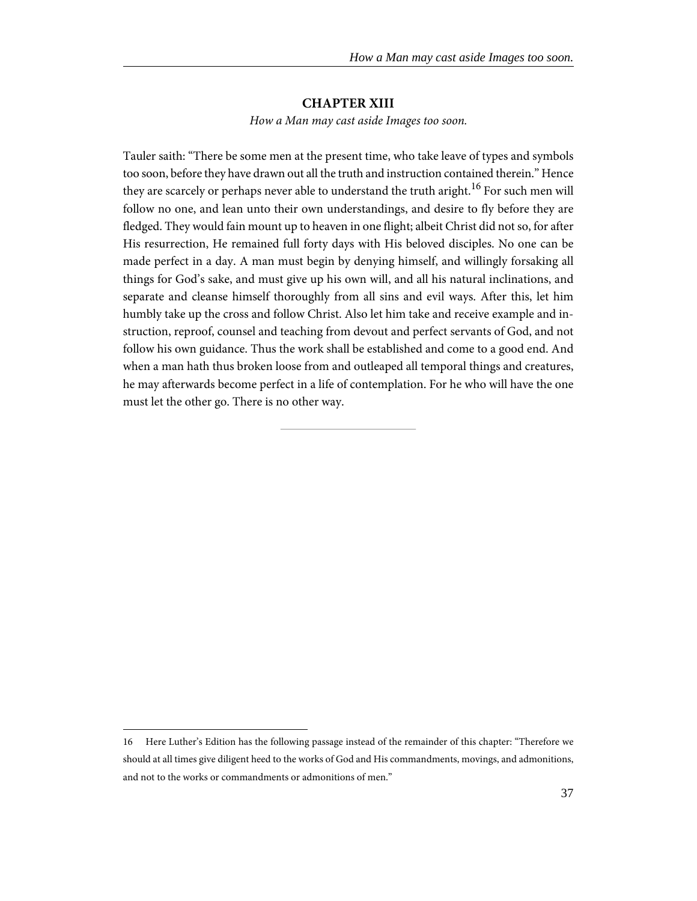## CHAPTER XIII

*How a Man may cast aside Images too soon.*

Tauler saith: "There be some men at the present time, who take leave of types and symbols too soon, before they have drawn out all the truth and instruction contained therein." Hence they are scarcely or perhaps never able to understand the truth aright.[16] For such men will follow no one, and lean unto their own understandings, and desire to fly before they are fledged. They would fain mount up to heaven in one flight; albeit Christ did not so, for after His resurrection, He remained full forty days with His beloved disciples. No one can be made perfect in a day. A man must begin by denying himself, and willingly forsaking all things for God's sake, and must give up his own will, and all his natural inclinations, and separate and cleanse himself thoroughly from all sins and evil ways. After this, let him humbly take up the cross and follow Christ. Also let him take and receive example and instruction, reproof, counsel and teaching from devout and perfect servants of God, and not follow his own guidance. Thus the work shall be established and come to a good end. And when a man hath thus broken loose from and outleaped all temporal things and creatures, he may afterwards become perfect in a life of contemplation. For he who will have the one must let the other go. There is no other way.

---

16 Here Luther's Edition has the following passage instead of the remainder of this chapter: "Therefore we should at all times give diligent heed to the works of God and His commandments, movings, and admonitions, and not to the works or commandments or admonitions of men."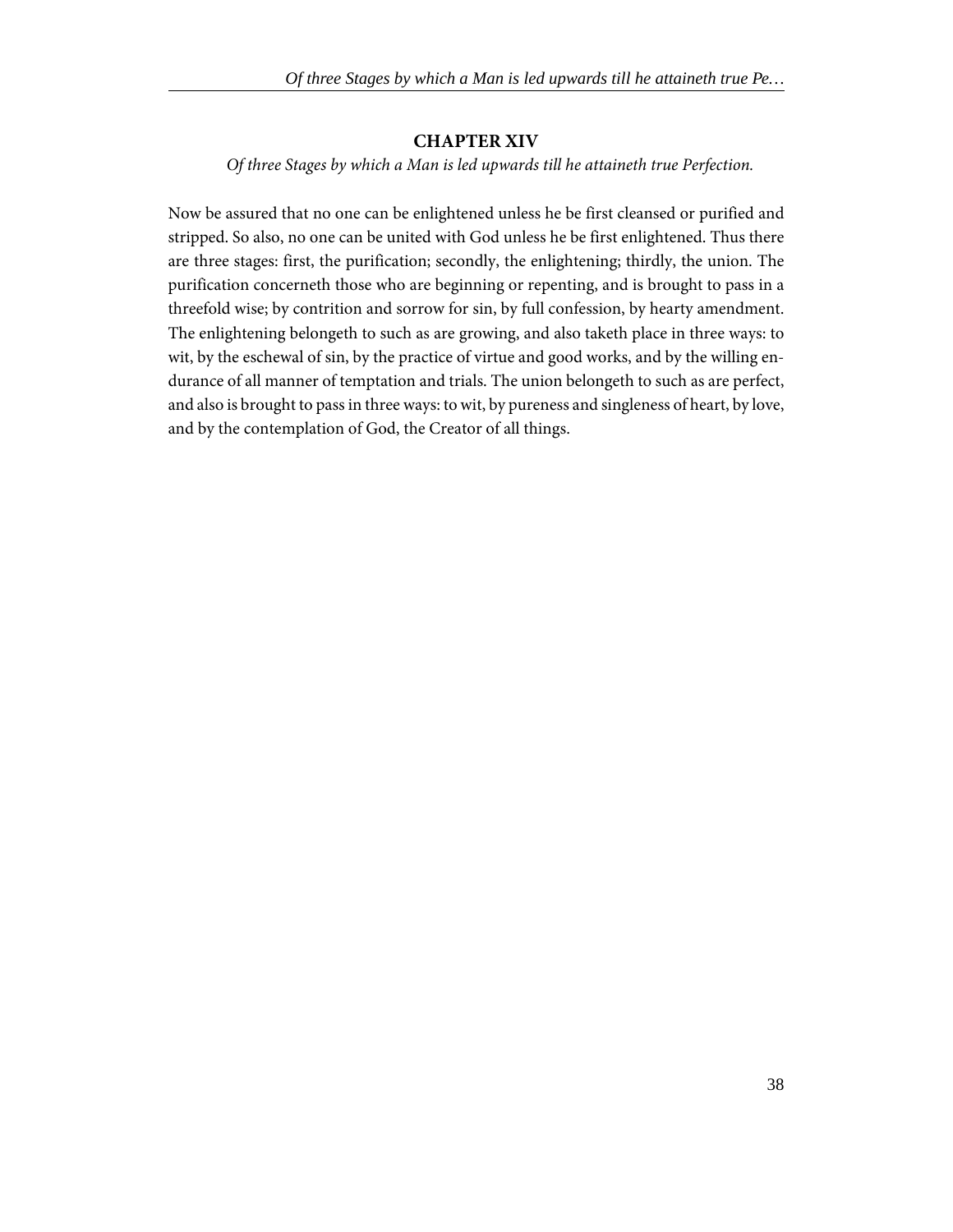## CHAPTER XIV

*Of three Stages by which a Man is led upwards till he attaineth true Perfection.*

Now be assured that no one can be enlightened unless he be first cleansed or purified and stripped. So also, no one can be united with God unless he be first enlightened. Thus there are three stages: first, the purification; secondly, the enlightening; thirdly, the union. The purification concerneth those who are beginning or repenting, and is brought to pass in a threefold wise; by contrition and sorrow for sin, by full confession, by hearty amendment. The enlightening belongeth to such as are growing, and also taketh place in three ways: to wit, by the eschewal of sin, by the practice of virtue and good works, and by the willing endurance of all manner of temptation and trials. The union belongeth to such as are perfect, and also is brought to pass in three ways: to wit, by pureness and singleness of heart, by love, and by the contemplation of God, the Creator of all things.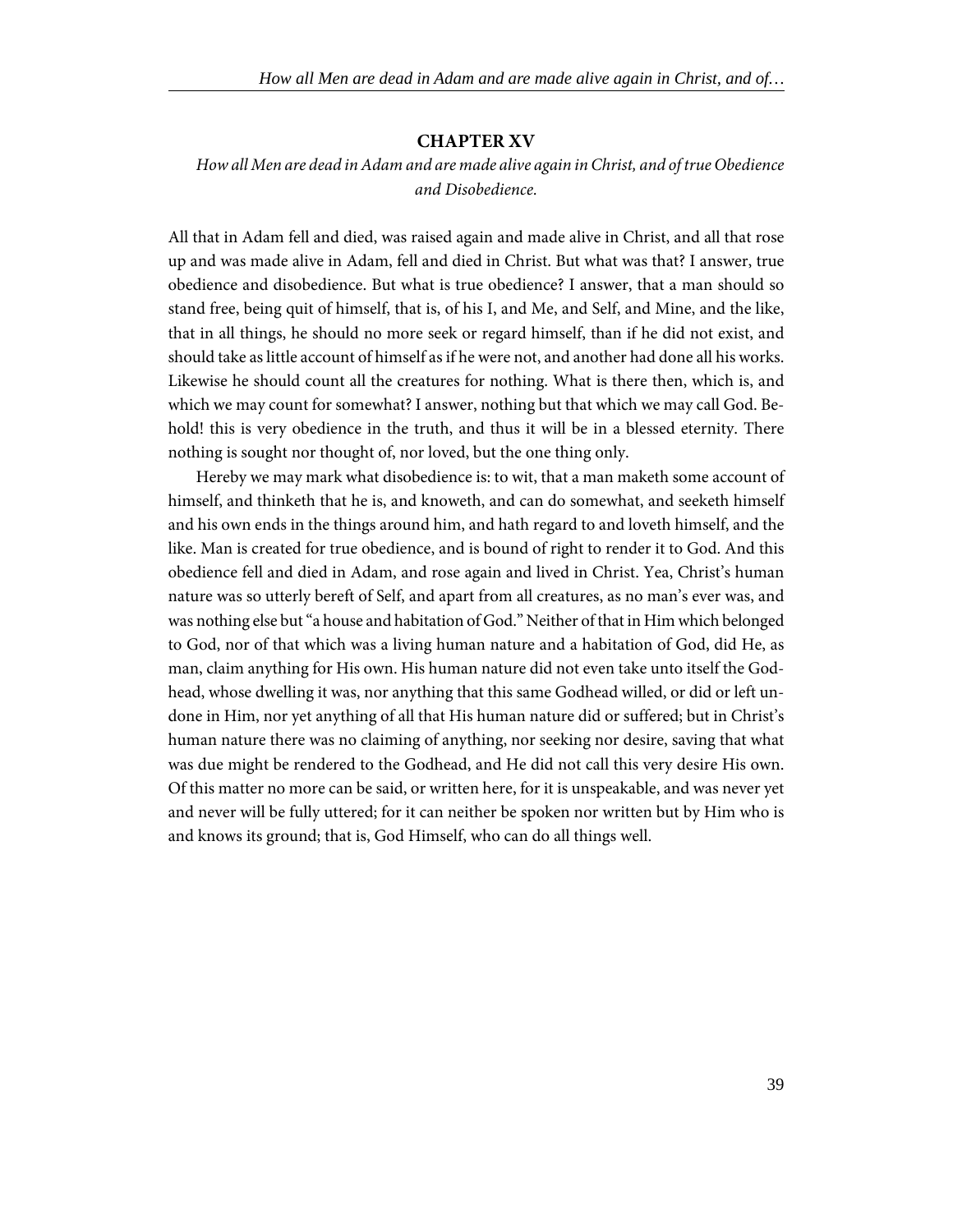## CHAPTER XV

*How all Men are dead in Adam and are made alive again in Christ, and of true Obedience and Disobedience.*

All that in Adam fell and died, was raised again and made alive in Christ, and all that rose up and was made alive in Adam, fell and died in Christ. But what was that? I answer, true obedience and disobedience. But what is true obedience? I answer, that a man should so stand free, being quit of himself, that is, of his I, and Me, and Self, and Mine, and the like, that in all things, he should no more seek or regard himself, than if he did not exist, and should take as little account of himself as if he were not, and another had done all his works. Likewise he should count all the creatures for nothing. What is there then, which is, and which we may count for somewhat? I answer, nothing but that which we may call God. Behold! this is very obedience in the truth, and thus it will be in a blessed eternity. There nothing is sought nor thought of, nor loved, but the one thing only.

Hereby we may mark what disobedience is: to wit, that a man maketh some account of himself, and thinketh that he is, and knoweth, and can do somewhat, and seeketh himself and his own ends in the things around him, and hath regard to and loveth himself, and the like. Man is created for true obedience, and is bound of right to render it to God. And this obedience fell and died in Adam, and rose again and lived in Christ. Yea, Christ's human nature was so utterly bereft of Self, and apart from all creatures, as no man's ever was, and was nothing else but "a house and habitation of God." Neither of that in Him which belonged to God, nor of that which was a living human nature and a habitation of God, did He, as man, claim anything for His own. His human nature did not even take unto itself the Godhead, whose dwelling it was, nor anything that this same Godhead willed, or did or left undone in Him, nor yet anything of all that His human nature did or suffered; but in Christ's human nature there was no claiming of anything, nor seeking nor desire, saving that what was due might be rendered to the Godhead, and He did not call this very desire His own. Of this matter no more can be said, or written here, for it is unspeakable, and was never yet and never will be fully uttered; for it can neither be spoken nor written but by Him who is and knows its ground; that is, God Himself, who can do all things well.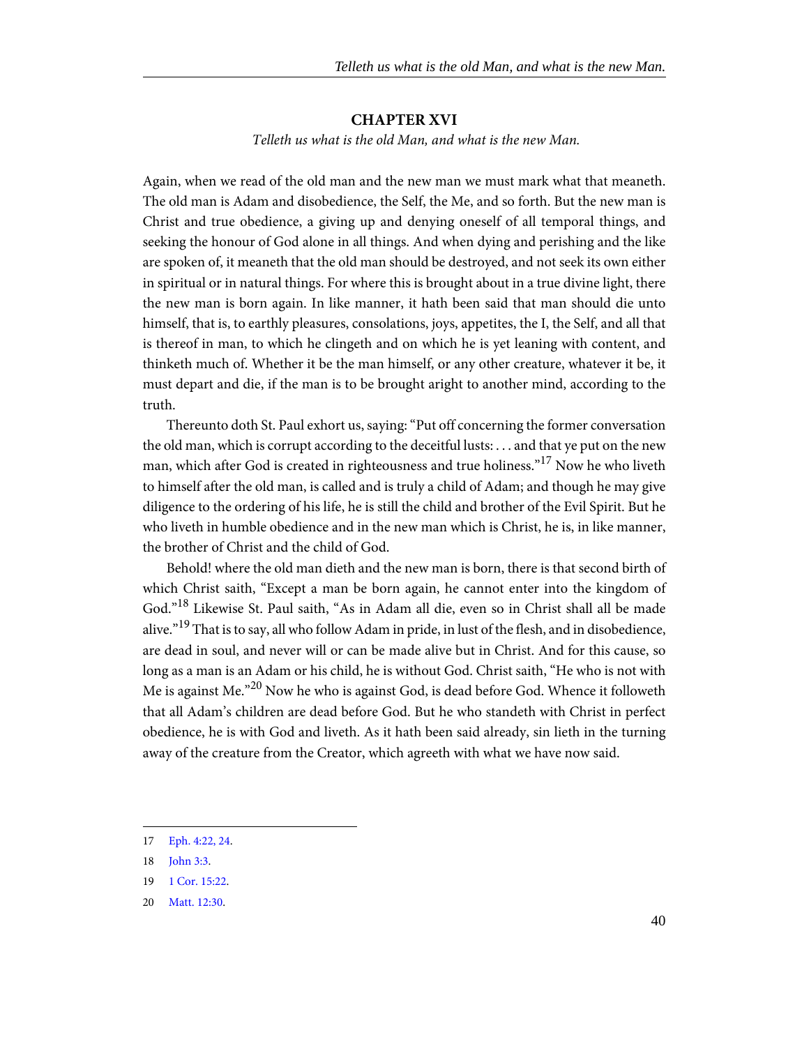## CHAPTER XVI

*Telleth us what is the old Man, and what is the new Man.*

Again, when we read of the old man and the new man we must mark what that meaneth. The old man is Adam and disobedience, the Self, the Me, and so forth. But the new man is Christ and true obedience, a giving up and denying oneself of all temporal things, and seeking the honour of God alone in all things. And when dying and perishing and the like are spoken of, it meaneth that the old man should be destroyed, and not seek its own either in spiritual or in natural things. For where this is brought about in a true divine light, there the new man is born again. In like manner, it hath been said that man should die unto himself, that is, to earthly pleasures, consolations, joys, appetites, the I, the Self, and all that is thereof in man, to which he clingeth and on which he is yet leaning with content, and thinketh much of. Whether it be the man himself, or any other creature, whatever it be, it must depart and die, if the man is to be brought aright to another mind, according to the truth.

Thereunto doth St. Paul exhort us, saying: "Put off concerning the former conversation the old man, which is corrupt according to the deceitful lusts: . . . and that ye put on the new man, which after God is created in righteousness and true holiness."[17] Now he who liveth to himself after the old man, is called and is truly a child of Adam; and though he may give diligence to the ordering of his life, he is still the child and brother of the Evil Spirit. But he who liveth in humble obedience and in the new man which is Christ, he is, in like manner, the brother of Christ and the child of God.

Behold! where the old man dieth and the new man is born, there is that second birth of which Christ saith, "Except a man be born again, he cannot enter into the kingdom of God."[18] Likewise St. Paul saith, "As in Adam all die, even so in Christ shall all be made alive."[19] That is to say, all who follow Adam in pride, in lust of the flesh, and in disobedience, are dead in soul, and never will or can be made alive but in Christ. And for this cause, so long as a man is an Adam or his child, he is without God. Christ saith, "He who is not with Me is against Me."[20] Now he who is against God, is dead before God. Whence it followeth that all Adam's children are dead before God. But he who standeth with Christ in perfect obedience, he is with God and liveth. As it hath been said already, sin lieth in the turning away of the creature from the Creator, which agreeth with what we have now said.

---

17 Eph. 4:22, 24.

18 John 3:3.

19 1 Cor. 15:22.

20 Matt. 12:30.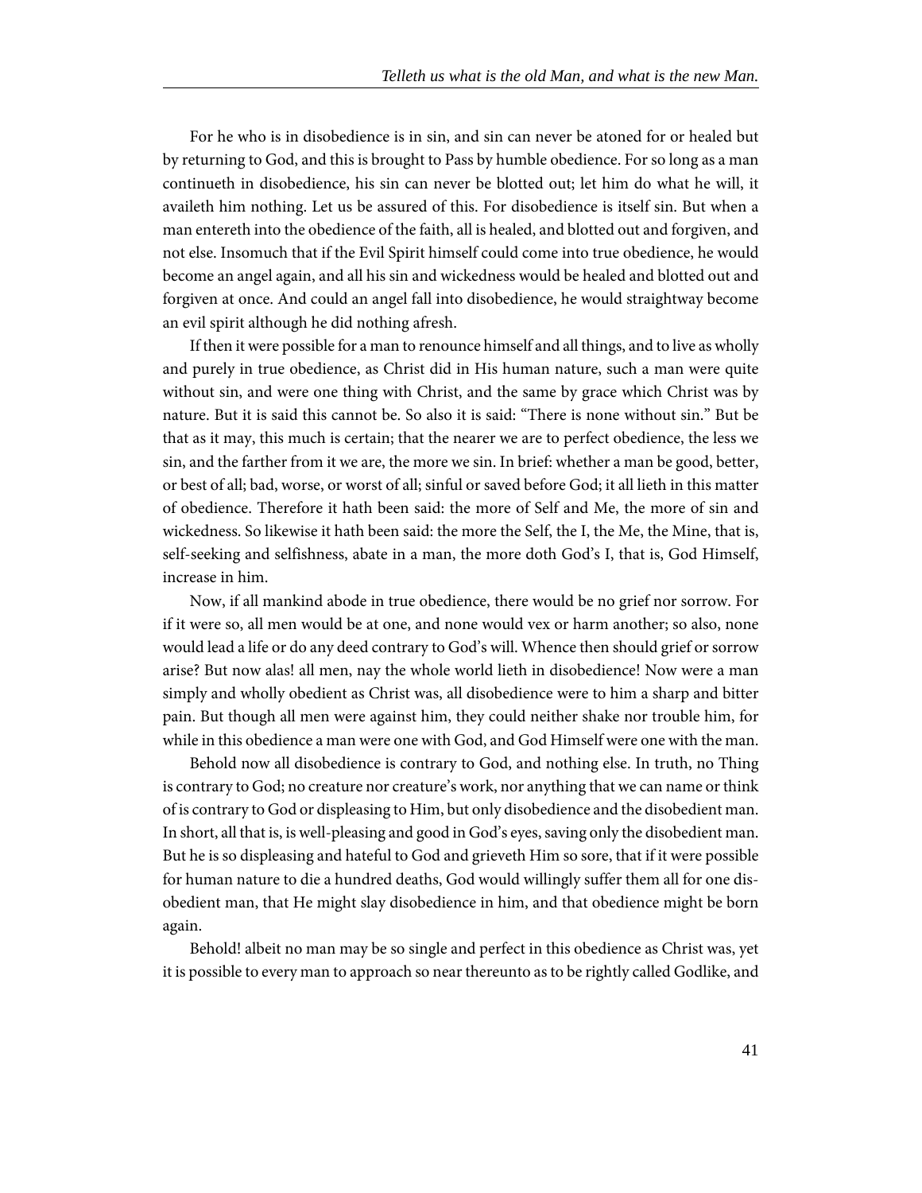For he who is in disobedience is in sin, and sin can never be atoned for or healed but by returning to God, and this is brought to Pass by humble obedience. For so long as a man continueth in disobedience, his sin can never be blotted out; let him do what he will, it availeth him nothing. Let us be assured of this. For disobedience is itself sin. But when a man entereth into the obedience of the faith, all is healed, and blotted out and forgiven, and not else. Insomuch that if the Evil Spirit himself could come into true obedience, he would become an angel again, and all his sin and wickedness would be healed and blotted out and forgiven at once. And could an angel fall into disobedience, he would straightway become an evil spirit although he did nothing afresh.

If then it were possible for a man to renounce himself and all things, and to live as wholly and purely in true obedience, as Christ did in His human nature, such a man were quite without sin, and were one thing with Christ, and the same by grace which Christ was by nature. But it is said this cannot be. So also it is said: "There is none without sin." But be that as it may, this much is certain; that the nearer we are to perfect obedience, the less we sin, and the farther from it we are, the more we sin. In brief: whether a man be good, better, or best of all; bad, worse, or worst of all; sinful or saved before God; it all lieth in this matter of obedience. Therefore it hath been said: the more of Self and Me, the more of sin and wickedness. So likewise it hath been said: the more the Self, the I, the Me, the Mine, that is, self-seeking and selfishness, abate in a man, the more doth God's I, that is, God Himself, increase in him.

Now, if all mankind abode in true obedience, there would be no grief nor sorrow. For if it were so, all men would be at one, and none would vex or harm another; so also, none would lead a life or do any deed contrary to God's will. Whence then should grief or sorrow arise? But now alas! all men, nay the whole world lieth in disobedience! Now were a man simply and wholly obedient as Christ was, all disobedience were to him a sharp and bitter pain. But though all men were against him, they could neither shake nor trouble him, for while in this obedience a man were one with God, and God Himself were one with the man.

Behold now all disobedience is contrary to God, and nothing else. In truth, no Thing is contrary to God; no creature nor creature's work, nor anything that we can name or think of is contrary to God or displeasing to Him, but only disobedience and the disobedient man. In short, all that is, is well-pleasing and good in God's eyes, saving only the disobedient man. But he is so displeasing and hateful to God and grieveth Him so sore, that if it were possible for human nature to die a hundred deaths, God would willingly suffer them all for one disobedient man, that He might slay disobedience in him, and that obedience might be born again.

Behold! albeit no man may be so single and perfect in this obedience as Christ was, yet it is possible to every man to approach so near thereunto as to be rightly called Godlike, and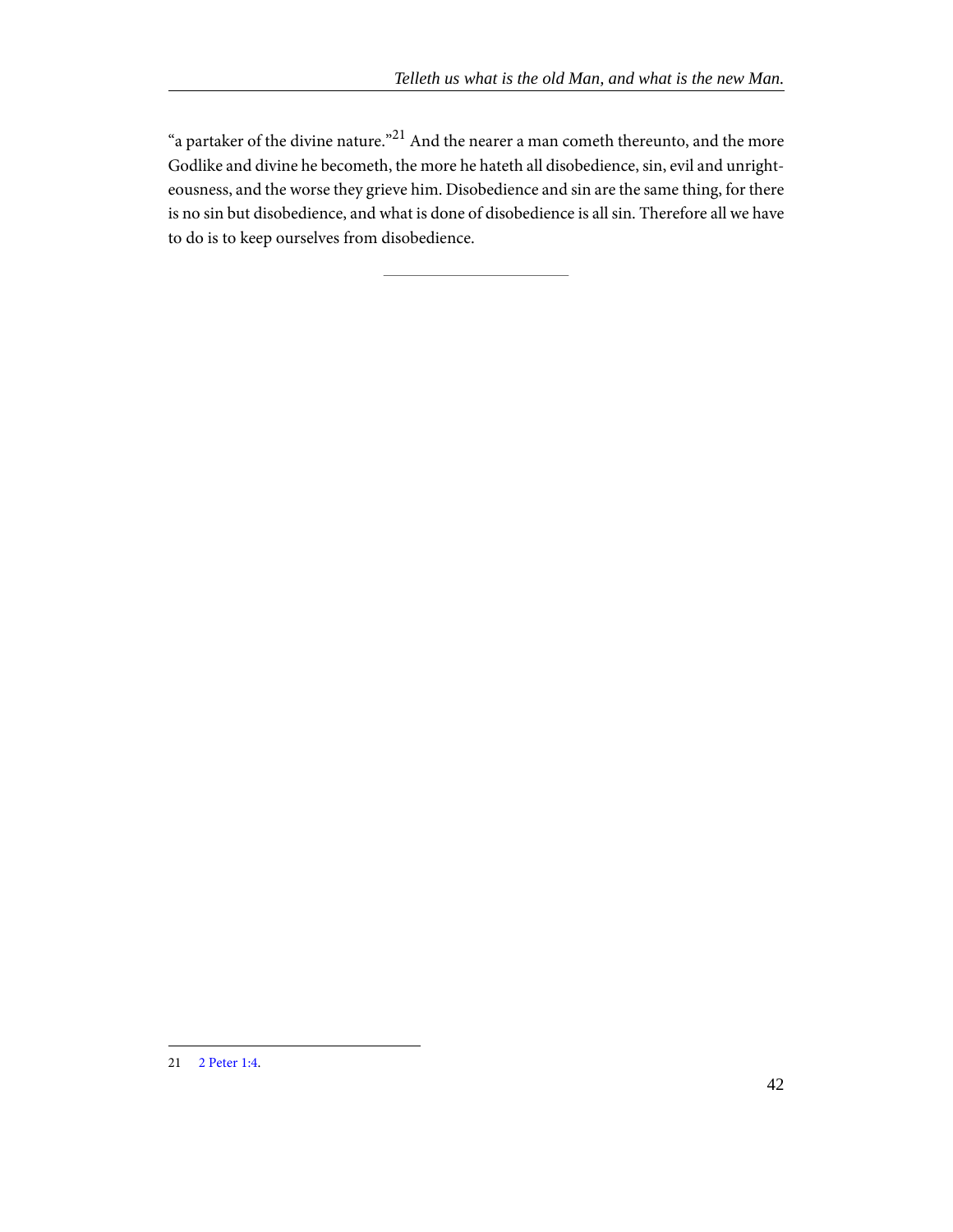"a partaker of the divine nature."[21] And the nearer a man cometh thereunto, and the more Godlike and divine he becometh, the more he hateth all disobedience, sin, evil and unrighteousness, and the worse they grieve him. Disobedience and sin are the same thing, for there is no sin but disobedience, and what is done of disobedience is all sin. Therefore all we have to do is to keep ourselves from disobedience.

---

21 2 Peter 1:4.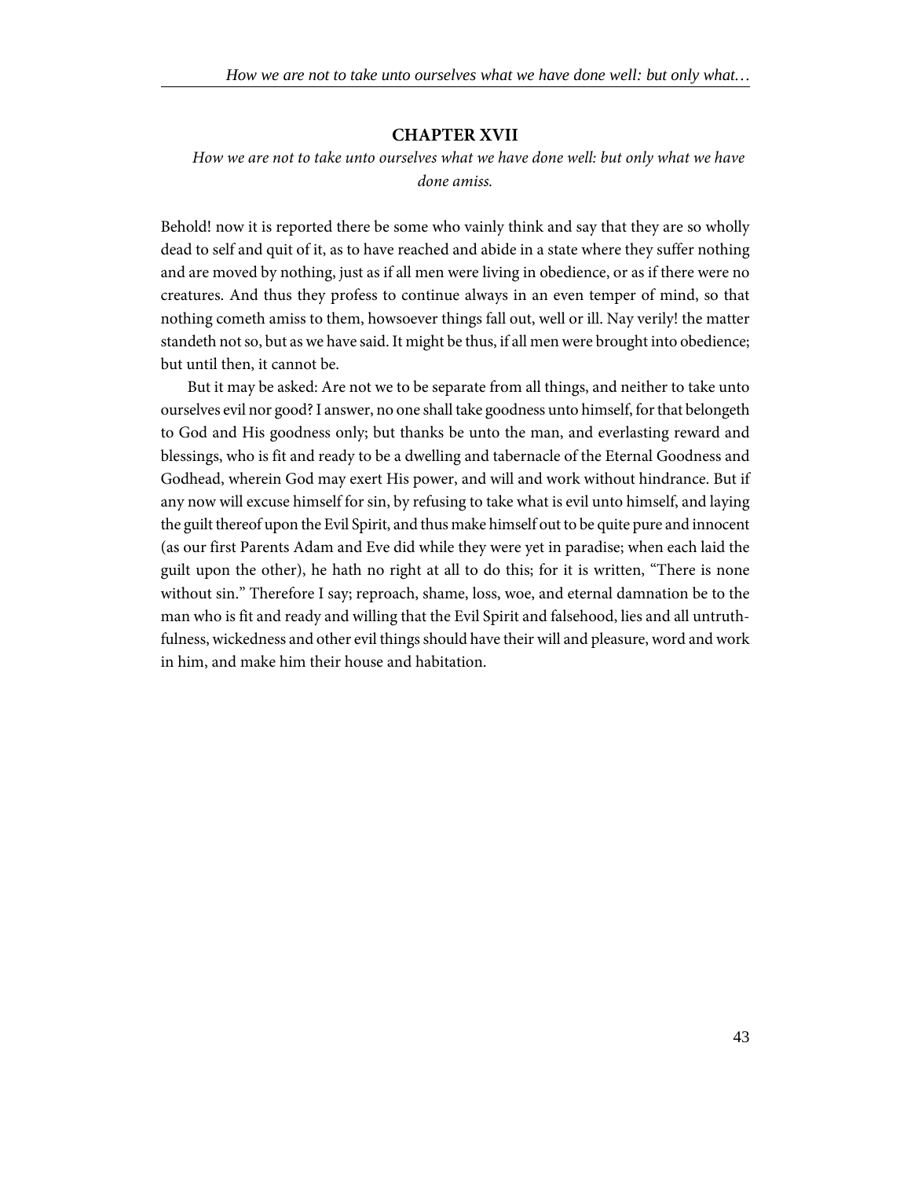## CHAPTER XVII

*How we are not to take unto ourselves what we have done well: but only what we have done amiss.*

Behold! now it is reported there be some who vainly think and say that they are so wholly dead to self and quit of it, as to have reached and abide in a state where they suffer nothing and are moved by nothing, just as if all men were living in obedience, or as if there were no creatures. And thus they profess to continue always in an even temper of mind, so that nothing cometh amiss to them, howsoever things fall out, well or ill. Nay verily! the matter standeth not so, but as we have said. It might be thus, if all men were brought into obedience; but until then, it cannot be.

But it may be asked: Are not we to be separate from all things, and neither to take unto ourselves evil nor good? I answer, no one shall take goodness unto himself, for that belongeth to God and His goodness only; but thanks be unto the man, and everlasting reward and blessings, who is fit and ready to be a dwelling and tabernacle of the Eternal Goodness and Godhead, wherein God may exert His power, and will and work without hindrance. But if any now will excuse himself for sin, by refusing to take what is evil unto himself, and laying the guilt thereof upon the Evil Spirit, and thus make himself out to be quite pure and innocent (as our first Parents Adam and Eve did while they were yet in paradise; when each laid the guilt upon the other), he hath no right at all to do this; for it is written, "There is none without sin." Therefore I say; reproach, shame, loss, woe, and eternal damnation be to the man who is fit and ready and willing that the Evil Spirit and falsehood, lies and all untruthfulness, wickedness and other evil things should have their will and pleasure, word and work in him, and make him their house and habitation.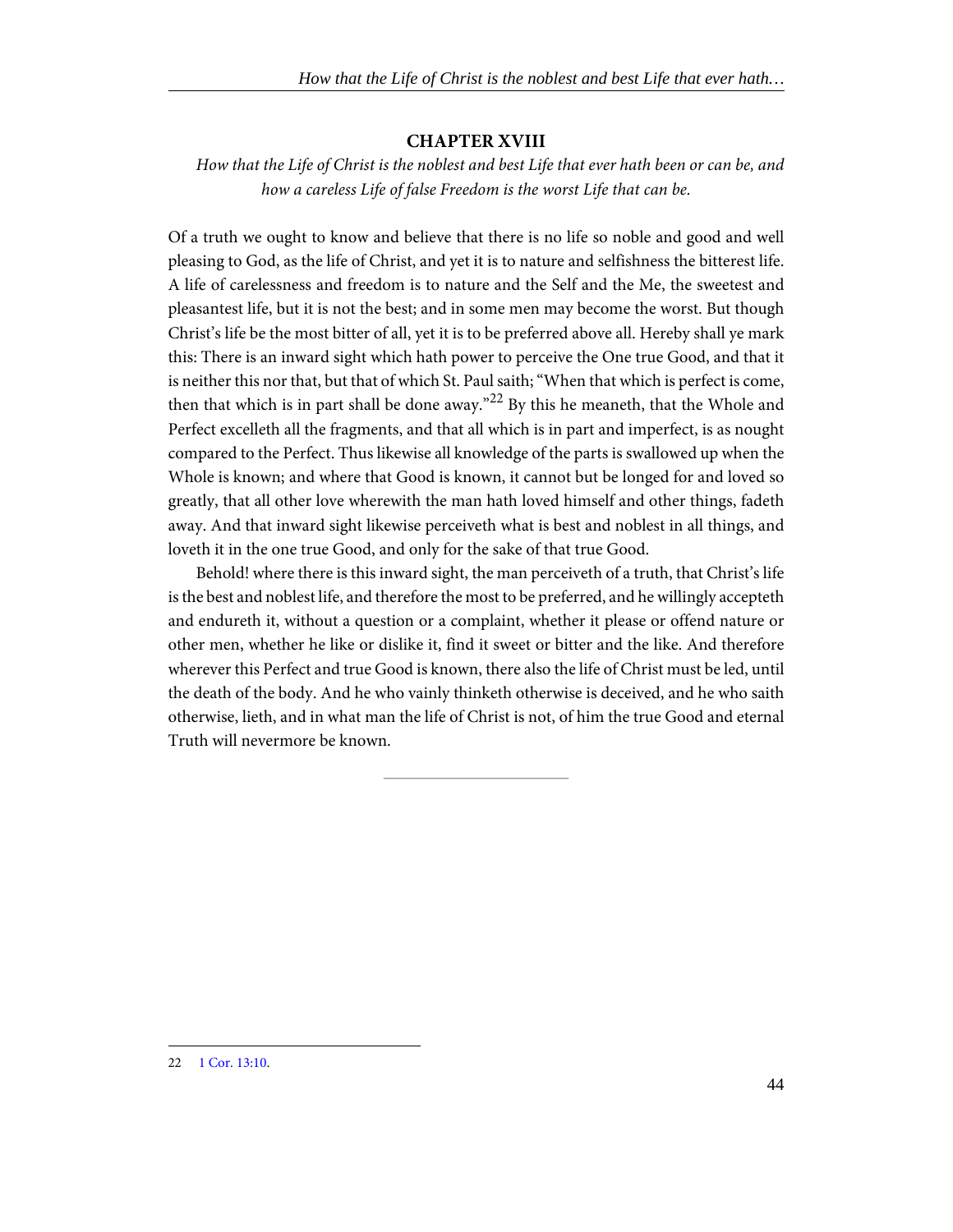## CHAPTER XVIII

*How that the Life of Christ is the noblest and best Life that ever hath been or can be, and how a careless Life of false Freedom is the worst Life that can be.*

Of a truth we ought to know and believe that there is no life so noble and good and well pleasing to God, as the life of Christ, and yet it is to nature and selfishness the bitterest life. A life of carelessness and freedom is to nature and the Self and the Me, the sweetest and pleasantest life, but it is not the best; and in some men may become the worst. But though Christ's life be the most bitter of all, yet it is to be preferred above all. Hereby shall ye mark this: There is an inward sight which hath power to perceive the One true Good, and that it is neither this nor that, but that of which St. Paul saith; "When that which is perfect is come, then that which is in part shall be done away."[22] By this he meaneth, that the Whole and Perfect excelleth all the fragments, and that all which is in part and imperfect, is as nought compared to the Perfect. Thus likewise all knowledge of the parts is swallowed up when the Whole is known; and where that Good is known, it cannot but be longed for and loved so greatly, that all other love wherewith the man hath loved himself and other things, fadeth away. And that inward sight likewise perceiveth what is best and noblest in all things, and loveth it in the one true Good, and only for the sake of that true Good.

Behold! where there is this inward sight, the man perceiveth of a truth, that Christ's life is the best and noblest life, and therefore the most to be preferred, and he willingly accepteth and endureth it, without a question or a complaint, whether it please or offend nature or other men, whether he like or dislike it, find it sweet or bitter and the like. And therefore wherever this Perfect and true Good is known, there also the life of Christ must be led, until the death of the body. And he who vainly thinketh otherwise is deceived, and he who saith otherwise, lieth, and in what man the life of Christ is not, of him the true Good and eternal Truth will nevermore be known.

---

22 1 Cor. 13:10.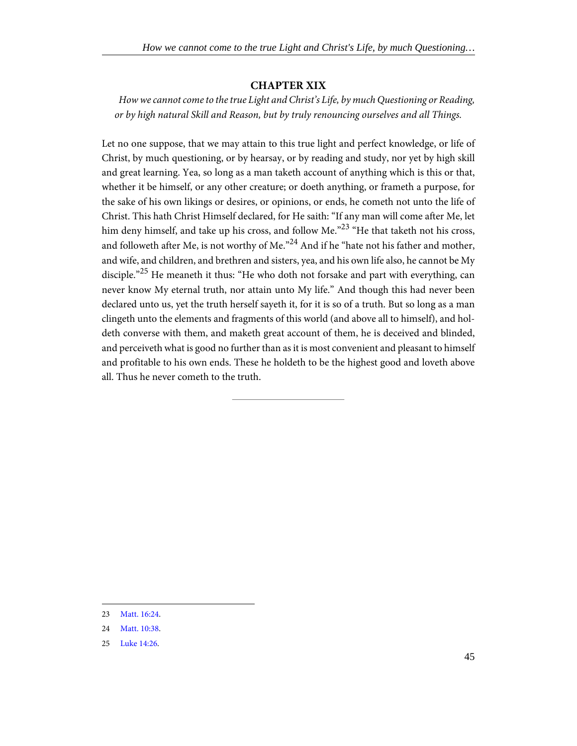## CHAPTER XIX

*How we cannot come to the true Light and Christ's Life, by much Questioning or Reading, or by high natural Skill and Reason, but by truly renouncing ourselves and all Things.*

Let no one suppose, that we may attain to this true light and perfect knowledge, or life of Christ, by much questioning, or by hearsay, or by reading and study, nor yet by high skill and great learning. Yea, so long as a man taketh account of anything which is this or that, whether it be himself, or any other creature; or doeth anything, or frameth a purpose, for the sake of his own likings or desires, or opinions, or ends, he cometh not unto the life of Christ. This hath Christ Himself declared, for He saith: "If any man will come after Me, let him deny himself, and take up his cross, and follow Me."[23] "He that taketh not his cross, and followeth after Me, is not worthy of Me."[24] And if he "hate not his father and mother, and wife, and children, and brethren and sisters, yea, and his own life also, he cannot be My disciple."[25] He meaneth it thus: "He who doth not forsake and part with everything, can never know My eternal truth, nor attain unto My life." And though this had never been declared unto us, yet the truth herself sayeth it, for it is so of a truth. But so long as a man clingeth unto the elements and fragments of this world (and above all to himself), and holdeth converse with them, and maketh great account of them, he is deceived and blinded, and perceiveth what is good no further than as it is most convenient and pleasant to himself and profitable to his own ends. These he holdeth to be the highest good and loveth above all. Thus he never cometh to the truth.

---

23 Matt. 16:24.

24 Matt. 10:38.

25 Luke 14:26.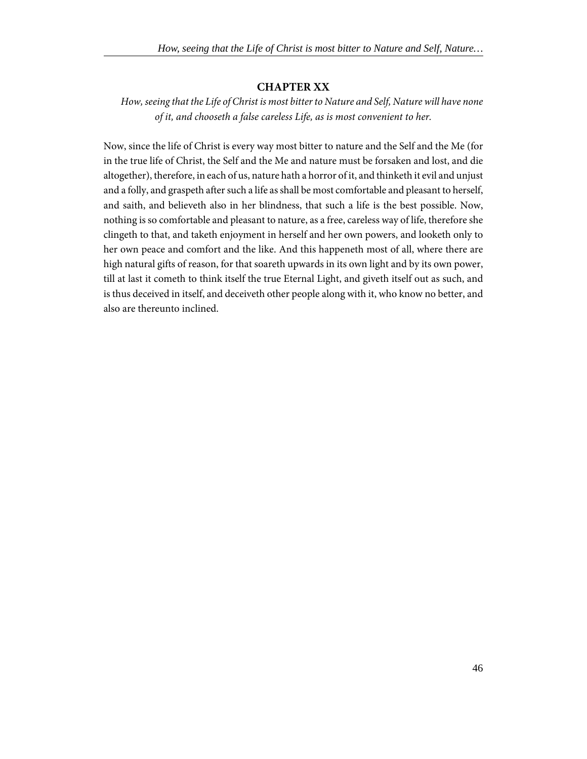## CHAPTER XX

*How, seeing that the Life of Christ is most bitter to Nature and Self, Nature will have none of it, and chooseth a false careless Life, as is most convenient to her.*

Now, since the life of Christ is every way most bitter to nature and the Self and the Me (for in the true life of Christ, the Self and the Me and nature must be forsaken and lost, and die altogether), therefore, in each of us, nature hath a horror of it, and thinketh it evil and unjust and a folly, and graspeth after such a life as shall be most comfortable and pleasant to herself, and saith, and believeth also in her blindness, that such a life is the best possible. Now, nothing is so comfortable and pleasant to nature, as a free, careless way of life, therefore she clingeth to that, and taketh enjoyment in herself and her own powers, and looketh only to her own peace and comfort and the like. And this happeneth most of all, where there are high natural gifts of reason, for that soareth upwards in its own light and by its own power, till at last it cometh to think itself the true Eternal Light, and giveth itself out as such, and is thus deceived in itself, and deceiveth other people along with it, who know no better, and also are thereunto inclined.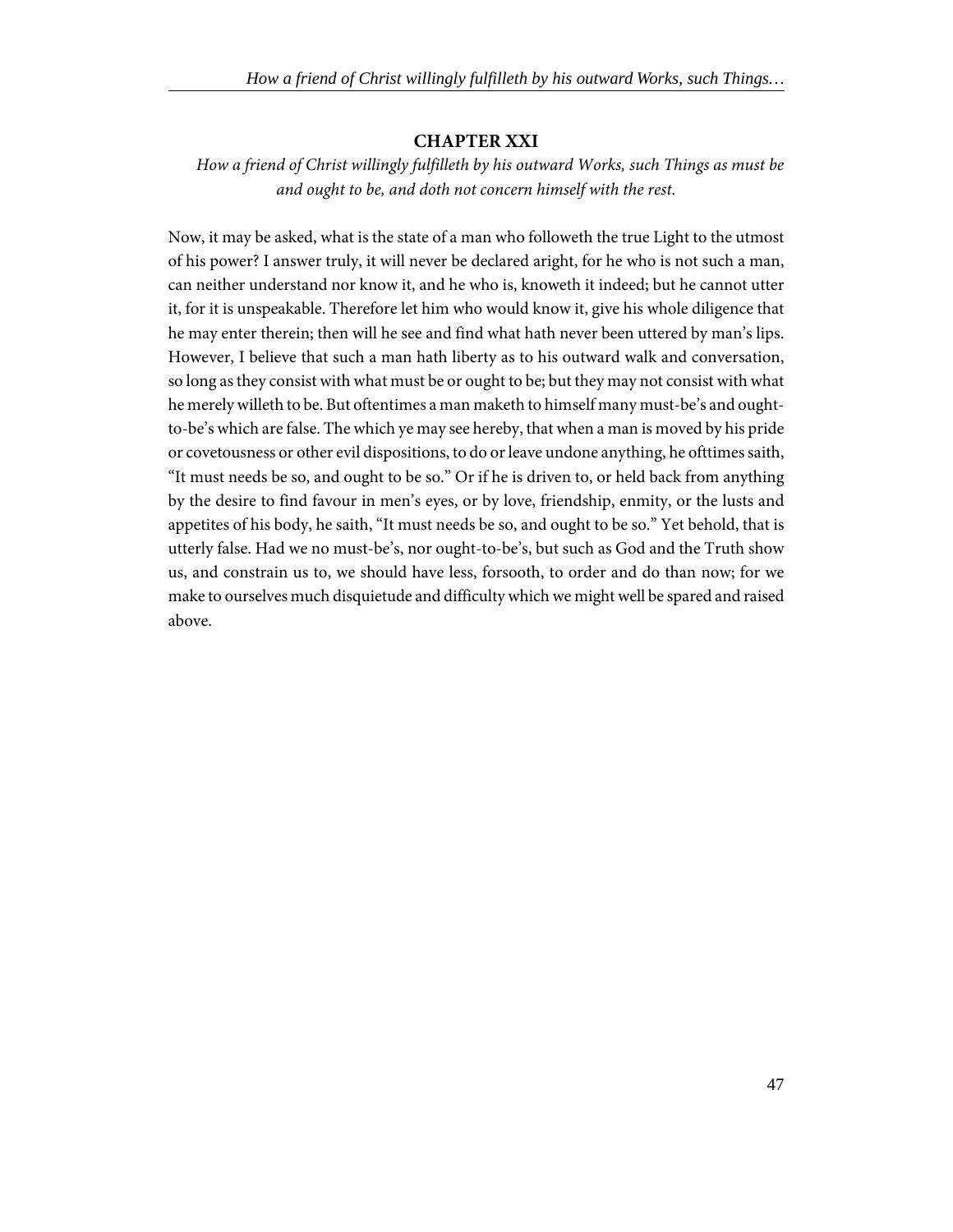## CHAPTER XXI

*How a friend of Christ willingly fulfilleth by his outward Works, such Things as must be and ought to be, and doth not concern himself with the rest.*

Now, it may be asked, what is the state of a man who followeth the true Light to the utmost of his power? I answer truly, it will never be declared aright, for he who is not such a man, can neither understand nor know it, and he who is, knoweth it indeed; but he cannot utter it, for it is unspeakable. Therefore let him who would know it, give his whole diligence that he may enter therein; then will he see and find what hath never been uttered by man's lips. However, I believe that such a man hath liberty as to his outward walk and conversation, so long as they consist with what must be or ought to be; but they may not consist with what he merely willeth to be. But oftentimes a man maketh to himself many must-be's and ought-to-be's which are false. The which ye may see hereby, that when a man is moved by his pride or covetousness or other evil dispositions, to do or leave undone anything, he ofttimes saith, "It must needs be so, and ought to be so." Or if he is driven to, or held back from anything by the desire to find favour in men's eyes, or by love, friendship, enmity, or the lusts and appetites of his body, he saith, "It must needs be so, and ought to be so." Yet behold, that is utterly false. Had we no must-be's, nor ought-to-be's, but such as God and the Truth show us, and constrain us to, we should have less, forsooth, to order and do than now; for we make to ourselves much disquietude and difficulty which we might well be spared and raised above.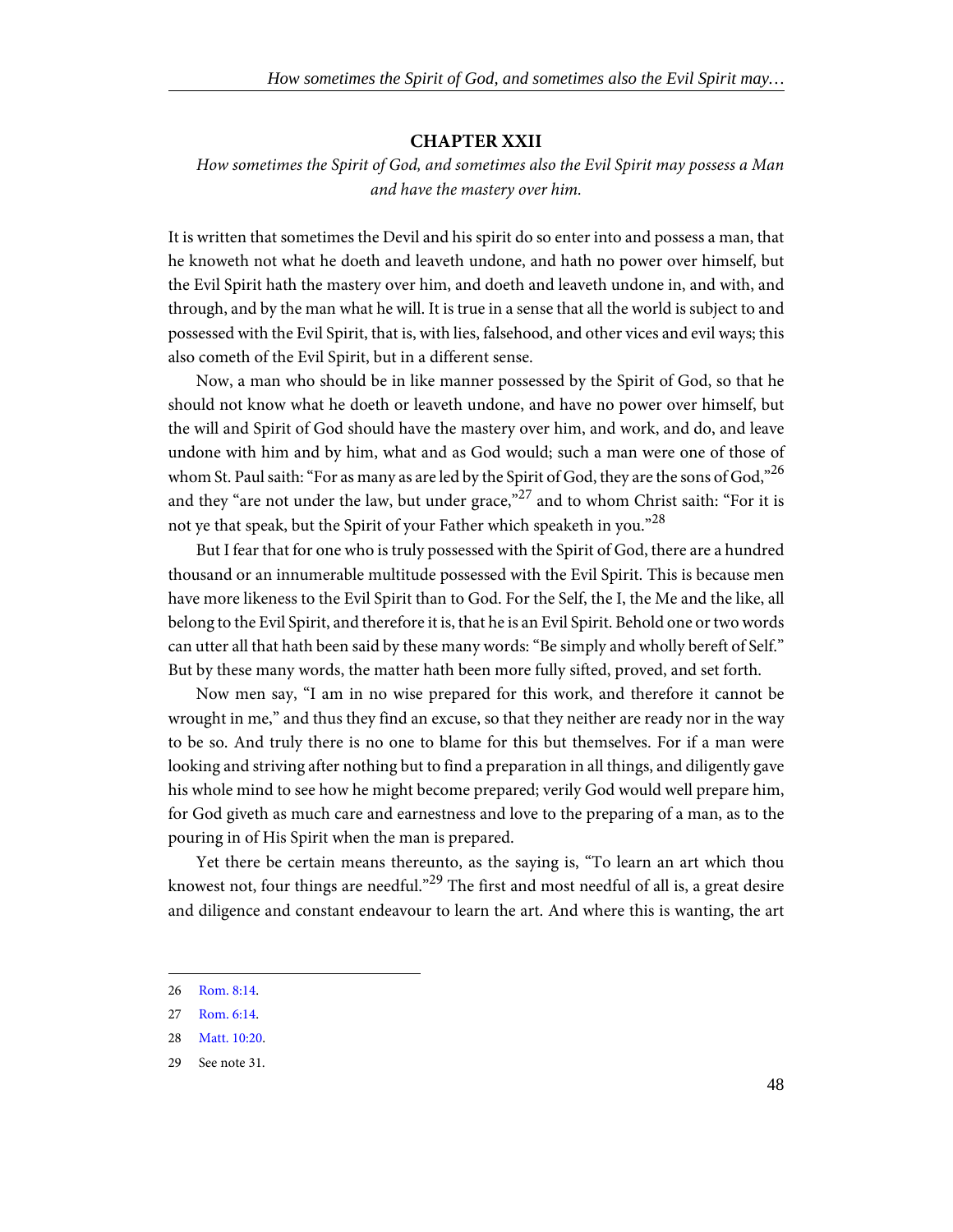## CHAPTER XXII

*How sometimes the Spirit of God, and sometimes also the Evil Spirit may possess a Man and have the mastery over him.*

It is written that sometimes the Devil and his spirit do so enter into and possess a man, that he knoweth not what he doeth and leaveth undone, and hath no power over himself, but the Evil Spirit hath the mastery over him, and doeth and leaveth undone in, and with, and through, and by the man what he will. It is true in a sense that all the world is subject to and possessed with the Evil Spirit, that is, with lies, falsehood, and other vices and evil ways; this also cometh of the Evil Spirit, but in a different sense.

Now, a man who should be in like manner possessed by the Spirit of God, so that he should not know what he doeth or leaveth undone, and have no power over himself, but the will and Spirit of God should have the mastery over him, and work, and do, and leave undone with him and by him, what and as God would; such a man were one of those of whom St. Paul saith: "For as many as are led by the Spirit of God, they are the sons of God,"[26] and they "are not under the law, but under grace,"[27] and to whom Christ saith: "For it is not ye that speak, but the Spirit of your Father which speaketh in you."[28]

But I fear that for one who is truly possessed with the Spirit of God, there are a hundred thousand or an innumerable multitude possessed with the Evil Spirit. This is because men have more likeness to the Evil Spirit than to God. For the Self, the I, the Me and the like, all belong to the Evil Spirit, and therefore it is, that he is an Evil Spirit. Behold one or two words can utter all that hath been said by these many words: "Be simply and wholly bereft of Self." But by these many words, the matter hath been more fully sifted, proved, and set forth.

Now men say, "I am in no wise prepared for this work, and therefore it cannot be wrought in me," and thus they find an excuse, so that they neither are ready nor in the way to be so. And truly there is no one to blame for this but themselves. For if a man were looking and striving after nothing but to find a preparation in all things, and diligently gave his whole mind to see how he might become prepared; verily God would well prepare him, for God giveth as much care and earnestness and love to the preparing of a man, as to the pouring in of His Spirit when the man is prepared.

Yet there be certain means thereunto, as the saying is, "To learn an art which thou knowest not, four things are needful."[29] The first and most needful of all is, a great desire and diligence and constant endeavour to learn the art. And where this is wanting, the art

---

26 Rom. 8:14.

27 Rom. 6:14.

28 Matt. 10:20.

29 See note 31.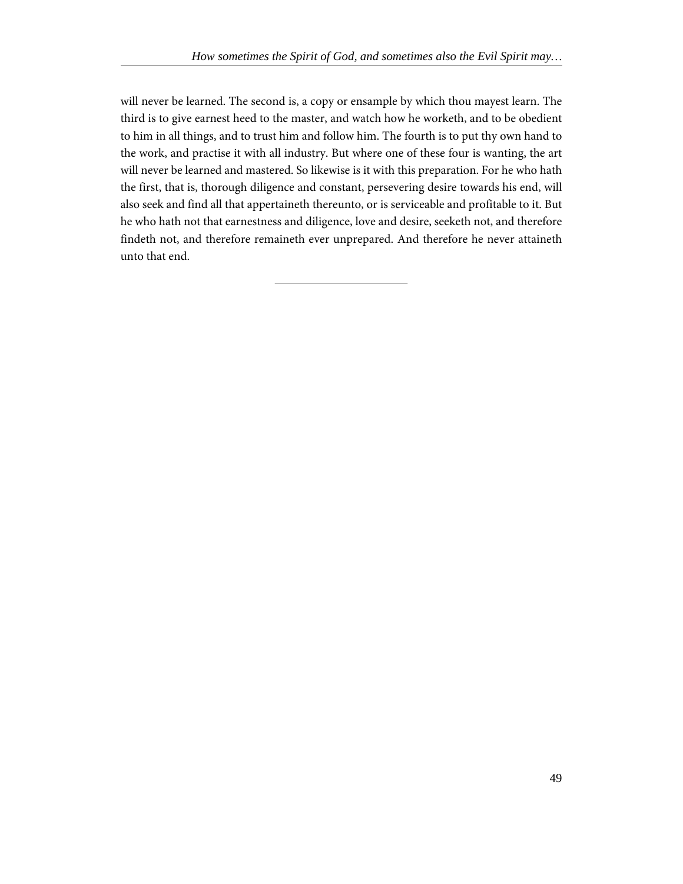will never be learned. The second is, a copy or ensample by which thou mayest learn. The third is to give earnest heed to the master, and watch how he worketh, and to be obedient to him in all things, and to trust him and follow him. The fourth is to put thy own hand to the work, and practise it with all industry. But where one of these four is wanting, the art will never be learned and mastered. So likewise is it with this preparation. For he who hath the first, that is, thorough diligence and constant, persevering desire towards his end, will also seek and find all that appertaineth thereunto, or is serviceable and profitable to it. But he who hath not that earnestness and diligence, love and desire, seeketh not, and therefore findeth not, and therefore remaineth ever unprepared. And therefore he never attaineth unto that end.

---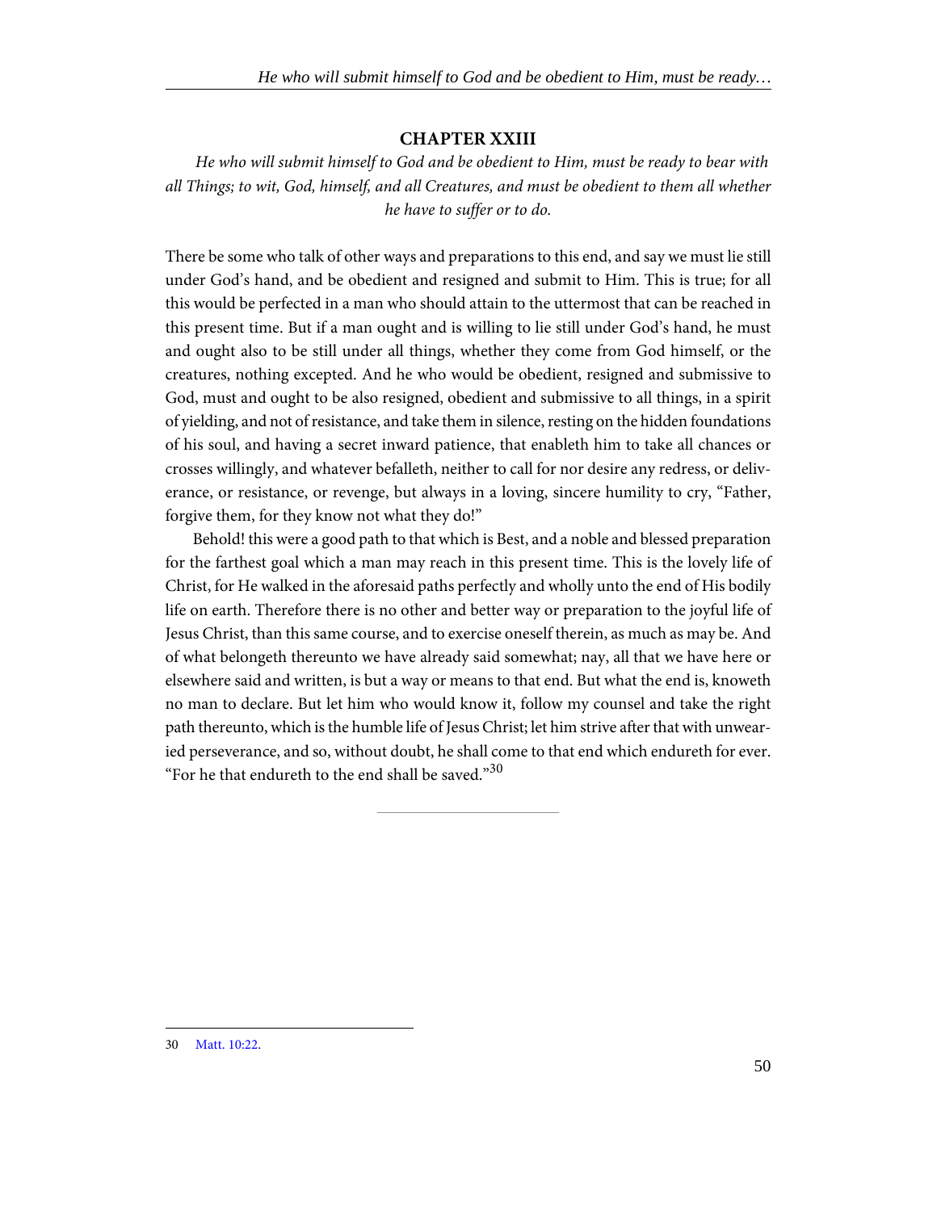## CHAPTER XXIII

*He who will submit himself to God and be obedient to Him, must be ready to bear with all Things; to wit, God, himself, and all Creatures, and must be obedient to them all whether he have to suffer or to do.*

There be some who talk of other ways and preparations to this end, and say we must lie still under God's hand, and be obedient and resigned and submit to Him. This is true; for all this would be perfected in a man who should attain to the uttermost that can be reached in this present time. But if a man ought and is willing to lie still under God's hand, he must and ought also to be still under all things, whether they come from God himself, or the creatures, nothing excepted. And he who would be obedient, resigned and submissive to God, must and ought to be also resigned, obedient and submissive to all things, in a spirit of yielding, and not of resistance, and take them in silence, resting on the hidden foundations of his soul, and having a secret inward patience, that enableth him to take all chances or crosses willingly, and whatever befalleth, neither to call for nor desire any redress, or deliverance, or resistance, or revenge, but always in a loving, sincere humility to cry, "Father, forgive them, for they know not what they do!"

Behold! this were a good path to that which is Best, and a noble and blessed preparation for the farthest goal which a man may reach in this present time. This is the lovely life of Christ, for He walked in the aforesaid paths perfectly and wholly unto the end of His bodily life on earth. Therefore there is no other and better way or preparation to the joyful life of Jesus Christ, than this same course, and to exercise oneself therein, as much as may be. And of what belongeth thereunto we have already said somewhat; nay, all that we have here or elsewhere said and written, is but a way or means to that end. But what the end is, knoweth no man to declare. But let him who would know it, follow my counsel and take the right path thereunto, which is the humble life of Jesus Christ; let him strive after that with unwearied perseverance, and so, without doubt, he shall come to that end which endureth for ever. "For he that endureth to the end shall be saved."[30]

---

30 Matt. 10:22.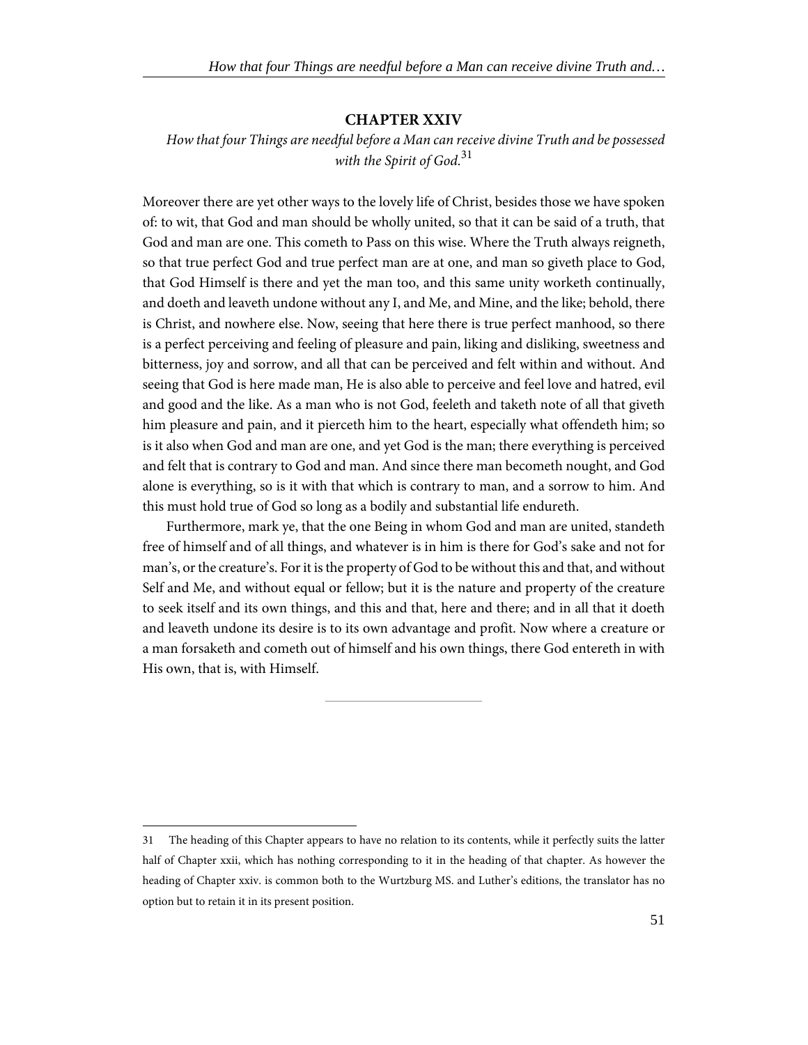## CHAPTER XXIV

*How that four Things are needful before a Man can receive divine Truth and be possessed with the Spirit of God.*[31]

Moreover there are yet other ways to the lovely life of Christ, besides those we have spoken of: to wit, that God and man should be wholly united, so that it can be said of a truth, that God and man are one. This cometh to Pass on this wise. Where the Truth always reigneth, so that true perfect God and true perfect man are at one, and man so giveth place to God, that God Himself is there and yet the man too, and this same unity worketh continually, and doeth and leaveth undone without any I, and Me, and Mine, and the like; behold, there is Christ, and nowhere else. Now, seeing that here there is true perfect manhood, so there is a perfect perceiving and feeling of pleasure and pain, liking and disliking, sweetness and bitterness, joy and sorrow, and all that can be perceived and felt within and without. And seeing that God is here made man, He is also able to perceive and feel love and hatred, evil and good and the like. As a man who is not God, feeleth and taketh note of all that giveth him pleasure and pain, and it pierceth him to the heart, especially what offendeth him; so is it also when God and man are one, and yet God is the man; there everything is perceived and felt that is contrary to God and man. And since there man becometh nought, and God alone is everything, so is it with that which is contrary to man, and a sorrow to him. And this must hold true of God so long as a bodily and substantial life endureth.

Furthermore, mark ye, that the one Being in whom God and man are united, standeth free of himself and of all things, and whatever is in him is there for God's sake and not for man's, or the creature's. For it is the property of God to be without this and that, and without Self and Me, and without equal or fellow; but it is the nature and property of the creature to seek itself and its own things, and this and that, here and there; and in all that it doeth and leaveth undone its desire is to its own advantage and profit. Now where a creature or a man forsaketh and cometh out of himself and his own things, there God entereth in with His own, that is, with Himself.

---

31 The heading of this Chapter appears to have no relation to its contents, while it perfectly suits the latter half of Chapter xxii, which has nothing corresponding to it in the heading of that chapter. As however the heading of Chapter xxiv. is common both to the Wurtzburg MS. and Luther's editions, the translator has no option but to retain it in its present position.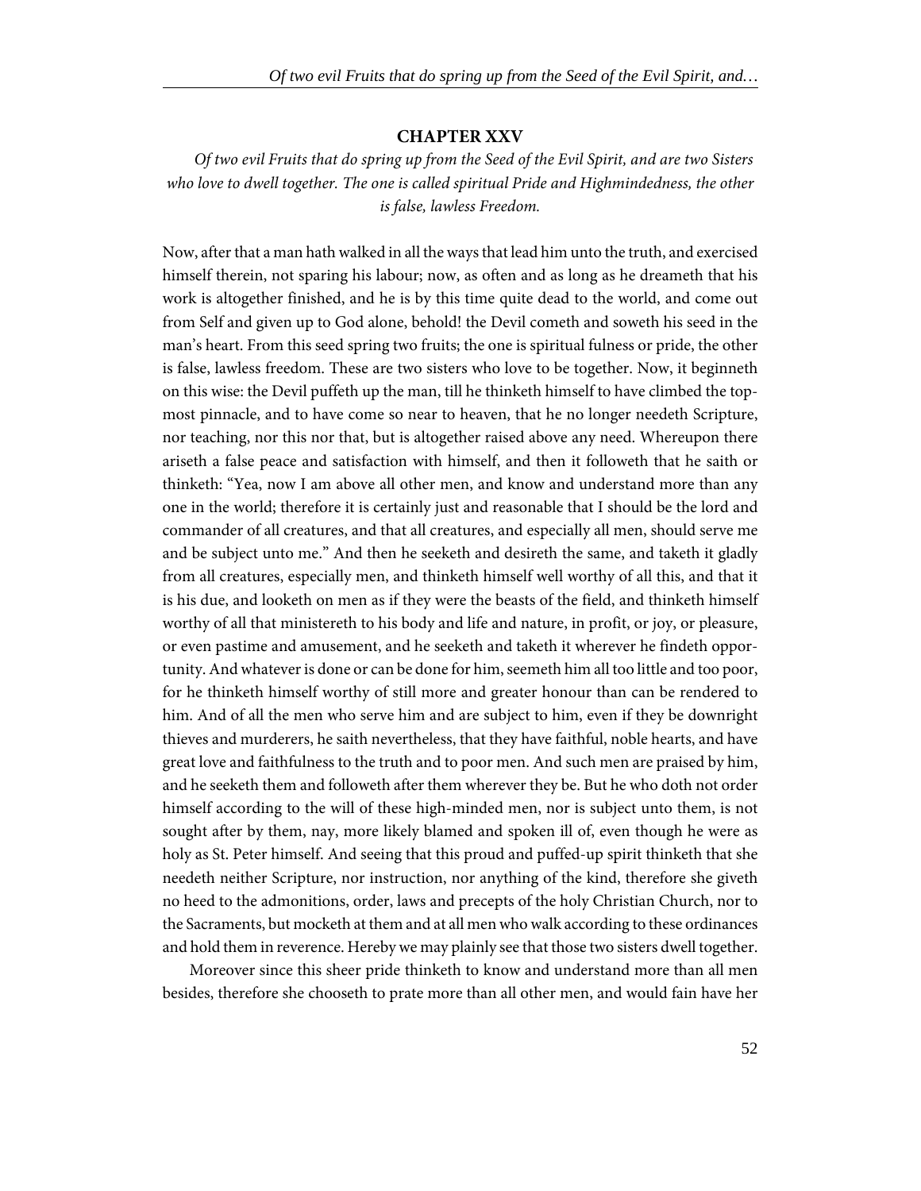## CHAPTER XXV

*Of two evil Fruits that do spring up from the Seed of the Evil Spirit, and are two Sisters who love to dwell together. The one is called spiritual Pride and Highmindedness, the other is false, lawless Freedom.*

Now, after that a man hath walked in all the ways that lead him unto the truth, and exercised himself therein, not sparing his labour; now, as often and as long as he dreameth that his work is altogether finished, and he is by this time quite dead to the world, and come out from Self and given up to God alone, behold! the Devil cometh and soweth his seed in the man's heart. From this seed spring two fruits; the one is spiritual fulness or pride, the other is false, lawless freedom. These are two sisters who love to be together. Now, it beginneth on this wise: the Devil puffeth up the man, till he thinketh himself to have climbed the topmost pinnacle, and to have come so near to heaven, that he no longer needeth Scripture, nor teaching, nor this nor that, but is altogether raised above any need. Whereupon there ariseth a false peace and satisfaction with himself, and then it followeth that he saith or thinketh: "Yea, now I am above all other men, and know and understand more than any one in the world; therefore it is certainly just and reasonable that I should be the lord and commander of all creatures, and that all creatures, and especially all men, should serve me and be subject unto me." And then he seeketh and desireth the same, and taketh it gladly from all creatures, especially men, and thinketh himself well worthy of all this, and that it is his due, and looketh on men as if they were the beasts of the field, and thinketh himself worthy of all that ministereth to his body and life and nature, in profit, or joy, or pleasure, or even pastime and amusement, and he seeketh and taketh it wherever he findeth opportunity. And whatever is done or can be done for him, seemeth him all too little and too poor, for he thinketh himself worthy of still more and greater honour than can be rendered to him. And of all the men who serve him and are subject to him, even if they be downright thieves and murderers, he saith nevertheless, that they have faithful, noble hearts, and have great love and faithfulness to the truth and to poor men. And such men are praised by him, and he seeketh them and followeth after them wherever they be. But he who doth not order himself according to the will of these high-minded men, nor is subject unto them, is not sought after by them, nay, more likely blamed and spoken ill of, even though he were as holy as St. Peter himself. And seeing that this proud and puffed-up spirit thinketh that she needeth neither Scripture, nor instruction, nor anything of the kind, therefore she giveth no heed to the admonitions, order, laws and precepts of the holy Christian Church, nor to the Sacraments, but mocketh at them and at all men who walk according to these ordinances and hold them in reverence. Hereby we may plainly see that those two sisters dwell together.

Moreover since this sheer pride thinketh to know and understand more than all men besides, therefore she chooseth to prate more than all other men, and would fain have her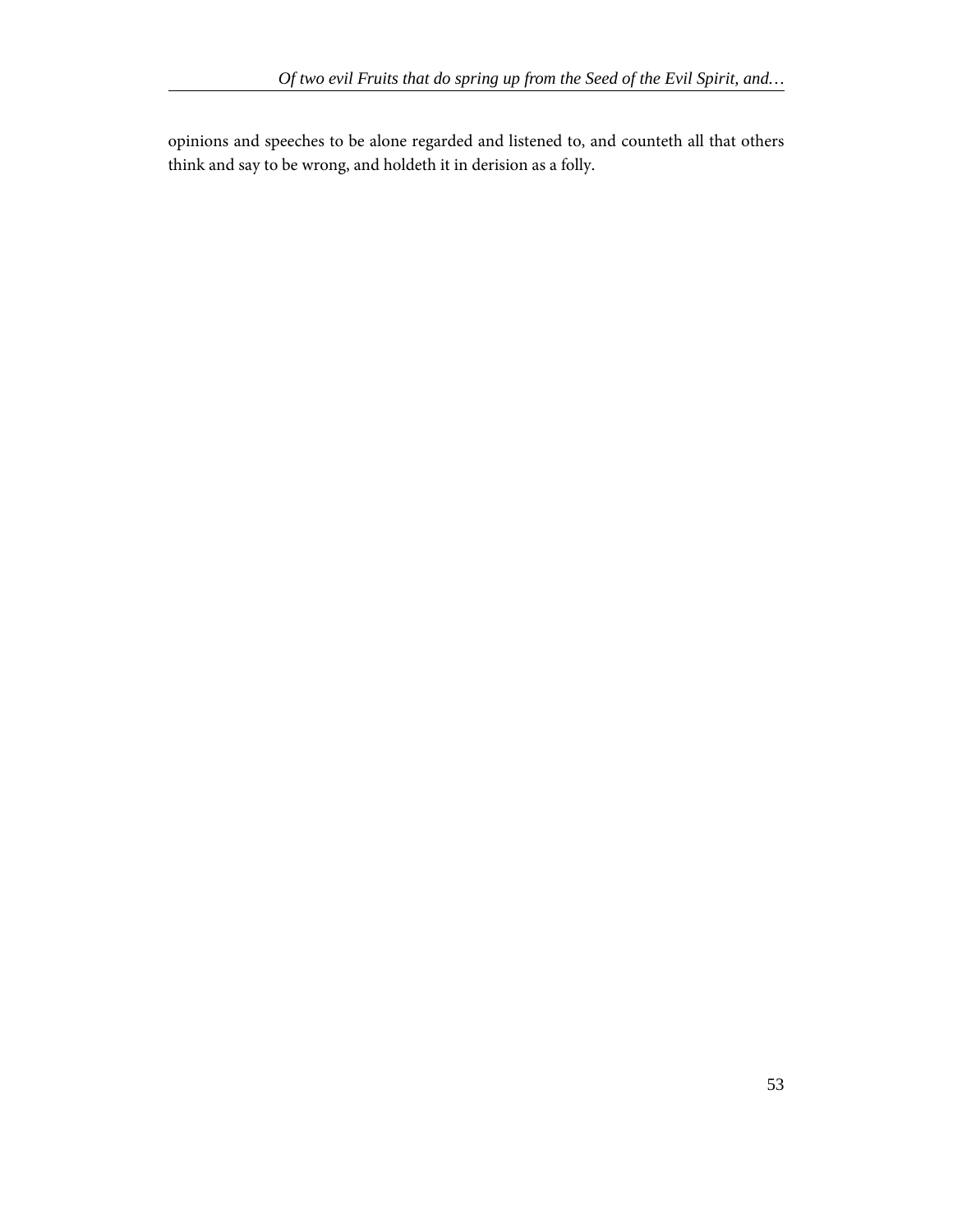opinions and speeches to be alone regarded and listened to, and counteth all that others think and say to be wrong, and holdeth it in derision as a folly.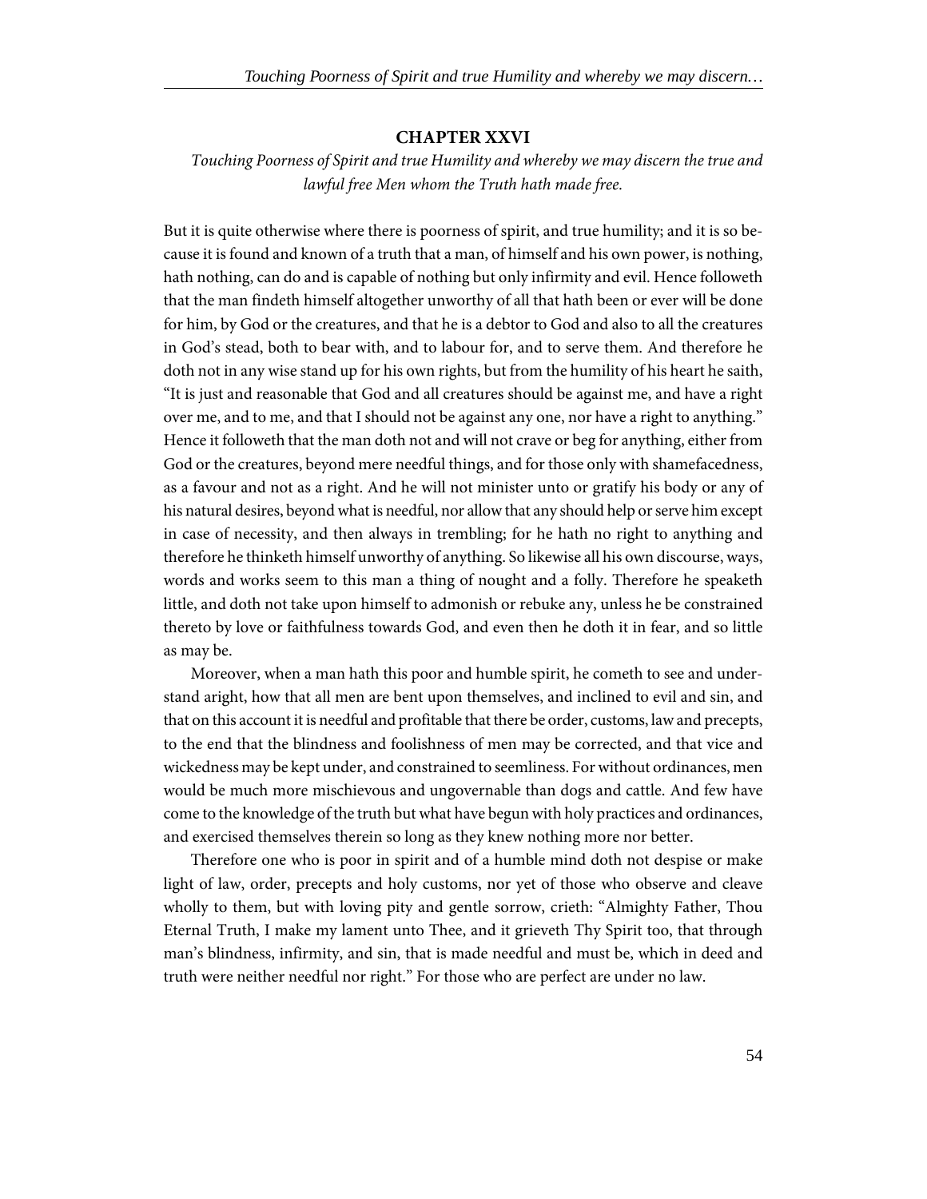## CHAPTER XXVI

*Touching Poorness of Spirit and true Humility and whereby we may discern the true and lawful free Men whom the Truth hath made free.*

But it is quite otherwise where there is poorness of spirit, and true humility; and it is so because it is found and known of a truth that a man, of himself and his own power, is nothing, hath nothing, can do and is capable of nothing but only infirmity and evil. Hence followeth that the man findeth himself altogether unworthy of all that hath been or ever will be done for him, by God or the creatures, and that he is a debtor to God and also to all the creatures in God's stead, both to bear with, and to labour for, and to serve them. And therefore he doth not in any wise stand up for his own rights, but from the humility of his heart he saith, "It is just and reasonable that God and all creatures should be against me, and have a right over me, and to me, and that I should not be against any one, nor have a right to anything." Hence it followeth that the man doth not and will not crave or beg for anything, either from God or the creatures, beyond mere needful things, and for those only with shamefacedness, as a favour and not as a right. And he will not minister unto or gratify his body or any of his natural desires, beyond what is needful, nor allow that any should help or serve him except in case of necessity, and then always in trembling; for he hath no right to anything and therefore he thinketh himself unworthy of anything. So likewise all his own discourse, ways, words and works seem to this man a thing of nought and a folly. Therefore he speaketh little, and doth not take upon himself to admonish or rebuke any, unless he be constrained thereto by love or faithfulness towards God, and even then he doth it in fear, and so little as may be.

Moreover, when a man hath this poor and humble spirit, he cometh to see and understand aright, how that all men are bent upon themselves, and inclined to evil and sin, and that on this account it is needful and profitable that there be order, customs, law and precepts, to the end that the blindness and foolishness of men may be corrected, and that vice and wickedness may be kept under, and constrained to seemliness. For without ordinances, men would be much more mischievous and ungovernable than dogs and cattle. And few have come to the knowledge of the truth but what have begun with holy practices and ordinances, and exercised themselves therein so long as they knew nothing more nor better.

Therefore one who is poor in spirit and of a humble mind doth not despise or make light of law, order, precepts and holy customs, nor yet of those who observe and cleave wholly to them, but with loving pity and gentle sorrow, crieth: "Almighty Father, Thou Eternal Truth, I make my lament unto Thee, and it grieveth Thy Spirit too, that through man's blindness, infirmity, and sin, that is made needful and must be, which in deed and truth were neither needful nor right." For those who are perfect are under no law.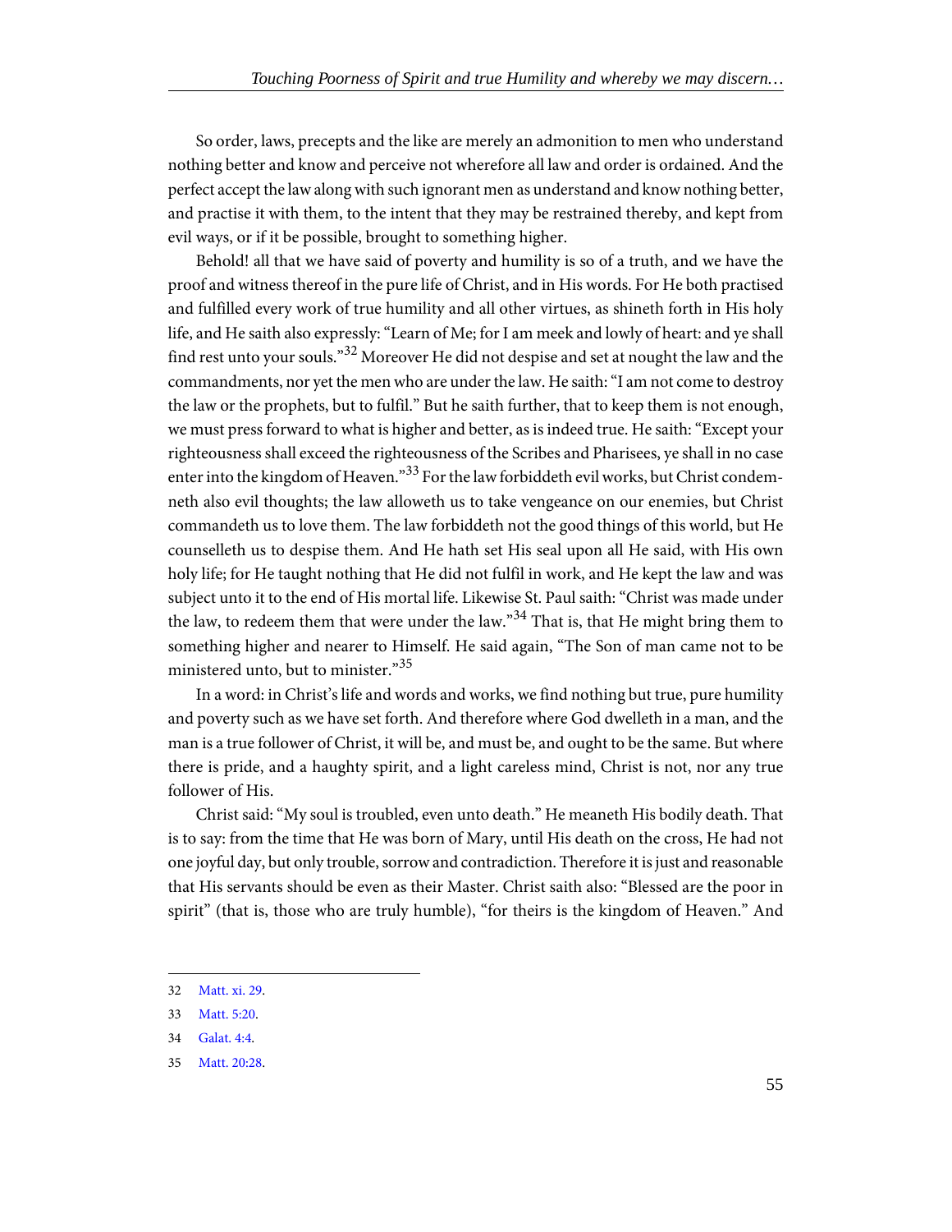So order, laws, precepts and the like are merely an admonition to men who understand nothing better and know and perceive not wherefore all law and order is ordained. And the perfect accept the law along with such ignorant men as understand and know nothing better, and practise it with them, to the intent that they may be restrained thereby, and kept from evil ways, or if it be possible, brought to something higher.

Behold! all that we have said of poverty and humility is so of a truth, and we have the proof and witness thereof in the pure life of Christ, and in His words. For He both practised and fulfilled every work of true humility and all other virtues, as shineth forth in His holy life, and He saith also expressly: "Learn of Me; for I am meek and lowly of heart: and ye shall find rest unto your souls."[32] Moreover He did not despise and set at nought the law and the commandments, nor yet the men who are under the law. He saith: "I am not come to destroy the law or the prophets, but to fulfil." But he saith further, that to keep them is not enough, we must press forward to what is higher and better, as is indeed true. He saith: "Except your righteousness shall exceed the righteousness of the Scribes and Pharisees, ye shall in no case enter into the kingdom of Heaven."[33] For the law forbiddeth evil works, but Christ condemneth also evil thoughts; the law alloweth us to take vengeance on our enemies, but Christ commandeth us to love them. The law forbiddeth not the good things of this world, but He counselleth us to despise them. And He hath set His seal upon all He said, with His own holy life; for He taught nothing that He did not fulfil in work, and He kept the law and was subject unto it to the end of His mortal life. Likewise St. Paul saith: "Christ was made under the law, to redeem them that were under the law."[34] That is, that He might bring them to something higher and nearer to Himself. He said again, "The Son of man came not to be ministered unto, but to minister."[35]

In a word: in Christ's life and words and works, we find nothing but true, pure humility and poverty such as we have set forth. And therefore where God dwelleth in a man, and the man is a true follower of Christ, it will be, and must be, and ought to be the same. But where there is pride, and a haughty spirit, and a light careless mind, Christ is not, nor any true follower of His.

Christ said: "My soul is troubled, even unto death." He meaneth His bodily death. That is to say: from the time that He was born of Mary, until His death on the cross, He had not one joyful day, but only trouble, sorrow and contradiction. Therefore it is just and reasonable that His servants should be even as their Master. Christ saith also: "Blessed are the poor in spirit" (that is, those who are truly humble), "for theirs is the kingdom of Heaven." And

---

32 Matt. xi. 29.

33 Matt. 5:20.

34 Galat. 4:4.

35 Matt. 20:28.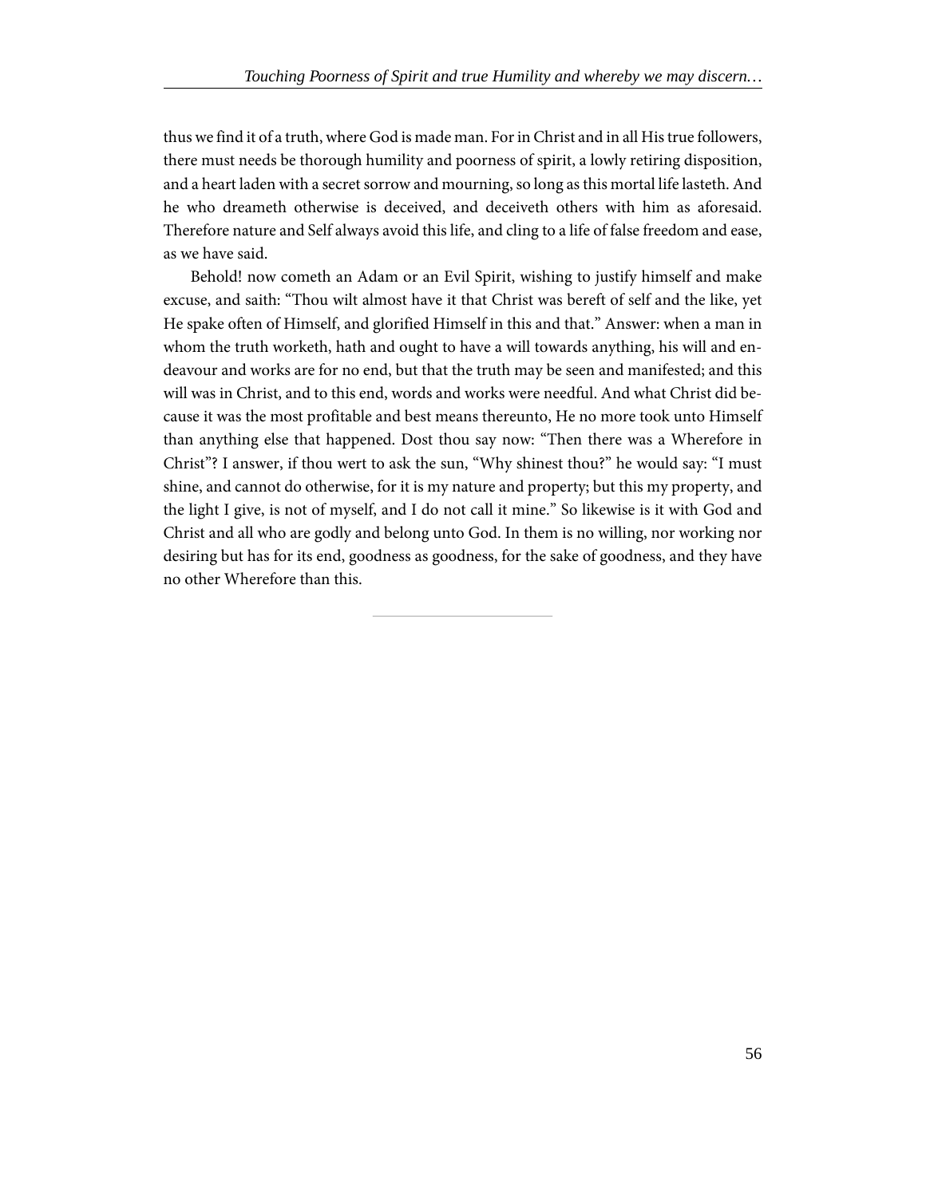thus we find it of a truth, where God is made man. For in Christ and in all His true followers, there must needs be thorough humility and poorness of spirit, a lowly retiring disposition, and a heart laden with a secret sorrow and mourning, so long as this mortal life lasteth. And he who dreameth otherwise is deceived, and deceiveth others with him as aforesaid. Therefore nature and Self always avoid this life, and cling to a life of false freedom and ease, as we have said.

Behold! now cometh an Adam or an Evil Spirit, wishing to justify himself and make excuse, and saith: "Thou wilt almost have it that Christ was bereft of self and the like, yet He spake often of Himself, and glorified Himself in this and that." Answer: when a man in whom the truth worketh, hath and ought to have a will towards anything, his will and endeavour and works are for no end, but that the truth may be seen and manifested; and this will was in Christ, and to this end, words and works were needful. And what Christ did because it was the most profitable and best means thereunto, He no more took unto Himself than anything else that happened. Dost thou say now: "Then there was a Wherefore in Christ"? I answer, if thou wert to ask the sun, "Why shinest thou?" he would say: "I must shine, and cannot do otherwise, for it is my nature and property; but this my property, and the light I give, is not of myself, and I do not call it mine." So likewise is it with God and Christ and all who are godly and belong unto God. In them is no willing, nor working nor desiring but has for its end, goodness as goodness, for the sake of goodness, and they have no other Wherefore than this.

---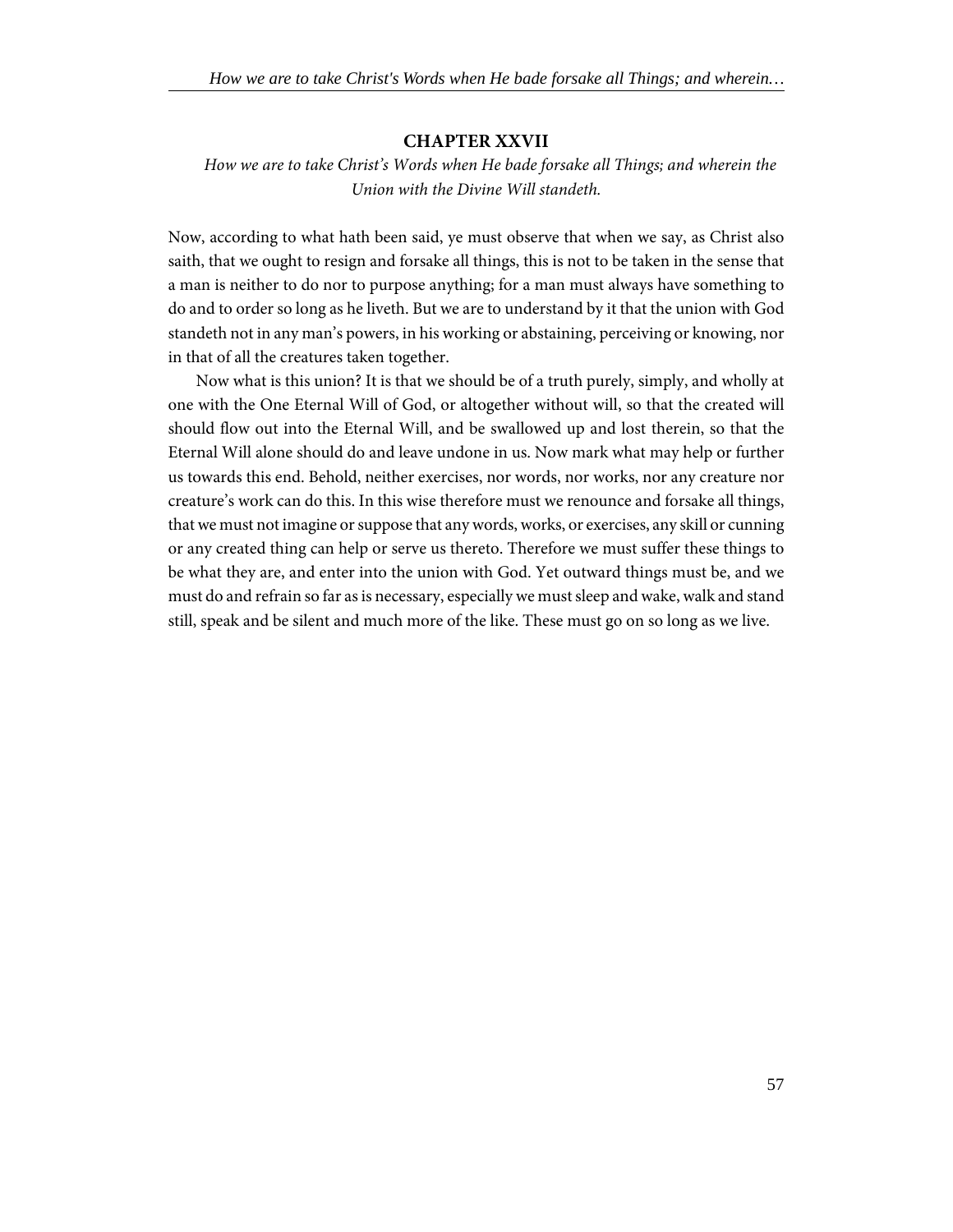## CHAPTER XXVII

*How we are to take Christ's Words when He bade forsake all Things; and wherein the Union with the Divine Will standeth.*

Now, according to what hath been said, ye must observe that when we say, as Christ also saith, that we ought to resign and forsake all things, this is not to be taken in the sense that a man is neither to do nor to purpose anything; for a man must always have something to do and to order so long as he liveth. But we are to understand by it that the union with God standeth not in any man's powers, in his working or abstaining, perceiving or knowing, nor in that of all the creatures taken together.

Now what is this union? It is that we should be of a truth purely, simply, and wholly at one with the One Eternal Will of God, or altogether without will, so that the created will should flow out into the Eternal Will, and be swallowed up and lost therein, so that the Eternal Will alone should do and leave undone in us. Now mark what may help or further us towards this end. Behold, neither exercises, nor words, nor works, nor any creature nor creature's work can do this. In this wise therefore must we renounce and forsake all things, that we must not imagine or suppose that any words, works, or exercises, any skill or cunning or any created thing can help or serve us thereto. Therefore we must suffer these things to be what they are, and enter into the union with God. Yet outward things must be, and we must do and refrain so far as is necessary, especially we must sleep and wake, walk and stand still, speak and be silent and much more of the like. These must go on so long as we live.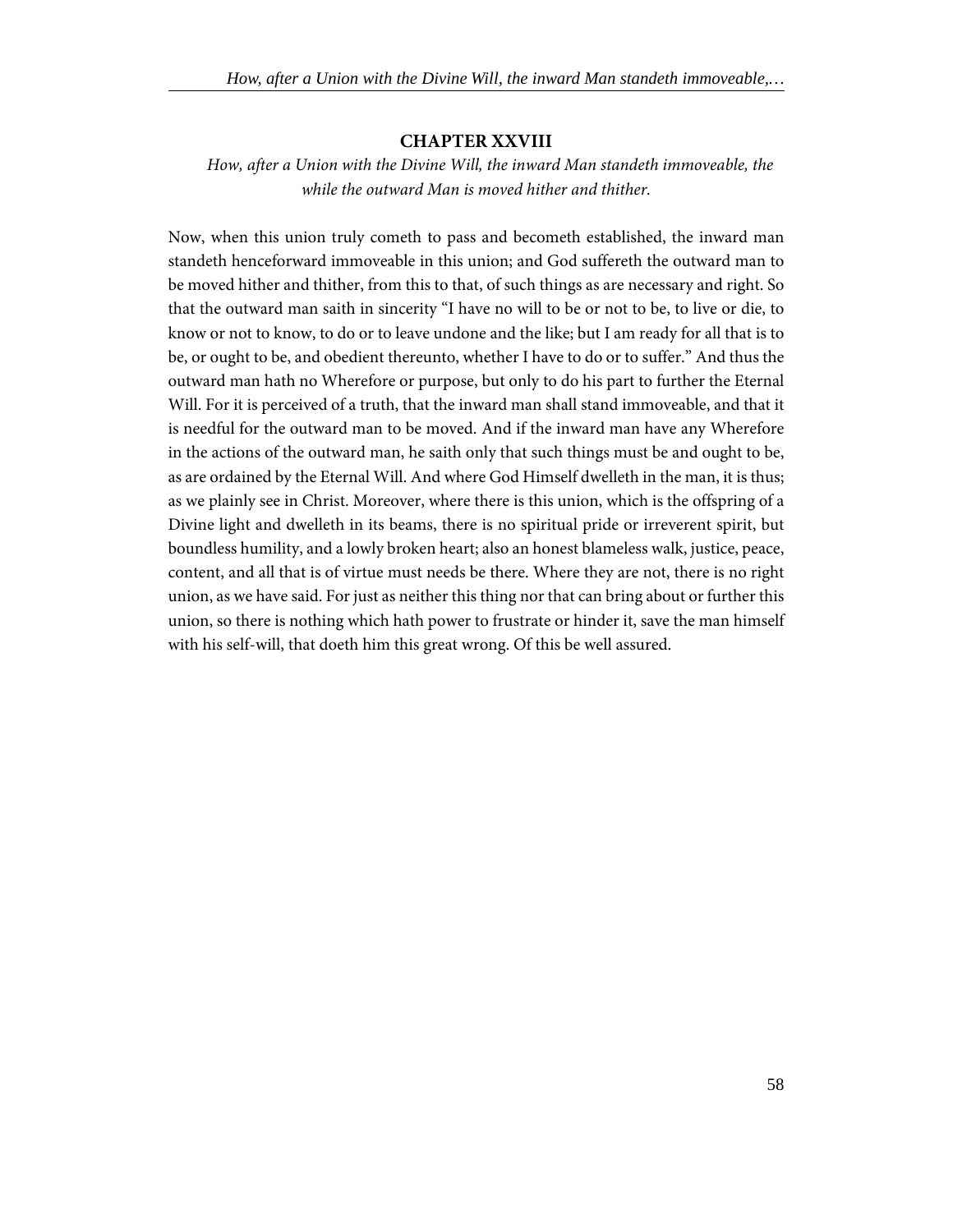## CHAPTER XXVIII

*How, after a Union with the Divine Will, the inward Man standeth immoveable, the while the outward Man is moved hither and thither.*

Now, when this union truly cometh to pass and becometh established, the inward man standeth henceforward immoveable in this union; and God suffereth the outward man to be moved hither and thither, from this to that, of such things as are necessary and right. So that the outward man saith in sincerity "I have no will to be or not to be, to live or die, to know or not to know, to do or to leave undone and the like; but I am ready for all that is to be, or ought to be, and obedient thereunto, whether I have to do or to suffer." And thus the outward man hath no Wherefore or purpose, but only to do his part to further the Eternal Will. For it is perceived of a truth, that the inward man shall stand immoveable, and that it is needful for the outward man to be moved. And if the inward man have any Wherefore in the actions of the outward man, he saith only that such things must be and ought to be, as are ordained by the Eternal Will. And where God Himself dwelleth in the man, it is thus; as we plainly see in Christ. Moreover, where there is this union, which is the offspring of a Divine light and dwelleth in its beams, there is no spiritual pride or irreverent spirit, but boundless humility, and a lowly broken heart; also an honest blameless walk, justice, peace, content, and all that is of virtue must needs be there. Where they are not, there is no right union, as we have said. For just as neither this thing nor that can bring about or further this union, so there is nothing which hath power to frustrate or hinder it, save the man himself with his self-will, that doeth him this great wrong. Of this be well assured.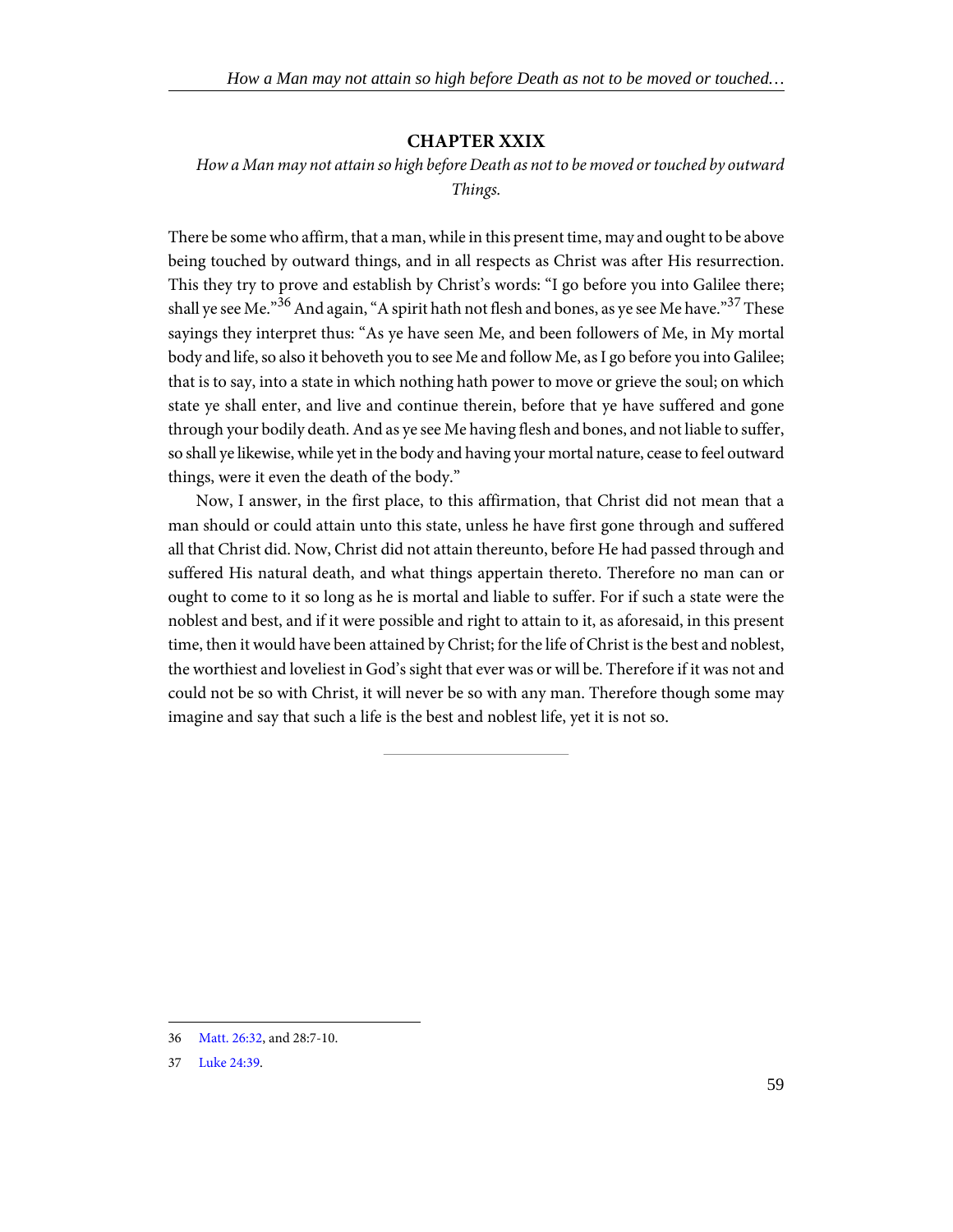## CHAPTER XXIX

*How a Man may not attain so high before Death as not to be moved or touched by outward Things.*

There be some who affirm, that a man, while in this present time, may and ought to be above being touched by outward things, and in all respects as Christ was after His resurrection. This they try to prove and establish by Christ's words: "I go before you into Galilee there; shall ye see Me."[36] And again, "A spirit hath not flesh and bones, as ye see Me have."[37] These sayings they interpret thus: "As ye have seen Me, and been followers of Me, in My mortal body and life, so also it behoveth you to see Me and follow Me, as I go before you into Galilee; that is to say, into a state in which nothing hath power to move or grieve the soul; on which state ye shall enter, and live and continue therein, before that ye have suffered and gone through your bodily death. And as ye see Me having flesh and bones, and not liable to suffer, so shall ye likewise, while yet in the body and having your mortal nature, cease to feel outward things, were it even the death of the body."

Now, I answer, in the first place, to this affirmation, that Christ did not mean that a man should or could attain unto this state, unless he have first gone through and suffered all that Christ did. Now, Christ did not attain thereunto, before He had passed through and suffered His natural death, and what things appertain thereto. Therefore no man can or ought to come to it so long as he is mortal and liable to suffer. For if such a state were the noblest and best, and if it were possible and right to attain to it, as aforesaid, in this present time, then it would have been attained by Christ; for the life of Christ is the best and noblest, the worthiest and loveliest in God's sight that ever was or will be. Therefore if it was not and could not be so with Christ, it will never be so with any man. Therefore though some may imagine and say that such a life is the best and noblest life, yet it is not so.

---

36 Matt. 26:32, and 28:7-10.

37 Luke 24:39.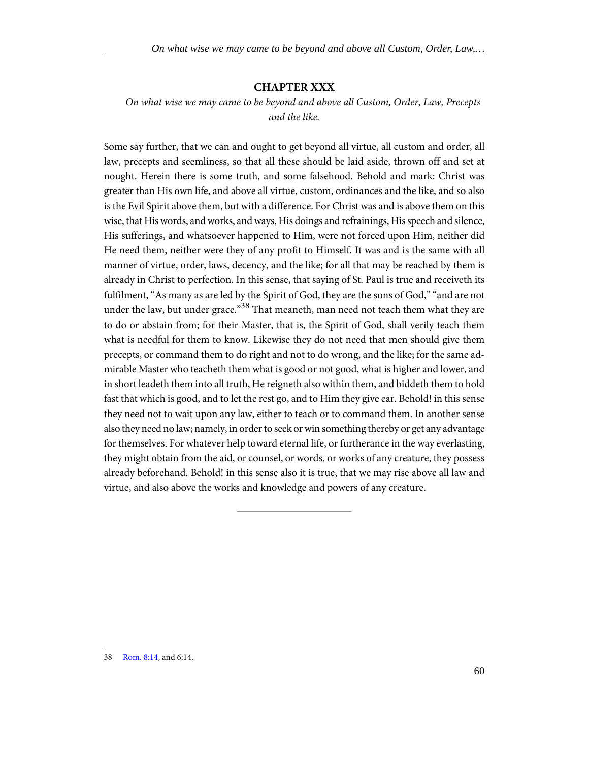## CHAPTER XXX

*On what wise we may came to be beyond and above all Custom, Order, Law, Precepts and the like.*

Some say further, that we can and ought to get beyond all virtue, all custom and order, all law, precepts and seemliness, so that all these should be laid aside, thrown off and set at nought. Herein there is some truth, and some falsehood. Behold and mark: Christ was greater than His own life, and above all virtue, custom, ordinances and the like, and so also is the Evil Spirit above them, but with a difference. For Christ was and is above them on this wise, that His words, and works, and ways, His doings and refrainings, His speech and silence, His sufferings, and whatsoever happened to Him, were not forced upon Him, neither did He need them, neither were they of any profit to Himself. It was and is the same with all manner of virtue, order, laws, decency, and the like; for all that may be reached by them is already in Christ to perfection. In this sense, that saying of St. Paul is true and receiveth its fulfilment, "As many as are led by the Spirit of God, they are the sons of God," "and are not under the law, but under grace."[38] That meaneth, man need not teach them what they are to do or abstain from; for their Master, that is, the Spirit of God, shall verily teach them what is needful for them to know. Likewise they do not need that men should give them precepts, or command them to do right and not to do wrong, and the like; for the same admirable Master who teacheth them what is good or not good, what is higher and lower, and in short leadeth them into all truth, He reigneth also within them, and biddeth them to hold fast that which is good, and to let the rest go, and to Him they give ear. Behold! in this sense they need not to wait upon any law, either to teach or to command them. In another sense also they need no law; namely, in order to seek or win something thereby or get any advantage for themselves. For whatever help toward eternal life, or furtherance in the way everlasting, they might obtain from the aid, or counsel, or words, or works of any creature, they possess already beforehand. Behold! in this sense also it is true, that we may rise above all law and virtue, and also above the works and knowledge and powers of any creature.

---

38 Rom. 8:14, and 6:14.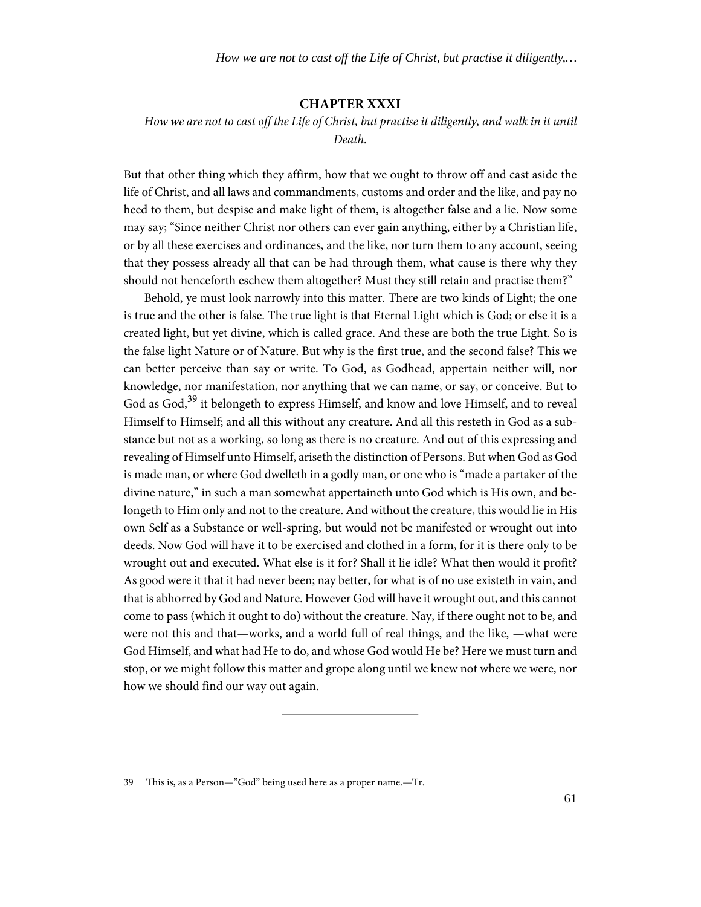## CHAPTER XXXI

*How we are not to cast off the Life of Christ, but practise it diligently, and walk in it until Death.*

But that other thing which they affirm, how that we ought to throw off and cast aside the life of Christ, and all laws and commandments, customs and order and the like, and pay no heed to them, but despise and make light of them, is altogether false and a lie. Now some may say; "Since neither Christ nor others can ever gain anything, either by a Christian life, or by all these exercises and ordinances, and the like, nor turn them to any account, seeing that they possess already all that can be had through them, what cause is there why they should not henceforth eschew them altogether? Must they still retain and practise them?"

Behold, ye must look narrowly into this matter. There are two kinds of Light; the one is true and the other is false. The true light is that Eternal Light which is God; or else it is a created light, but yet divine, which is called grace. And these are both the true Light. So is the false light Nature or of Nature. But why is the first true, and the second false? This we can better perceive than say or write. To God, as Godhead, appertain neither will, nor knowledge, nor manifestation, nor anything that we can name, or say, or conceive. But to God as God,[39] it belongeth to express Himself, and know and love Himself, and to reveal Himself to Himself; and all this without any creature. And all this resteth in God as a substance but not as a working, so long as there is no creature. And out of this expressing and revealing of Himself unto Himself, ariseth the distinction of Persons. But when God as God is made man, or where God dwelleth in a godly man, or one who is "made a partaker of the divine nature," in such a man somewhat appertaineth unto God which is His own, and belongeth to Him only and not to the creature. And without the creature, this would lie in His own Self as a Substance or well-spring, but would not be manifested or wrought out into deeds. Now God will have it to be exercised and clothed in a form, for it is there only to be wrought out and executed. What else is it for? Shall it lie idle? What then would it profit? As good were it that it had never been; nay better, for what is of no use existeth in vain, and that is abhorred by God and Nature. However God will have it wrought out, and this cannot come to pass (which it ought to do) without the creature. Nay, if there ought not to be, and were not this and that—works, and a world full of real things, and the like, —what were God Himself, and what had He to do, and whose God would He be? Here we must turn and stop, or we might follow this matter and grope along until we knew not where we were, nor how we should find our way out again.

---

[39] This is, as a Person—"God" being used here as a proper name.—Tr.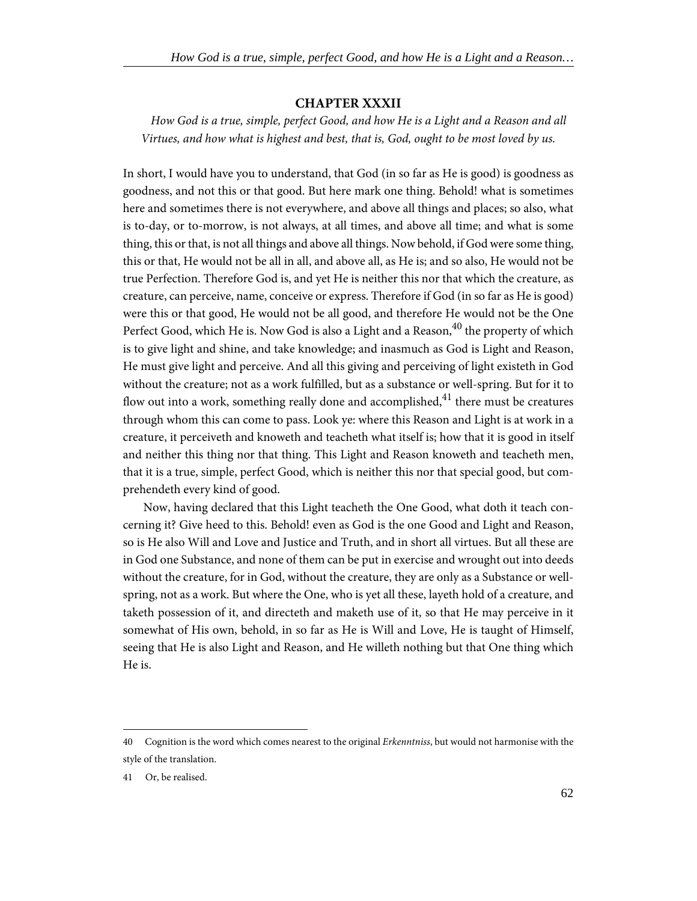## CHAPTER XXXII

*How God is a true, simple, perfect Good, and how He is a Light and a Reason and all Virtues, and how what is highest and best, that is, God, ought to be most loved by us.*

In short, I would have you to understand, that God (in so far as He is good) is goodness as goodness, and not this or that good. But here mark one thing. Behold! what is sometimes here and sometimes there is not everywhere, and above all things and places; so also, what is to-day, or to-morrow, is not always, at all times, and above all time; and what is some thing, this or that, is not all things and above all things. Now behold, if God were some thing, this or that, He would not be all in all, and above all, as He is; and so also, He would not be true Perfection. Therefore God is, and yet He is neither this nor that which the creature, as creature, can perceive, name, conceive or express. Therefore if God (in so far as He is good) were this or that good, He would not be all good, and therefore He would not be the One Perfect Good, which He is. Now God is also a Light and a Reason,[40] the property of which is to give light and shine, and take knowledge; and inasmuch as God is Light and Reason, He must give light and perceive. And all this giving and perceiving of light existeth in God without the creature; not as a work fulfilled, but as a substance or well-spring. But for it to flow out into a work, something really done and accomplished,[41] there must be creatures through whom this can come to pass. Look ye: where this Reason and Light is at work in a creature, it perceiveth and knoweth and teacheth what itself is; how that it is good in itself and neither this thing nor that thing. This Light and Reason knoweth and teacheth men, that it is a true, simple, perfect Good, which is neither this nor that special good, but comprehendeth every kind of good.

Now, having declared that this Light teacheth the One Good, what doth it teach concerning it? Give heed to this. Behold! even as God is the one Good and Light and Reason, so is He also Will and Love and Justice and Truth, and in short all virtues. But all these are in God one Substance, and none of them can be put in exercise and wrought out into deeds without the creature, for in God, without the creature, they are only as a Substance or well-spring, not as a work. But where the One, who is yet all these, layeth hold of a creature, and taketh possession of it, and directeth and maketh use of it, so that He may perceive in it somewhat of His own, behold, in so far as He is Will and Love, He is taught of Himself, seeing that He is also Light and Reason, and He willeth nothing but that One thing which He is.

---

40 Cognition is the word which comes nearest to the original *Erkenntniss*, but would not harmonise with the style of the translation.

41 Or, be realised.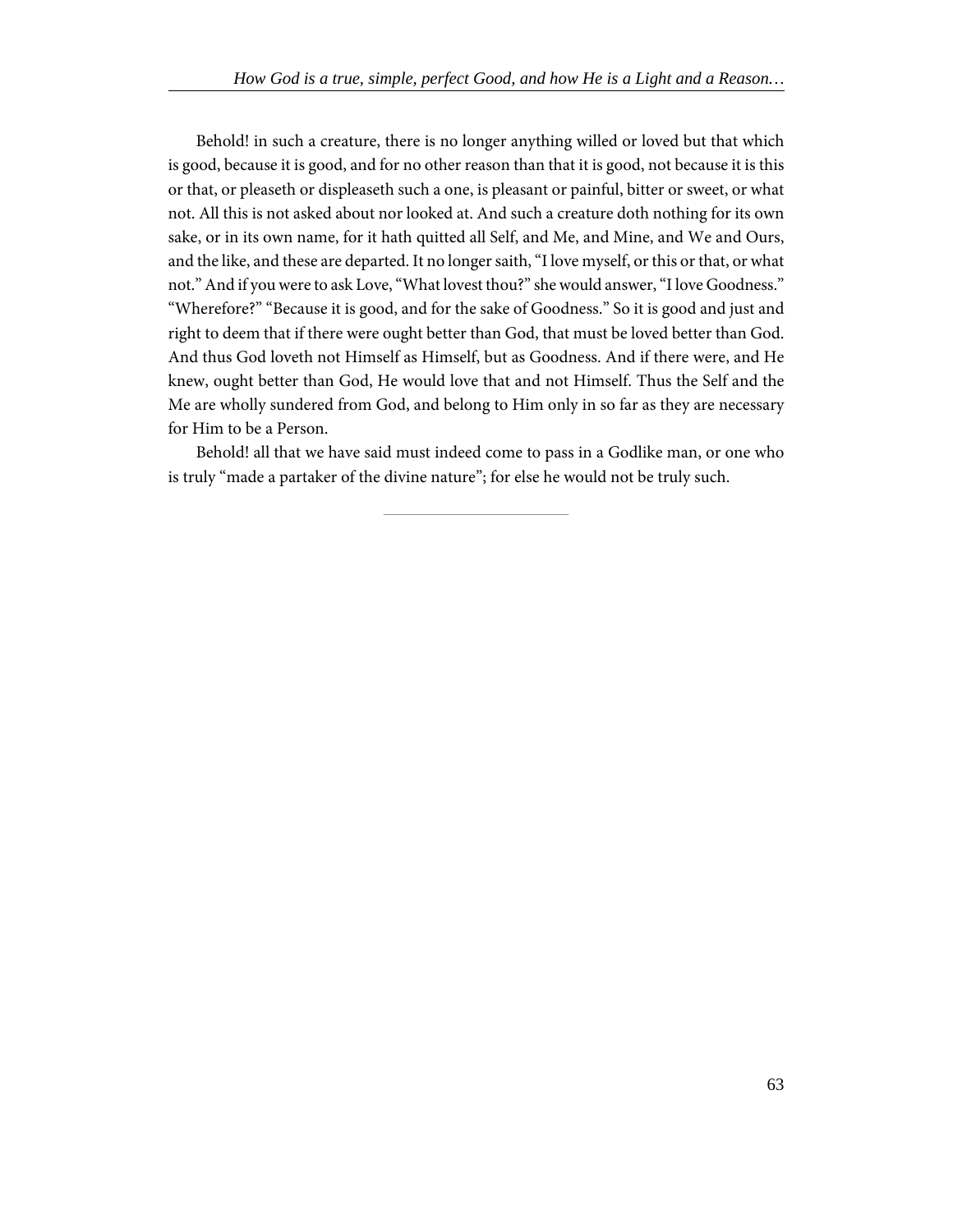Behold! in such a creature, there is no longer anything willed or loved but that which is good, because it is good, and for no other reason than that it is good, not because it is this or that, or pleaseth or displeaseth such a one, is pleasant or painful, bitter or sweet, or what not. All this is not asked about nor looked at. And such a creature doth nothing for its own sake, or in its own name, for it hath quitted all Self, and Me, and Mine, and We and Ours, and the like, and these are departed. It no longer saith, "I love myself, or this or that, or what not." And if you were to ask Love, "What lovest thou?" she would answer, "I love Goodness." "Wherefore?" "Because it is good, and for the sake of Goodness." So it is good and just and right to deem that if there were ought better than God, that must be loved better than God. And thus God loveth not Himself as Himself, but as Goodness. And if there were, and He knew, ought better than God, He would love that and not Himself. Thus the Self and the Me are wholly sundered from God, and belong to Him only in so far as they are necessary for Him to be a Person.

Behold! all that we have said must indeed come to pass in a Godlike man, or one who is truly "made a partaker of the divine nature"; for else he would not be truly such.

---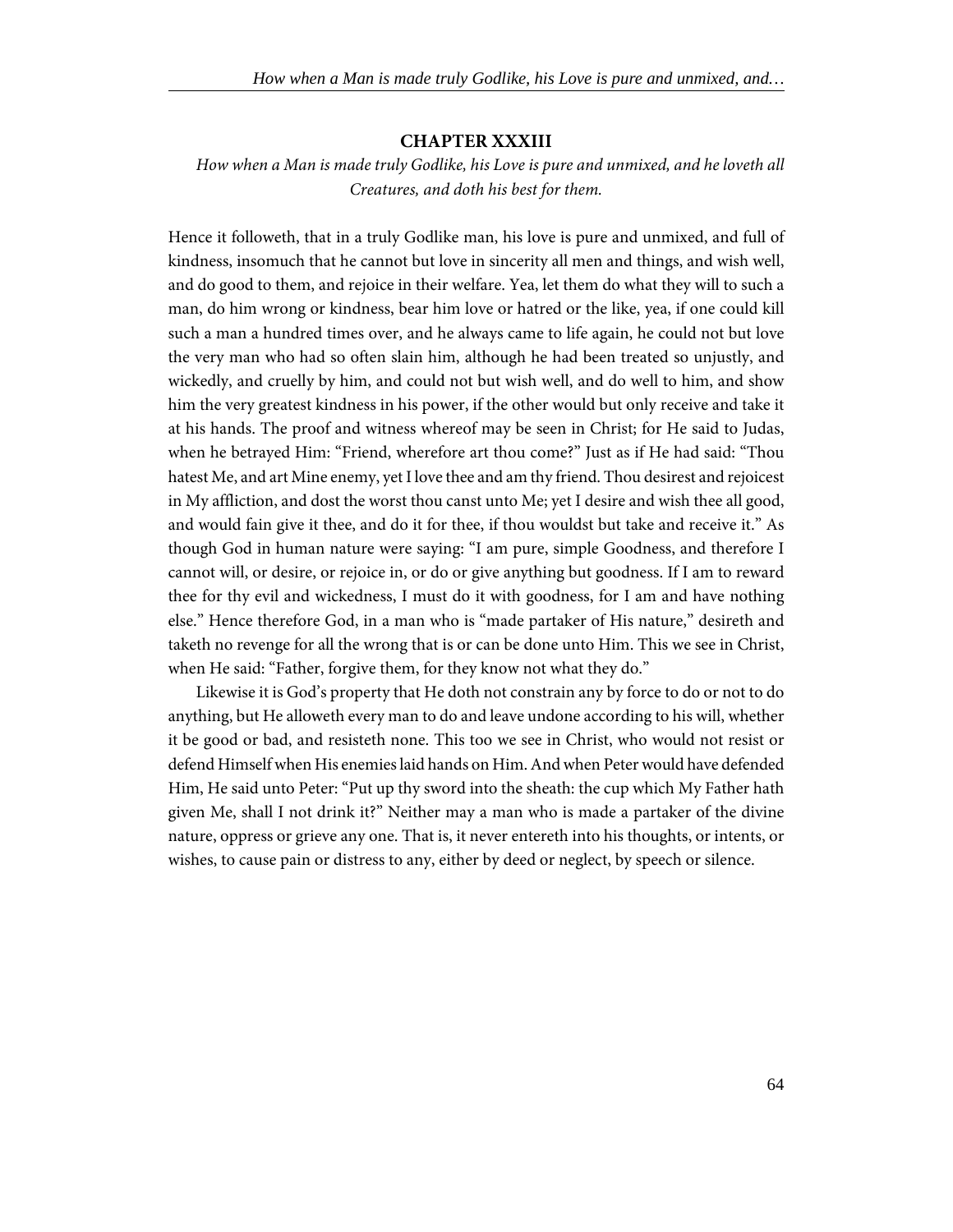## CHAPTER XXXIII

*How when a Man is made truly Godlike, his Love is pure and unmixed, and he loveth all Creatures, and doth his best for them.*

Hence it followeth, that in a truly Godlike man, his love is pure and unmixed, and full of kindness, insomuch that he cannot but love in sincerity all men and things, and wish well, and do good to them, and rejoice in their welfare. Yea, let them do what they will to such a man, do him wrong or kindness, bear him love or hatred or the like, yea, if one could kill such a man a hundred times over, and he always came to life again, he could not but love the very man who had so often slain him, although he had been treated so unjustly, and wickedly, and cruelly by him, and could not but wish well, and do well to him, and show him the very greatest kindness in his power, if the other would but only receive and take it at his hands. The proof and witness whereof may be seen in Christ; for He said to Judas, when he betrayed Him: "Friend, wherefore art thou come?" Just as if He had said: "Thou hatest Me, and art Mine enemy, yet I love thee and am thy friend. Thou desirest and rejoicest in My affliction, and dost the worst thou canst unto Me; yet I desire and wish thee all good, and would fain give it thee, and do it for thee, if thou wouldst but take and receive it." As though God in human nature were saying: "I am pure, simple Goodness, and therefore I cannot will, or desire, or rejoice in, or do or give anything but goodness. If I am to reward thee for thy evil and wickedness, I must do it with goodness, for I am and have nothing else." Hence therefore God, in a man who is "made partaker of His nature," desireth and taketh no revenge for all the wrong that is or can be done unto Him. This we see in Christ, when He said: "Father, forgive them, for they know not what they do."

Likewise it is God's property that He doth not constrain any by force to do or not to do anything, but He alloweth every man to do and leave undone according to his will, whether it be good or bad, and resisteth none. This too we see in Christ, who would not resist or defend Himself when His enemies laid hands on Him. And when Peter would have defended Him, He said unto Peter: "Put up thy sword into the sheath: the cup which My Father hath given Me, shall I not drink it?" Neither may a man who is made a partaker of the divine nature, oppress or grieve any one. That is, it never entereth into his thoughts, or intents, or wishes, to cause pain or distress to any, either by deed or neglect, by speech or silence.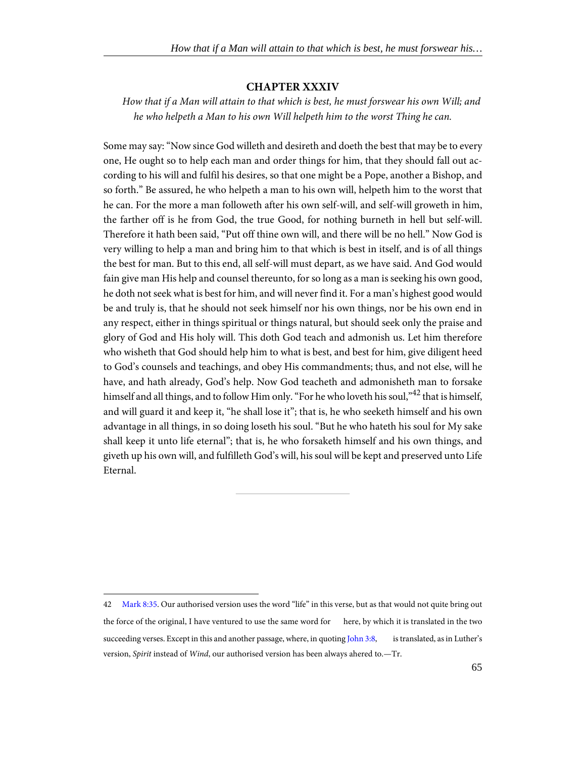## CHAPTER XXXIV

*How that if a Man will attain to that which is best, he must forswear his own Will; and he who helpeth a Man to his own Will helpeth him to the worst Thing he can.*

Some may say: "Now since God willeth and desireth and doeth the best that may be to every one, He ought so to help each man and order things for him, that they should fall out according to his will and fulfil his desires, so that one might be a Pope, another a Bishop, and so forth." Be assured, he who helpeth a man to his own will, helpeth him to the worst that he can. For the more a man followeth after his own self-will, and self-will groweth in him, the farther off is he from God, the true Good, for nothing burneth in hell but self-will. Therefore it hath been said, "Put off thine own will, and there will be no hell." Now God is very willing to help a man and bring him to that which is best in itself, and is of all things the best for man. But to this end, all self-will must depart, as we have said. And God would fain give man His help and counsel thereunto, for so long as a man is seeking his own good, he doth not seek what is best for him, and will never find it. For a man's highest good would be and truly is, that he should not seek himself nor his own things, nor be his own end in any respect, either in things spiritual or things natural, but should seek only the praise and glory of God and His holy will. This doth God teach and admonish us. Let him therefore who wisheth that God should help him to what is best, and best for him, give diligent heed to God's counsels and teachings, and obey His commandments; thus, and not else, will he have, and hath already, God's help. Now God teacheth and admonisheth man to forsake himself and all things, and to follow Him only. "For he who loveth his soul,"[42] that is himself, and will guard it and keep it, "he shall lose it"; that is, he who seeketh himself and his own advantage in all things, in so doing loseth his soul. "But he who hateth his soul for My sake shall keep it unto life eternal"; that is, he who forsaketh himself and his own things, and giveth up his own will, and fulfilleth God's will, his soul will be kept and preserved unto Life Eternal.

---

42 Mark 8:35. Our authorised version uses the word "life" in this verse, but as that would not quite bring out the force of the original, I have ventured to use the same word for here, by which it is translated in the two succeeding verses. Except in this and another passage, where, in quoting John 3:8, is translated, as in Luther's version, *Spirit* instead of *Wind*, our authorised version has been always ahered to.—Tr.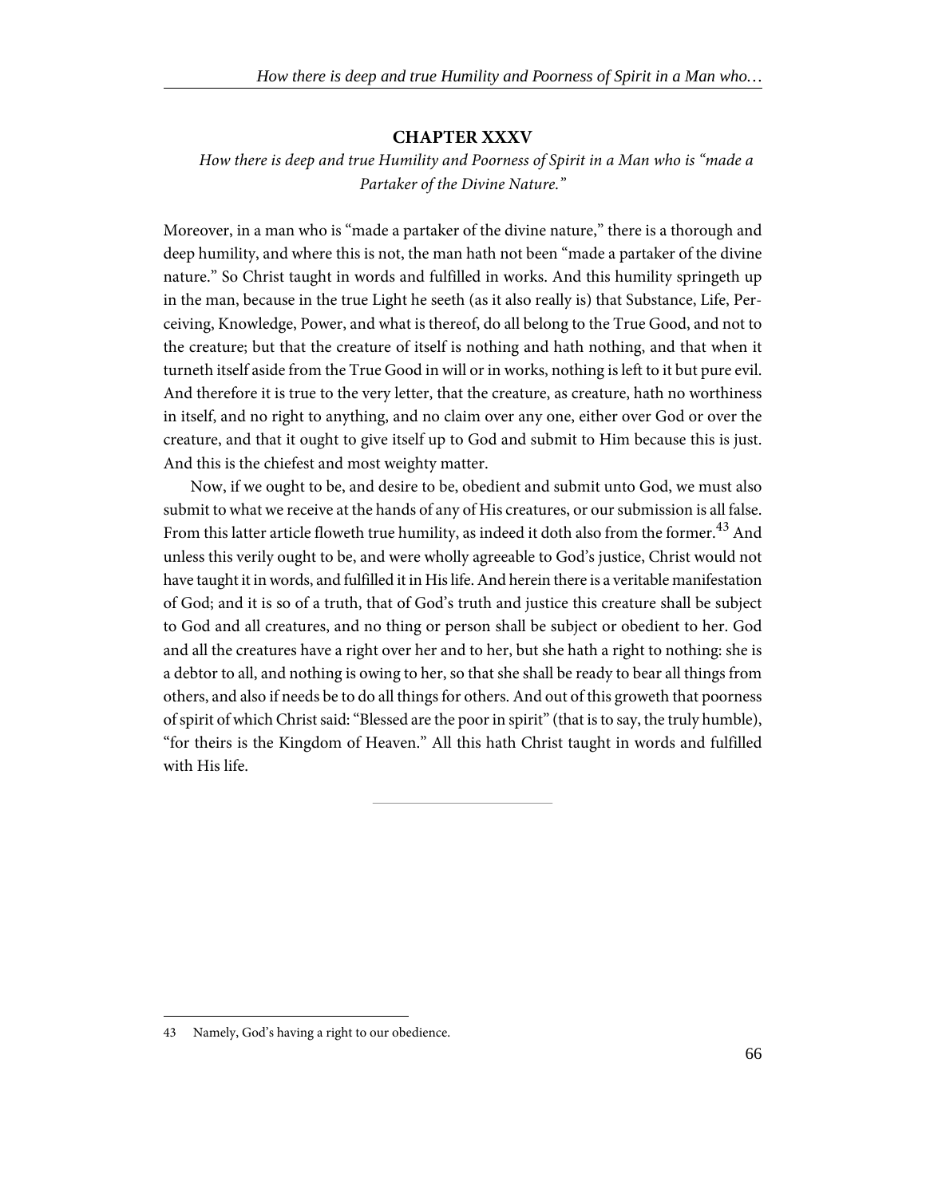## CHAPTER XXXV

*How there is deep and true Humility and Poorness of Spirit in a Man who is "made a Partaker of the Divine Nature."*

Moreover, in a man who is "made a partaker of the divine nature," there is a thorough and deep humility, and where this is not, the man hath not been "made a partaker of the divine nature." So Christ taught in words and fulfilled in works. And this humility springeth up in the man, because in the true Light he seeth (as it also really is) that Substance, Life, Perceiving, Knowledge, Power, and what is thereof, do all belong to the True Good, and not to the creature; but that the creature of itself is nothing and hath nothing, and that when it turneth itself aside from the True Good in will or in works, nothing is left to it but pure evil. And therefore it is true to the very letter, that the creature, as creature, hath no worthiness in itself, and no right to anything, and no claim over any one, either over God or over the creature, and that it ought to give itself up to God and submit to Him because this is just. And this is the chiefest and most weighty matter.

Now, if we ought to be, and desire to be, obedient and submit unto God, we must also submit to what we receive at the hands of any of His creatures, or our submission is all false. From this latter article floweth true humility, as indeed it doth also from the former.[43] And unless this verily ought to be, and were wholly agreeable to God's justice, Christ would not have taught it in words, and fulfilled it in His life. And herein there is a veritable manifestation of God; and it is so of a truth, that of God's truth and justice this creature shall be subject to God and all creatures, and no thing or person shall be subject or obedient to her. God and all the creatures have a right over her and to her, but she hath a right to nothing: she is a debtor to all, and nothing is owing to her, so that she shall be ready to bear all things from others, and also if needs be to do all things for others. And out of this groweth that poorness of spirit of which Christ said: "Blessed are the poor in spirit" (that is to say, the truly humble), "for theirs is the Kingdom of Heaven." All this hath Christ taught in words and fulfilled with His life.

---

[43] Namely, God's having a right to our obedience.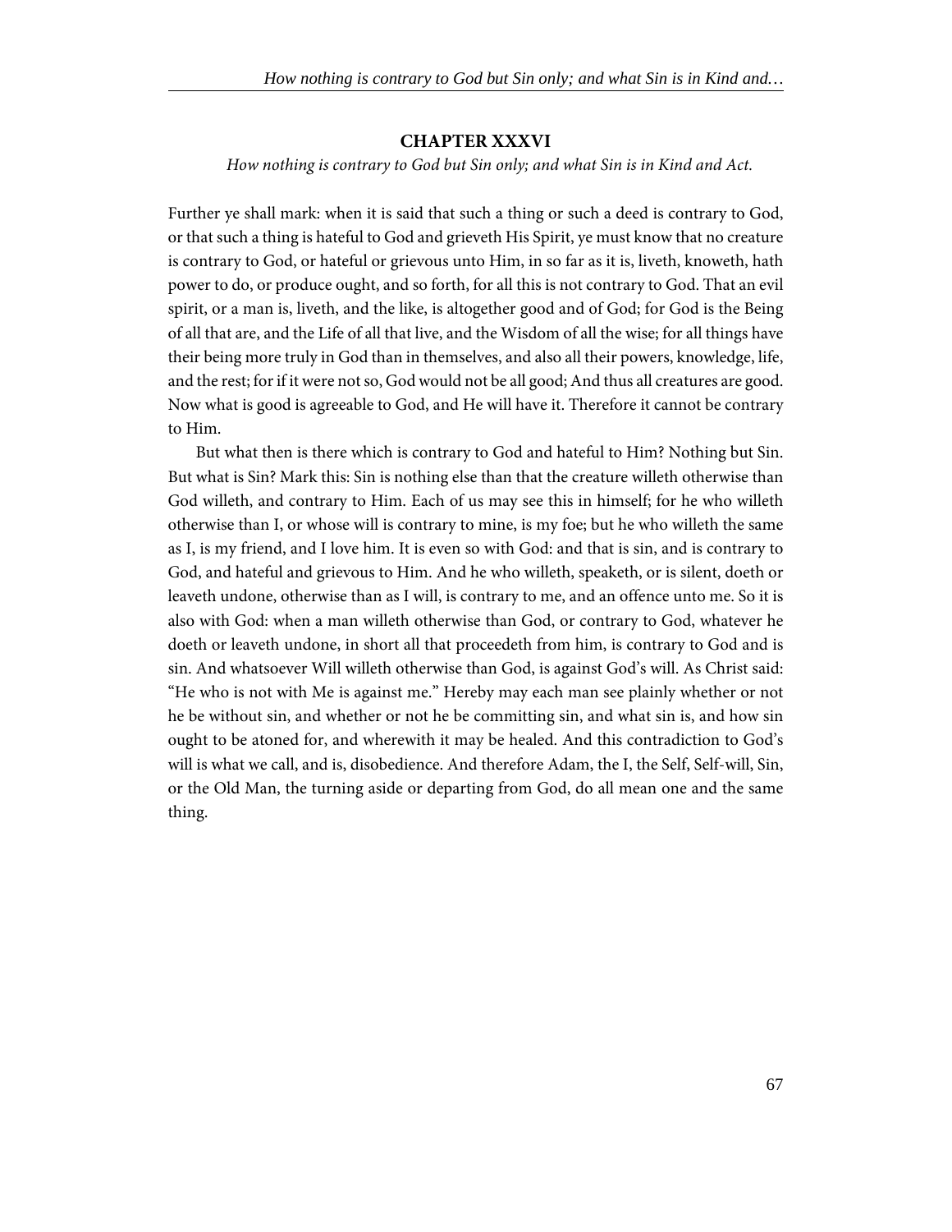## CHAPTER XXXVI

*How nothing is contrary to God but Sin only; and what Sin is in Kind and Act.*

Further ye shall mark: when it is said that such a thing or such a deed is contrary to God, or that such a thing is hateful to God and grieveth His Spirit, ye must know that no creature is contrary to God, or hateful or grievous unto Him, in so far as it is, liveth, knoweth, hath power to do, or produce ought, and so forth, for all this is not contrary to God. That an evil spirit, or a man is, liveth, and the like, is altogether good and of God; for God is the Being of all that are, and the Life of all that live, and the Wisdom of all the wise; for all things have their being more truly in God than in themselves, and also all their powers, knowledge, life, and the rest; for if it were not so, God would not be all good; And thus all creatures are good. Now what is good is agreeable to God, and He will have it. Therefore it cannot be contrary to Him.

But what then is there which is contrary to God and hateful to Him? Nothing but Sin. But what is Sin? Mark this: Sin is nothing else than that the creature willeth otherwise than God willeth, and contrary to Him. Each of us may see this in himself; for he who willeth otherwise than I, or whose will is contrary to mine, is my foe; but he who willeth the same as I, is my friend, and I love him. It is even so with God: and that is sin, and is contrary to God, and hateful and grievous to Him. And he who willeth, speaketh, or is silent, doeth or leaveth undone, otherwise than as I will, is contrary to me, and an offence unto me. So it is also with God: when a man willeth otherwise than God, or contrary to God, whatever he doeth or leaveth undone, in short all that proceedeth from him, is contrary to God and is sin. And whatsoever Will willeth otherwise than God, is against God's will. As Christ said: "He who is not with Me is against me." Hereby may each man see plainly whether or not he be without sin, and whether or not he be committing sin, and what sin is, and how sin ought to be atoned for, and wherewith it may be healed. And this contradiction to God's will is what we call, and is, disobedience. And therefore Adam, the I, the Self, Self-will, Sin, or the Old Man, the turning aside or departing from God, do all mean one and the same thing.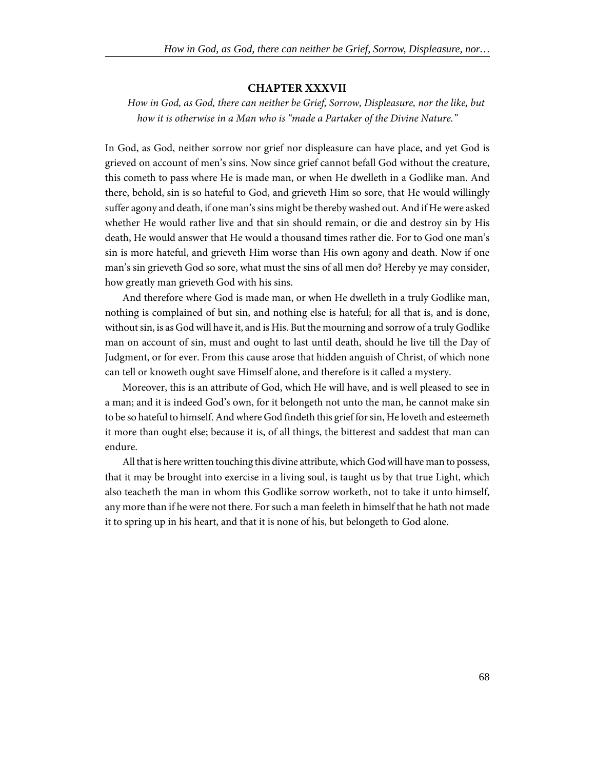## CHAPTER XXXVII

*How in God, as God, there can neither be Grief, Sorrow, Displeasure, nor the like, but how it is otherwise in a Man who is "made a Partaker of the Divine Nature."*

In God, as God, neither sorrow nor grief nor displeasure can have place, and yet God is grieved on account of men's sins. Now since grief cannot befall God without the creature, this cometh to pass where He is made man, or when He dwelleth in a Godlike man. And there, behold, sin is so hateful to God, and grieveth Him so sore, that He would willingly suffer agony and death, if one man's sins might be thereby washed out. And if He were asked whether He would rather live and that sin should remain, or die and destroy sin by His death, He would answer that He would a thousand times rather die. For to God one man's sin is more hateful, and grieveth Him worse than His own agony and death. Now if one man's sin grieveth God so sore, what must the sins of all men do? Hereby ye may consider, how greatly man grieveth God with his sins.

And therefore where God is made man, or when He dwelleth in a truly Godlike man, nothing is complained of but sin, and nothing else is hateful; for all that is, and is done, without sin, is as God will have it, and is His. But the mourning and sorrow of a truly Godlike man on account of sin, must and ought to last until death, should he live till the Day of Judgment, or for ever. From this cause arose that hidden anguish of Christ, of which none can tell or knoweth ought save Himself alone, and therefore is it called a mystery.

Moreover, this is an attribute of God, which He will have, and is well pleased to see in a man; and it is indeed God's own, for it belongeth not unto the man, he cannot make sin to be so hateful to himself. And where God findeth this grief for sin, He loveth and esteemeth it more than ought else; because it is, of all things, the bitterest and saddest that man can endure.

All that is here written touching this divine attribute, which God will have man to possess, that it may be brought into exercise in a living soul, is taught us by that true Light, which also teacheth the man in whom this Godlike sorrow worketh, not to take it unto himself, any more than if he were not there. For such a man feeleth in himself that he hath not made it to spring up in his heart, and that it is none of his, but belongeth to God alone.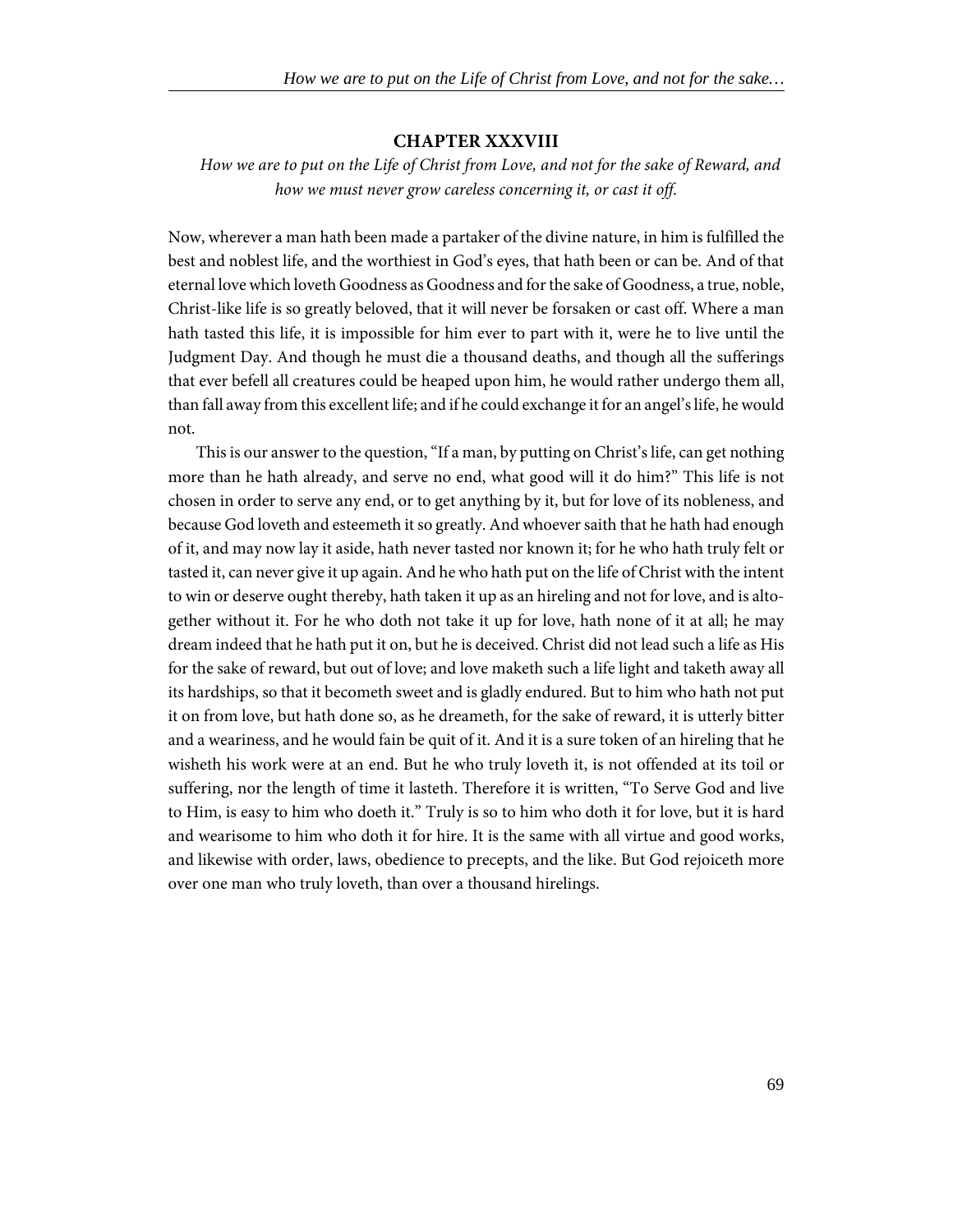## CHAPTER XXXVIII

*How we are to put on the Life of Christ from Love, and not for the sake of Reward, and how we must never grow careless concerning it, or cast it off.*

Now, wherever a man hath been made a partaker of the divine nature, in him is fulfilled the best and noblest life, and the worthiest in God's eyes, that hath been or can be. And of that eternal love which loveth Goodness as Goodness and for the sake of Goodness, a true, noble, Christ-like life is so greatly beloved, that it will never be forsaken or cast off. Where a man hath tasted this life, it is impossible for him ever to part with it, were he to live until the Judgment Day. And though he must die a thousand deaths, and though all the sufferings that ever befell all creatures could be heaped upon him, he would rather undergo them all, than fall away from this excellent life; and if he could exchange it for an angel's life, he would not.

This is our answer to the question, "If a man, by putting on Christ's life, can get nothing more than he hath already, and serve no end, what good will it do him?" This life is not chosen in order to serve any end, or to get anything by it, but for love of its nobleness, and because God loveth and esteemeth it so greatly. And whoever saith that he hath had enough of it, and may now lay it aside, hath never tasted nor known it; for he who hath truly felt or tasted it, can never give it up again. And he who hath put on the life of Christ with the intent to win or deserve ought thereby, hath taken it up as an hireling and not for love, and is altogether without it. For he who doth not take it up for love, hath none of it at all; he may dream indeed that he hath put it on, but he is deceived. Christ did not lead such a life as His for the sake of reward, but out of love; and love maketh such a life light and taketh away all its hardships, so that it becometh sweet and is gladly endured. But to him who hath not put it on from love, but hath done so, as he dreameth, for the sake of reward, it is utterly bitter and a weariness, and he would fain be quit of it. And it is a sure token of an hireling that he wisheth his work were at an end. But he who truly loveth it, is not offended at its toil or suffering, nor the length of time it lasteth. Therefore it is written, "To Serve God and live to Him, is easy to him who doeth it." Truly is so to him who doth it for love, but it is hard and wearisome to him who doth it for hire. It is the same with all virtue and good works, and likewise with order, laws, obedience to precepts, and the like. But God rejoiceth more over one man who truly loveth, than over a thousand hirelings.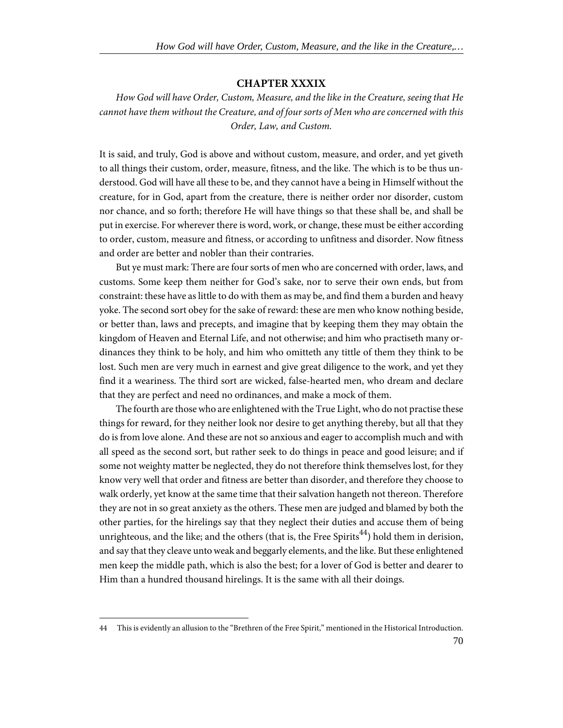## CHAPTER XXXIX

*How God will have Order, Custom, Measure, and the like in the Creature, seeing that He cannot have them without the Creature, and of four sorts of Men who are concerned with this Order, Law, and Custom.*

It is said, and truly, God is above and without custom, measure, and order, and yet giveth to all things their custom, order, measure, fitness, and the like. The which is to be thus understood. God will have all these to be, and they cannot have a being in Himself without the creature, for in God, apart from the creature, there is neither order nor disorder, custom nor chance, and so forth; therefore He will have things so that these shall be, and shall be put in exercise. For wherever there is word, work, or change, these must be either according to order, custom, measure and fitness, or according to unfitness and disorder. Now fitness and order are better and nobler than their contraries.

But ye must mark: There are four sorts of men who are concerned with order, laws, and customs. Some keep them neither for God's sake, nor to serve their own ends, but from constraint: these have as little to do with them as may be, and find them a burden and heavy yoke. The second sort obey for the sake of reward: these are men who know nothing beside, or better than, laws and precepts, and imagine that by keeping them they may obtain the kingdom of Heaven and Eternal Life, and not otherwise; and him who practiseth many ordinances they think to be holy, and him who omitteth any tittle of them they think to be lost. Such men are very much in earnest and give great diligence to the work, and yet they find it a weariness. The third sort are wicked, false-hearted men, who dream and declare that they are perfect and need no ordinances, and make a mock of them.

The fourth are those who are enlightened with the True Light, who do not practise these things for reward, for they neither look nor desire to get anything thereby, but all that they do is from love alone. And these are not so anxious and eager to accomplish much and with all speed as the second sort, but rather seek to do things in peace and good leisure; and if some not weighty matter be neglected, they do not therefore think themselves lost, for they know very well that order and fitness are better than disorder, and therefore they choose to walk orderly, yet know at the same time that their salvation hangeth not thereon. Therefore they are not in so great anxiety as the others. These men are judged and blamed by both the other parties, for the hirelings say that they neglect their duties and accuse them of being unrighteous, and the like; and the others (that is, the Free Spirits[44]) hold them in derision, and say that they cleave unto weak and beggarly elements, and the like. But these enlightened men keep the middle path, which is also the best; for a lover of God is better and dearer to Him than a hundred thousand hirelings. It is the same with all their doings.

---

44 This is evidently an allusion to the "Brethren of the Free Spirit," mentioned in the Historical Introduction.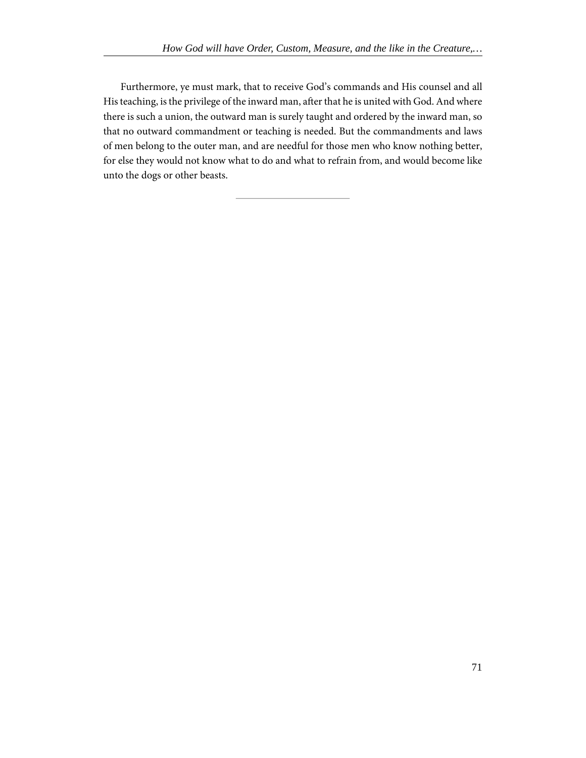Furthermore, ye must mark, that to receive God's commands and His counsel and all His teaching, is the privilege of the inward man, after that he is united with God. And where there is such a union, the outward man is surely taught and ordered by the inward man, so that no outward commandment or teaching is needed. But the commandments and laws of men belong to the outer man, and are needful for those men who know nothing better, for else they would not know what to do and what to refrain from, and would become like unto the dogs or other beasts.

---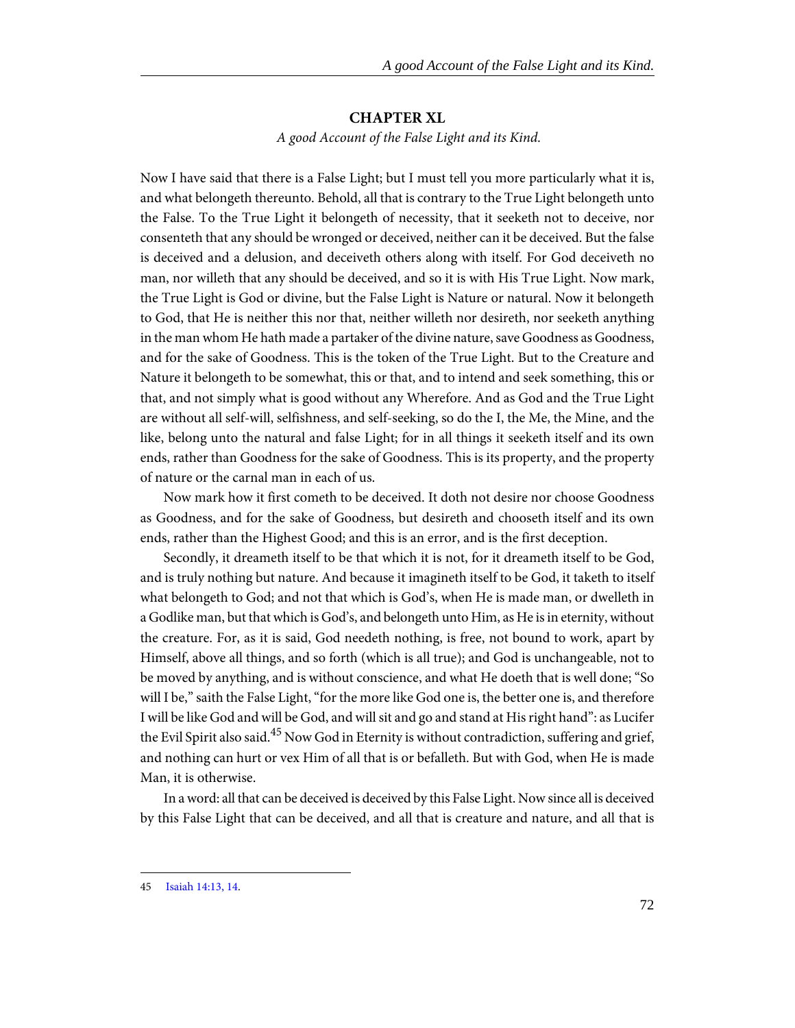## CHAPTER XL

*A good Account of the False Light and its Kind.*

Now I have said that there is a False Light; but I must tell you more particularly what it is, and what belongeth thereunto. Behold, all that is contrary to the True Light belongeth unto the False. To the True Light it belongeth of necessity, that it seeketh not to deceive, nor consenteth that any should be wronged or deceived, neither can it be deceived. But the false is deceived and a delusion, and deceiveth others along with itself. For God deceiveth no man, nor willeth that any should be deceived, and so it is with His True Light. Now mark, the True Light is God or divine, but the False Light is Nature or natural. Now it belongeth to God, that He is neither this nor that, neither willeth nor desireth, nor seeketh anything in the man whom He hath made a partaker of the divine nature, save Goodness as Goodness, and for the sake of Goodness. This is the token of the True Light. But to the Creature and Nature it belongeth to be somewhat, this or that, and to intend and seek something, this or that, and not simply what is good without any Wherefore. And as God and the True Light are without all self-will, selfishness, and self-seeking, so do the I, the Me, the Mine, and the like, belong unto the natural and false Light; for in all things it seeketh itself and its own ends, rather than Goodness for the sake of Goodness. This is its property, and the property of nature or the carnal man in each of us.

Now mark how it first cometh to be deceived. It doth not desire nor choose Goodness as Goodness, and for the sake of Goodness, but desireth and chooseth itself and its own ends, rather than the Highest Good; and this is an error, and is the first deception.

Secondly, it dreameth itself to be that which it is not, for it dreameth itself to be God, and is truly nothing but nature. And because it imagineth itself to be God, it taketh to itself what belongeth to God; and not that which is God's, when He is made man, or dwelleth in a Godlike man, but that which is God's, and belongeth unto Him, as He is in eternity, without the creature. For, as it is said, God needeth nothing, is free, not bound to work, apart by Himself, above all things, and so forth (which is all true); and God is unchangeable, not to be moved by anything, and is without conscience, and what He doeth that is well done; "So will I be," saith the False Light, "for the more like God one is, the better one is, and therefore I will be like God and will be God, and will sit and go and stand at His right hand": as Lucifer the Evil Spirit also said.[45] Now God in Eternity is without contradiction, suffering and grief, and nothing can hurt or vex Him of all that is or befalleth. But with God, when He is made Man, it is otherwise.

In a word: all that can be deceived is deceived by this False Light. Now since all is deceived by this False Light that can be deceived, and all that is creature and nature, and all that is

---

45 Isaiah 14:13, 14.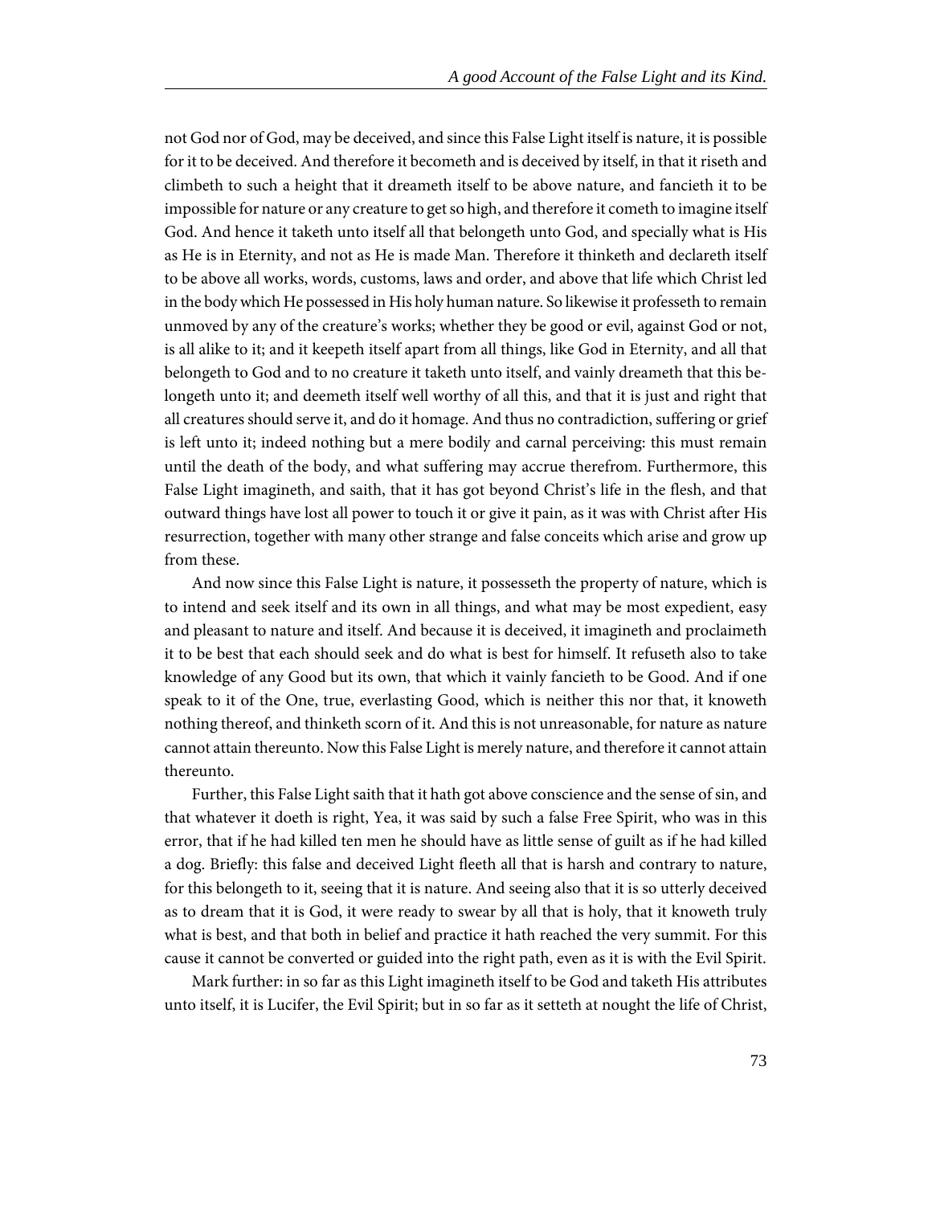not God nor of God, may be deceived, and since this False Light itself is nature, it is possible for it to be deceived. And therefore it becometh and is deceived by itself, in that it riseth and climbeth to such a height that it dreameth itself to be above nature, and fancieth it to be impossible for nature or any creature to get so high, and therefore it cometh to imagine itself God. And hence it taketh unto itself all that belongeth unto God, and specially what is His as He is in Eternity, and not as He is made Man. Therefore it thinketh and declareth itself to be above all works, words, customs, laws and order, and above that life which Christ led in the body which He possessed in His holy human nature. So likewise it professeth to remain unmoved by any of the creature's works; whether they be good or evil, against God or not, is all alike to it; and it keepeth itself apart from all things, like God in Eternity, and all that belongeth to God and to no creature it taketh unto itself, and vainly dreameth that this belongeth unto it; and deemeth itself well worthy of all this, and that it is just and right that all creatures should serve it, and do it homage. And thus no contradiction, suffering or grief is left unto it; indeed nothing but a mere bodily and carnal perceiving: this must remain until the death of the body, and what suffering may accrue therefrom. Furthermore, this False Light imagineth, and saith, that it has got beyond Christ's life in the flesh, and that outward things have lost all power to touch it or give it pain, as it was with Christ after His resurrection, together with many other strange and false conceits which arise and grow up from these.

And now since this False Light is nature, it possesseth the property of nature, which is to intend and seek itself and its own in all things, and what may be most expedient, easy and pleasant to nature and itself. And because it is deceived, it imagineth and proclaimeth it to be best that each should seek and do what is best for himself. It refuseth also to take knowledge of any Good but its own, that which it vainly fancieth to be Good. And if one speak to it of the One, true, everlasting Good, which is neither this nor that, it knoweth nothing thereof, and thinketh scorn of it. And this is not unreasonable, for nature as nature cannot attain thereunto. Now this False Light is merely nature, and therefore it cannot attain thereunto.

Further, this False Light saith that it hath got above conscience and the sense of sin, and that whatever it doeth is right, Yea, it was said by such a false Free Spirit, who was in this error, that if he had killed ten men he should have as little sense of guilt as if he had killed a dog. Briefly: this false and deceived Light fleeth all that is harsh and contrary to nature, for this belongeth to it, seeing that it is nature. And seeing also that it is so utterly deceived as to dream that it is God, it were ready to swear by all that is holy, that it knoweth truly what is best, and that both in belief and practice it hath reached the very summit. For this cause it cannot be converted or guided into the right path, even as it is with the Evil Spirit.

Mark further: in so far as this Light imagineth itself to be God and taketh His attributes unto itself, it is Lucifer, the Evil Spirit; but in so far as it setteth at nought the life of Christ,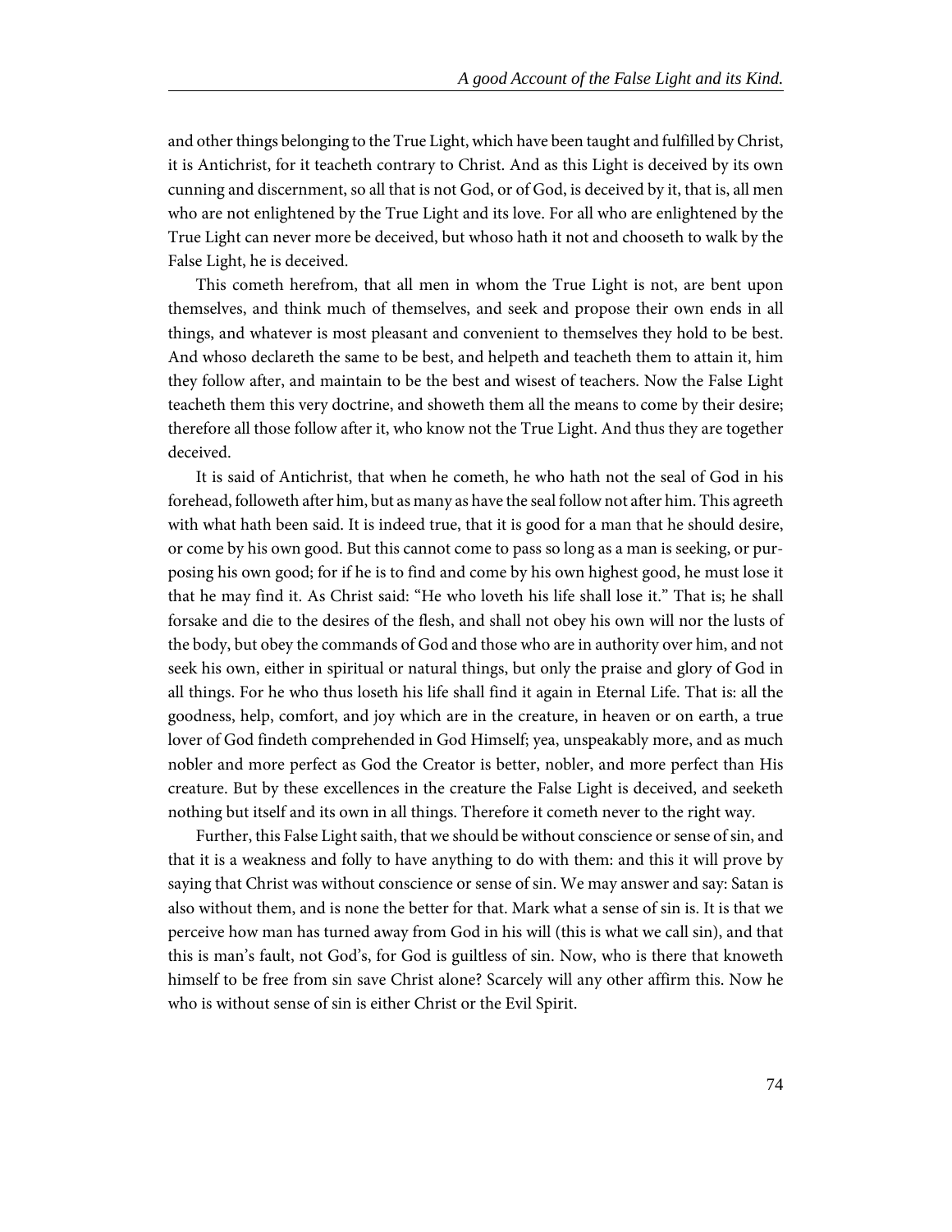and other things belonging to the True Light, which have been taught and fulfilled by Christ, it is Antichrist, for it teacheth contrary to Christ. And as this Light is deceived by its own cunning and discernment, so all that is not God, or of God, is deceived by it, that is, all men who are not enlightened by the True Light and its love. For all who are enlightened by the True Light can never more be deceived, but whoso hath it not and chooseth to walk by the False Light, he is deceived.

This cometh herefrom, that all men in whom the True Light is not, are bent upon themselves, and think much of themselves, and seek and propose their own ends in all things, and whatever is most pleasant and convenient to themselves they hold to be best. And whoso declareth the same to be best, and helpeth and teacheth them to attain it, him they follow after, and maintain to be the best and wisest of teachers. Now the False Light teacheth them this very doctrine, and showeth them all the means to come by their desire; therefore all those follow after it, who know not the True Light. And thus they are together deceived.

It is said of Antichrist, that when he cometh, he who hath not the seal of God in his forehead, followeth after him, but as many as have the seal follow not after him. This agreeth with what hath been said. It is indeed true, that it is good for a man that he should desire, or come by his own good. But this cannot come to pass so long as a man is seeking, or purposing his own good; for if he is to find and come by his own highest good, he must lose it that he may find it. As Christ said: "He who loveth his life shall lose it." That is; he shall forsake and die to the desires of the flesh, and shall not obey his own will nor the lusts of the body, but obey the commands of God and those who are in authority over him, and not seek his own, either in spiritual or natural things, but only the praise and glory of God in all things. For he who thus loseth his life shall find it again in Eternal Life. That is: all the goodness, help, comfort, and joy which are in the creature, in heaven or on earth, a true lover of God findeth comprehended in God Himself; yea, unspeakably more, and as much nobler and more perfect as God the Creator is better, nobler, and more perfect than His creature. But by these excellences in the creature the False Light is deceived, and seeketh nothing but itself and its own in all things. Therefore it cometh never to the right way.

Further, this False Light saith, that we should be without conscience or sense of sin, and that it is a weakness and folly to have anything to do with them: and this it will prove by saying that Christ was without conscience or sense of sin. We may answer and say: Satan is also without them, and is none the better for that. Mark what a sense of sin is. It is that we perceive how man has turned away from God in his will (this is what we call sin), and that this is man's fault, not God's, for God is guiltless of sin. Now, who is there that knoweth himself to be free from sin save Christ alone? Scarcely will any other affirm this. Now he who is without sense of sin is either Christ or the Evil Spirit.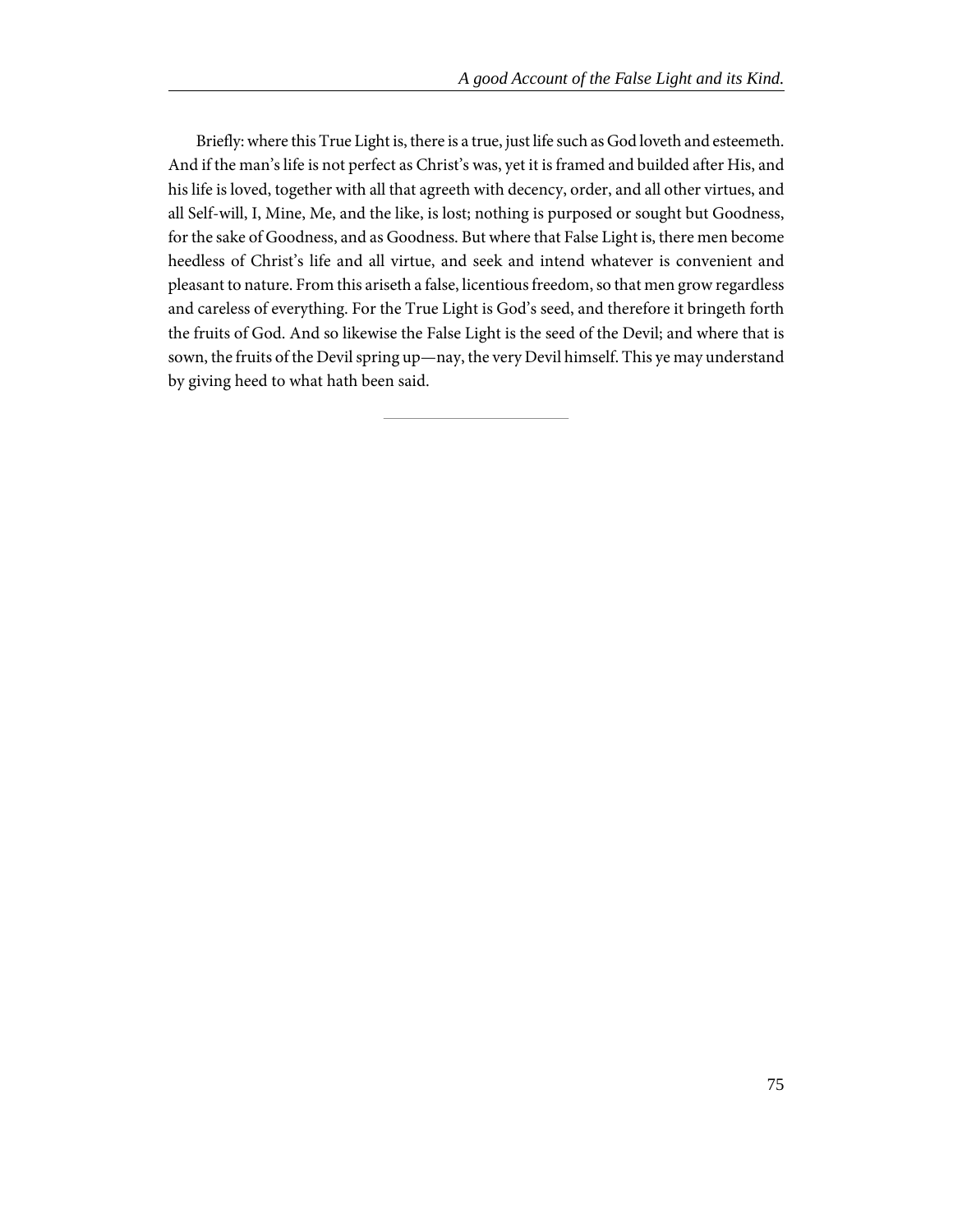Briefly: where this True Light is, there is a true, just life such as God loveth and esteemeth. And if the man's life is not perfect as Christ's was, yet it is framed and builded after His, and his life is loved, together with all that agreeth with decency, order, and all other virtues, and all Self-will, I, Mine, Me, and the like, is lost; nothing is purposed or sought but Goodness, for the sake of Goodness, and as Goodness. But where that False Light is, there men become heedless of Christ's life and all virtue, and seek and intend whatever is convenient and pleasant to nature. From this ariseth a false, licentious freedom, so that men grow regardless and careless of everything. For the True Light is God's seed, and therefore it bringeth forth the fruits of God. And so likewise the False Light is the seed of the Devil; and where that is sown, the fruits of the Devil spring up—nay, the very Devil himself. This ye may understand by giving heed to what hath been said.

---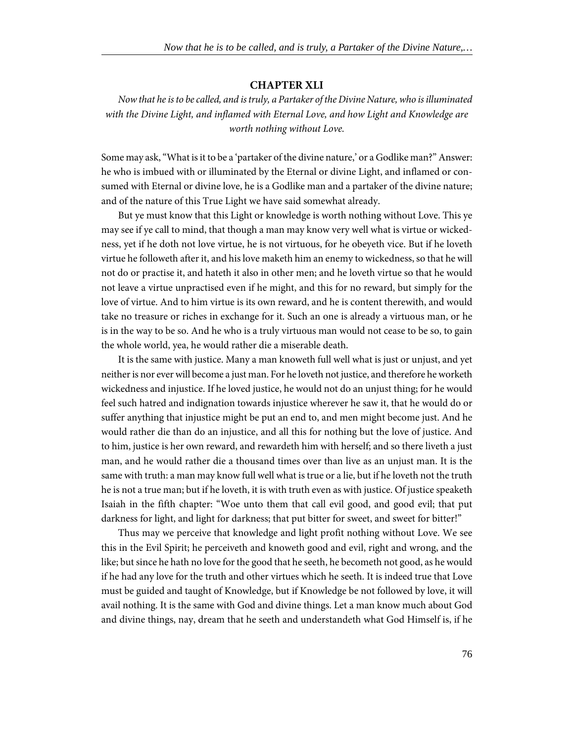## CHAPTER XLI

*Now that he is to be called, and is truly, a Partaker of the Divine Nature, who is illuminated with the Divine Light, and inflamed with Eternal Love, and how Light and Knowledge are worth nothing without Love.*

Some may ask, "What is it to be a 'partaker of the divine nature,' or a Godlike man?" Answer: he who is imbued with or illuminated by the Eternal or divine Light, and inflamed or consumed with Eternal or divine love, he is a Godlike man and a partaker of the divine nature; and of the nature of this True Light we have said somewhat already.

But ye must know that this Light or knowledge is worth nothing without Love. This ye may see if ye call to mind, that though a man may know very well what is virtue or wickedness, yet if he doth not love virtue, he is not virtuous, for he obeyeth vice. But if he loveth virtue he followeth after it, and his love maketh him an enemy to wickedness, so that he will not do or practise it, and hateth it also in other men; and he loveth virtue so that he would not leave a virtue unpractised even if he might, and this for no reward, but simply for the love of virtue. And to him virtue is its own reward, and he is content therewith, and would take no treasure or riches in exchange for it. Such an one is already a virtuous man, or he is in the way to be so. And he who is a truly virtuous man would not cease to be so, to gain the whole world, yea, he would rather die a miserable death.

It is the same with justice. Many a man knoweth full well what is just or unjust, and yet neither is nor ever will become a just man. For he loveth not justice, and therefore he worketh wickedness and injustice. If he loved justice, he would not do an unjust thing; for he would feel such hatred and indignation towards injustice wherever he saw it, that he would do or suffer anything that injustice might be put an end to, and men might become just. And he would rather die than do an injustice, and all this for nothing but the love of justice. And to him, justice is her own reward, and rewardeth him with herself; and so there liveth a just man, and he would rather die a thousand times over than live as an unjust man. It is the same with truth: a man may know full well what is true or a lie, but if he loveth not the truth he is not a true man; but if he loveth, it is with truth even as with justice. Of justice speaketh Isaiah in the fifth chapter: "Woe unto them that call evil good, and good evil; that put darkness for light, and light for darkness; that put bitter for sweet, and sweet for bitter!"

Thus may we perceive that knowledge and light profit nothing without Love. We see this in the Evil Spirit; he perceiveth and knoweth good and evil, right and wrong, and the like; but since he hath no love for the good that he seeth, he becometh not good, as he would if he had any love for the truth and other virtues which he seeth. It is indeed true that Love must be guided and taught of Knowledge, but if Knowledge be not followed by love, it will avail nothing. It is the same with God and divine things. Let a man know much about God and divine things, nay, dream that he seeth and understandeth what God Himself is, if he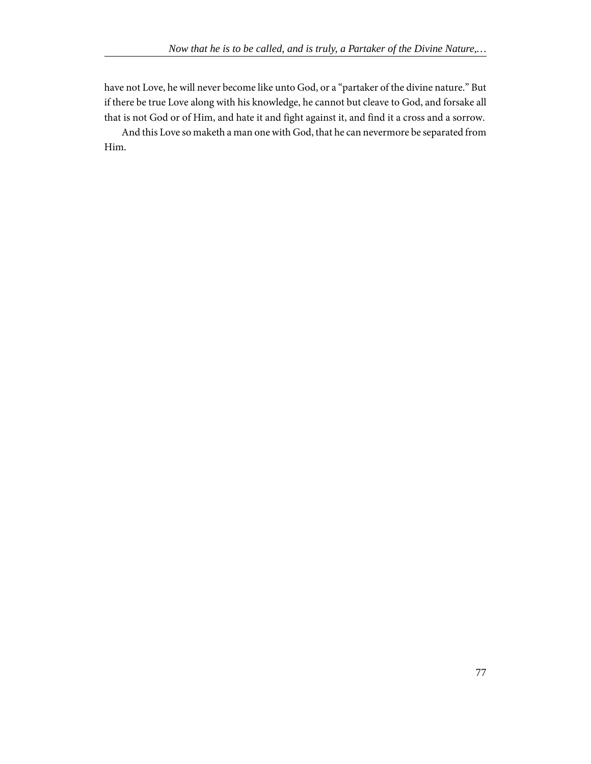have not Love, he will never become like unto God, or a "partaker of the divine nature." But if there be true Love along with his knowledge, he cannot but cleave to God, and forsake all that is not God or of Him, and hate it and fight against it, and find it a cross and a sorrow.

And this Love so maketh a man one with God, that he can nevermore be separated from Him.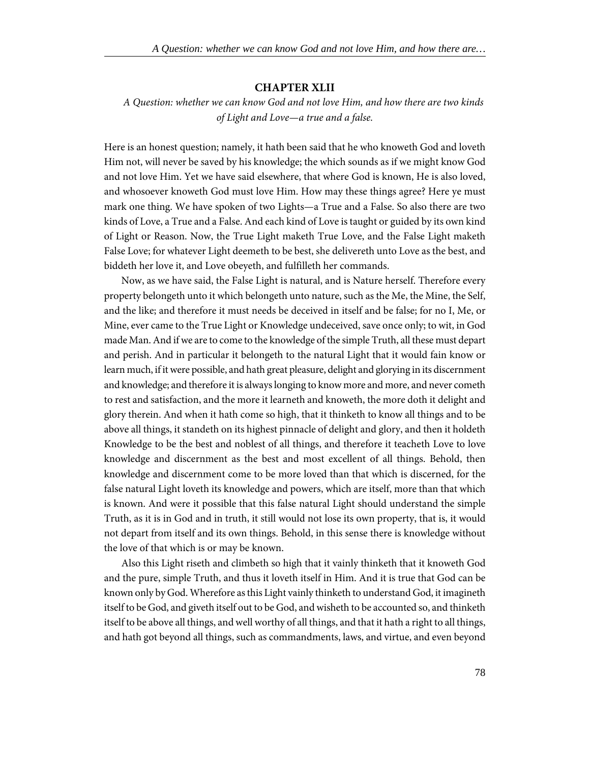## CHAPTER XLII

*A Question: whether we can know God and not love Him, and how there are two kinds of Light and Love—a true and a false.*

Here is an honest question; namely, it hath been said that he who knoweth God and loveth Him not, will never be saved by his knowledge; the which sounds as if we might know God and not love Him. Yet we have said elsewhere, that where God is known, He is also loved, and whosoever knoweth God must love Him. How may these things agree? Here ye must mark one thing. We have spoken of two Lights—a True and a False. So also there are two kinds of Love, a True and a False. And each kind of Love is taught or guided by its own kind of Light or Reason. Now, the True Light maketh True Love, and the False Light maketh False Love; for whatever Light deemeth to be best, she delivereth unto Love as the best, and biddeth her love it, and Love obeyeth, and fulfilleth her commands.

Now, as we have said, the False Light is natural, and is Nature herself. Therefore every property belongeth unto it which belongeth unto nature, such as the Me, the Mine, the Self, and the like; and therefore it must needs be deceived in itself and be false; for no I, Me, or Mine, ever came to the True Light or Knowledge undeceived, save once only; to wit, in God made Man. And if we are to come to the knowledge of the simple Truth, all these must depart and perish. And in particular it belongeth to the natural Light that it would fain know or learn much, if it were possible, and hath great pleasure, delight and glorying in its discernment and knowledge; and therefore it is always longing to know more and more, and never cometh to rest and satisfaction, and the more it learneth and knoweth, the more doth it delight and glory therein. And when it hath come so high, that it thinketh to know all things and to be above all things, it standeth on its highest pinnacle of delight and glory, and then it holdeth Knowledge to be the best and noblest of all things, and therefore it teacheth Love to love knowledge and discernment as the best and most excellent of all things. Behold, then knowledge and discernment come to be more loved than that which is discerned, for the false natural Light loveth its knowledge and powers, which are itself, more than that which is known. And were it possible that this false natural Light should understand the simple Truth, as it is in God and in truth, it still would not lose its own property, that is, it would not depart from itself and its own things. Behold, in this sense there is knowledge without the love of that which is or may be known.

Also this Light riseth and climbeth so high that it vainly thinketh that it knoweth God and the pure, simple Truth, and thus it loveth itself in Him. And it is true that God can be known only by God. Wherefore as this Light vainly thinketh to understand God, it imagineth itself to be God, and giveth itself out to be God, and wisheth to be accounted so, and thinketh itself to be above all things, and well worthy of all things, and that it hath a right to all things, and hath got beyond all things, such as commandments, laws, and virtue, and even beyond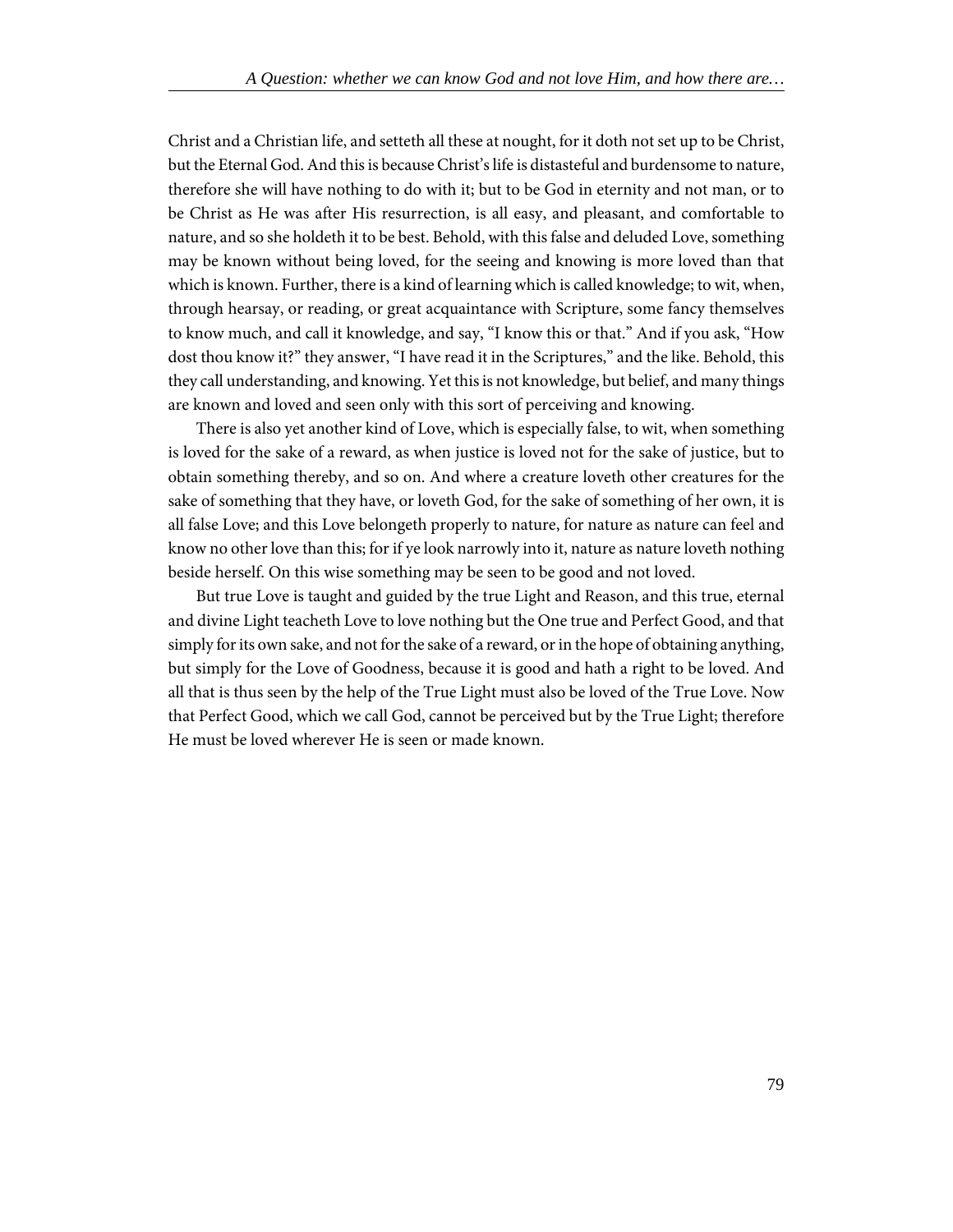Christ and a Christian life, and setteth all these at nought, for it doth not set up to be Christ, but the Eternal God. And this is because Christ's life is distasteful and burdensome to nature, therefore she will have nothing to do with it; but to be God in eternity and not man, or to be Christ as He was after His resurrection, is all easy, and pleasant, and comfortable to nature, and so she holdeth it to be best. Behold, with this false and deluded Love, something may be known without being loved, for the seeing and knowing is more loved than that which is known. Further, there is a kind of learning which is called knowledge; to wit, when, through hearsay, or reading, or great acquaintance with Scripture, some fancy themselves to know much, and call it knowledge, and say, "I know this or that." And if you ask, "How dost thou know it?" they answer, "I have read it in the Scriptures," and the like. Behold, this they call understanding, and knowing. Yet this is not knowledge, but belief, and many things are known and loved and seen only with this sort of perceiving and knowing.

There is also yet another kind of Love, which is especially false, to wit, when something is loved for the sake of a reward, as when justice is loved not for the sake of justice, but to obtain something thereby, and so on. And where a creature loveth other creatures for the sake of something that they have, or loveth God, for the sake of something of her own, it is all false Love; and this Love belongeth properly to nature, for nature as nature can feel and know no other love than this; for if ye look narrowly into it, nature as nature loveth nothing beside herself. On this wise something may be seen to be good and not loved.

But true Love is taught and guided by the true Light and Reason, and this true, eternal and divine Light teacheth Love to love nothing but the One true and Perfect Good, and that simply for its own sake, and not for the sake of a reward, or in the hope of obtaining anything, but simply for the Love of Goodness, because it is good and hath a right to be loved. And all that is thus seen by the help of the True Light must also be loved of the True Love. Now that Perfect Good, which we call God, cannot be perceived but by the True Light; therefore He must be loved wherever He is seen or made known.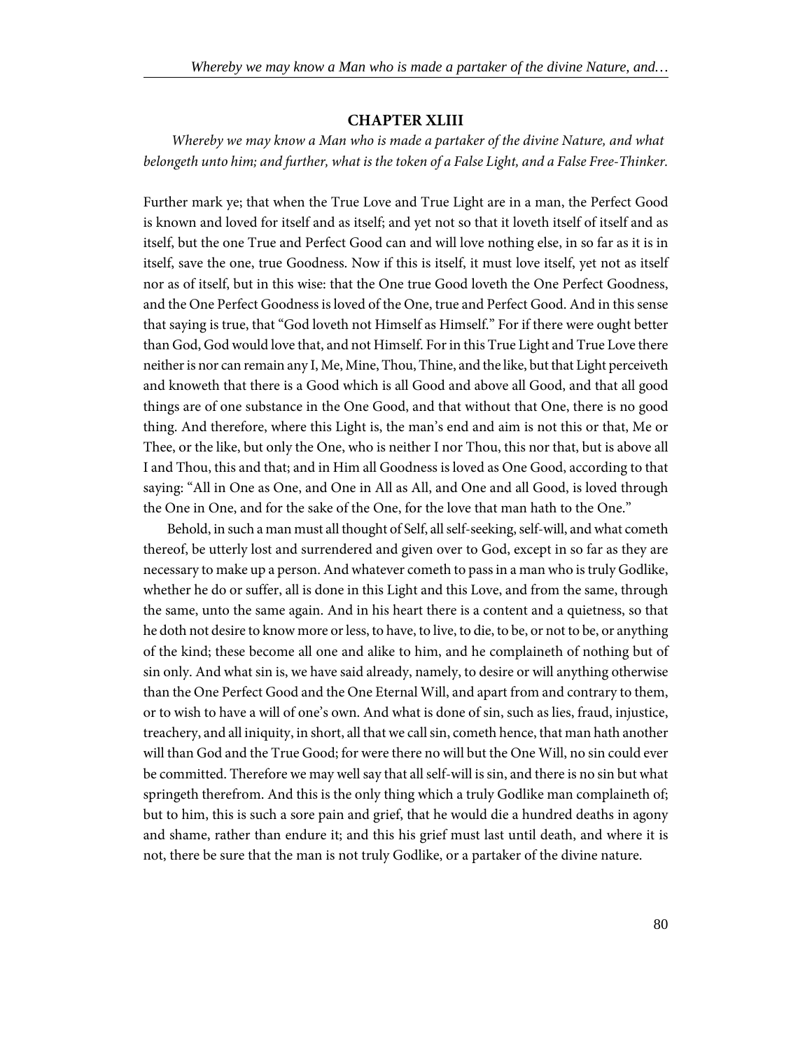## CHAPTER XLIII

*Whereby we may know a Man who is made a partaker of the divine Nature, and what belongeth unto him; and further, what is the token of a False Light, and a False Free-Thinker.*

Further mark ye; that when the True Love and True Light are in a man, the Perfect Good is known and loved for itself and as itself; and yet not so that it loveth itself of itself and as itself, but the one True and Perfect Good can and will love nothing else, in so far as it is in itself, save the one, true Goodness. Now if this is itself, it must love itself, yet not as itself nor as of itself, but in this wise: that the One true Good loveth the One Perfect Goodness, and the One Perfect Goodness is loved of the One, true and Perfect Good. And in this sense that saying is true, that "God loveth not Himself as Himself." For if there were ought better than God, God would love that, and not Himself. For in this True Light and True Love there neither is nor can remain any I, Me, Mine, Thou, Thine, and the like, but that Light perceiveth and knoweth that there is a Good which is all Good and above all Good, and that all good things are of one substance in the One Good, and that without that One, there is no good thing. And therefore, where this Light is, the man's end and aim is not this or that, Me or Thee, or the like, but only the One, who is neither I nor Thou, this nor that, but is above all I and Thou, this and that; and in Him all Goodness is loved as One Good, according to that saying: "All in One as One, and One in All as All, and One and all Good, is loved through the One in One, and for the sake of the One, for the love that man hath to the One."

Behold, in such a man must all thought of Self, all self-seeking, self-will, and what cometh thereof, be utterly lost and surrendered and given over to God, except in so far as they are necessary to make up a person. And whatever cometh to pass in a man who is truly Godlike, whether he do or suffer, all is done in this Light and this Love, and from the same, through the same, unto the same again. And in his heart there is a content and a quietness, so that he doth not desire to know more or less, to have, to live, to die, to be, or not to be, or anything of the kind; these become all one and alike to him, and he complaineth of nothing but of sin only. And what sin is, we have said already, namely, to desire or will anything otherwise than the One Perfect Good and the One Eternal Will, and apart from and contrary to them, or to wish to have a will of one's own. And what is done of sin, such as lies, fraud, injustice, treachery, and all iniquity, in short, all that we call sin, cometh hence, that man hath another will than God and the True Good; for were there no will but the One Will, no sin could ever be committed. Therefore we may well say that all self-will is sin, and there is no sin but what springeth therefrom. And this is the only thing which a truly Godlike man complaineth of; but to him, this is such a sore pain and grief, that he would die a hundred deaths in agony and shame, rather than endure it; and this his grief must last until death, and where it is not, there be sure that the man is not truly Godlike, or a partaker of the divine nature.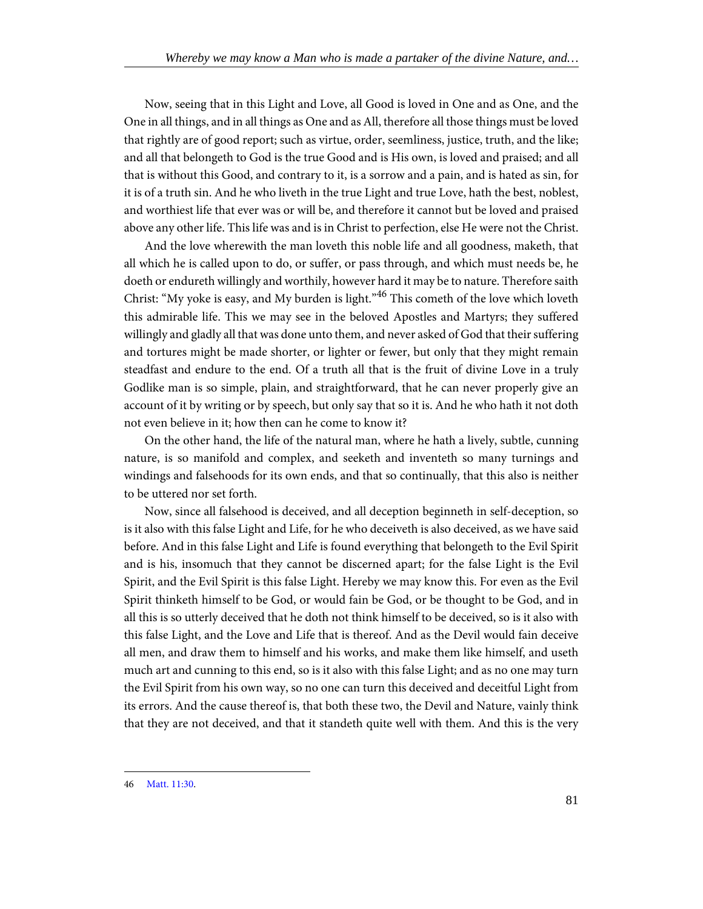Now, seeing that in this Light and Love, all Good is loved in One and as One, and the One in all things, and in all things as One and as All, therefore all those things must be loved that rightly are of good report; such as virtue, order, seemliness, justice, truth, and the like; and all that belongeth to God is the true Good and is His own, is loved and praised; and all that is without this Good, and contrary to it, is a sorrow and a pain, and is hated as sin, for it is of a truth sin. And he who liveth in the true Light and true Love, hath the best, noblest, and worthiest life that ever was or will be, and therefore it cannot but be loved and praised above any other life. This life was and is in Christ to perfection, else He were not the Christ.

And the love wherewith the man loveth this noble life and all goodness, maketh, that all which he is called upon to do, or suffer, or pass through, and which must needs be, he doeth or endureth willingly and worthily, however hard it may be to nature. Therefore saith Christ: "My yoke is easy, and My burden is light."[46] This cometh of the love which loveth this admirable life. This we may see in the beloved Apostles and Martyrs; they suffered willingly and gladly all that was done unto them, and never asked of God that their suffering and tortures might be made shorter, or lighter or fewer, but only that they might remain steadfast and endure to the end. Of a truth all that is the fruit of divine Love in a truly Godlike man is so simple, plain, and straightforward, that he can never properly give an account of it by writing or by speech, but only say that so it is. And he who hath it not doth not even believe in it; how then can he come to know it?

On the other hand, the life of the natural man, where he hath a lively, subtle, cunning nature, is so manifold and complex, and seeketh and inventeth so many turnings and windings and falsehoods for its own ends, and that so continually, that this also is neither to be uttered nor set forth.

Now, since all falsehood is deceived, and all deception beginneth in self-deception, so is it also with this false Light and Life, for he who deceiveth is also deceived, as we have said before. And in this false Light and Life is found everything that belongeth to the Evil Spirit and is his, insomuch that they cannot be discerned apart; for the false Light is the Evil Spirit, and the Evil Spirit is this false Light. Hereby we may know this. For even as the Evil Spirit thinketh himself to be God, or would fain be God, or be thought to be God, and in all this is so utterly deceived that he doth not think himself to be deceived, so is it also with this false Light, and the Love and Life that is thereof. And as the Devil would fain deceive all men, and draw them to himself and his works, and make them like himself, and useth much art and cunning to this end, so is it also with this false Light; and as no one may turn the Evil Spirit from his own way, so no one can turn this deceived and deceitful Light from its errors. And the cause thereof is, that both these two, the Devil and Nature, vainly think that they are not deceived, and that it standeth quite well with them. And this is the very

---

46 Matt. 11:30.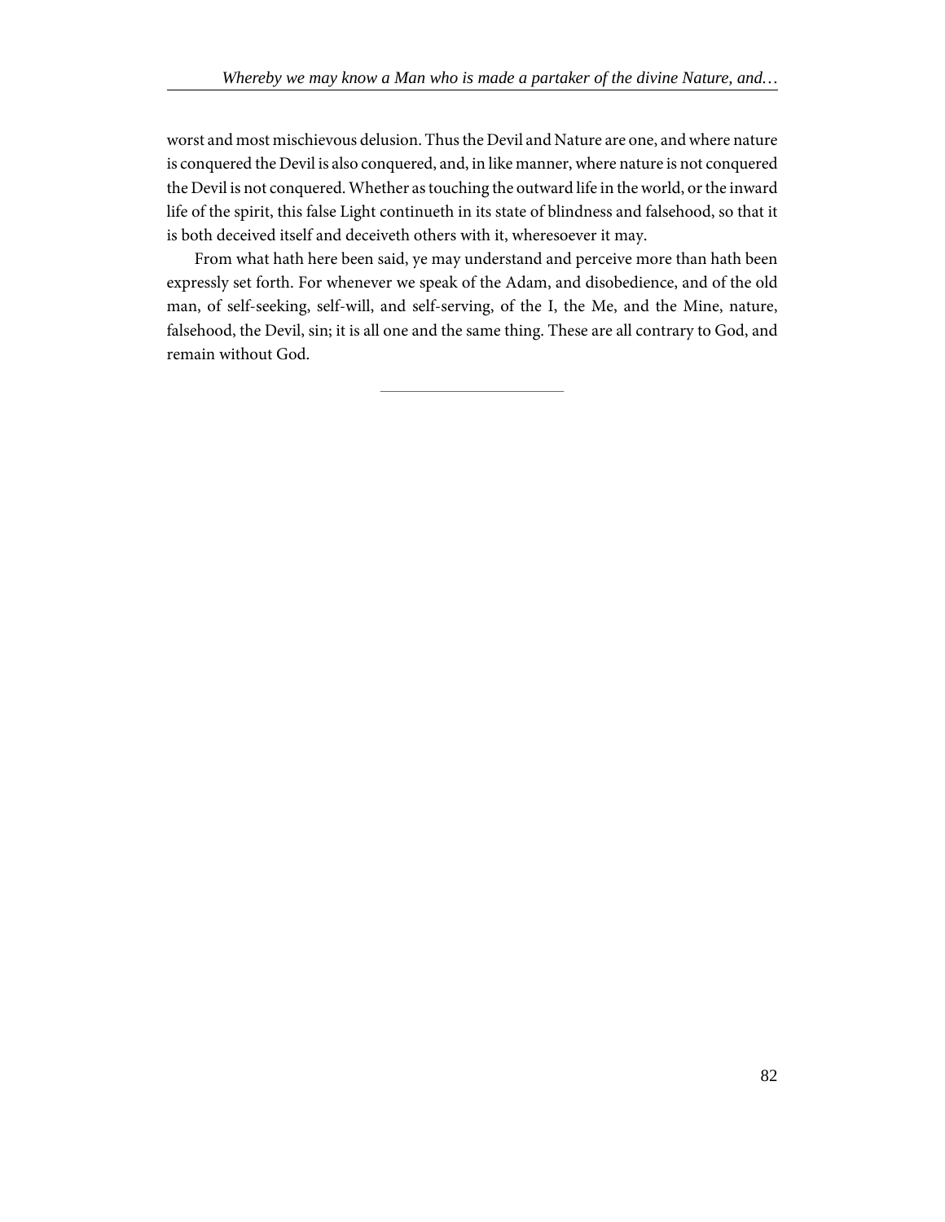worst and most mischievous delusion. Thus the Devil and Nature are one, and where nature is conquered the Devil is also conquered, and, in like manner, where nature is not conquered the Devil is not conquered. Whether as touching the outward life in the world, or the inward life of the spirit, this false Light continueth in its state of blindness and falsehood, so that it is both deceived itself and deceiveth others with it, wheresoever it may.

From what hath here been said, ye may understand and perceive more than hath been expressly set forth. For whenever we speak of the Adam, and disobedience, and of the old man, of self-seeking, self-will, and self-serving, of the I, the Me, and the Mine, nature, falsehood, the Devil, sin; it is all one and the same thing. These are all contrary to God, and remain without God.

---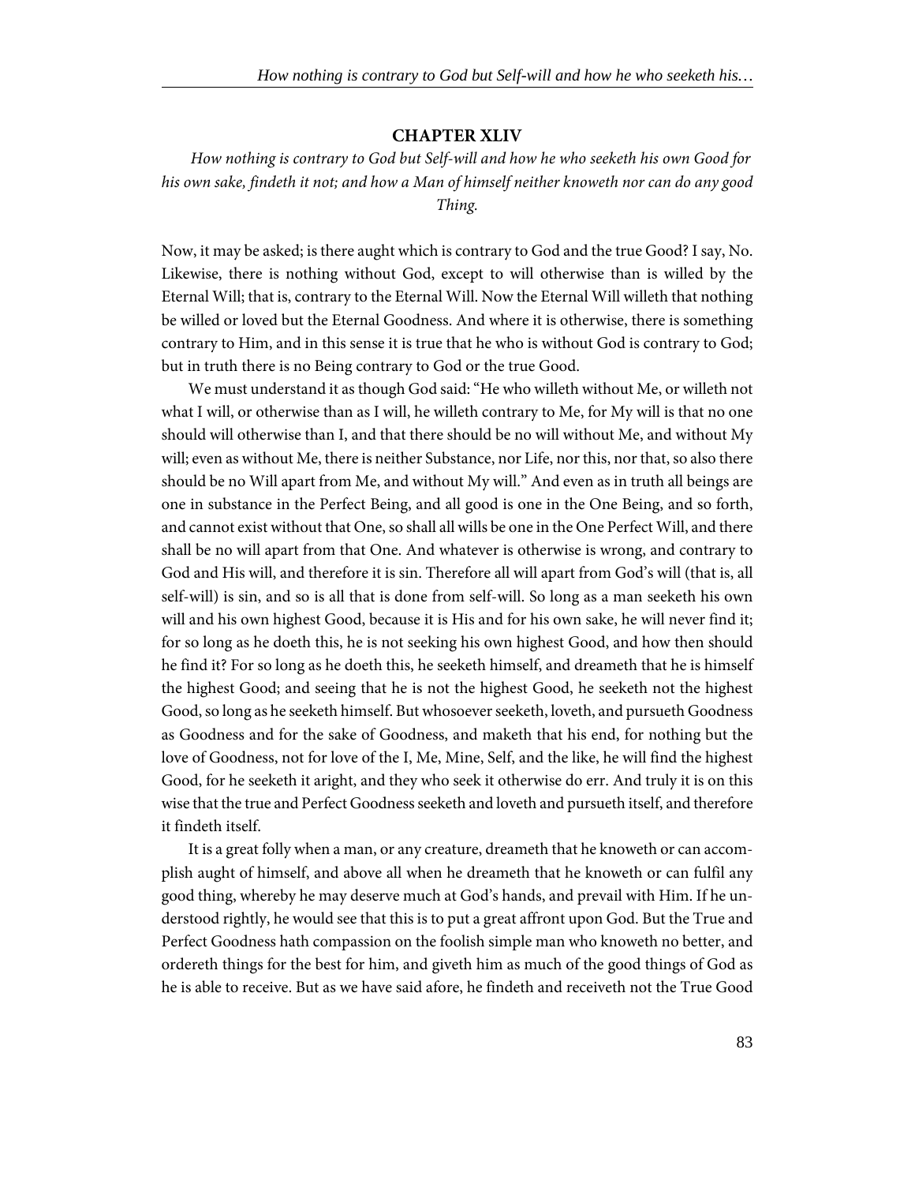## CHAPTER XLIV

*How nothing is contrary to God but Self-will and how he who seeketh his own Good for his own sake, findeth it not; and how a Man of himself neither knoweth nor can do any good Thing.*

Now, it may be asked; is there aught which is contrary to God and the true Good? I say, No. Likewise, there is nothing without God, except to will otherwise than is willed by the Eternal Will; that is, contrary to the Eternal Will. Now the Eternal Will willeth that nothing be willed or loved but the Eternal Goodness. And where it is otherwise, there is something contrary to Him, and in this sense it is true that he who is without God is contrary to God; but in truth there is no Being contrary to God or the true Good.

We must understand it as though God said: "He who willeth without Me, or willeth not what I will, or otherwise than as I will, he willeth contrary to Me, for My will is that no one should will otherwise than I, and that there should be no will without Me, and without My will; even as without Me, there is neither Substance, nor Life, nor this, nor that, so also there should be no Will apart from Me, and without My will." And even as in truth all beings are one in substance in the Perfect Being, and all good is one in the One Being, and so forth, and cannot exist without that One, so shall all wills be one in the One Perfect Will, and there shall be no will apart from that One. And whatever is otherwise is wrong, and contrary to God and His will, and therefore it is sin. Therefore all will apart from God's will (that is, all self-will) is sin, and so is all that is done from self-will. So long as a man seeketh his own will and his own highest Good, because it is His and for his own sake, he will never find it; for so long as he doeth this, he is not seeking his own highest Good, and how then should he find it? For so long as he doeth this, he seeketh himself, and dreameth that he is himself the highest Good; and seeing that he is not the highest Good, he seeketh not the highest Good, so long as he seeketh himself. But whosoever seeketh, loveth, and pursueth Goodness as Goodness and for the sake of Goodness, and maketh that his end, for nothing but the love of Goodness, not for love of the I, Me, Mine, Self, and the like, he will find the highest Good, for he seeketh it aright, and they who seek it otherwise do err. And truly it is on this wise that the true and Perfect Goodness seeketh and loveth and pursueth itself, and therefore it findeth itself.

It is a great folly when a man, or any creature, dreameth that he knoweth or can accomplish aught of himself, and above all when he dreameth that he knoweth or can fulfil any good thing, whereby he may deserve much at God's hands, and prevail with Him. If he understood rightly, he would see that this is to put a great affront upon God. But the True and Perfect Goodness hath compassion on the foolish simple man who knoweth no better, and ordereth things for the best for him, and giveth him as much of the good things of God as he is able to receive. But as we have said afore, he findeth and receiveth not the True Good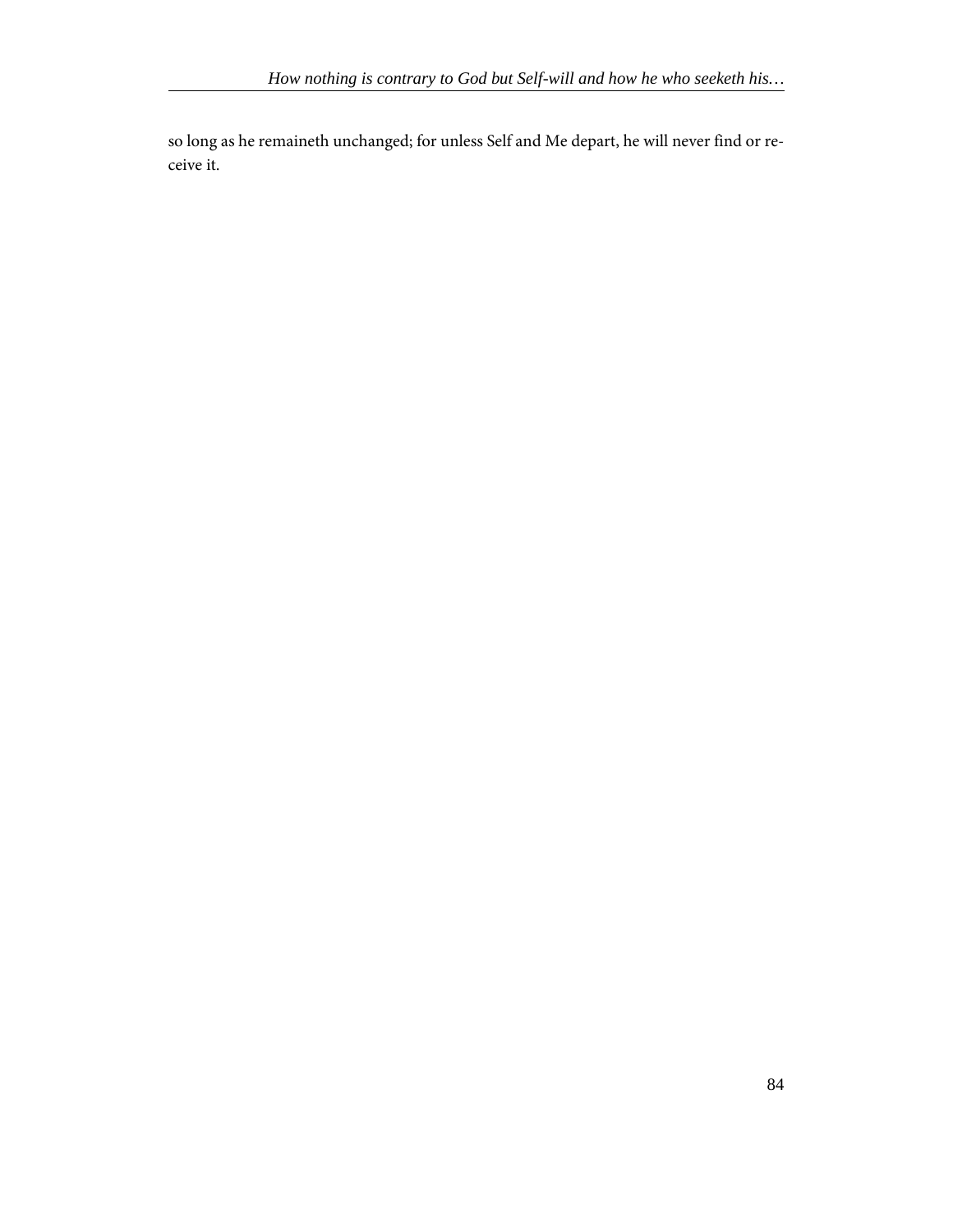so long as he remaineth unchanged; for unless Self and Me depart, he will never find or receive it.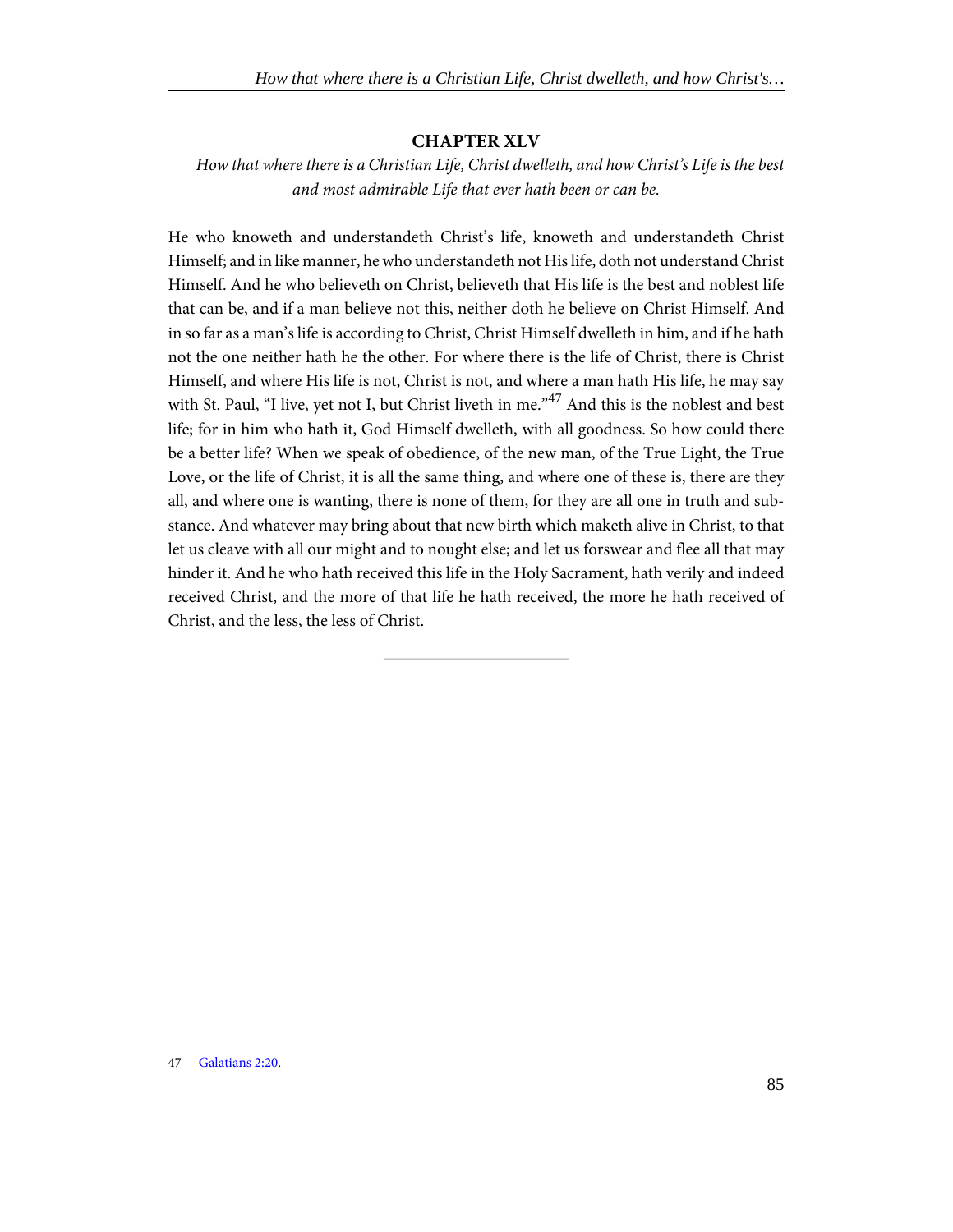## CHAPTER XLV

*How that where there is a Christian Life, Christ dwelleth, and how Christ's Life is the best and most admirable Life that ever hath been or can be.*

He who knoweth and understandeth Christ's life, knoweth and understandeth Christ Himself; and in like manner, he who understandeth not His life, doth not understand Christ Himself. And he who believeth on Christ, believeth that His life is the best and noblest life that can be, and if a man believe not this, neither doth he believe on Christ Himself. And in so far as a man's life is according to Christ, Christ Himself dwelleth in him, and if he hath not the one neither hath he the other. For where there is the life of Christ, there is Christ Himself, and where His life is not, Christ is not, and where a man hath His life, he may say with St. Paul, "I live, yet not I, but Christ liveth in me."[47] And this is the noblest and best life; for in him who hath it, God Himself dwelleth, with all goodness. So how could there be a better life? When we speak of obedience, of the new man, of the True Light, the True Love, or the life of Christ, it is all the same thing, and where one of these is, there are they all, and where one is wanting, there is none of them, for they are all one in truth and substance. And whatever may bring about that new birth which maketh alive in Christ, to that let us cleave with all our might and to nought else; and let us forswear and flee all that may hinder it. And he who hath received this life in the Holy Sacrament, hath verily and indeed received Christ, and the more of that life he hath received, the more he hath received of Christ, and the less, the less of Christ.

---

47 Galatians 2:20.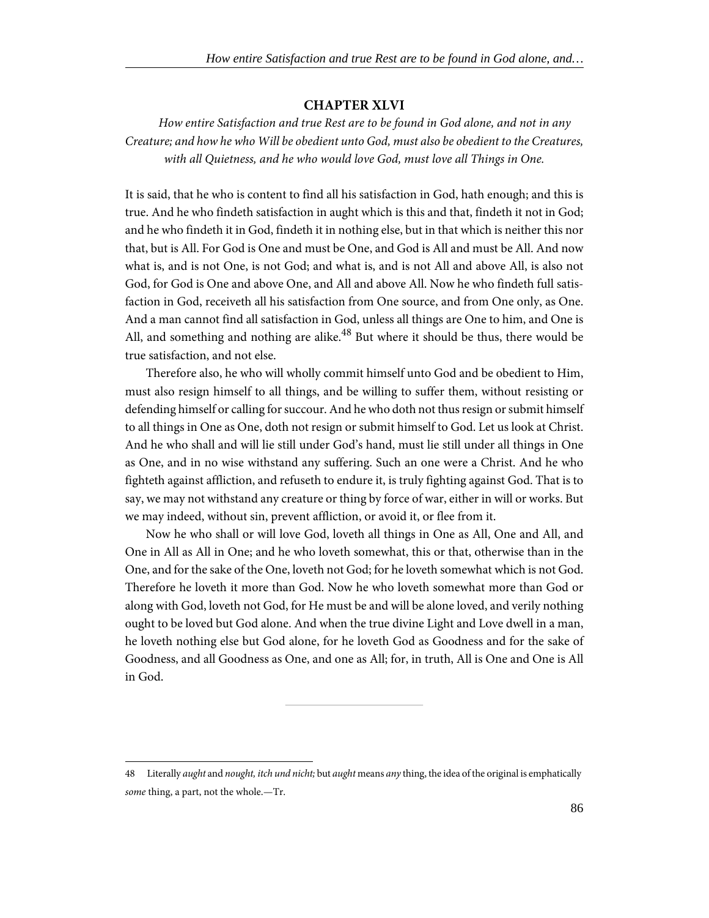## CHAPTER XLVI

*How entire Satisfaction and true Rest are to be found in God alone, and not in any Creature; and how he who Will be obedient unto God, must also be obedient to the Creatures, with all Quietness, and he who would love God, must love all Things in One.*

It is said, that he who is content to find all his satisfaction in God, hath enough; and this is true. And he who findeth satisfaction in aught which is this and that, findeth it not in God; and he who findeth it in God, findeth it in nothing else, but in that which is neither this nor that, but is All. For God is One and must be One, and God is All and must be All. And now what is, and is not One, is not God; and what is, and is not All and above All, is also not God, for God is One and above One, and All and above All. Now he who findeth full satisfaction in God, receiveth all his satisfaction from One source, and from One only, as One. And a man cannot find all satisfaction in God, unless all things are One to him, and One is All, and something and nothing are alike.[48] But where it should be thus, there would be true satisfaction, and not else.

Therefore also, he who will wholly commit himself unto God and be obedient to Him, must also resign himself to all things, and be willing to suffer them, without resisting or defending himself or calling for succour. And he who doth not thus resign or submit himself to all things in One as One, doth not resign or submit himself to God. Let us look at Christ. And he who shall and will lie still under God's hand, must lie still under all things in One as One, and in no wise withstand any suffering. Such an one were a Christ. And he who fighteth against affliction, and refuseth to endure it, is truly fighting against God. That is to say, we may not withstand any creature or thing by force of war, either in will or works. But we may indeed, without sin, prevent affliction, or avoid it, or flee from it.

Now he who shall or will love God, loveth all things in One as All, One and All, and One in All as All in One; and he who loveth somewhat, this or that, otherwise than in the One, and for the sake of the One, loveth not God; for he loveth somewhat which is not God. Therefore he loveth it more than God. Now he who loveth somewhat more than God or along with God, loveth not God, for He must be and will be alone loved, and verily nothing ought to be loved but God alone. And when the true divine Light and Love dwell in a man, he loveth nothing else but God alone, for he loveth God as Goodness and for the sake of Goodness, and all Goodness as One, and one as All; for, in truth, All is One and One is All in God.

---

48 Literally *aught* and *nought, itch und nicht;* but *aught* means *any* thing, the idea of the original is emphatically *some* thing, a part, not the whole.—Tr.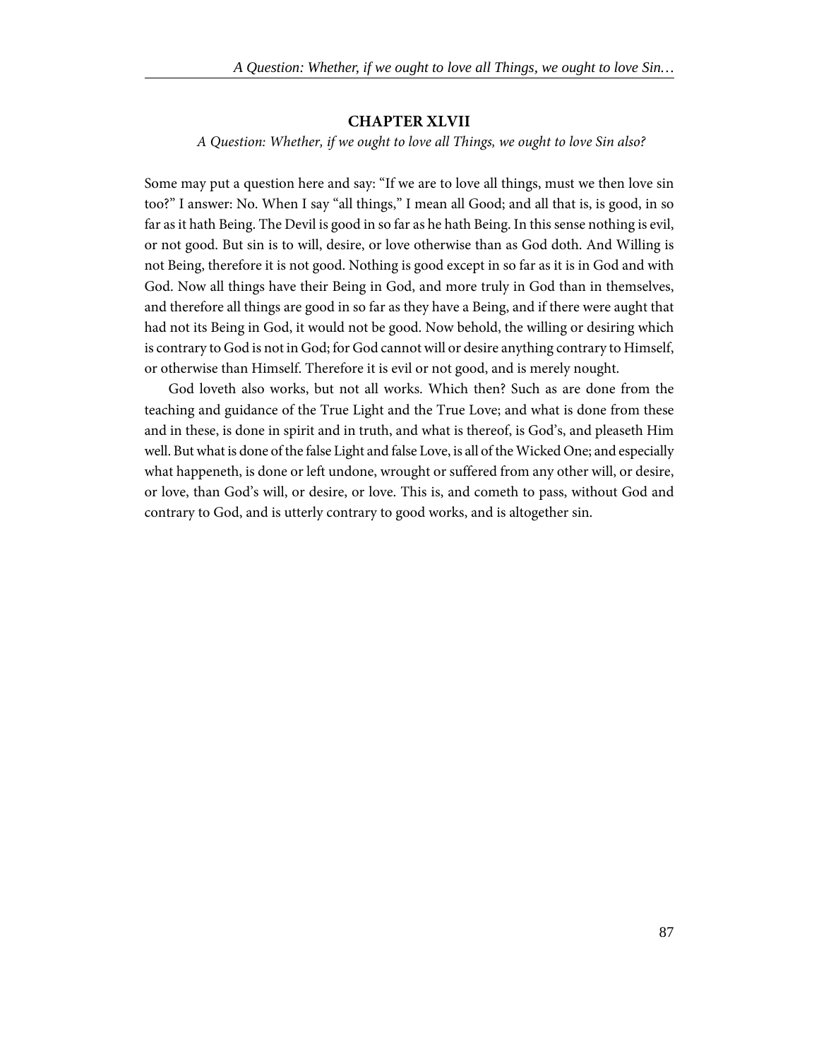## CHAPTER XLVII

*A Question: Whether, if we ought to love all Things, we ought to love Sin also?*

Some may put a question here and say: "If we are to love all things, must we then love sin too?" I answer: No. When I say "all things," I mean all Good; and all that is, is good, in so far as it hath Being. The Devil is good in so far as he hath Being. In this sense nothing is evil, or not good. But sin is to will, desire, or love otherwise than as God doth. And Willing is not Being, therefore it is not good. Nothing is good except in so far as it is in God and with God. Now all things have their Being in God, and more truly in God than in themselves, and therefore all things are good in so far as they have a Being, and if there were aught that had not its Being in God, it would not be good. Now behold, the willing or desiring which is contrary to God is not in God; for God cannot will or desire anything contrary to Himself, or otherwise than Himself. Therefore it is evil or not good, and is merely nought.

God loveth also works, but not all works. Which then? Such as are done from the teaching and guidance of the True Light and the True Love; and what is done from these and in these, is done in spirit and in truth, and what is thereof, is God's, and pleaseth Him well. But what is done of the false Light and false Love, is all of the Wicked One; and especially what happeneth, is done or left undone, wrought or suffered from any other will, or desire, or love, than God's will, or desire, or love. This is, and cometh to pass, without God and contrary to God, and is utterly contrary to good works, and is altogether sin.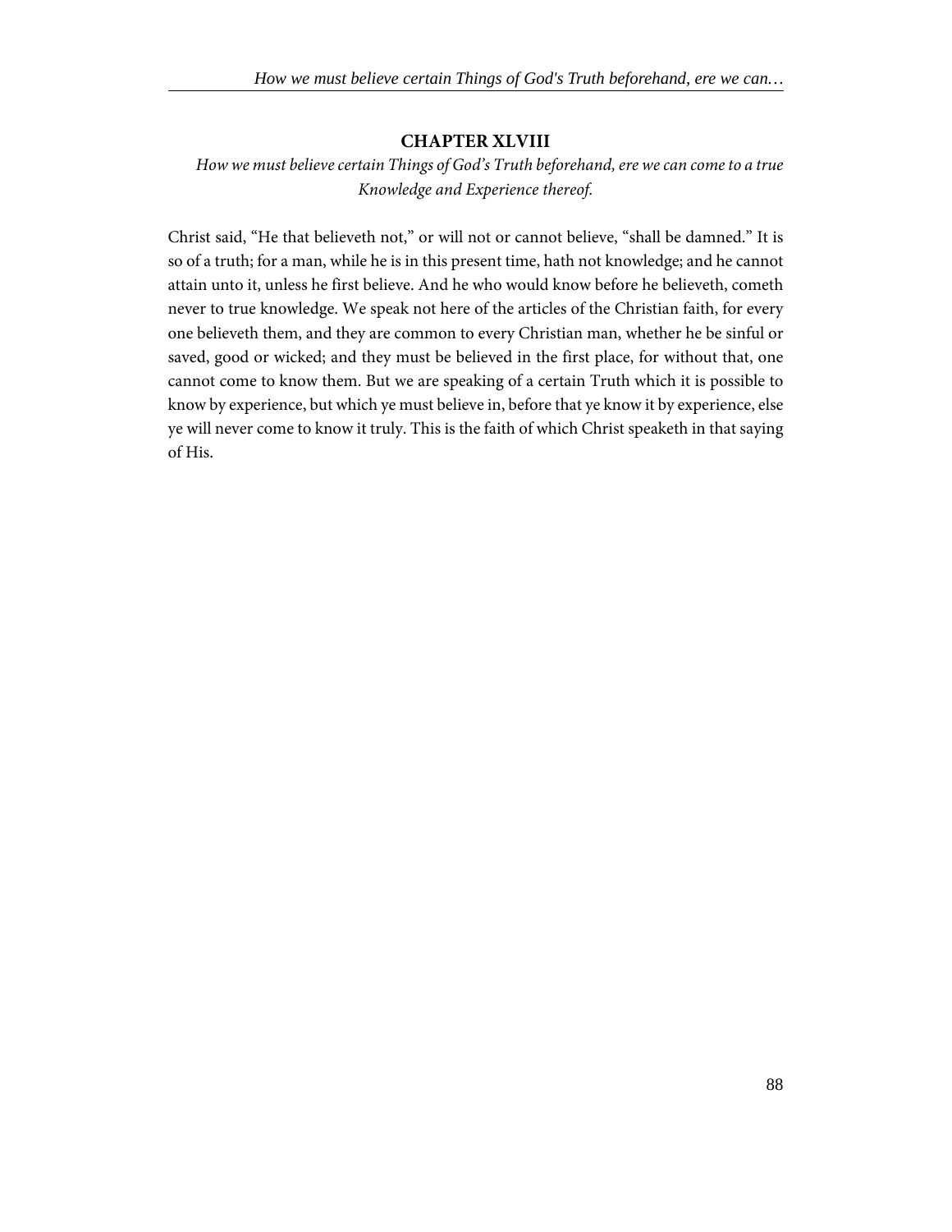## CHAPTER XLVIII

*How we must believe certain Things of God's Truth beforehand, ere we can come to a true Knowledge and Experience thereof.*

Christ said, "He that believeth not," or will not or cannot believe, "shall be damned." It is so of a truth; for a man, while he is in this present time, hath not knowledge; and he cannot attain unto it, unless he first believe. And he who would know before he believeth, cometh never to true knowledge. We speak not here of the articles of the Christian faith, for every one believeth them, and they are common to every Christian man, whether he be sinful or saved, good or wicked; and they must be believed in the first place, for without that, one cannot come to know them. But we are speaking of a certain Truth which it is possible to know by experience, but which ye must believe in, before that ye know it by experience, else ye will never come to know it truly. This is the faith of which Christ speaketh in that saying of His.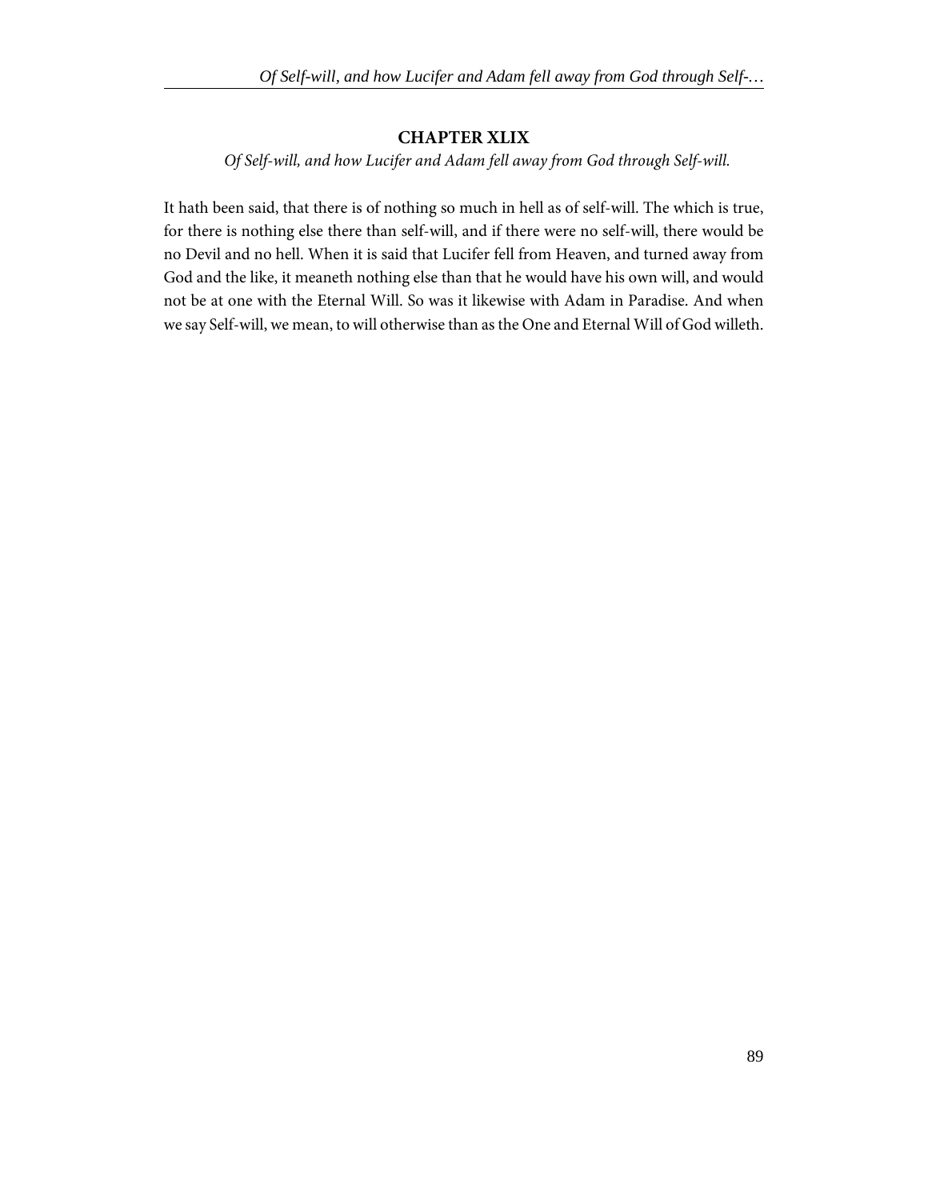## CHAPTER XLIX

*Of Self-will, and how Lucifer and Adam fell away from God through Self-will.*

It hath been said, that there is of nothing so much in hell as of self-will. The which is true, for there is nothing else there than self-will, and if there were no self-will, there would be no Devil and no hell. When it is said that Lucifer fell from Heaven, and turned away from God and the like, it meaneth nothing else than that he would have his own will, and would not be at one with the Eternal Will. So was it likewise with Adam in Paradise. And when we say Self-will, we mean, to will otherwise than as the One and Eternal Will of God willeth.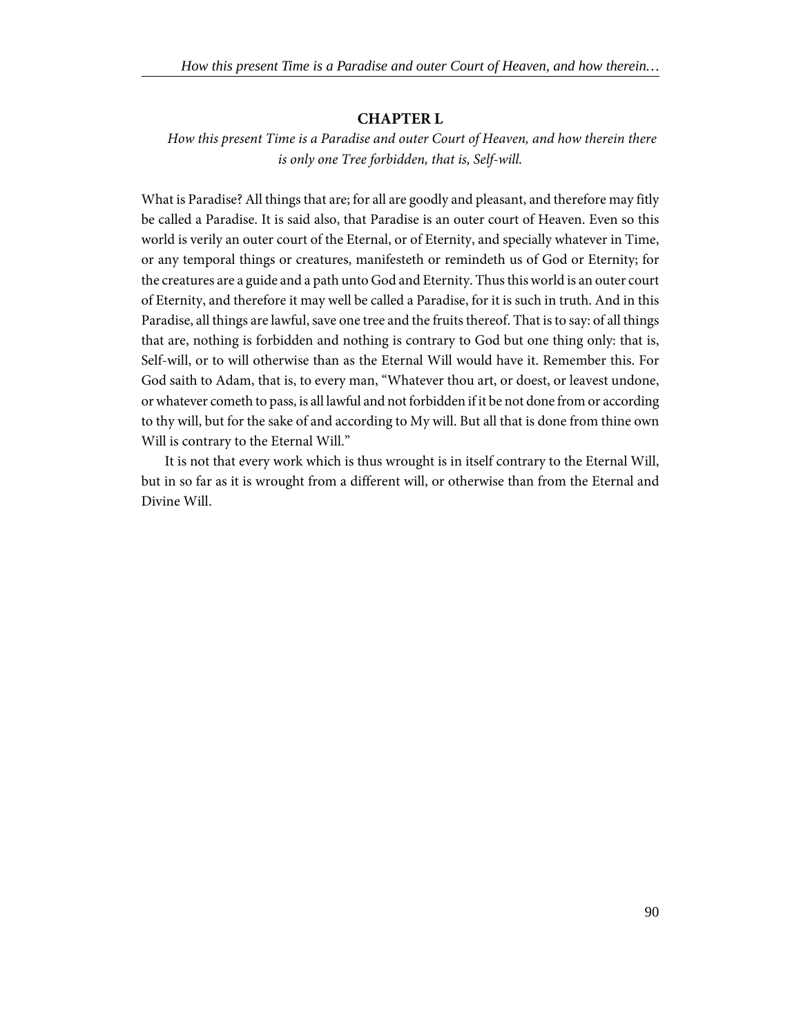## CHAPTER L

*How this present Time is a Paradise and outer Court of Heaven, and how therein there is only one Tree forbidden, that is, Self-will.*

What is Paradise? All things that are; for all are goodly and pleasant, and therefore may fitly be called a Paradise. It is said also, that Paradise is an outer court of Heaven. Even so this world is verily an outer court of the Eternal, or of Eternity, and specially whatever in Time, or any temporal things or creatures, manifesteth or remindeth us of God or Eternity; for the creatures are a guide and a path unto God and Eternity. Thus this world is an outer court of Eternity, and therefore it may well be called a Paradise, for it is such in truth. And in this Paradise, all things are lawful, save one tree and the fruits thereof. That is to say: of all things that are, nothing is forbidden and nothing is contrary to God but one thing only: that is, Self-will, or to will otherwise than as the Eternal Will would have it. Remember this. For God saith to Adam, that is, to every man, "Whatever thou art, or doest, or leavest undone, or whatever cometh to pass, is all lawful and not forbidden if it be not done from or according to thy will, but for the sake of and according to My will. But all that is done from thine own Will is contrary to the Eternal Will."

It is not that every work which is thus wrought is in itself contrary to the Eternal Will, but in so far as it is wrought from a different will, or otherwise than from the Eternal and Divine Will.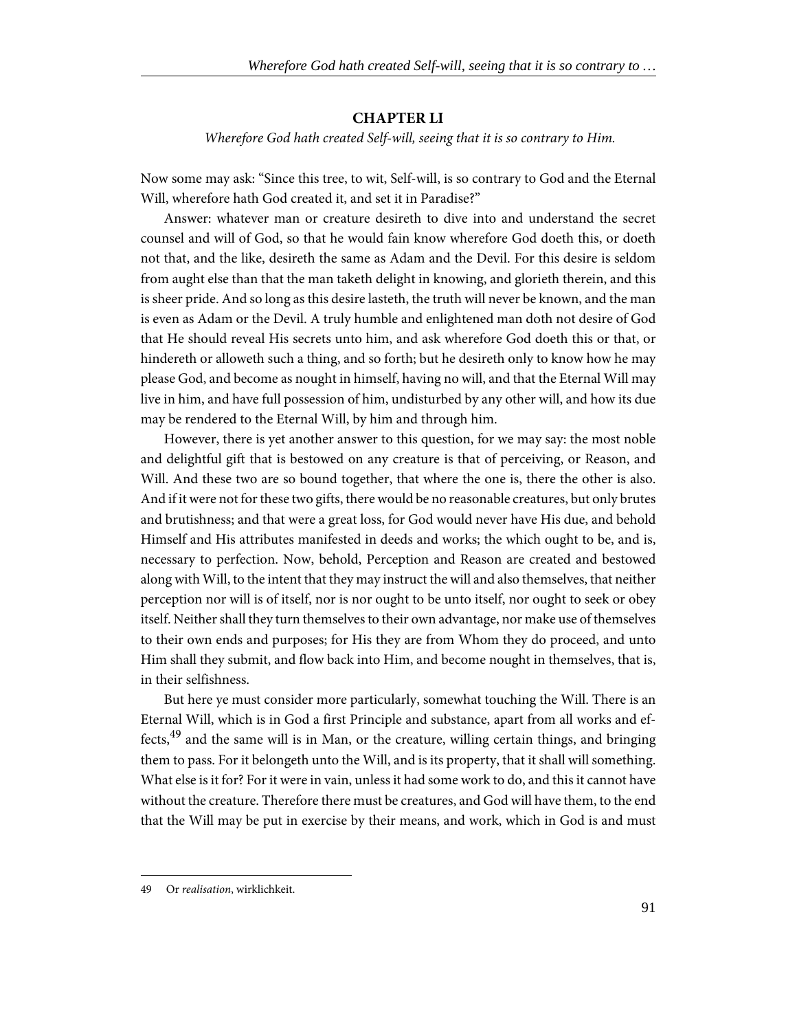## CHAPTER LI

*Wherefore God hath created Self-will, seeing that it is so contrary to Him.*

Now some may ask: "Since this tree, to wit, Self-will, is so contrary to God and the Eternal Will, wherefore hath God created it, and set it in Paradise?"

Answer: whatever man or creature desireth to dive into and understand the secret counsel and will of God, so that he would fain know wherefore God doeth this, or doeth not that, and the like, desireth the same as Adam and the Devil. For this desire is seldom from aught else than that the man taketh delight in knowing, and glorieth therein, and this is sheer pride. And so long as this desire lasteth, the truth will never be known, and the man is even as Adam or the Devil. A truly humble and enlightened man doth not desire of God that He should reveal His secrets unto him, and ask wherefore God doeth this or that, or hindereth or alloweth such a thing, and so forth; but he desireth only to know how he may please God, and become as nought in himself, having no will, and that the Eternal Will may live in him, and have full possession of him, undisturbed by any other will, and how its due may be rendered to the Eternal Will, by him and through him.

However, there is yet another answer to this question, for we may say: the most noble and delightful gift that is bestowed on any creature is that of perceiving, or Reason, and Will. And these two are so bound together, that where the one is, there the other is also. And if it were not for these two gifts, there would be no reasonable creatures, but only brutes and brutishness; and that were a great loss, for God would never have His due, and behold Himself and His attributes manifested in deeds and works; the which ought to be, and is, necessary to perfection. Now, behold, Perception and Reason are created and bestowed along with Will, to the intent that they may instruct the will and also themselves, that neither perception nor will is of itself, nor is nor ought to be unto itself, nor ought to seek or obey itself. Neither shall they turn themselves to their own advantage, nor make use of themselves to their own ends and purposes; for His they are from Whom they do proceed, and unto Him shall they submit, and flow back into Him, and become nought in themselves, that is, in their selfishness.

But here ye must consider more particularly, somewhat touching the Will. There is an Eternal Will, which is in God a first Principle and substance, apart from all works and effects,[49] and the same will is in Man, or the creature, willing certain things, and bringing them to pass. For it belongeth unto the Will, and is its property, that it shall will something. What else is it for? For it were in vain, unless it had some work to do, and this it cannot have without the creature. Therefore there must be creatures, and God will have them, to the end that the Will may be put in exercise by their means, and work, which in God is and must

---

49 Or *realisation*, wirklichkeit.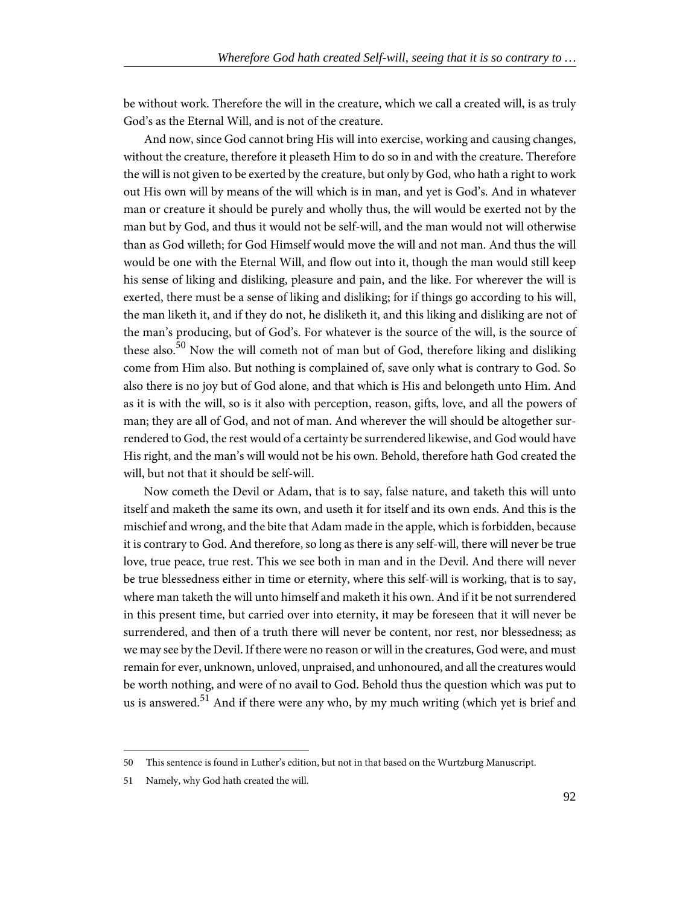be without work. Therefore the will in the creature, which we call a created will, is as truly God's as the Eternal Will, and is not of the creature.

And now, since God cannot bring His will into exercise, working and causing changes, without the creature, therefore it pleaseth Him to do so in and with the creature. Therefore the will is not given to be exerted by the creature, but only by God, who hath a right to work out His own will by means of the will which is in man, and yet is God's. And in whatever man or creature it should be purely and wholly thus, the will would be exerted not by the man but by God, and thus it would not be self-will, and the man would not will otherwise than as God willeth; for God Himself would move the will and not man. And thus the will would be one with the Eternal Will, and flow out into it, though the man would still keep his sense of liking and disliking, pleasure and pain, and the like. For wherever the will is exerted, there must be a sense of liking and disliking; for if things go according to his will, the man liketh it, and if they do not, he disliketh it, and this liking and disliking are not of the man's producing, but of God's. For whatever is the source of the will, is the source of these also.[50] Now the will cometh not of man but of God, therefore liking and disliking come from Him also. But nothing is complained of, save only what is contrary to God. So also there is no joy but of God alone, and that which is His and belongeth unto Him. And as it is with the will, so is it also with perception, reason, gifts, love, and all the powers of man; they are all of God, and not of man. And wherever the will should be altogether surrendered to God, the rest would of a certainty be surrendered likewise, and God would have His right, and the man's will would not be his own. Behold, therefore hath God created the will, but not that it should be self-will.

Now cometh the Devil or Adam, that is to say, false nature, and taketh this will unto itself and maketh the same its own, and useth it for itself and its own ends. And this is the mischief and wrong, and the bite that Adam made in the apple, which is forbidden, because it is contrary to God. And therefore, so long as there is any self-will, there will never be true love, true peace, true rest. This we see both in man and in the Devil. And there will never be true blessedness either in time or eternity, where this self-will is working, that is to say, where man taketh the will unto himself and maketh it his own. And if it be not surrendered in this present time, but carried over into eternity, it may be foreseen that it will never be surrendered, and then of a truth there will never be content, nor rest, nor blessedness; as we may see by the Devil. If there were no reason or will in the creatures, God were, and must remain for ever, unknown, unloved, unpraised, and unhonoured, and all the creatures would be worth nothing, and were of no avail to God. Behold thus the question which was put to us is answered.[51] And if there were any who, by my much writing (which yet is brief and

---

50 This sentence is found in Luther's edition, but not in that based on the Wurtzburg Manuscript.

51 Namely, why God hath created the will.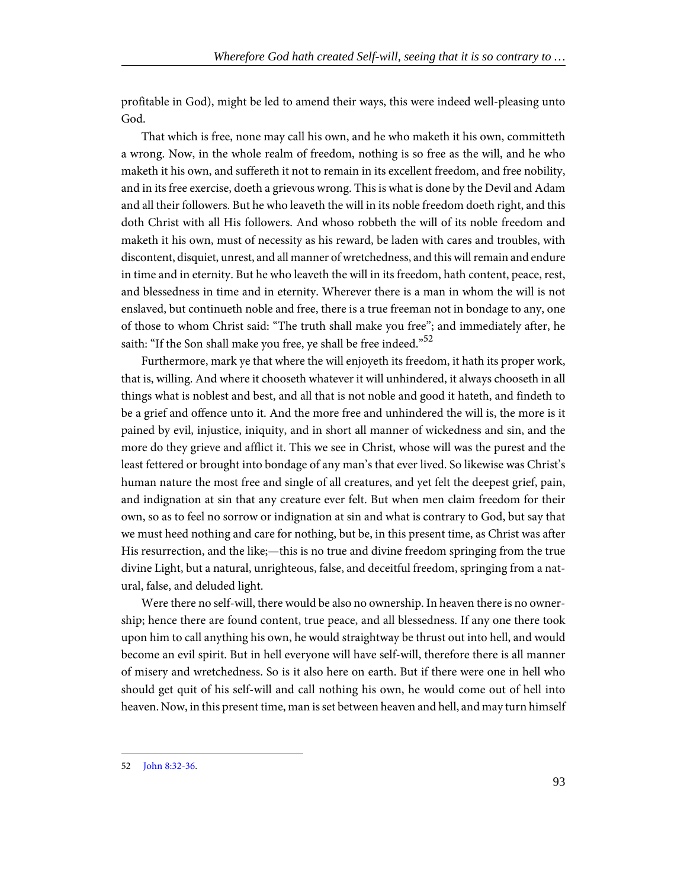profitable in God), might be led to amend their ways, this were indeed well-pleasing unto God.

That which is free, none may call his own, and he who maketh it his own, committeth a wrong. Now, in the whole realm of freedom, nothing is so free as the will, and he who maketh it his own, and suffereth it not to remain in its excellent freedom, and free nobility, and in its free exercise, doeth a grievous wrong. This is what is done by the Devil and Adam and all their followers. But he who leaveth the will in its noble freedom doeth right, and this doth Christ with all His followers. And whoso robbeth the will of its noble freedom and maketh it his own, must of necessity as his reward, be laden with cares and troubles, with discontent, disquiet, unrest, and all manner of wretchedness, and this will remain and endure in time and in eternity. But he who leaveth the will in its freedom, hath content, peace, rest, and blessedness in time and in eternity. Wherever there is a man in whom the will is not enslaved, but continueth noble and free, there is a true freeman not in bondage to any, one of those to whom Christ said: "The truth shall make you free"; and immediately after, he saith: "If the Son shall make you free, ye shall be free indeed."[52]

Furthermore, mark ye that where the will enjoyeth its freedom, it hath its proper work, that is, willing. And where it chooseth whatever it will unhindered, it always chooseth in all things what is noblest and best, and all that is not noble and good it hateth, and findeth to be a grief and offence unto it. And the more free and unhindered the will is, the more is it pained by evil, injustice, iniquity, and in short all manner of wickedness and sin, and the more do they grieve and afflict it. This we see in Christ, whose will was the purest and the least fettered or brought into bondage of any man's that ever lived. So likewise was Christ's human nature the most free and single of all creatures, and yet felt the deepest grief, pain, and indignation at sin that any creature ever felt. But when men claim freedom for their own, so as to feel no sorrow or indignation at sin and what is contrary to God, but say that we must heed nothing and care for nothing, but be, in this present time, as Christ was after His resurrection, and the like;—this is no true and divine freedom springing from the true divine Light, but a natural, unrighteous, false, and deceitful freedom, springing from a natural, false, and deluded light.

Were there no self-will, there would be also no ownership. In heaven there is no ownership; hence there are found content, true peace, and all blessedness. If any one there took upon him to call anything his own, he would straightway be thrust out into hell, and would become an evil spirit. But in hell everyone will have self-will, therefore there is all manner of misery and wretchedness. So is it also here on earth. But if there were one in hell who should get quit of his self-will and call nothing his own, he would come out of hell into heaven. Now, in this present time, man is set between heaven and hell, and may turn himself

---

52 John 8:32-36.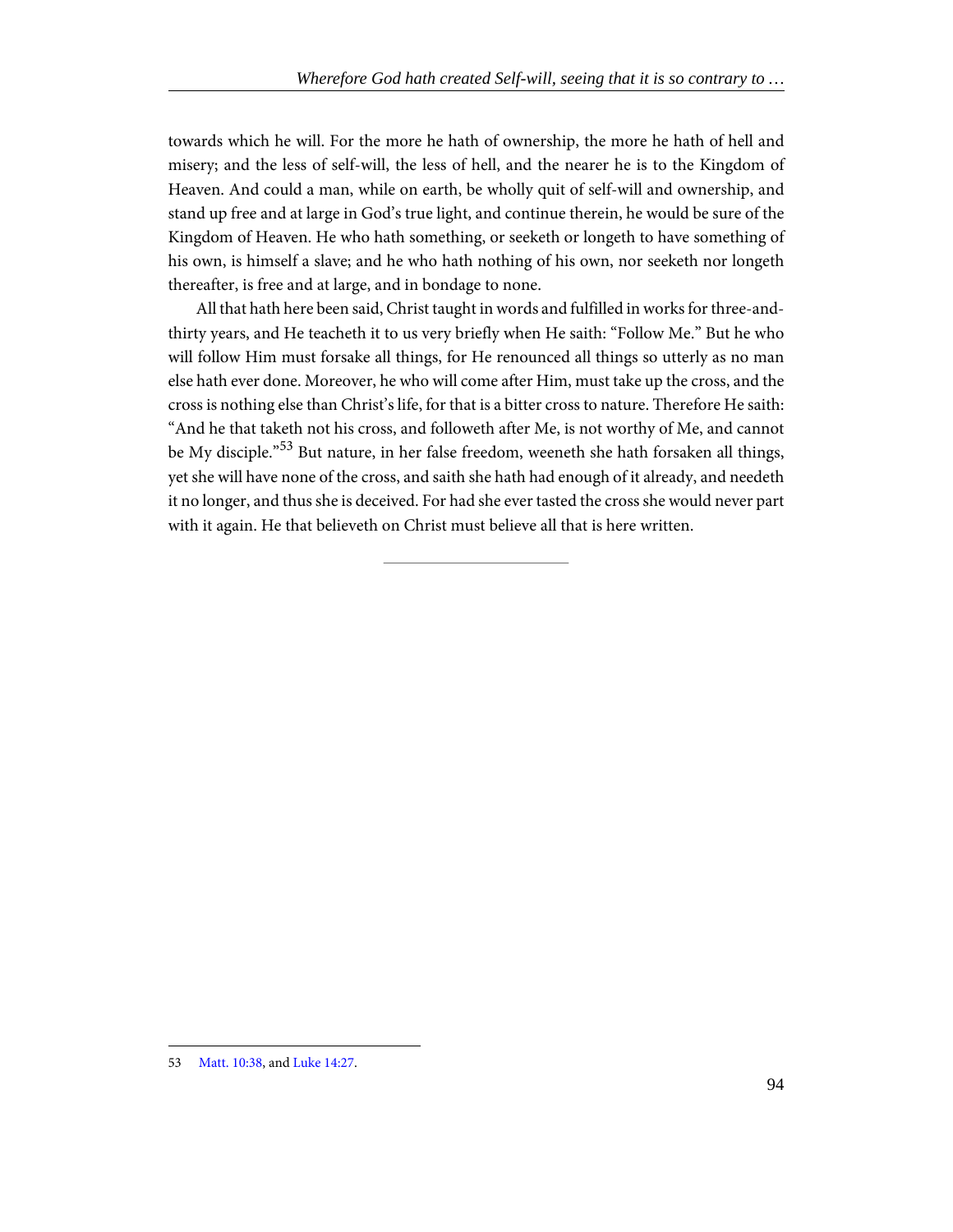towards which he will. For the more he hath of ownership, the more he hath of hell and misery; and the less of self-will, the less of hell, and the nearer he is to the Kingdom of Heaven. And could a man, while on earth, be wholly quit of self-will and ownership, and stand up free and at large in God's true light, and continue therein, he would be sure of the Kingdom of Heaven. He who hath something, or seeketh or longeth to have something of his own, is himself a slave; and he who hath nothing of his own, nor seeketh nor longeth thereafter, is free and at large, and in bondage to none.

All that hath here been said, Christ taught in words and fulfilled in works for three-and-thirty years, and He teacheth it to us very briefly when He saith: "Follow Me." But he who will follow Him must forsake all things, for He renounced all things so utterly as no man else hath ever done. Moreover, he who will come after Him, must take up the cross, and the cross is nothing else than Christ's life, for that is a bitter cross to nature. Therefore He saith: "And he that taketh not his cross, and followeth after Me, is not worthy of Me, and cannot be My disciple."[53] But nature, in her false freedom, weeneth she hath forsaken all things, yet she will have none of the cross, and saith she hath had enough of it already, and needeth it no longer, and thus she is deceived. For had she ever tasted the cross she would never part with it again. He that believeth on Christ must believe all that is here written.

---

53 Matt. 10:38, and Luke 14:27.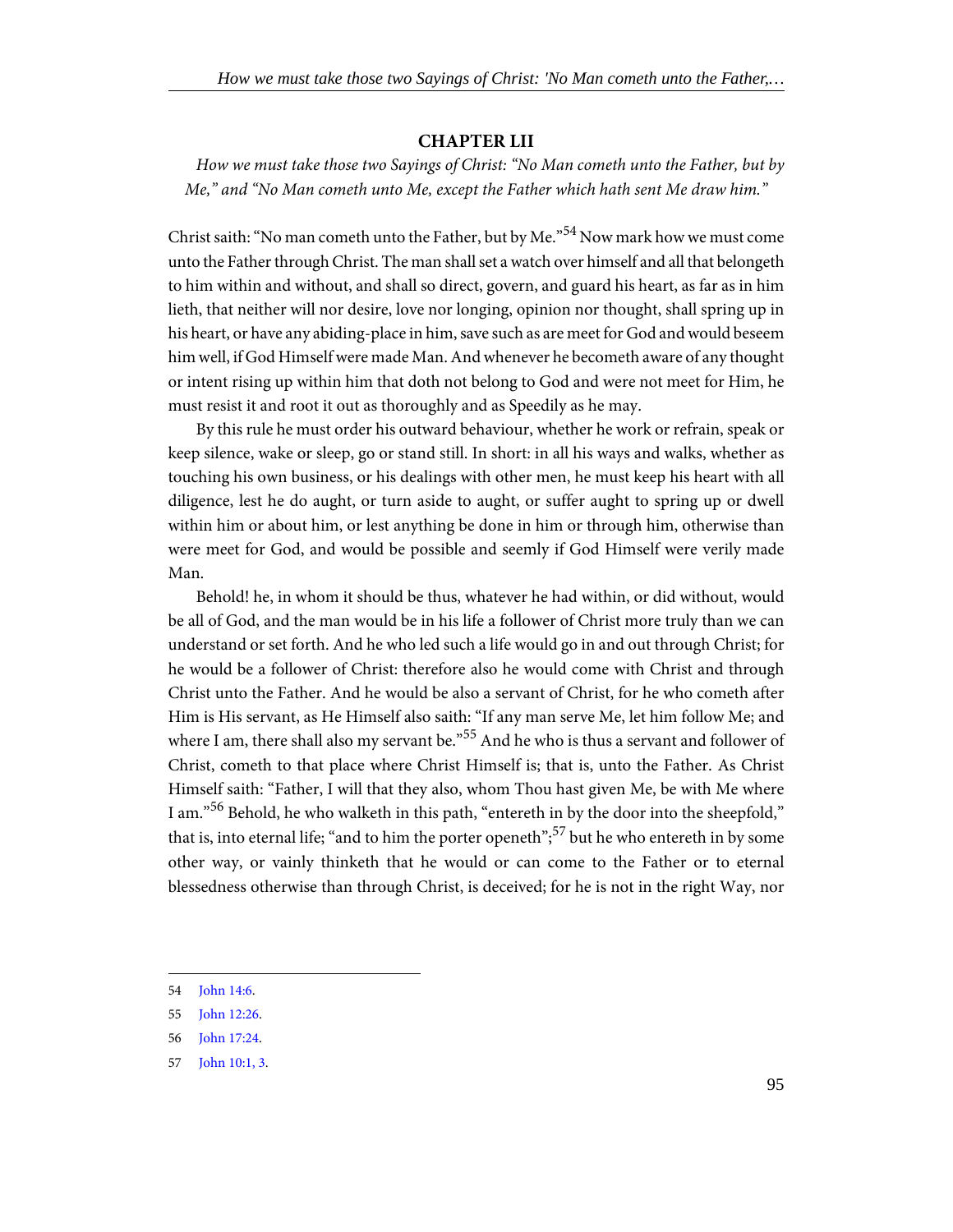## CHAPTER LII

*How we must take those two Sayings of Christ: "No Man cometh unto the Father, but by Me," and "No Man cometh unto Me, except the Father which hath sent Me draw him."*

Christ saith: "No man cometh unto the Father, but by Me."[54] Now mark how we must come unto the Father through Christ. The man shall set a watch over himself and all that belongeth to him within and without, and shall so direct, govern, and guard his heart, as far as in him lieth, that neither will nor desire, love nor longing, opinion nor thought, shall spring up in his heart, or have any abiding-place in him, save such as are meet for God and would beseem him well, if God Himself were made Man. And whenever he becometh aware of any thought or intent rising up within him that doth not belong to God and were not meet for Him, he must resist it and root it out as thoroughly and as Speedily as he may.

By this rule he must order his outward behaviour, whether he work or refrain, speak or keep silence, wake or sleep, go or stand still. In short: in all his ways and walks, whether as touching his own business, or his dealings with other men, he must keep his heart with all diligence, lest he do aught, or turn aside to aught, or suffer aught to spring up or dwell within him or about him, or lest anything be done in him or through him, otherwise than were meet for God, and would be possible and seemly if God Himself were verily made Man.

Behold! he, in whom it should be thus, whatever he had within, or did without, would be all of God, and the man would be in his life a follower of Christ more truly than we can understand or set forth. And he who led such a life would go in and out through Christ; for he would be a follower of Christ: therefore also he would come with Christ and through Christ unto the Father. And he would be also a servant of Christ, for he who cometh after Him is His servant, as He Himself also saith: "If any man serve Me, let him follow Me; and where I am, there shall also my servant be."[55] And he who is thus a servant and follower of Christ, cometh to that place where Christ Himself is; that is, unto the Father. As Christ Himself saith: "Father, I will that they also, whom Thou hast given Me, be with Me where I am."[56] Behold, he who walketh in this path, "entereth in by the door into the sheepfold," that is, into eternal life; "and to him the porter openeth";[57] but he who entereth in by some other way, or vainly thinketh that he would or can come to the Father or to eternal blessedness otherwise than through Christ, is deceived; for he is not in the right Way, nor

---

54 John 14:6.

55 John 12:26.

56 John 17:24.

57 John 10:1, 3.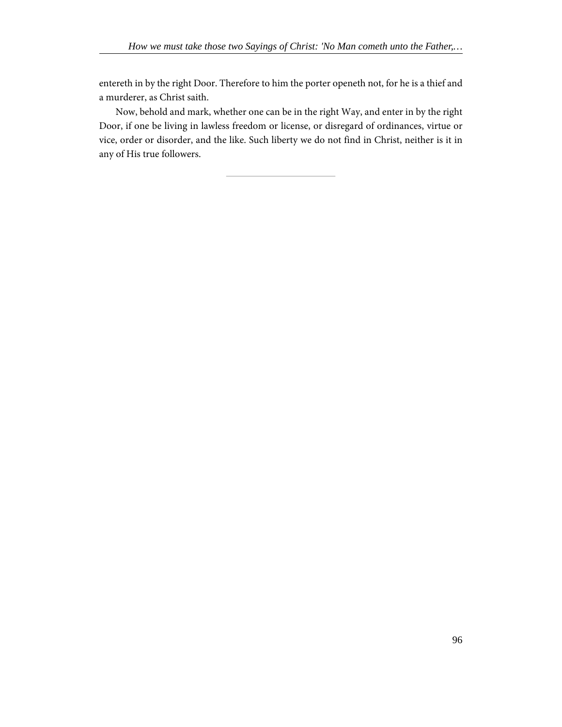entereth in by the right Door. Therefore to him the porter openeth not, for he is a thief and a murderer, as Christ saith.

Now, behold and mark, whether one can be in the right Way, and enter in by the right Door, if one be living in lawless freedom or license, or disregard of ordinances, virtue or vice, order or disorder, and the like. Such liberty we do not find in Christ, neither is it in any of His true followers.

---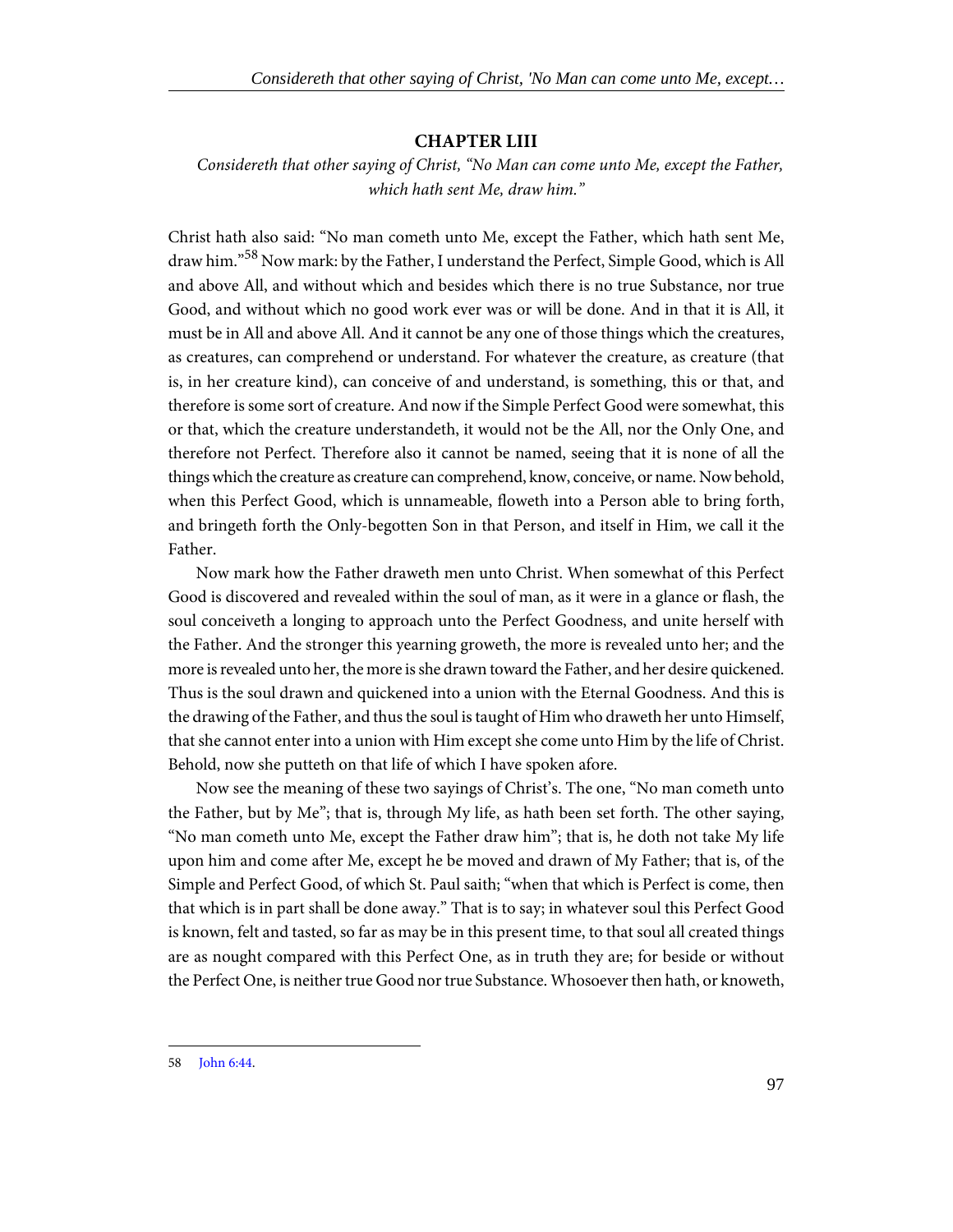## CHAPTER LIII

*Considereth that other saying of Christ, "No Man can come unto Me, except the Father, which hath sent Me, draw him."*

Christ hath also said: "No man cometh unto Me, except the Father, which hath sent Me, draw him."[58] Now mark: by the Father, I understand the Perfect, Simple Good, which is All and above All, and without which and besides which there is no true Substance, nor true Good, and without which no good work ever was or will be done. And in that it is All, it must be in All and above All. And it cannot be any one of those things which the creatures, as creatures, can comprehend or understand. For whatever the creature, as creature (that is, in her creature kind), can conceive of and understand, is something, this or that, and therefore is some sort of creature. And now if the Simple Perfect Good were somewhat, this or that, which the creature understandeth, it would not be the All, nor the Only One, and therefore not Perfect. Therefore also it cannot be named, seeing that it is none of all the things which the creature as creature can comprehend, know, conceive, or name. Now behold, when this Perfect Good, which is unnameable, floweth into a Person able to bring forth, and bringeth forth the Only-begotten Son in that Person, and itself in Him, we call it the Father.

Now mark how the Father draweth men unto Christ. When somewhat of this Perfect Good is discovered and revealed within the soul of man, as it were in a glance or flash, the soul conceiveth a longing to approach unto the Perfect Goodness, and unite herself with the Father. And the stronger this yearning groweth, the more is revealed unto her; and the more is revealed unto her, the more is she drawn toward the Father, and her desire quickened. Thus is the soul drawn and quickened into a union with the Eternal Goodness. And this is the drawing of the Father, and thus the soul is taught of Him who draweth her unto Himself, that she cannot enter into a union with Him except she come unto Him by the life of Christ. Behold, now she putteth on that life of which I have spoken afore.

Now see the meaning of these two sayings of Christ's. The one, "No man cometh unto the Father, but by Me"; that is, through My life, as hath been set forth. The other saying, "No man cometh unto Me, except the Father draw him"; that is, he doth not take My life upon him and come after Me, except he be moved and drawn of My Father; that is, of the Simple and Perfect Good, of which St. Paul saith; "when that which is Perfect is come, then that which is in part shall be done away." That is to say; in whatever soul this Perfect Good is known, felt and tasted, so far as may be in this present time, to that soul all created things are as nought compared with this Perfect One, as in truth they are; for beside or without the Perfect One, is neither true Good nor true Substance. Whosoever then hath, or knoweth,

---

58 John 6:44.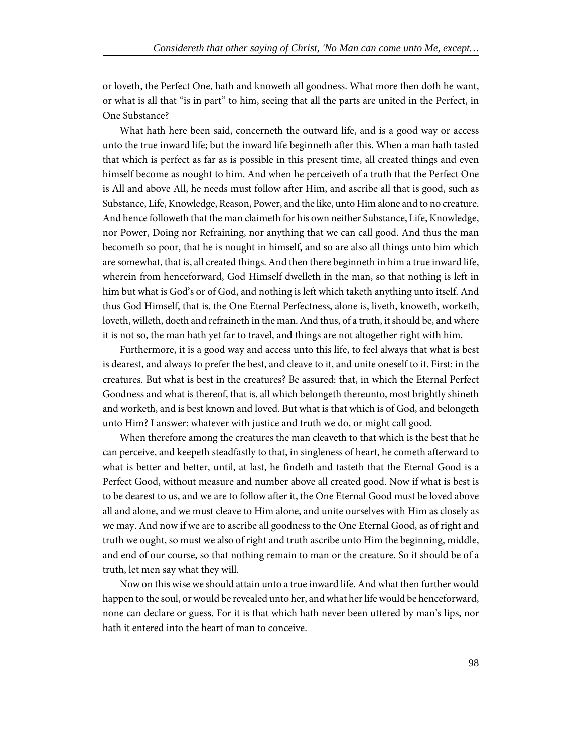or loveth, the Perfect One, hath and knoweth all goodness. What more then doth he want, or what is all that "is in part" to him, seeing that all the parts are united in the Perfect, in One Substance?

What hath here been said, concerneth the outward life, and is a good way or access unto the true inward life; but the inward life beginneth after this. When a man hath tasted that which is perfect as far as is possible in this present time, all created things and even himself become as nought to him. And when he perceiveth of a truth that the Perfect One is All and above All, he needs must follow after Him, and ascribe all that is good, such as Substance, Life, Knowledge, Reason, Power, and the like, unto Him alone and to no creature. And hence followeth that the man claimeth for his own neither Substance, Life, Knowledge, nor Power, Doing nor Refraining, nor anything that we can call good. And thus the man becometh so poor, that he is nought in himself, and so are also all things unto him which are somewhat, that is, all created things. And then there beginneth in him a true inward life, wherein from henceforward, God Himself dwelleth in the man, so that nothing is left in him but what is God's or of God, and nothing is left which taketh anything unto itself. And thus God Himself, that is, the One Eternal Perfectness, alone is, liveth, knoweth, worketh, loveth, willeth, doeth and refraineth in the man. And thus, of a truth, it should be, and where it is not so, the man hath yet far to travel, and things are not altogether right with him.

Furthermore, it is a good way and access unto this life, to feel always that what is best is dearest, and always to prefer the best, and cleave to it, and unite oneself to it. First: in the creatures. But what is best in the creatures? Be assured: that, in which the Eternal Perfect Goodness and what is thereof, that is, all which belongeth thereunto, most brightly shineth and worketh, and is best known and loved. But what is that which is of God, and belongeth unto Him? I answer: whatever with justice and truth we do, or might call good.

When therefore among the creatures the man cleaveth to that which is the best that he can perceive, and keepeth steadfastly to that, in singleness of heart, he cometh afterward to what is better and better, until, at last, he findeth and tasteth that the Eternal Good is a Perfect Good, without measure and number above all created good. Now if what is best is to be dearest to us, and we are to follow after it, the One Eternal Good must be loved above all and alone, and we must cleave to Him alone, and unite ourselves with Him as closely as we may. And now if we are to ascribe all goodness to the One Eternal Good, as of right and truth we ought, so must we also of right and truth ascribe unto Him the beginning, middle, and end of our course, so that nothing remain to man or the creature. So it should be of a truth, let men say what they will.

Now on this wise we should attain unto a true inward life. And what then further would happen to the soul, or would be revealed unto her, and what her life would be henceforward, none can declare or guess. For it is that which hath never been uttered by man's lips, nor hath it entered into the heart of man to conceive.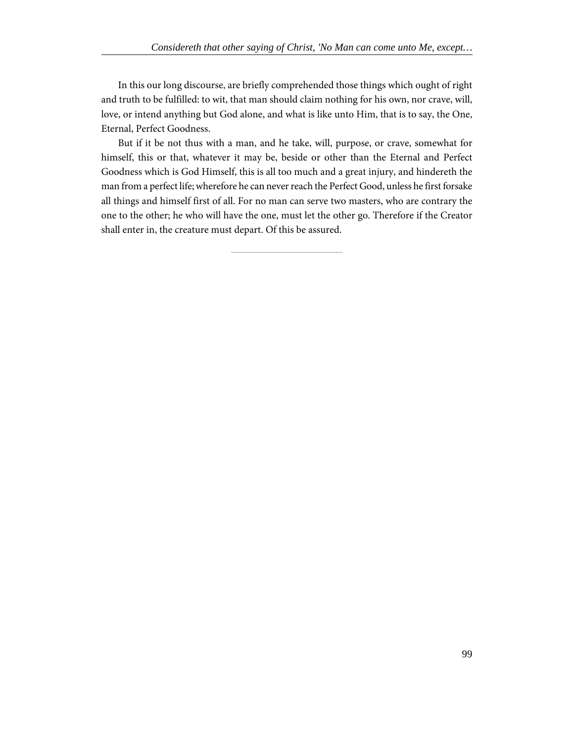In this our long discourse, are briefly comprehended those things which ought of right and truth to be fulfilled: to wit, that man should claim nothing for his own, nor crave, will, love, or intend anything but God alone, and what is like unto Him, that is to say, the One, Eternal, Perfect Goodness.

But if it be not thus with a man, and he take, will, purpose, or crave, somewhat for himself, this or that, whatever it may be, beside or other than the Eternal and Perfect Goodness which is God Himself, this is all too much and a great injury, and hindereth the man from a perfect life; wherefore he can never reach the Perfect Good, unless he first forsake all things and himself first of all. For no man can serve two masters, who are contrary the one to the other; he who will have the one, must let the other go. Therefore if the Creator shall enter in, the creature must depart. Of this be assured.

---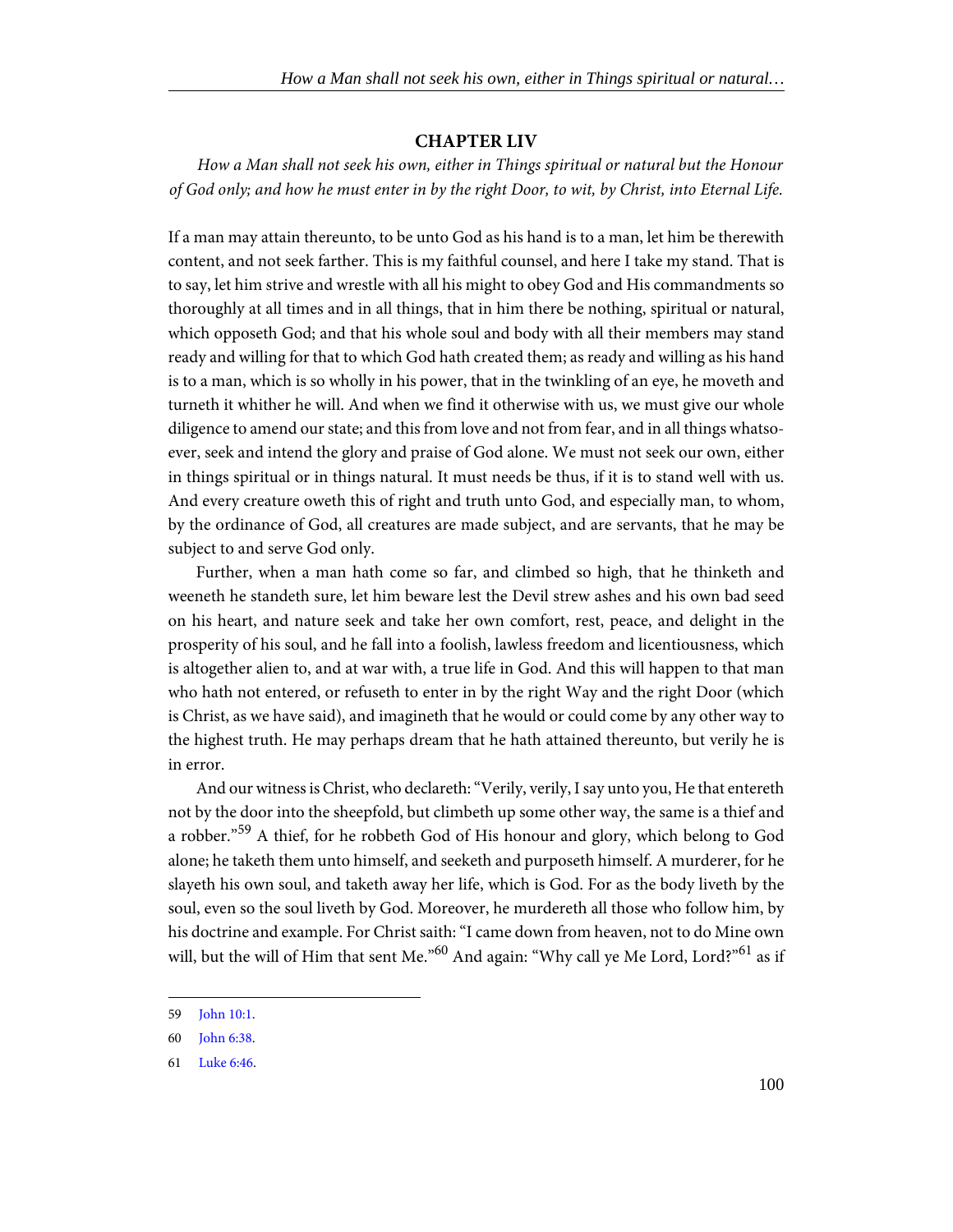## CHAPTER LIV

*How a Man shall not seek his own, either in Things spiritual or natural but the Honour of God only; and how he must enter in by the right Door, to wit, by Christ, into Eternal Life.*

If a man may attain thereunto, to be unto God as his hand is to a man, let him be therewith content, and not seek farther. This is my faithful counsel, and here I take my stand. That is to say, let him strive and wrestle with all his might to obey God and His commandments so thoroughly at all times and in all things, that in him there be nothing, spiritual or natural, which opposeth God; and that his whole soul and body with all their members may stand ready and willing for that to which God hath created them; as ready and willing as his hand is to a man, which is so wholly in his power, that in the twinkling of an eye, he moveth and turneth it whither he will. And when we find it otherwise with us, we must give our whole diligence to amend our state; and this from love and not from fear, and in all things whatsoever, seek and intend the glory and praise of God alone. We must not seek our own, either in things spiritual or in things natural. It must needs be thus, if it is to stand well with us. And every creature oweth this of right and truth unto God, and especially man, to whom, by the ordinance of God, all creatures are made subject, and are servants, that he may be subject to and serve God only.

Further, when a man hath come so far, and climbed so high, that he thinketh and weeneth he standeth sure, let him beware lest the Devil strew ashes and his own bad seed on his heart, and nature seek and take her own comfort, rest, peace, and delight in the prosperity of his soul, and he fall into a foolish, lawless freedom and licentiousness, which is altogether alien to, and at war with, a true life in God. And this will happen to that man who hath not entered, or refuseth to enter in by the right Way and the right Door (which is Christ, as we have said), and imagineth that he would or could come by any other way to the highest truth. He may perhaps dream that he hath attained thereunto, but verily he is in error.

And our witness is Christ, who declareth: "Verily, verily, I say unto you, He that entereth not by the door into the sheepfold, but climbeth up some other way, the same is a thief and a robber."[59] A thief, for he robbeth God of His honour and glory, which belong to God alone; he taketh them unto himself, and seeketh and purposeth himself. A murderer, for he slayeth his own soul, and taketh away her life, which is God. For as the body liveth by the soul, even so the soul liveth by God. Moreover, he murdereth all those who follow him, by his doctrine and example. For Christ saith: "I came down from heaven, not to do Mine own will, but the will of Him that sent Me."[60] And again: "Why call ye Me Lord, Lord?"[61] as if

---

59 John 10:1.

60 John 6:38.

61 Luke 6:46.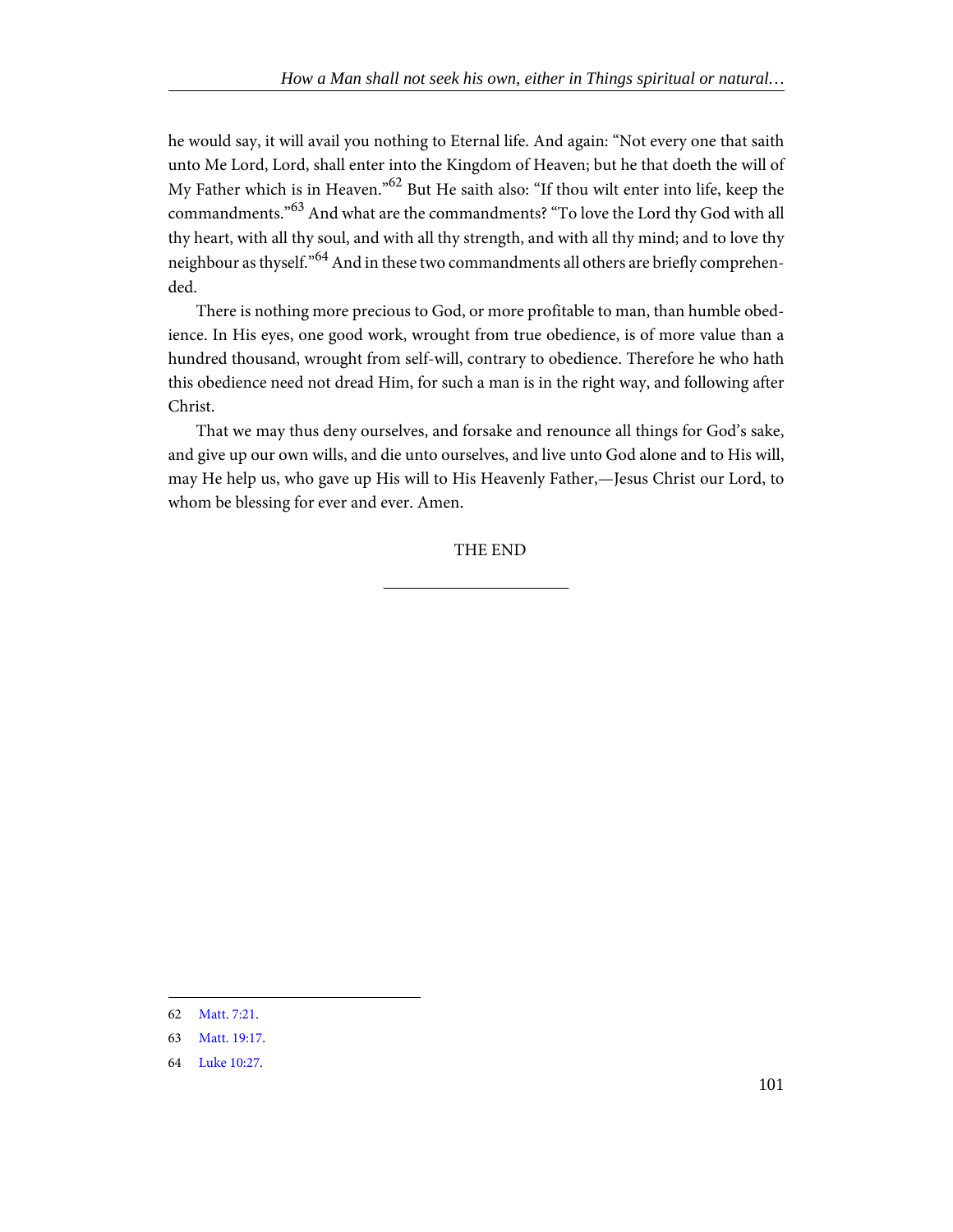he would say, it will avail you nothing to Eternal life. And again: "Not every one that saith unto Me Lord, Lord, shall enter into the Kingdom of Heaven; but he that doeth the will of My Father which is in Heaven."[62] But He saith also: "If thou wilt enter into life, keep the commandments."[63] And what are the commandments? "To love the Lord thy God with all thy heart, with all thy soul, and with all thy strength, and with all thy mind; and to love thy neighbour as thyself."[64] And in these two commandments all others are briefly comprehended.

There is nothing more precious to God, or more profitable to man, than humble obedience. In His eyes, one good work, wrought from true obedience, is of more value than a hundred thousand, wrought from self-will, contrary to obedience. Therefore he who hath this obedience need not dread Him, for such a man is in the right way, and following after Christ.

That we may thus deny ourselves, and forsake and renounce all things for God's sake, and give up our own wills, and die unto ourselves, and live unto God alone and to His will, may He help us, who gave up His will to His Heavenly Father,—Jesus Christ our Lord, to whom be blessing for ever and ever. Amen.

THE END

---

62 Matt. 7:21.

63 Matt. 19:17.

64 Luke 10:27.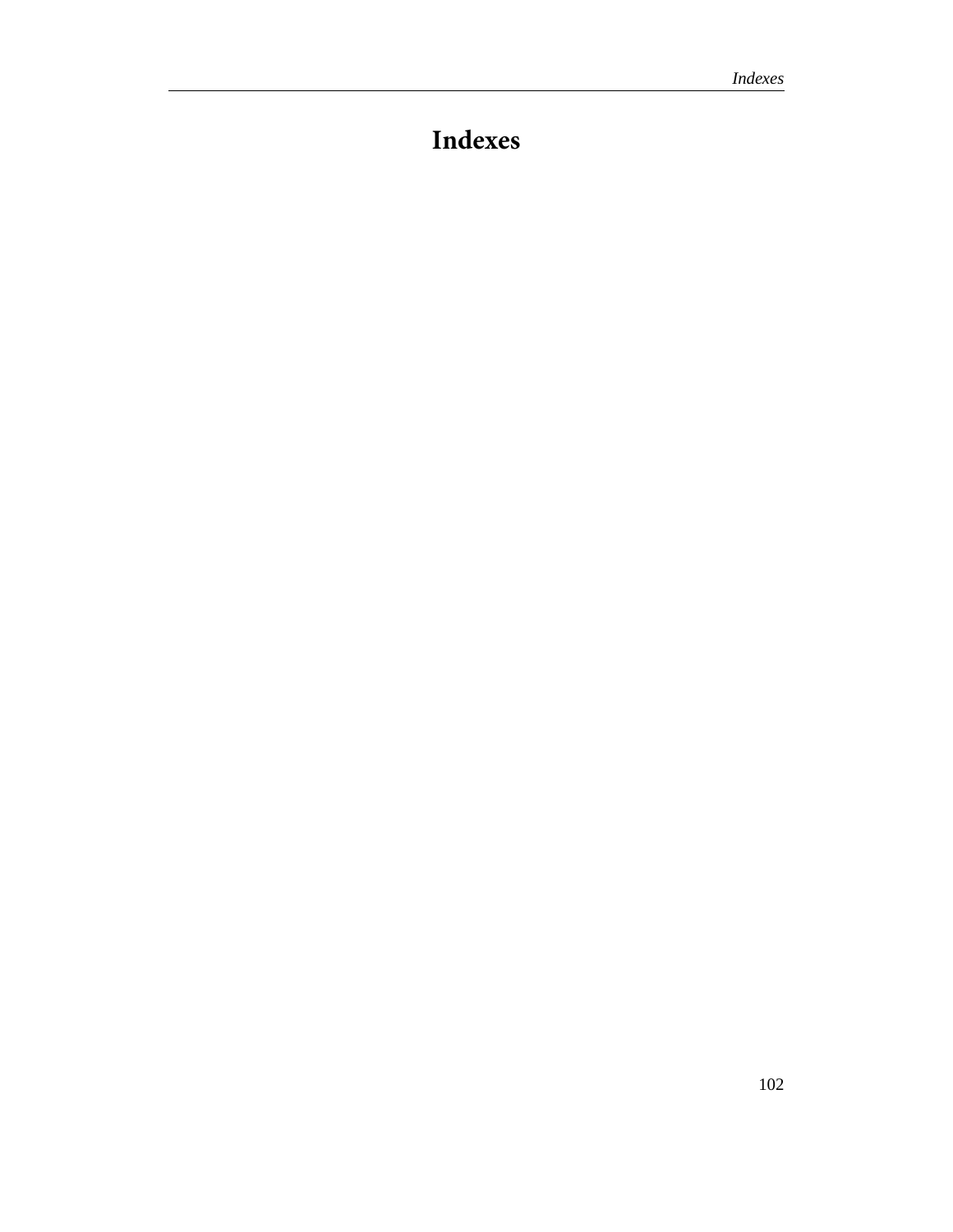# Indexes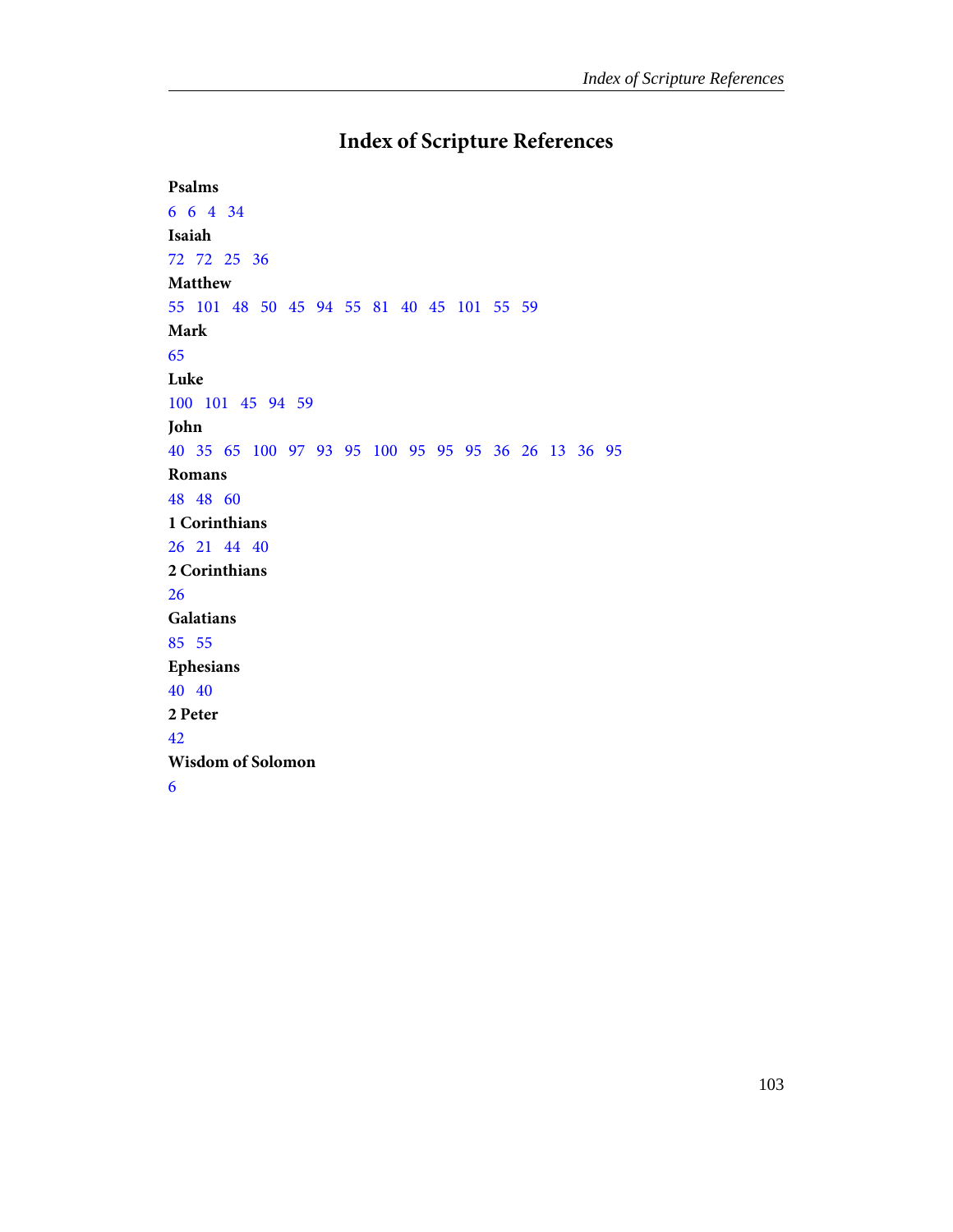# Index of Scripture References

**Psalms**

6 6 4 34

**Isaiah**

72 72 25 36

**Matthew**

55 101 48 50 45 94 55 81 40 45 101 55 59

**Mark**

65

**Luke**

100 101 45 94 59

**John**

40 35 65 100 97 93 95 100 95 95 95 36 26 13 36 95

**Romans**

48 48 60

**1 Corinthians**

26 21 44 40

**2 Corinthians**

26

**Galatians**

85 55

**Ephesians**

40 40

**2 Peter**

42

**Wisdom of Solomon**

6